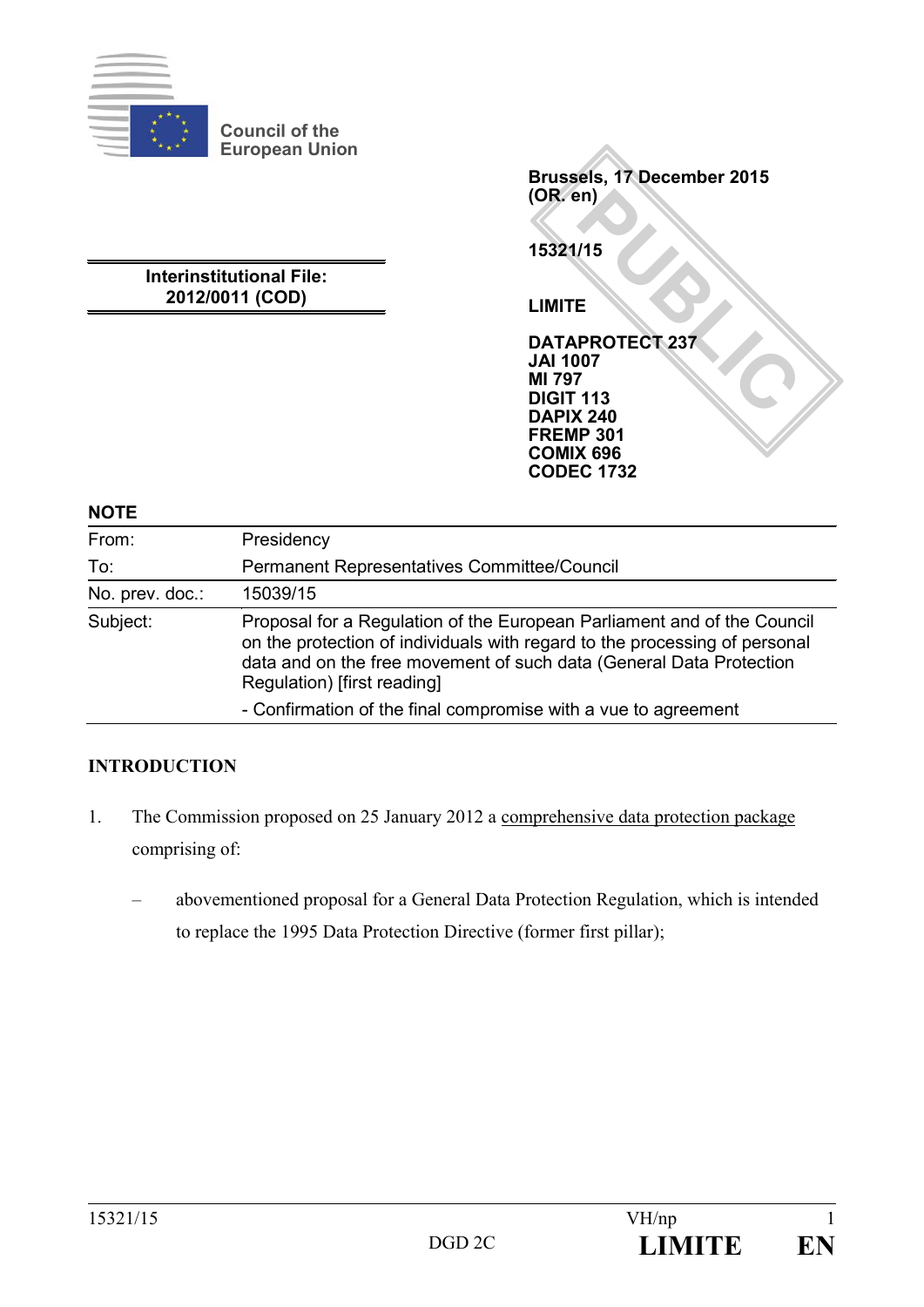Council of the European Union

Brussels, 17 December 2015
(OR. en)

15321/15

LIMITE

DATAPROTECT 237
JAI 1007
MI 797
DIGIT 113
DAPIX 240
FREMP 301
COMIX 696
CODEC 1732

**Interinstitutional File:**
**2012/0011 (COD)**

**NOTE**

| | |
|---|---|
| From: | Presidency |
| To: | Permanent Representatives Committee/Council |
| No. prev. doc.: | 15039/15 |
| Subject: | Proposal for a Regulation of the European Parliament and of the Council on the protection of individuals with regard to the processing of personal data and on the free movement of such data (General Data Protection Regulation) [first reading]<br>- Confirmation of the final compromise with a vue to agreement |

## INTRODUCTION

1. The Commission proposed on 25 January 2012 a comprehensive data protection package comprising of:

   – abovementioned proposal for a General Data Protection Regulation, which is intended to replace the 1995 Data Protection Directive (former first pillar);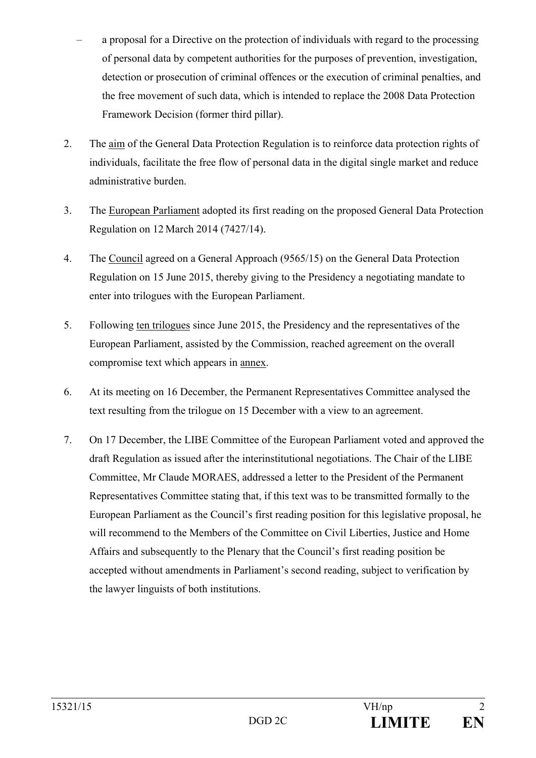– a proposal for a Directive on the protection of individuals with regard to the processing of personal data by competent authorities for the purposes of prevention, investigation, detection or prosecution of criminal offences or the execution of criminal penalties, and the free movement of such data, which is intended to replace the 2008 Data Protection Framework Decision (former third pillar).

2. The aim of the General Data Protection Regulation is to reinforce data protection rights of individuals, facilitate the free flow of personal data in the digital single market and reduce administrative burden.

3. The European Parliament adopted its first reading on the proposed General Data Protection Regulation on 12 March 2014 (7427/14).

4. The Council agreed on a General Approach (9565/15) on the General Data Protection Regulation on 15 June 2015, thereby giving to the Presidency a negotiating mandate to enter into trilogues with the European Parliament.

5. Following ten trilogues since June 2015, the Presidency and the representatives of the European Parliament, assisted by the Commission, reached agreement on the overall compromise text which appears in annex.

6. At its meeting on 16 December, the Permanent Representatives Committee analysed the text resulting from the trilogue on 15 December with a view to an agreement.

7. On 17 December, the LIBE Committee of the European Parliament voted and approved the draft Regulation as issued after the interinstitutional negotiations. The Chair of the LIBE Committee, Mr Claude MORAES, addressed a letter to the President of the Permanent Representatives Committee stating that, if this text was to be transmitted formally to the European Parliament as the Council's first reading position for this legislative proposal, he will recommend to the Members of the Committee on Civil Liberties, Justice and Home Affairs and subsequently to the Plenary that the Council's first reading position be accepted without amendments in Parliament's second reading, subject to verification by the lawyer linguists of both institutions.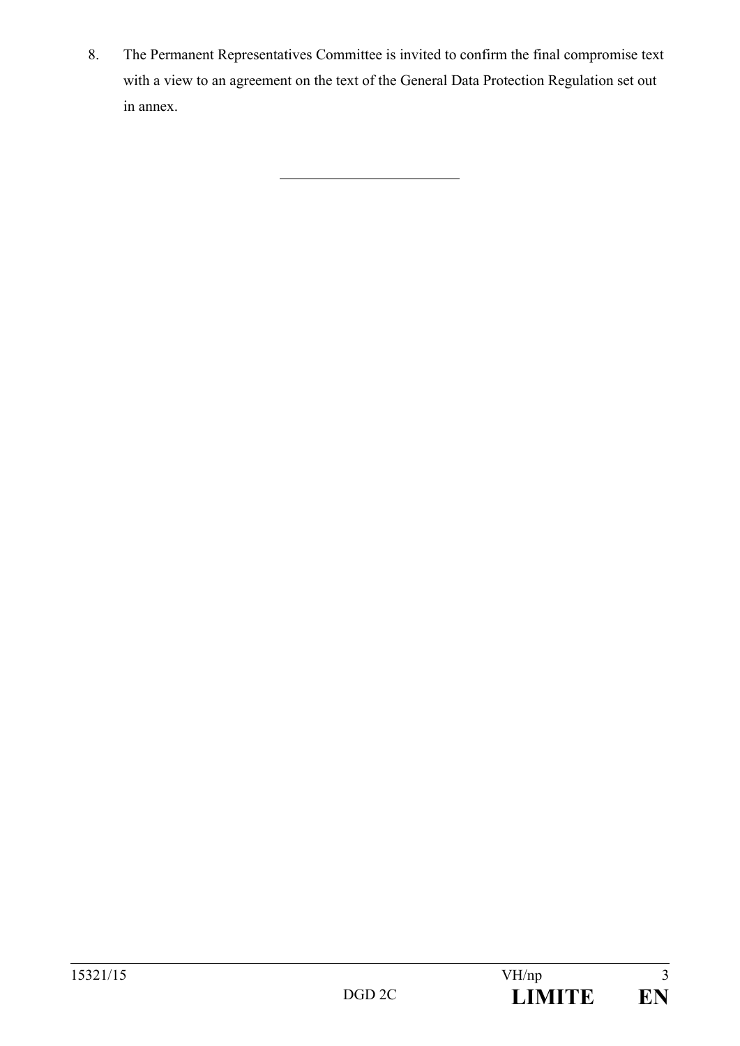8. The Permanent Representatives Committee is invited to confirm the final compromise text with a view to an agreement on the text of the General Data Protection Regulation set out in annex.

---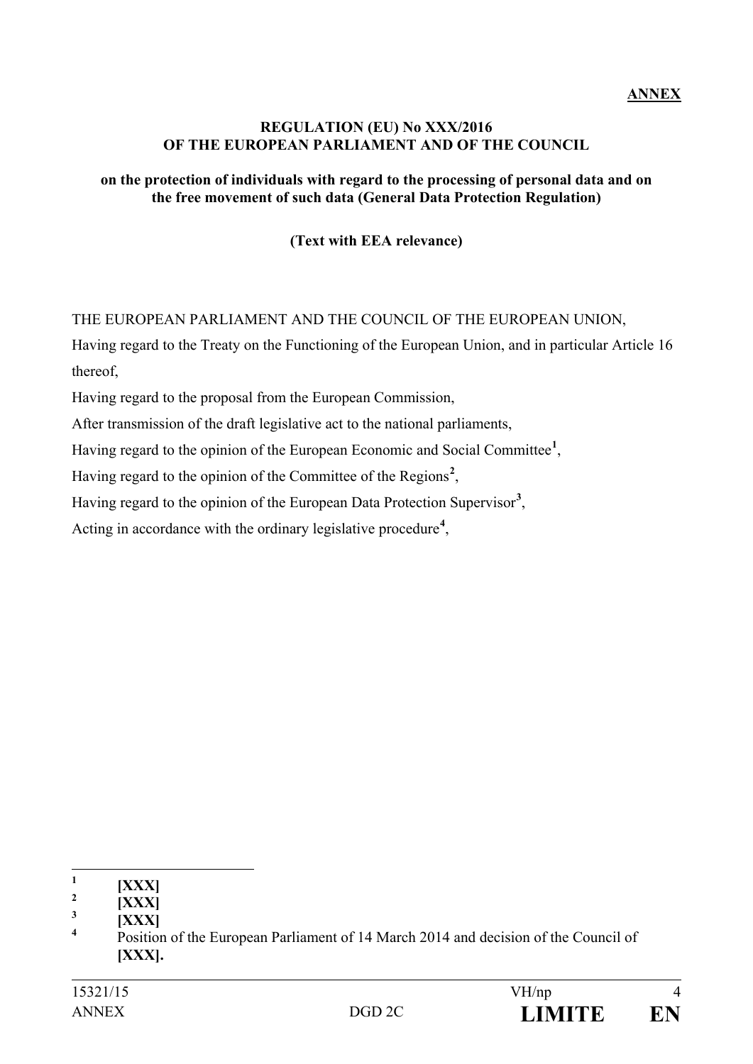**ANNEX**

**REGULATION (EU) No XXX/2016**
**OF THE EUROPEAN PARLIAMENT AND OF THE COUNCIL**

**on the protection of individuals with regard to the processing of personal data and on the free movement of such data (General Data Protection Regulation)**

**(Text with EEA relevance)**

THE EUROPEAN PARLIAMENT AND THE COUNCIL OF THE EUROPEAN UNION,

Having regard to the Treaty on the Functioning of the European Union, and in particular Article 16 thereof,

Having regard to the proposal from the European Commission,

After transmission of the draft legislative act to the national parliaments,

Having regard to the opinion of the European Economic and Social Committee[1],

Having regard to the opinion of the Committee of the Regions[2],

Having regard to the opinion of the European Data Protection Supervisor[3],

Acting in accordance with the ordinary legislative procedure[4],

---

[1] **[XXX]**

[2] **[XXX]**

[3] **[XXX]**

[4] Position of the European Parliament of 14 March 2014 and decision of the Council of **[XXX].**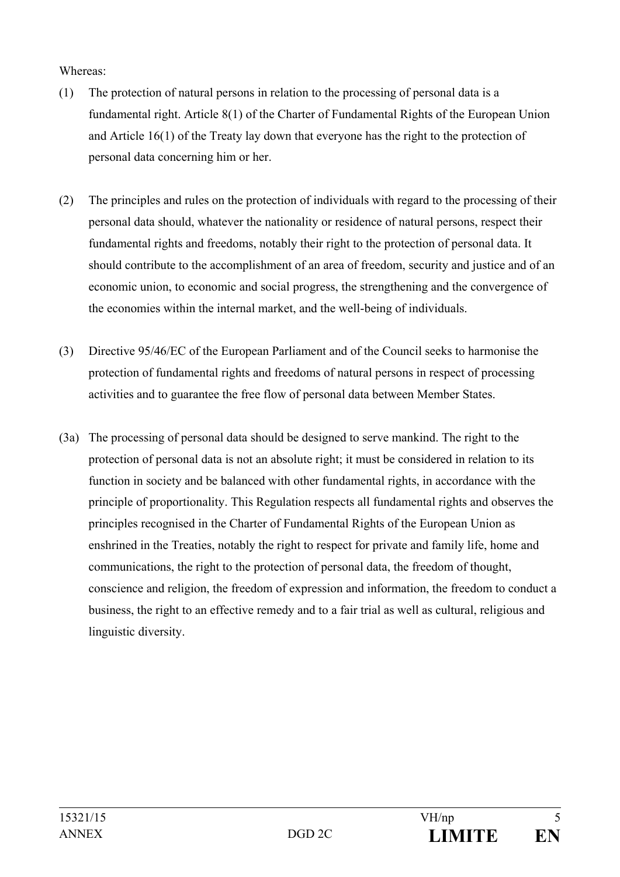Whereas:

(1) The protection of natural persons in relation to the processing of personal data is a fundamental right. Article 8(1) of the Charter of Fundamental Rights of the European Union and Article 16(1) of the Treaty lay down that everyone has the right to the protection of personal data concerning him or her.

(2) The principles and rules on the protection of individuals with regard to the processing of their personal data should, whatever the nationality or residence of natural persons, respect their fundamental rights and freedoms, notably their right to the protection of personal data. It should contribute to the accomplishment of an area of freedom, security and justice and of an economic union, to economic and social progress, the strengthening and the convergence of the economies within the internal market, and the well-being of individuals.

(3) Directive 95/46/EC of the European Parliament and of the Council seeks to harmonise the protection of fundamental rights and freedoms of natural persons in respect of processing activities and to guarantee the free flow of personal data between Member States.

(3a) The processing of personal data should be designed to serve mankind. The right to the protection of personal data is not an absolute right; it must be considered in relation to its function in society and be balanced with other fundamental rights, in accordance with the principle of proportionality. This Regulation respects all fundamental rights and observes the principles recognised in the Charter of Fundamental Rights of the European Union as enshrined in the Treaties, notably the right to respect for private and family life, home and communications, the right to the protection of personal data, the freedom of thought, conscience and religion, the freedom of expression and information, the freedom to conduct a business, the right to an effective remedy and to a fair trial as well as cultural, religious and linguistic diversity.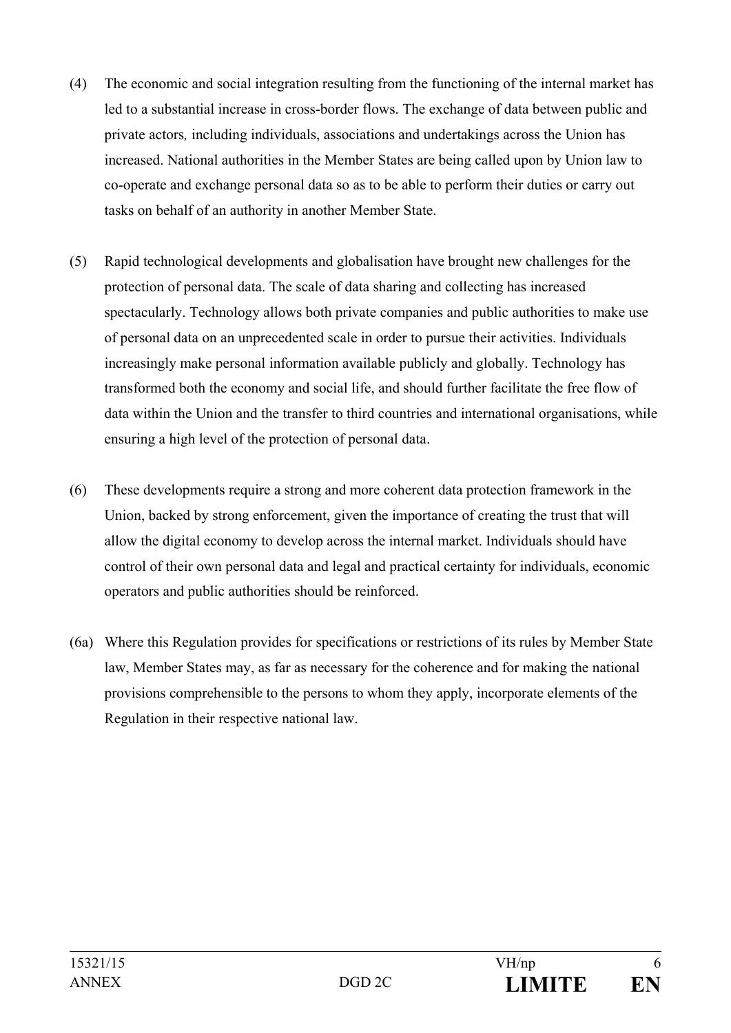(4) The economic and social integration resulting from the functioning of the internal market has led to a substantial increase in cross-border flows. The exchange of data between public and private actors, including individuals, associations and undertakings across the Union has increased. National authorities in the Member States are being called upon by Union law to co-operate and exchange personal data so as to be able to perform their duties or carry out tasks on behalf of an authority in another Member State.

(5) Rapid technological developments and globalisation have brought new challenges for the protection of personal data. The scale of data sharing and collecting has increased spectacularly. Technology allows both private companies and public authorities to make use of personal data on an unprecedented scale in order to pursue their activities. Individuals increasingly make personal information available publicly and globally. Technology has transformed both the economy and social life, and should further facilitate the free flow of data within the Union and the transfer to third countries and international organisations, while ensuring a high level of the protection of personal data.

(6) These developments require a strong and more coherent data protection framework in the Union, backed by strong enforcement, given the importance of creating the trust that will allow the digital economy to develop across the internal market. Individuals should have control of their own personal data and legal and practical certainty for individuals, economic operators and public authorities should be reinforced.

(6a) Where this Regulation provides for specifications or restrictions of its rules by Member State law, Member States may, as far as necessary for the coherence and for making the national provisions comprehensible to the persons to whom they apply, incorporate elements of the Regulation in their respective national law.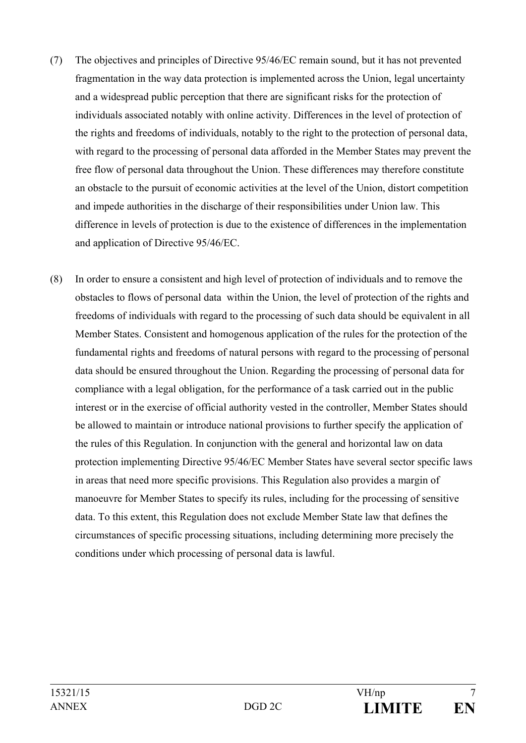(7) The objectives and principles of Directive 95/46/EC remain sound, but it has not prevented fragmentation in the way data protection is implemented across the Union, legal uncertainty and a widespread public perception that there are significant risks for the protection of individuals associated notably with online activity. Differences in the level of protection of the rights and freedoms of individuals, notably to the right to the protection of personal data, with regard to the processing of personal data afforded in the Member States may prevent the free flow of personal data throughout the Union. These differences may therefore constitute an obstacle to the pursuit of economic activities at the level of the Union, distort competition and impede authorities in the discharge of their responsibilities under Union law. This difference in levels of protection is due to the existence of differences in the implementation and application of Directive 95/46/EC.

(8) In order to ensure a consistent and high level of protection of individuals and to remove the obstacles to flows of personal data within the Union, the level of protection of the rights and freedoms of individuals with regard to the processing of such data should be equivalent in all Member States. Consistent and homogenous application of the rules for the protection of the fundamental rights and freedoms of natural persons with regard to the processing of personal data should be ensured throughout the Union. Regarding the processing of personal data for compliance with a legal obligation, for the performance of a task carried out in the public interest or in the exercise of official authority vested in the controller, Member States should be allowed to maintain or introduce national provisions to further specify the application of the rules of this Regulation. In conjunction with the general and horizontal law on data protection implementing Directive 95/46/EC Member States have several sector specific laws in areas that need more specific provisions. This Regulation also provides a margin of manoeuvre for Member States to specify its rules, including for the processing of sensitive data. To this extent, this Regulation does not exclude Member State law that defines the circumstances of specific processing situations, including determining more precisely the conditions under which processing of personal data is lawful.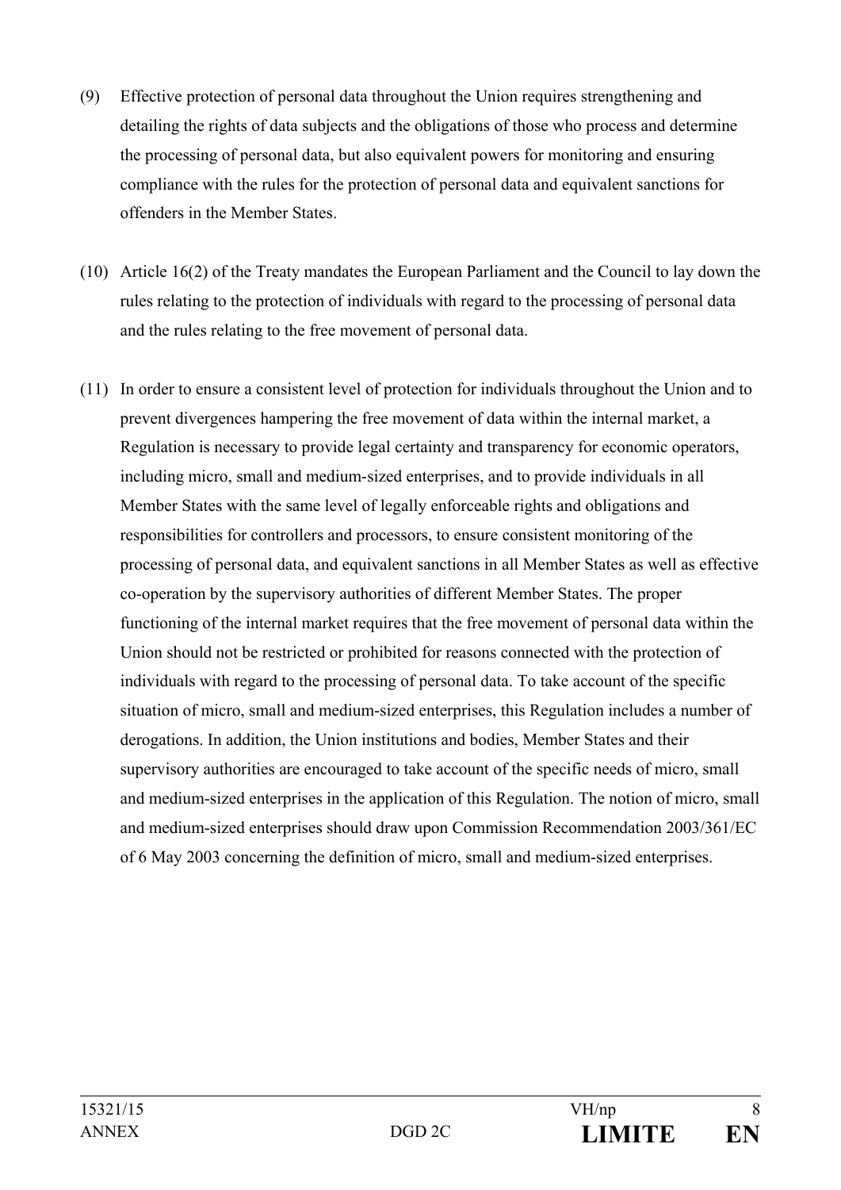(9) Effective protection of personal data throughout the Union requires strengthening and detailing the rights of data subjects and the obligations of those who process and determine the processing of personal data, but also equivalent powers for monitoring and ensuring compliance with the rules for the protection of personal data and equivalent sanctions for offenders in the Member States.

(10) Article 16(2) of the Treaty mandates the European Parliament and the Council to lay down the rules relating to the protection of individuals with regard to the processing of personal data and the rules relating to the free movement of personal data.

(11) In order to ensure a consistent level of protection for individuals throughout the Union and to prevent divergences hampering the free movement of data within the internal market, a Regulation is necessary to provide legal certainty and transparency for economic operators, including micro, small and medium-sized enterprises, and to provide individuals in all Member States with the same level of legally enforceable rights and obligations and responsibilities for controllers and processors, to ensure consistent monitoring of the processing of personal data, and equivalent sanctions in all Member States as well as effective co-operation by the supervisory authorities of different Member States. The proper functioning of the internal market requires that the free movement of personal data within the Union should not be restricted or prohibited for reasons connected with the protection of individuals with regard to the processing of personal data. To take account of the specific situation of micro, small and medium-sized enterprises, this Regulation includes a number of derogations. In addition, the Union institutions and bodies, Member States and their supervisory authorities are encouraged to take account of the specific needs of micro, small and medium-sized enterprises in the application of this Regulation. The notion of micro, small and medium-sized enterprises should draw upon Commission Recommendation 2003/361/EC of 6 May 2003 concerning the definition of micro, small and medium-sized enterprises.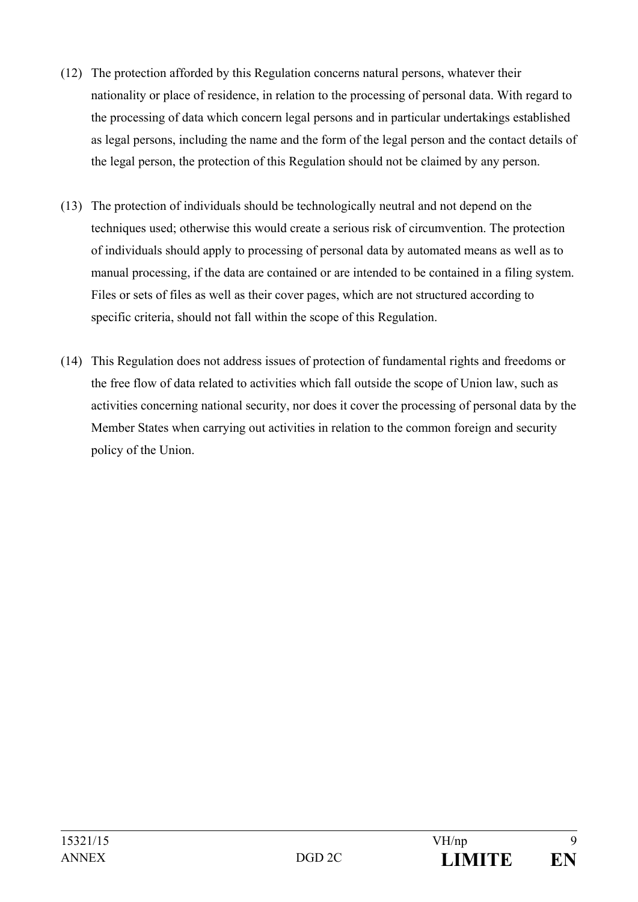(12) The protection afforded by this Regulation concerns natural persons, whatever their nationality or place of residence, in relation to the processing of personal data. With regard to the processing of data which concern legal persons and in particular undertakings established as legal persons, including the name and the form of the legal person and the contact details of the legal person, the protection of this Regulation should not be claimed by any person.

(13) The protection of individuals should be technologically neutral and not depend on the techniques used; otherwise this would create a serious risk of circumvention. The protection of individuals should apply to processing of personal data by automated means as well as to manual processing, if the data are contained or are intended to be contained in a filing system. Files or sets of files as well as their cover pages, which are not structured according to specific criteria, should not fall within the scope of this Regulation.

(14) This Regulation does not address issues of protection of fundamental rights and freedoms or the free flow of data related to activities which fall outside the scope of Union law, such as activities concerning national security, nor does it cover the processing of personal data by the Member States when carrying out activities in relation to the common foreign and security policy of the Union.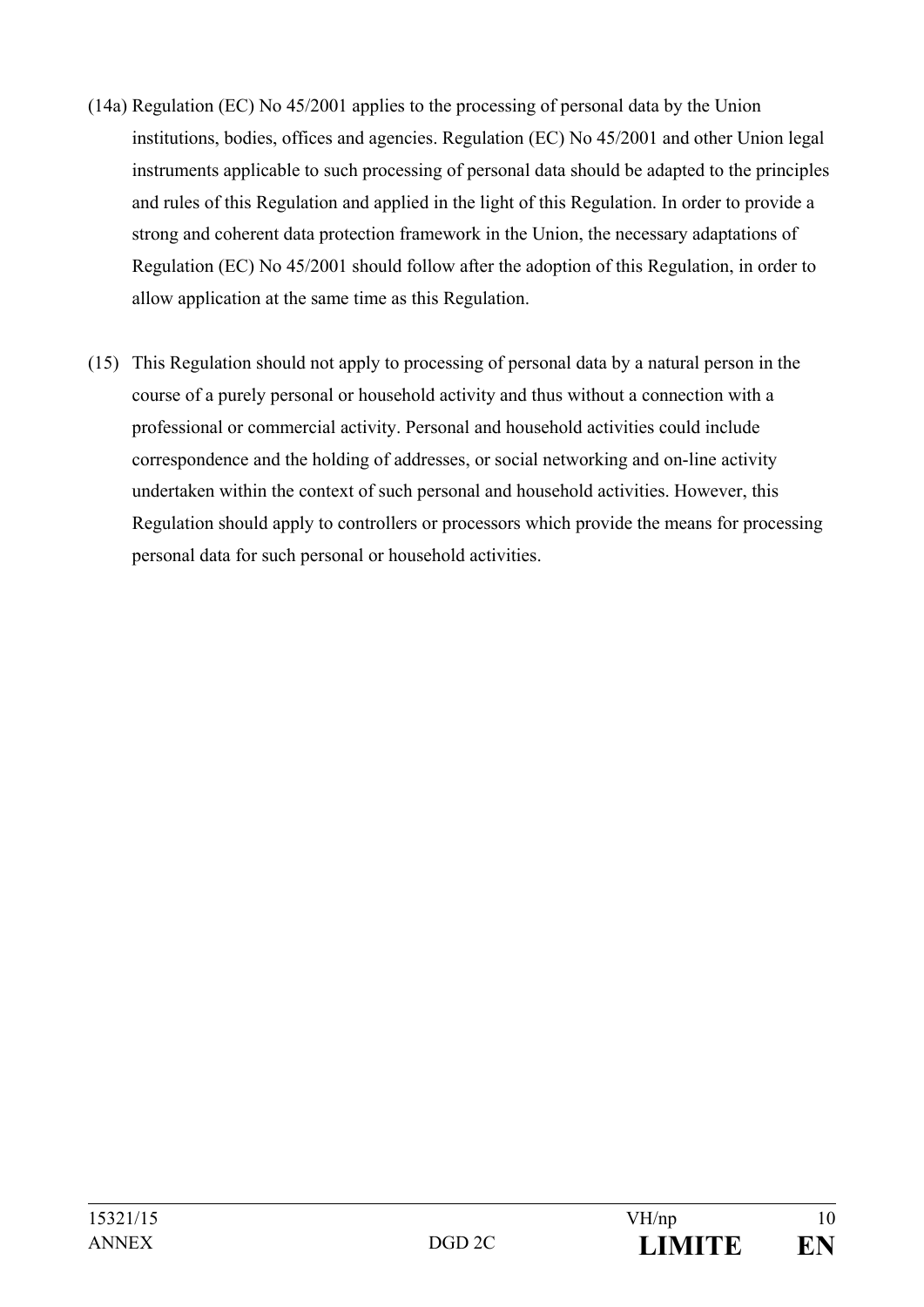(14a) Regulation (EC) No 45/2001 applies to the processing of personal data by the Union institutions, bodies, offices and agencies. Regulation (EC) No 45/2001 and other Union legal instruments applicable to such processing of personal data should be adapted to the principles and rules of this Regulation and applied in the light of this Regulation. In order to provide a strong and coherent data protection framework in the Union, the necessary adaptations of Regulation (EC) No 45/2001 should follow after the adoption of this Regulation, in order to allow application at the same time as this Regulation.

(15) This Regulation should not apply to processing of personal data by a natural person in the course of a purely personal or household activity and thus without a connection with a professional or commercial activity. Personal and household activities could include correspondence and the holding of addresses, or social networking and on-line activity undertaken within the context of such personal and household activities. However, this Regulation should apply to controllers or processors which provide the means for processing personal data for such personal or household activities.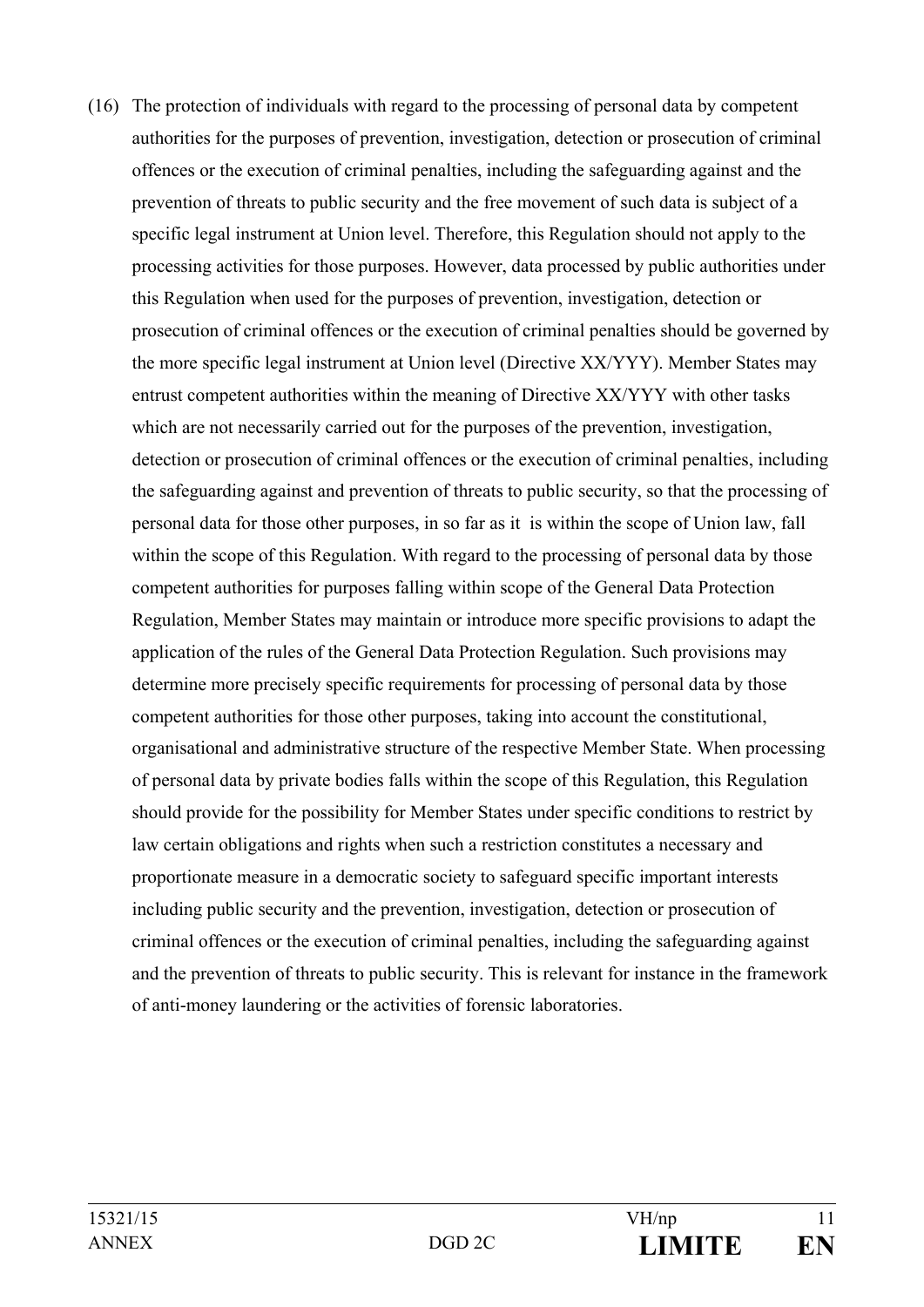(16) The protection of individuals with regard to the processing of personal data by competent authorities for the purposes of prevention, investigation, detection or prosecution of criminal offences or the execution of criminal penalties, including the safeguarding against and the prevention of threats to public security and the free movement of such data is subject of a specific legal instrument at Union level. Therefore, this Regulation should not apply to the processing activities for those purposes. However, data processed by public authorities under this Regulation when used for the purposes of prevention, investigation, detection or prosecution of criminal offences or the execution of criminal penalties should be governed by the more specific legal instrument at Union level (Directive XX/YYY). Member States may entrust competent authorities within the meaning of Directive XX/YYY with other tasks which are not necessarily carried out for the purposes of the prevention, investigation, detection or prosecution of criminal offences or the execution of criminal penalties, including the safeguarding against and prevention of threats to public security, so that the processing of personal data for those other purposes, in so far as it is within the scope of Union law, fall within the scope of this Regulation. With regard to the processing of personal data by those competent authorities for purposes falling within scope of the General Data Protection Regulation, Member States may maintain or introduce more specific provisions to adapt the application of the rules of the General Data Protection Regulation. Such provisions may determine more precisely specific requirements for processing of personal data by those competent authorities for those other purposes, taking into account the constitutional, organisational and administrative structure of the respective Member State. When processing of personal data by private bodies falls within the scope of this Regulation, this Regulation should provide for the possibility for Member States under specific conditions to restrict by law certain obligations and rights when such a restriction constitutes a necessary and proportionate measure in a democratic society to safeguard specific important interests including public security and the prevention, investigation, detection or prosecution of criminal offences or the execution of criminal penalties, including the safeguarding against and the prevention of threats to public security. This is relevant for instance in the framework of anti-money laundering or the activities of forensic laboratories.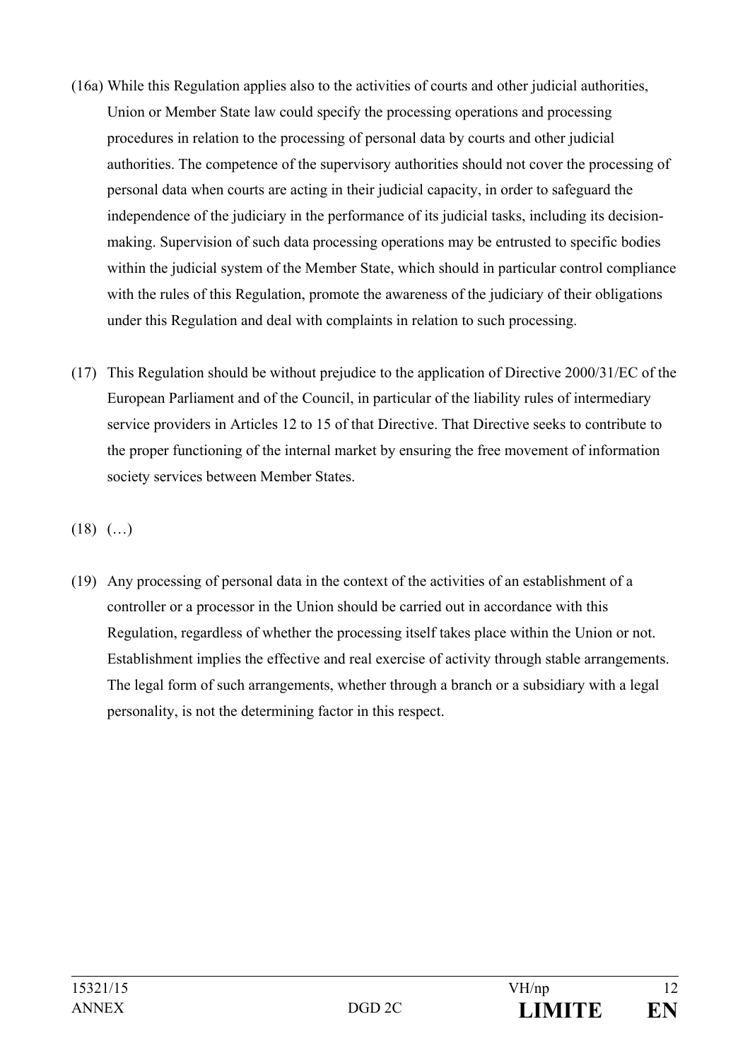(16a) While this Regulation applies also to the activities of courts and other judicial authorities, Union or Member State law could specify the processing operations and processing procedures in relation to the processing of personal data by courts and other judicial authorities. The competence of the supervisory authorities should not cover the processing of personal data when courts are acting in their judicial capacity, in order to safeguard the independence of the judiciary in the performance of its judicial tasks, including its decision-making. Supervision of such data processing operations may be entrusted to specific bodies within the judicial system of the Member State, which should in particular control compliance with the rules of this Regulation, promote the awareness of the judiciary of their obligations under this Regulation and deal with complaints in relation to such processing.

(17) This Regulation should be without prejudice to the application of Directive 2000/31/EC of the European Parliament and of the Council, in particular of the liability rules of intermediary service providers in Articles 12 to 15 of that Directive. That Directive seeks to contribute to the proper functioning of the internal market by ensuring the free movement of information society services between Member States.

(18) (…)

(19) Any processing of personal data in the context of the activities of an establishment of a controller or a processor in the Union should be carried out in accordance with this Regulation, regardless of whether the processing itself takes place within the Union or not. Establishment implies the effective and real exercise of activity through stable arrangements. The legal form of such arrangements, whether through a branch or a subsidiary with a legal personality, is not the determining factor in this respect.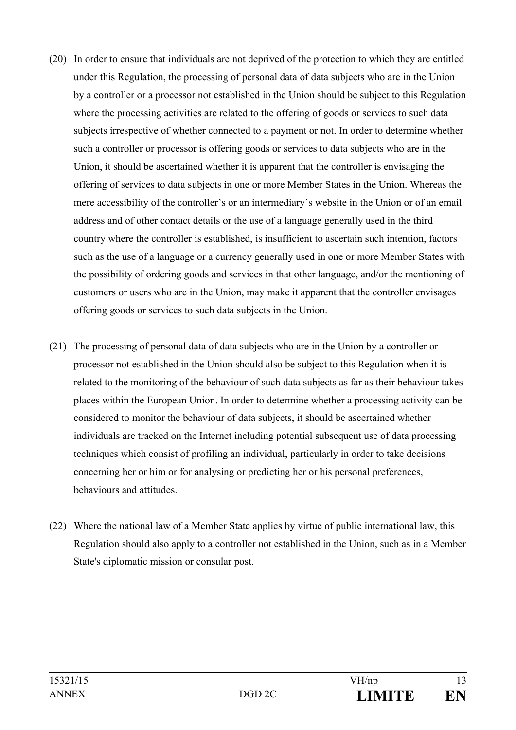(20) In order to ensure that individuals are not deprived of the protection to which they are entitled under this Regulation, the processing of personal data of data subjects who are in the Union by a controller or a processor not established in the Union should be subject to this Regulation where the processing activities are related to the offering of goods or services to such data subjects irrespective of whether connected to a payment or not. In order to determine whether such a controller or processor is offering goods or services to data subjects who are in the Union, it should be ascertained whether it is apparent that the controller is envisaging the offering of services to data subjects in one or more Member States in the Union. Whereas the mere accessibility of the controller's or an intermediary's website in the Union or of an email address and of other contact details or the use of a language generally used in the third country where the controller is established, is insufficient to ascertain such intention, factors such as the use of a language or a currency generally used in one or more Member States with the possibility of ordering goods and services in that other language, and/or the mentioning of customers or users who are in the Union, may make it apparent that the controller envisages offering goods or services to such data subjects in the Union.

(21) The processing of personal data of data subjects who are in the Union by a controller or processor not established in the Union should also be subject to this Regulation when it is related to the monitoring of the behaviour of such data subjects as far as their behaviour takes places within the European Union. In order to determine whether a processing activity can be considered to monitor the behaviour of data subjects, it should be ascertained whether individuals are tracked on the Internet including potential subsequent use of data processing techniques which consist of profiling an individual, particularly in order to take decisions concerning her or him or for analysing or predicting her or his personal preferences, behaviours and attitudes.

(22) Where the national law of a Member State applies by virtue of public international law, this Regulation should also apply to a controller not established in the Union, such as in a Member State's diplomatic mission or consular post.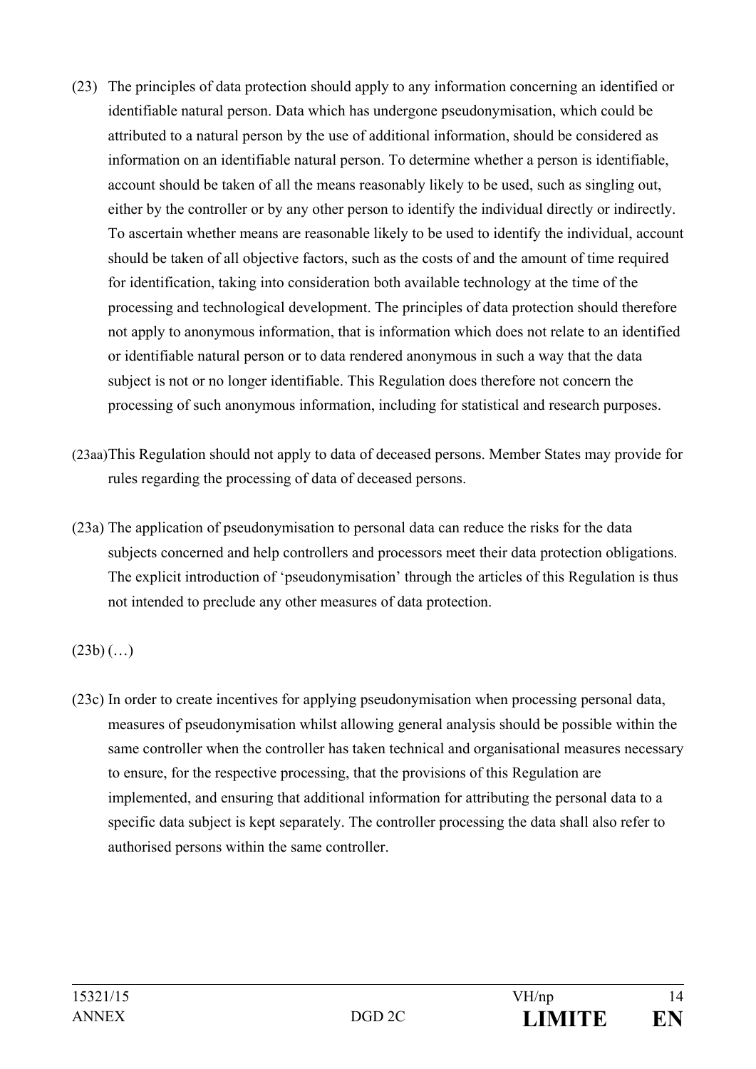(23) The principles of data protection should apply to any information concerning an identified or identifiable natural person. Data which has undergone pseudonymisation, which could be attributed to a natural person by the use of additional information, should be considered as information on an identifiable natural person. To determine whether a person is identifiable, account should be taken of all the means reasonably likely to be used, such as singling out, either by the controller or by any other person to identify the individual directly or indirectly. To ascertain whether means are reasonable likely to be used to identify the individual, account should be taken of all objective factors, such as the costs of and the amount of time required for identification, taking into consideration both available technology at the time of the processing and technological development. The principles of data protection should therefore not apply to anonymous information, that is information which does not relate to an identified or identifiable natural person or to data rendered anonymous in such a way that the data subject is not or no longer identifiable. This Regulation does therefore not concern the processing of such anonymous information, including for statistical and research purposes.

(23aa) This Regulation should not apply to data of deceased persons. Member States may provide for rules regarding the processing of data of deceased persons.

(23a) The application of pseudonymisation to personal data can reduce the risks for the data subjects concerned and help controllers and processors meet their data protection obligations. The explicit introduction of 'pseudonymisation' through the articles of this Regulation is thus not intended to preclude any other measures of data protection.

(23b) (…)

(23c) In order to create incentives for applying pseudonymisation when processing personal data, measures of pseudonymisation whilst allowing general analysis should be possible within the same controller when the controller has taken technical and organisational measures necessary to ensure, for the respective processing, that the provisions of this Regulation are implemented, and ensuring that additional information for attributing the personal data to a specific data subject is kept separately. The controller processing the data shall also refer to authorised persons within the same controller.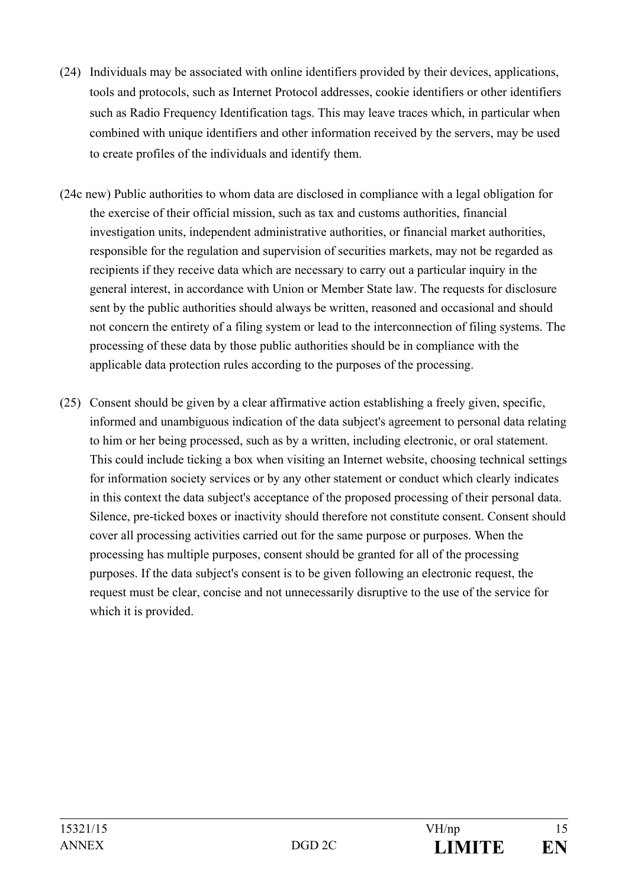(24) Individuals may be associated with online identifiers provided by their devices, applications, tools and protocols, such as Internet Protocol addresses, cookie identifiers or other identifiers such as Radio Frequency Identification tags. This may leave traces which, in particular when combined with unique identifiers and other information received by the servers, may be used to create profiles of the individuals and identify them.

(24c new) Public authorities to whom data are disclosed in compliance with a legal obligation for the exercise of their official mission, such as tax and customs authorities, financial investigation units, independent administrative authorities, or financial market authorities, responsible for the regulation and supervision of securities markets, may not be regarded as recipients if they receive data which are necessary to carry out a particular inquiry in the general interest, in accordance with Union or Member State law. The requests for disclosure sent by the public authorities should always be written, reasoned and occasional and should not concern the entirety of a filing system or lead to the interconnection of filing systems. The processing of these data by those public authorities should be in compliance with the applicable data protection rules according to the purposes of the processing.

(25) Consent should be given by a clear affirmative action establishing a freely given, specific, informed and unambiguous indication of the data subject's agreement to personal data relating to him or her being processed, such as by a written, including electronic, or oral statement. This could include ticking a box when visiting an Internet website, choosing technical settings for information society services or by any other statement or conduct which clearly indicates in this context the data subject's acceptance of the proposed processing of their personal data. Silence, pre-ticked boxes or inactivity should therefore not constitute consent. Consent should cover all processing activities carried out for the same purpose or purposes. When the processing has multiple purposes, consent should be granted for all of the processing purposes. If the data subject's consent is to be given following an electronic request, the request must be clear, concise and not unnecessarily disruptive to the use of the service for which it is provided.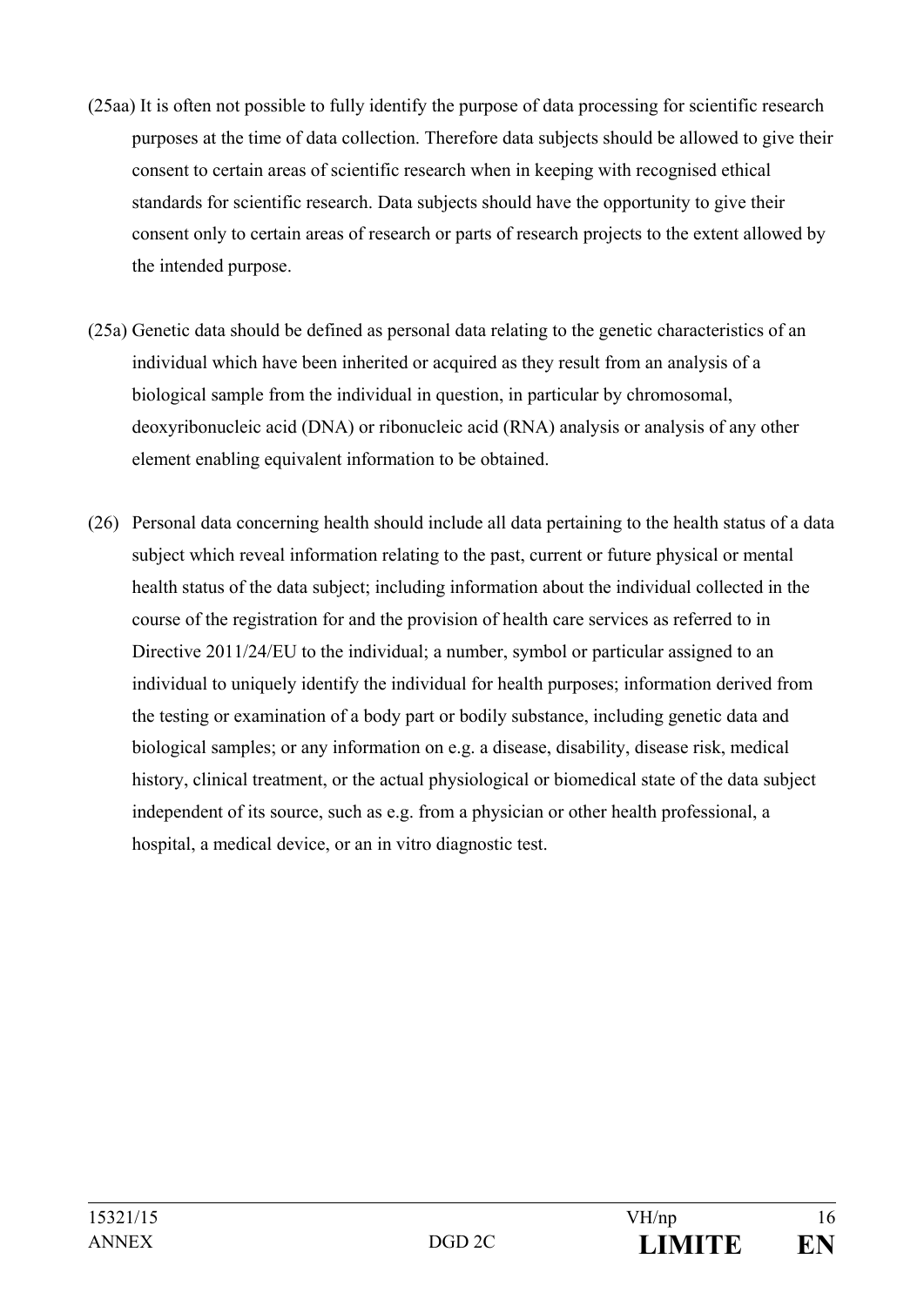(25aa) It is often not possible to fully identify the purpose of data processing for scientific research purposes at the time of data collection. Therefore data subjects should be allowed to give their consent to certain areas of scientific research when in keeping with recognised ethical standards for scientific research. Data subjects should have the opportunity to give their consent only to certain areas of research or parts of research projects to the extent allowed by the intended purpose.

(25a) Genetic data should be defined as personal data relating to the genetic characteristics of an individual which have been inherited or acquired as they result from an analysis of a biological sample from the individual in question, in particular by chromosomal, deoxyribonucleic acid (DNA) or ribonucleic acid (RNA) analysis or analysis of any other element enabling equivalent information to be obtained.

(26) Personal data concerning health should include all data pertaining to the health status of a data subject which reveal information relating to the past, current or future physical or mental health status of the data subject; including information about the individual collected in the course of the registration for and the provision of health care services as referred to in Directive 2011/24/EU to the individual; a number, symbol or particular assigned to an individual to uniquely identify the individual for health purposes; information derived from the testing or examination of a body part or bodily substance, including genetic data and biological samples; or any information on e.g. a disease, disability, disease risk, medical history, clinical treatment, or the actual physiological or biomedical state of the data subject independent of its source, such as e.g. from a physician or other health professional, a hospital, a medical device, or an in vitro diagnostic test.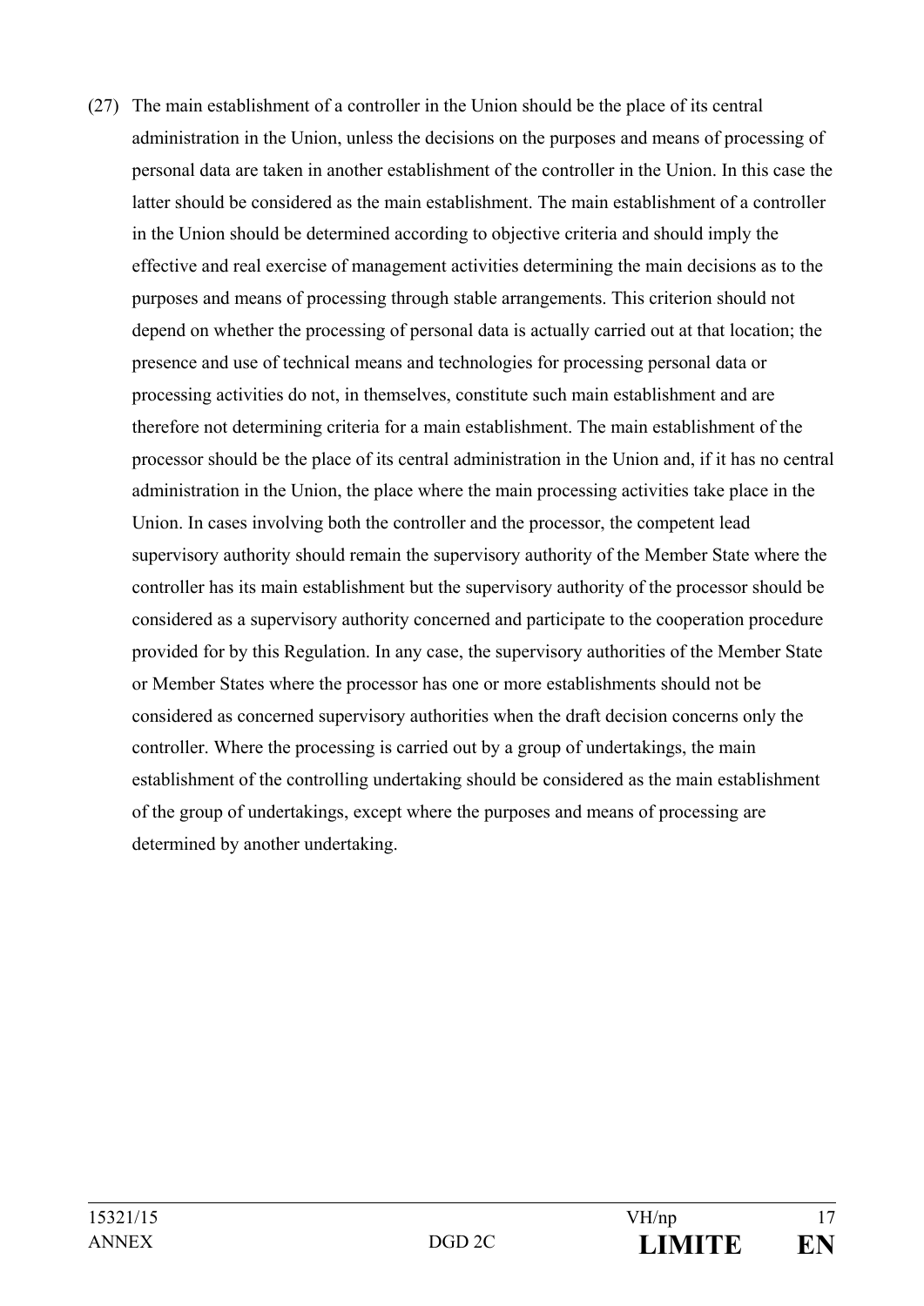(27) The main establishment of a controller in the Union should be the place of its central administration in the Union, unless the decisions on the purposes and means of processing of personal data are taken in another establishment of the controller in the Union. In this case the latter should be considered as the main establishment. The main establishment of a controller in the Union should be determined according to objective criteria and should imply the effective and real exercise of management activities determining the main decisions as to the purposes and means of processing through stable arrangements. This criterion should not depend on whether the processing of personal data is actually carried out at that location; the presence and use of technical means and technologies for processing personal data or processing activities do not, in themselves, constitute such main establishment and are therefore not determining criteria for a main establishment. The main establishment of the processor should be the place of its central administration in the Union and, if it has no central administration in the Union, the place where the main processing activities take place in the Union. In cases involving both the controller and the processor, the competent lead supervisory authority should remain the supervisory authority of the Member State where the controller has its main establishment but the supervisory authority of the processor should be considered as a supervisory authority concerned and participate to the cooperation procedure provided for by this Regulation. In any case, the supervisory authorities of the Member State or Member States where the processor has one or more establishments should not be considered as concerned supervisory authorities when the draft decision concerns only the controller. Where the processing is carried out by a group of undertakings, the main establishment of the controlling undertaking should be considered as the main establishment of the group of undertakings, except where the purposes and means of processing are determined by another undertaking.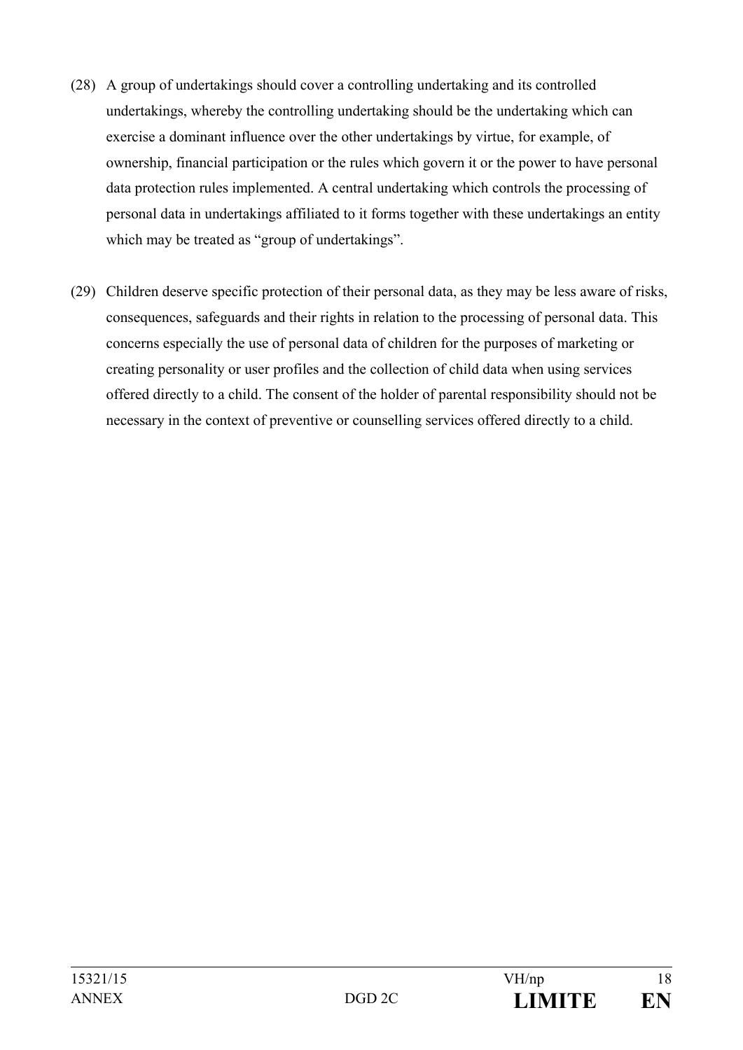(28) A group of undertakings should cover a controlling undertaking and its controlled undertakings, whereby the controlling undertaking should be the undertaking which can exercise a dominant influence over the other undertakings by virtue, for example, of ownership, financial participation or the rules which govern it or the power to have personal data protection rules implemented. A central undertaking which controls the processing of personal data in undertakings affiliated to it forms together with these undertakings an entity which may be treated as "group of undertakings".

(29) Children deserve specific protection of their personal data, as they may be less aware of risks, consequences, safeguards and their rights in relation to the processing of personal data. This concerns especially the use of personal data of children for the purposes of marketing or creating personality or user profiles and the collection of child data when using services offered directly to a child. The consent of the holder of parental responsibility should not be necessary in the context of preventive or counselling services offered directly to a child.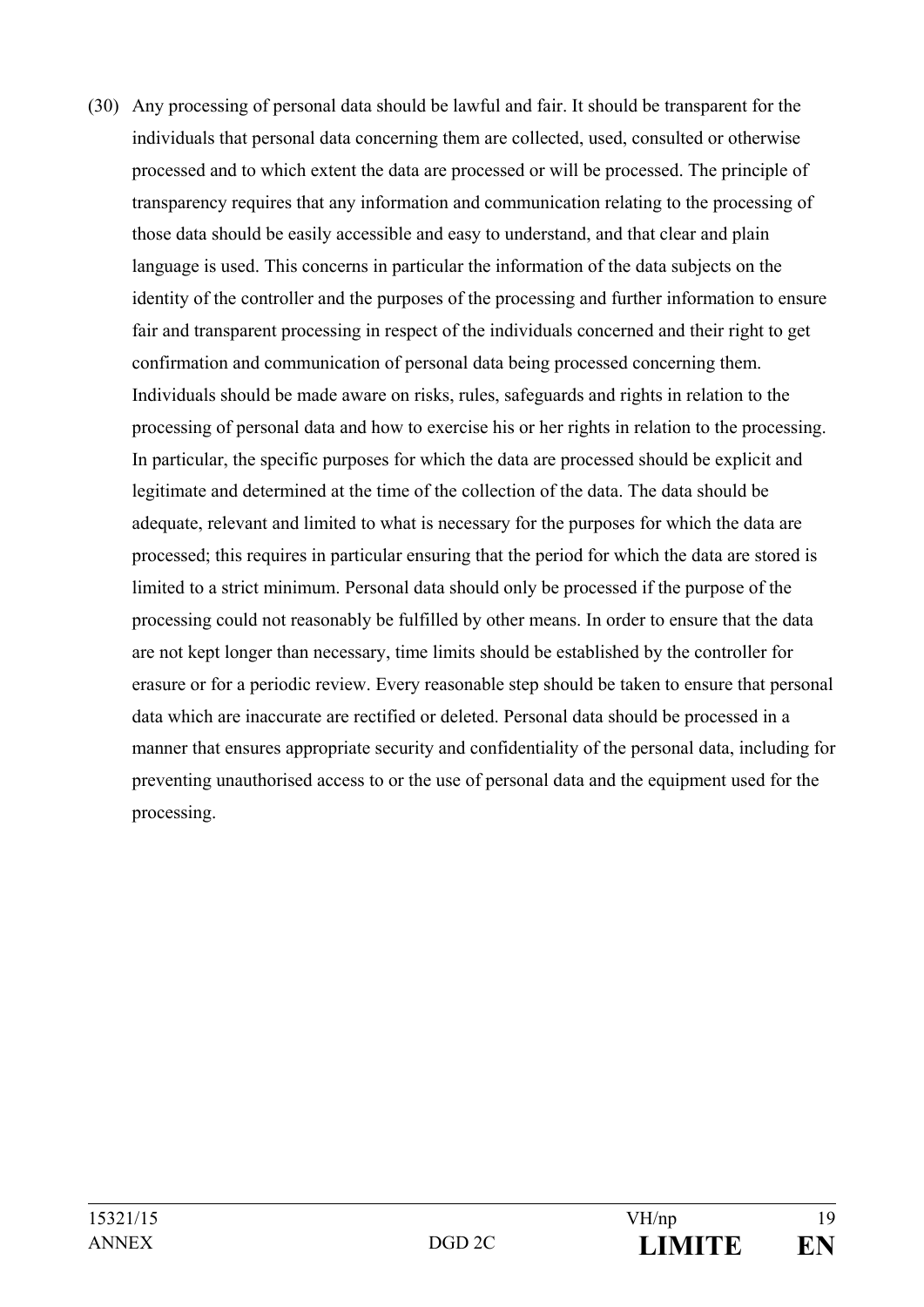(30) Any processing of personal data should be lawful and fair. It should be transparent for the individuals that personal data concerning them are collected, used, consulted or otherwise processed and to which extent the data are processed or will be processed. The principle of transparency requires that any information and communication relating to the processing of those data should be easily accessible and easy to understand, and that clear and plain language is used. This concerns in particular the information of the data subjects on the identity of the controller and the purposes of the processing and further information to ensure fair and transparent processing in respect of the individuals concerned and their right to get confirmation and communication of personal data being processed concerning them. Individuals should be made aware on risks, rules, safeguards and rights in relation to the processing of personal data and how to exercise his or her rights in relation to the processing. In particular, the specific purposes for which the data are processed should be explicit and legitimate and determined at the time of the collection of the data. The data should be adequate, relevant and limited to what is necessary for the purposes for which the data are processed; this requires in particular ensuring that the period for which the data are stored is limited to a strict minimum. Personal data should only be processed if the purpose of the processing could not reasonably be fulfilled by other means. In order to ensure that the data are not kept longer than necessary, time limits should be established by the controller for erasure or for a periodic review. Every reasonable step should be taken to ensure that personal data which are inaccurate are rectified or deleted. Personal data should be processed in a manner that ensures appropriate security and confidentiality of the personal data, including for preventing unauthorised access to or the use of personal data and the equipment used for the processing.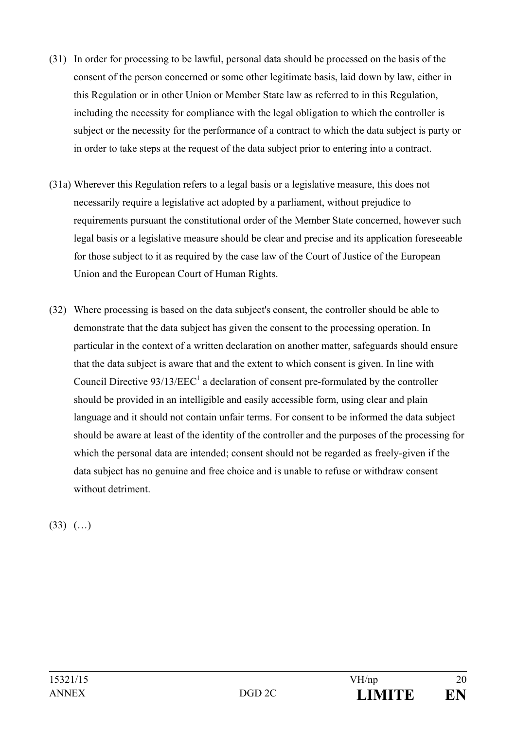(31) In order for processing to be lawful, personal data should be processed on the basis of the consent of the person concerned or some other legitimate basis, laid down by law, either in this Regulation or in other Union or Member State law as referred to in this Regulation, including the necessity for compliance with the legal obligation to which the controller is subject or the necessity for the performance of a contract to which the data subject is party or in order to take steps at the request of the data subject prior to entering into a contract.

(31a) Wherever this Regulation refers to a legal basis or a legislative measure, this does not necessarily require a legislative act adopted by a parliament, without prejudice to requirements pursuant the constitutional order of the Member State concerned, however such legal basis or a legislative measure should be clear and precise and its application foreseeable for those subject to it as required by the case law of the Court of Justice of the European Union and the European Court of Human Rights.

(32) Where processing is based on the data subject's consent, the controller should be able to demonstrate that the data subject has given the consent to the processing operation. In particular in the context of a written declaration on another matter, safeguards should ensure that the data subject is aware that and the extent to which consent is given. In line with Council Directive 93/13/EEC[1] a declaration of consent pre-formulated by the controller should be provided in an intelligible and easily accessible form, using clear and plain language and it should not contain unfair terms. For consent to be informed the data subject should be aware at least of the identity of the controller and the purposes of the processing for which the personal data are intended; consent should not be regarded as freely-given if the data subject has no genuine and free choice and is unable to refuse or withdraw consent without detriment.

(33) (…)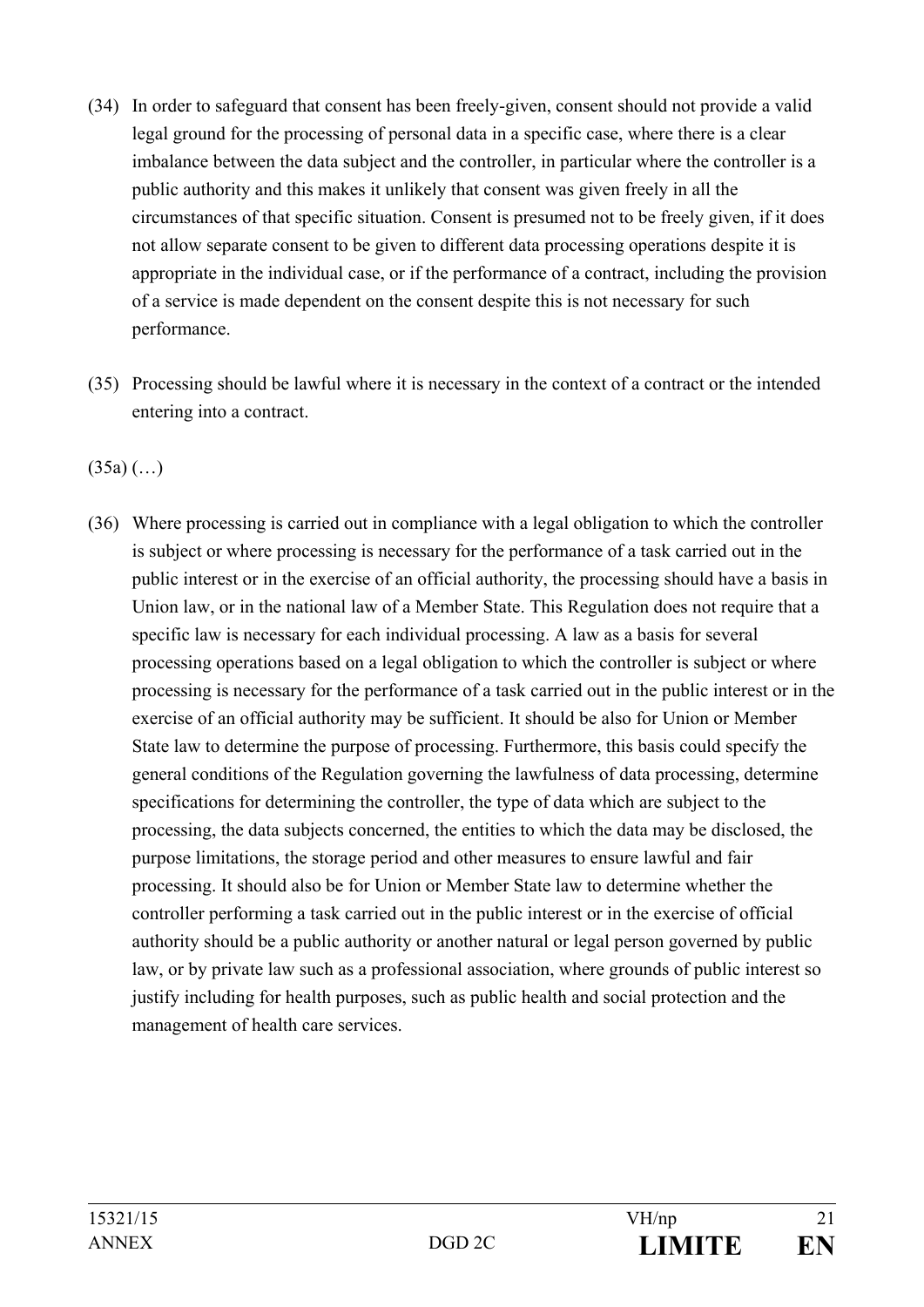(34) In order to safeguard that consent has been freely-given, consent should not provide a valid legal ground for the processing of personal data in a specific case, where there is a clear imbalance between the data subject and the controller, in particular where the controller is a public authority and this makes it unlikely that consent was given freely in all the circumstances of that specific situation. Consent is presumed not to be freely given, if it does not allow separate consent to be given to different data processing operations despite it is appropriate in the individual case, or if the performance of a contract, including the provision of a service is made dependent on the consent despite this is not necessary for such performance.

(35) Processing should be lawful where it is necessary in the context of a contract or the intended entering into a contract.

(35a) (…)

(36) Where processing is carried out in compliance with a legal obligation to which the controller is subject or where processing is necessary for the performance of a task carried out in the public interest or in the exercise of an official authority, the processing should have a basis in Union law, or in the national law of a Member State. This Regulation does not require that a specific law is necessary for each individual processing. A law as a basis for several processing operations based on a legal obligation to which the controller is subject or where processing is necessary for the performance of a task carried out in the public interest or in the exercise of an official authority may be sufficient. It should be also for Union or Member State law to determine the purpose of processing. Furthermore, this basis could specify the general conditions of the Regulation governing the lawfulness of data processing, determine specifications for determining the controller, the type of data which are subject to the processing, the data subjects concerned, the entities to which the data may be disclosed, the purpose limitations, the storage period and other measures to ensure lawful and fair processing. It should also be for Union or Member State law to determine whether the controller performing a task carried out in the public interest or in the exercise of official authority should be a public authority or another natural or legal person governed by public law, or by private law such as a professional association, where grounds of public interest so justify including for health purposes, such as public health and social protection and the management of health care services.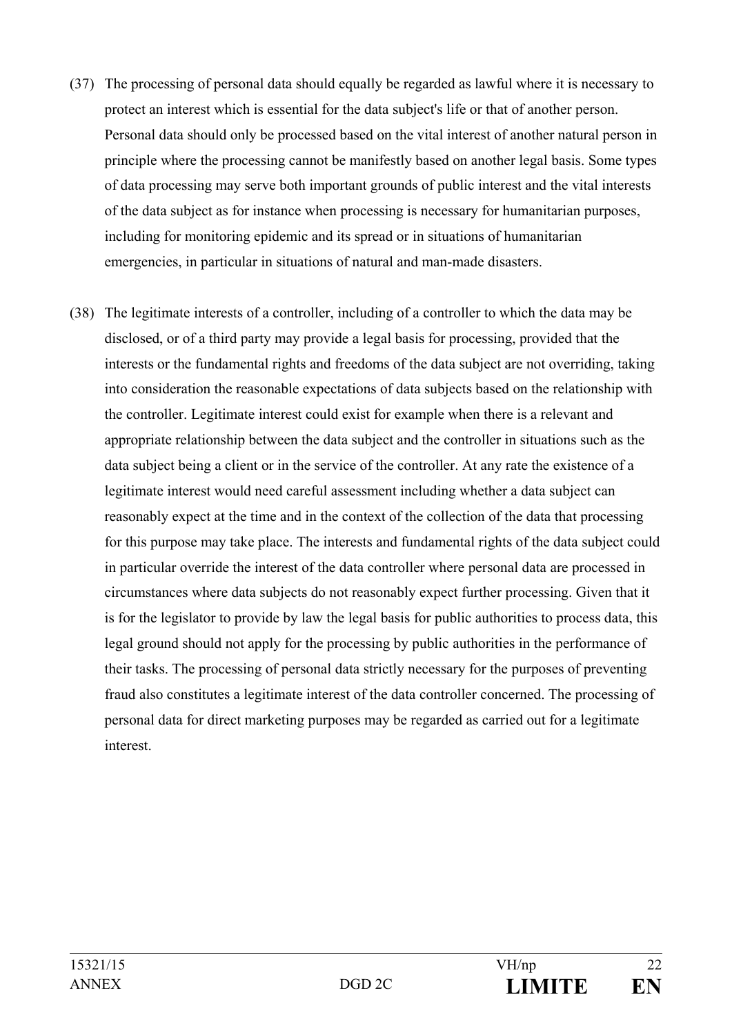(37) The processing of personal data should equally be regarded as lawful where it is necessary to protect an interest which is essential for the data subject's life or that of another person. Personal data should only be processed based on the vital interest of another natural person in principle where the processing cannot be manifestly based on another legal basis. Some types of data processing may serve both important grounds of public interest and the vital interests of the data subject as for instance when processing is necessary for humanitarian purposes, including for monitoring epidemic and its spread or in situations of humanitarian emergencies, in particular in situations of natural and man-made disasters.

(38) The legitimate interests of a controller, including of a controller to which the data may be disclosed, or of a third party may provide a legal basis for processing, provided that the interests or the fundamental rights and freedoms of the data subject are not overriding, taking into consideration the reasonable expectations of data subjects based on the relationship with the controller. Legitimate interest could exist for example when there is a relevant and appropriate relationship between the data subject and the controller in situations such as the data subject being a client or in the service of the controller. At any rate the existence of a legitimate interest would need careful assessment including whether a data subject can reasonably expect at the time and in the context of the collection of the data that processing for this purpose may take place. The interests and fundamental rights of the data subject could in particular override the interest of the data controller where personal data are processed in circumstances where data subjects do not reasonably expect further processing. Given that it is for the legislator to provide by law the legal basis for public authorities to process data, this legal ground should not apply for the processing by public authorities in the performance of their tasks. The processing of personal data strictly necessary for the purposes of preventing fraud also constitutes a legitimate interest of the data controller concerned. The processing of personal data for direct marketing purposes may be regarded as carried out for a legitimate interest.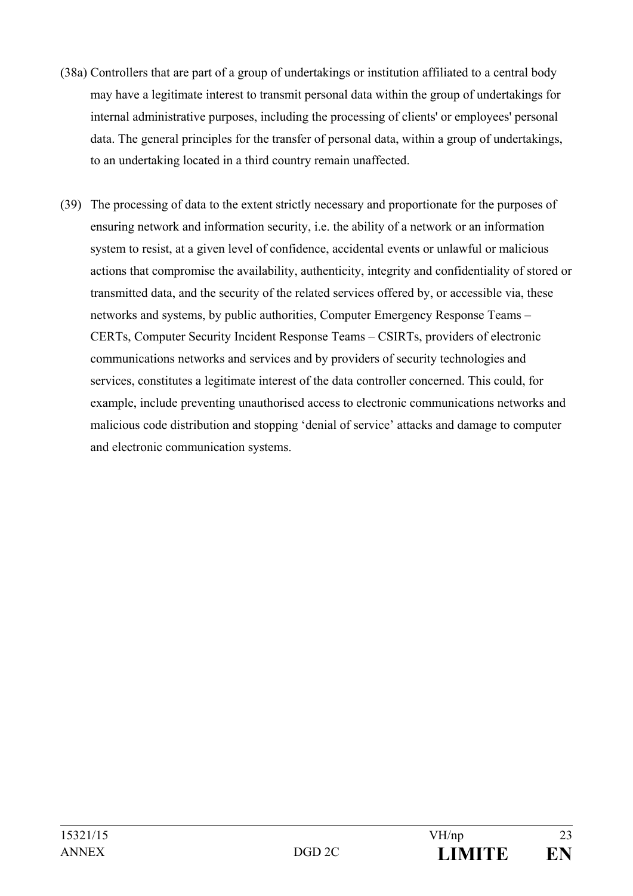(38a) Controllers that are part of a group of undertakings or institution affiliated to a central body may have a legitimate interest to transmit personal data within the group of undertakings for internal administrative purposes, including the processing of clients' or employees' personal data. The general principles for the transfer of personal data, within a group of undertakings, to an undertaking located in a third country remain unaffected.

(39) The processing of data to the extent strictly necessary and proportionate for the purposes of ensuring network and information security, i.e. the ability of a network or an information system to resist, at a given level of confidence, accidental events or unlawful or malicious actions that compromise the availability, authenticity, integrity and confidentiality of stored or transmitted data, and the security of the related services offered by, or accessible via, these networks and systems, by public authorities, Computer Emergency Response Teams – CERTs, Computer Security Incident Response Teams – CSIRTs, providers of electronic communications networks and services and by providers of security technologies and services, constitutes a legitimate interest of the data controller concerned. This could, for example, include preventing unauthorised access to electronic communications networks and malicious code distribution and stopping 'denial of service' attacks and damage to computer and electronic communication systems.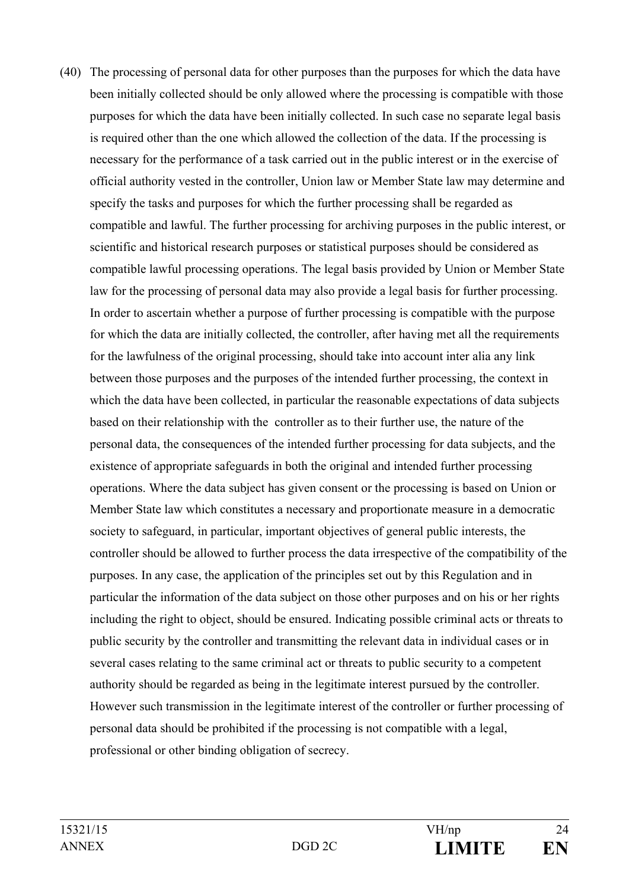(40) The processing of personal data for other purposes than the purposes for which the data have been initially collected should be only allowed where the processing is compatible with those purposes for which the data have been initially collected. In such case no separate legal basis is required other than the one which allowed the collection of the data. If the processing is necessary for the performance of a task carried out in the public interest or in the exercise of official authority vested in the controller, Union law or Member State law may determine and specify the tasks and purposes for which the further processing shall be regarded as compatible and lawful. The further processing for archiving purposes in the public interest, or scientific and historical research purposes or statistical purposes should be considered as compatible lawful processing operations. The legal basis provided by Union or Member State law for the processing of personal data may also provide a legal basis for further processing. In order to ascertain whether a purpose of further processing is compatible with the purpose for which the data are initially collected, the controller, after having met all the requirements for the lawfulness of the original processing, should take into account inter alia any link between those purposes and the purposes of the intended further processing, the context in which the data have been collected, in particular the reasonable expectations of data subjects based on their relationship with the controller as to their further use, the nature of the personal data, the consequences of the intended further processing for data subjects, and the existence of appropriate safeguards in both the original and intended further processing operations. Where the data subject has given consent or the processing is based on Union or Member State law which constitutes a necessary and proportionate measure in a democratic society to safeguard, in particular, important objectives of general public interests, the controller should be allowed to further process the data irrespective of the compatibility of the purposes. In any case, the application of the principles set out by this Regulation and in particular the information of the data subject on those other purposes and on his or her rights including the right to object, should be ensured. Indicating possible criminal acts or threats to public security by the controller and transmitting the relevant data in individual cases or in several cases relating to the same criminal act or threats to public security to a competent authority should be regarded as being in the legitimate interest pursued by the controller. However such transmission in the legitimate interest of the controller or further processing of personal data should be prohibited if the processing is not compatible with a legal, professional or other binding obligation of secrecy.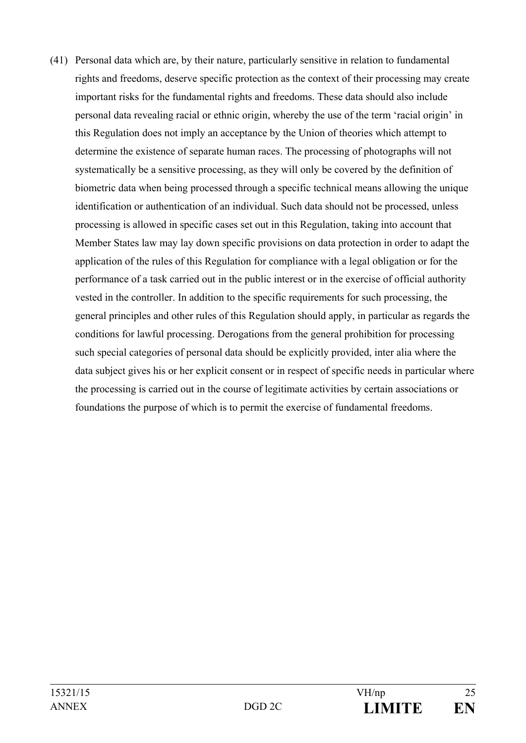(41) Personal data which are, by their nature, particularly sensitive in relation to fundamental rights and freedoms, deserve specific protection as the context of their processing may create important risks for the fundamental rights and freedoms. These data should also include personal data revealing racial or ethnic origin, whereby the use of the term 'racial origin' in this Regulation does not imply an acceptance by the Union of theories which attempt to determine the existence of separate human races. The processing of photographs will not systematically be a sensitive processing, as they will only be covered by the definition of biometric data when being processed through a specific technical means allowing the unique identification or authentication of an individual. Such data should not be processed, unless processing is allowed in specific cases set out in this Regulation, taking into account that Member States law may lay down specific provisions on data protection in order to adapt the application of the rules of this Regulation for compliance with a legal obligation or for the performance of a task carried out in the public interest or in the exercise of official authority vested in the controller. In addition to the specific requirements for such processing, the general principles and other rules of this Regulation should apply, in particular as regards the conditions for lawful processing. Derogations from the general prohibition for processing such special categories of personal data should be explicitly provided, inter alia where the data subject gives his or her explicit consent or in respect of specific needs in particular where the processing is carried out in the course of legitimate activities by certain associations or foundations the purpose of which is to permit the exercise of fundamental freedoms.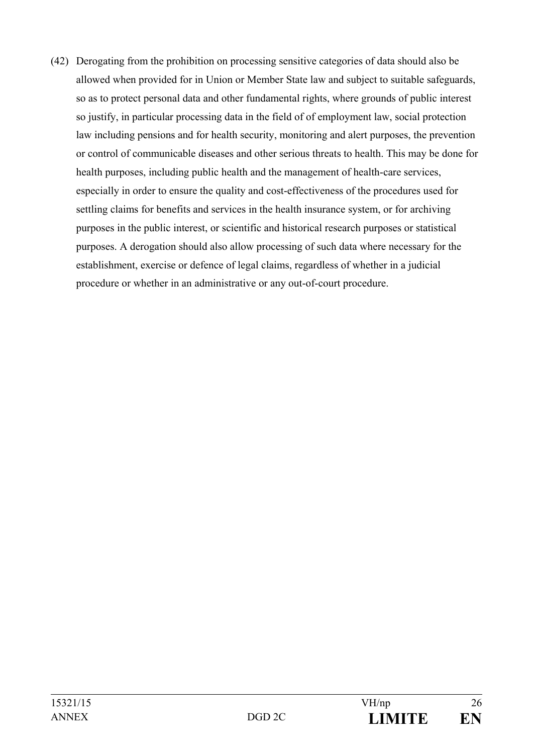(42) Derogating from the prohibition on processing sensitive categories of data should also be allowed when provided for in Union or Member State law and subject to suitable safeguards, so as to protect personal data and other fundamental rights, where grounds of public interest so justify, in particular processing data in the field of of employment law, social protection law including pensions and for health security, monitoring and alert purposes, the prevention or control of communicable diseases and other serious threats to health. This may be done for health purposes, including public health and the management of health-care services, especially in order to ensure the quality and cost-effectiveness of the procedures used for settling claims for benefits and services in the health insurance system, or for archiving purposes in the public interest, or scientific and historical research purposes or statistical purposes. A derogation should also allow processing of such data where necessary for the establishment, exercise or defence of legal claims, regardless of whether in a judicial procedure or whether in an administrative or any out-of-court procedure.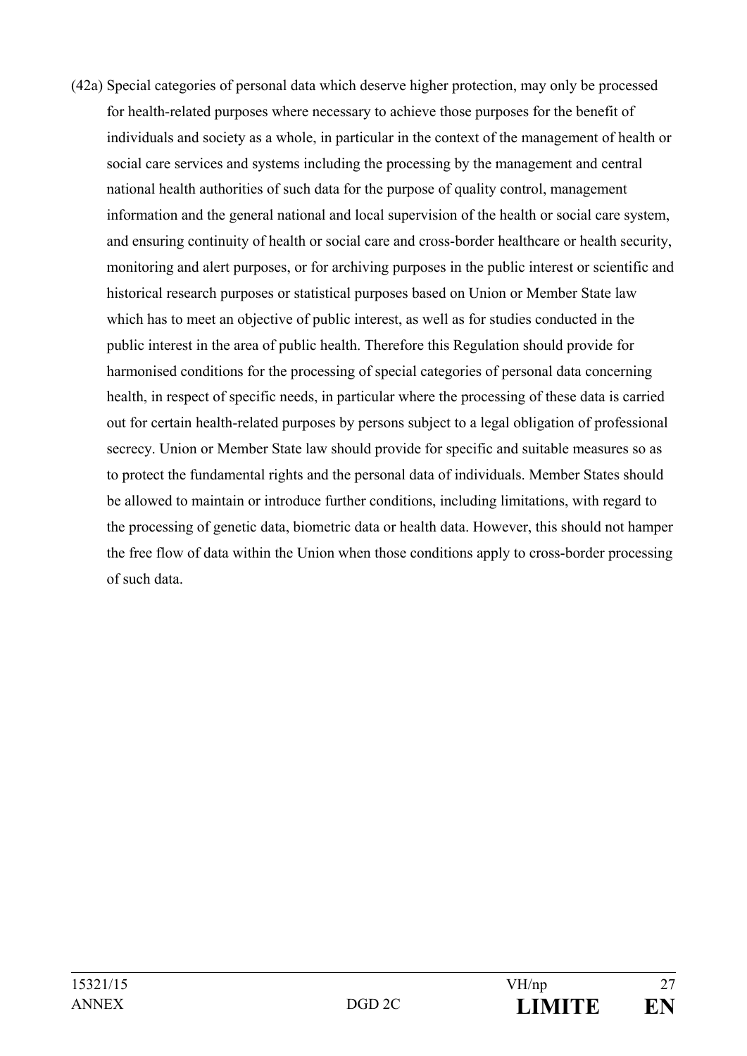(42a) Special categories of personal data which deserve higher protection, may only be processed for health-related purposes where necessary to achieve those purposes for the benefit of individuals and society as a whole, in particular in the context of the management of health or social care services and systems including the processing by the management and central national health authorities of such data for the purpose of quality control, management information and the general national and local supervision of the health or social care system, and ensuring continuity of health or social care and cross-border healthcare or health security, monitoring and alert purposes, or for archiving purposes in the public interest or scientific and historical research purposes or statistical purposes based on Union or Member State law which has to meet an objective of public interest, as well as for studies conducted in the public interest in the area of public health. Therefore this Regulation should provide for harmonised conditions for the processing of special categories of personal data concerning health, in respect of specific needs, in particular where the processing of these data is carried out for certain health-related purposes by persons subject to a legal obligation of professional secrecy. Union or Member State law should provide for specific and suitable measures so as to protect the fundamental rights and the personal data of individuals. Member States should be allowed to maintain or introduce further conditions, including limitations, with regard to the processing of genetic data, biometric data or health data. However, this should not hamper the free flow of data within the Union when those conditions apply to cross-border processing of such data.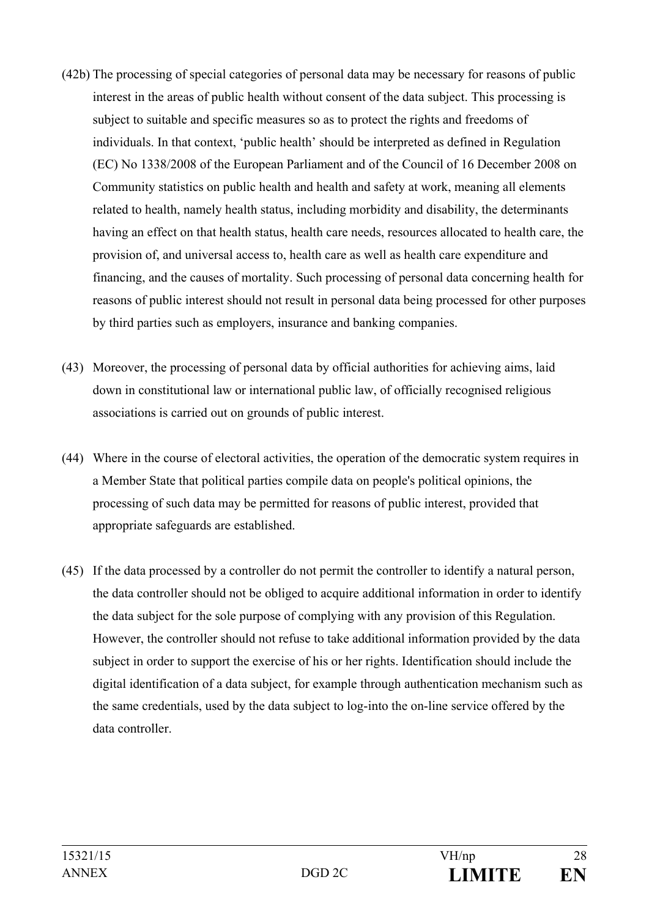(42b) The processing of special categories of personal data may be necessary for reasons of public interest in the areas of public health without consent of the data subject. This processing is subject to suitable and specific measures so as to protect the rights and freedoms of individuals. In that context, 'public health' should be interpreted as defined in Regulation (EC) No 1338/2008 of the European Parliament and of the Council of 16 December 2008 on Community statistics on public health and health and safety at work, meaning all elements related to health, namely health status, including morbidity and disability, the determinants having an effect on that health status, health care needs, resources allocated to health care, the provision of, and universal access to, health care as well as health care expenditure and financing, and the causes of mortality. Such processing of personal data concerning health for reasons of public interest should not result in personal data being processed for other purposes by third parties such as employers, insurance and banking companies.

(43) Moreover, the processing of personal data by official authorities for achieving aims, laid down in constitutional law or international public law, of officially recognised religious associations is carried out on grounds of public interest.

(44) Where in the course of electoral activities, the operation of the democratic system requires in a Member State that political parties compile data on people's political opinions, the processing of such data may be permitted for reasons of public interest, provided that appropriate safeguards are established.

(45) If the data processed by a controller do not permit the controller to identify a natural person, the data controller should not be obliged to acquire additional information in order to identify the data subject for the sole purpose of complying with any provision of this Regulation. However, the controller should not refuse to take additional information provided by the data subject in order to support the exercise of his or her rights. Identification should include the digital identification of a data subject, for example through authentication mechanism such as the same credentials, used by the data subject to log-into the on-line service offered by the data controller.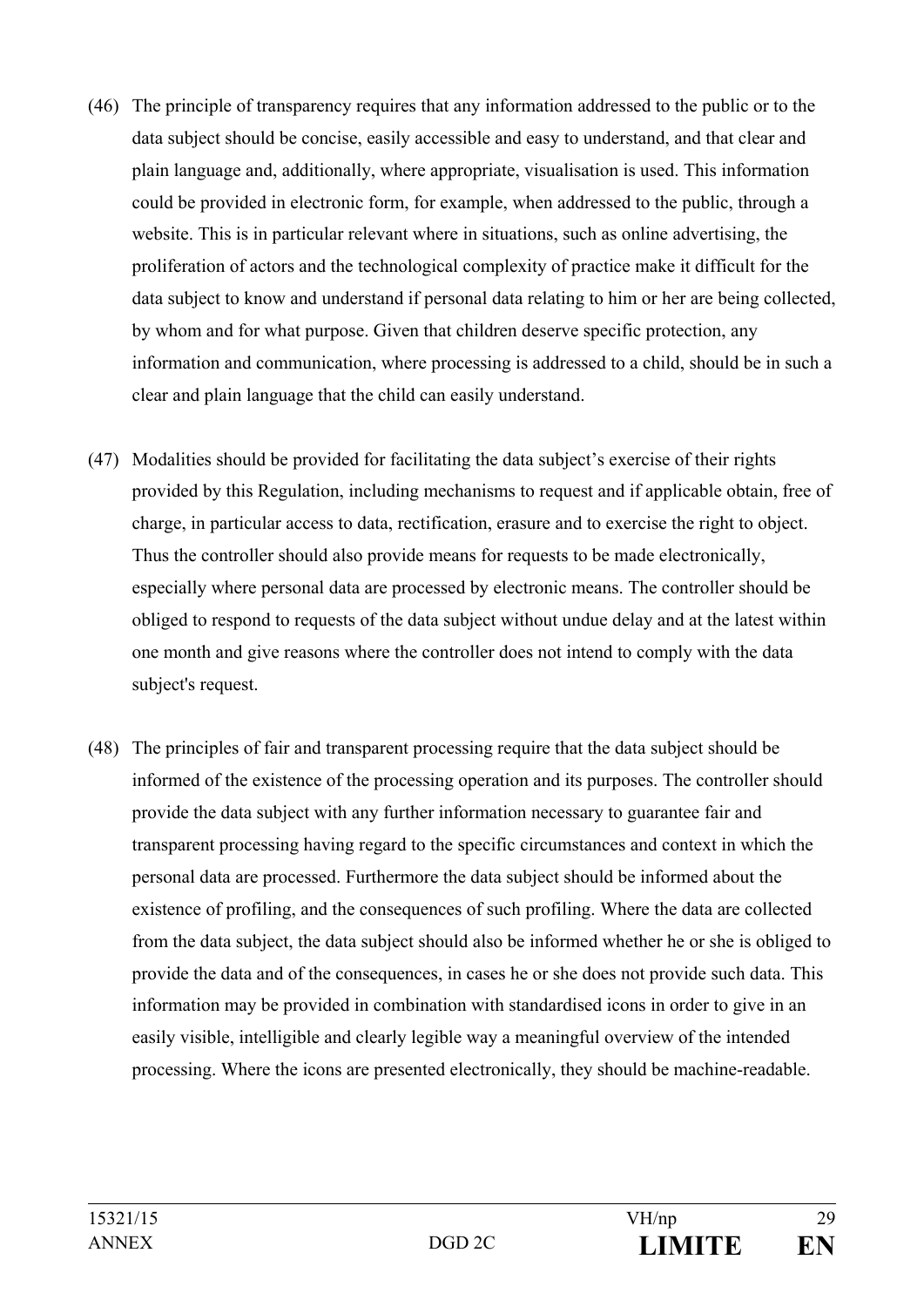(46) The principle of transparency requires that any information addressed to the public or to the data subject should be concise, easily accessible and easy to understand, and that clear and plain language and, additionally, where appropriate, visualisation is used. This information could be provided in electronic form, for example, when addressed to the public, through a website. This is in particular relevant where in situations, such as online advertising, the proliferation of actors and the technological complexity of practice make it difficult for the data subject to know and understand if personal data relating to him or her are being collected, by whom and for what purpose. Given that children deserve specific protection, any information and communication, where processing is addressed to a child, should be in such a clear and plain language that the child can easily understand.

(47) Modalities should be provided for facilitating the data subject's exercise of their rights provided by this Regulation, including mechanisms to request and if applicable obtain, free of charge, in particular access to data, rectification, erasure and to exercise the right to object. Thus the controller should also provide means for requests to be made electronically, especially where personal data are processed by electronic means. The controller should be obliged to respond to requests of the data subject without undue delay and at the latest within one month and give reasons where the controller does not intend to comply with the data subject's request.

(48) The principles of fair and transparent processing require that the data subject should be informed of the existence of the processing operation and its purposes. The controller should provide the data subject with any further information necessary to guarantee fair and transparent processing having regard to the specific circumstances and context in which the personal data are processed. Furthermore the data subject should be informed about the existence of profiling, and the consequences of such profiling. Where the data are collected from the data subject, the data subject should also be informed whether he or she is obliged to provide the data and of the consequences, in cases he or she does not provide such data. This information may be provided in combination with standardised icons in order to give in an easily visible, intelligible and clearly legible way a meaningful overview of the intended processing. Where the icons are presented electronically, they should be machine-readable.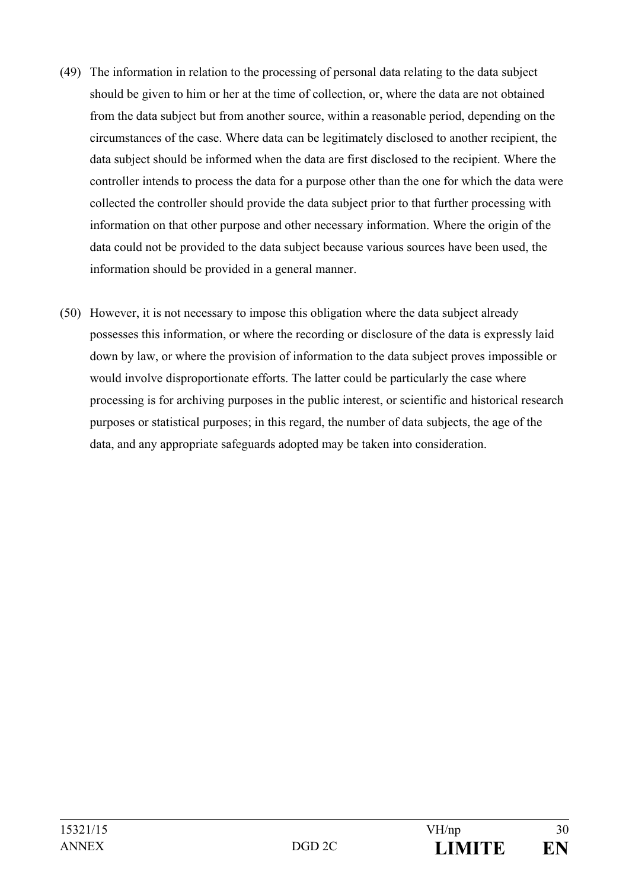(49) The information in relation to the processing of personal data relating to the data subject should be given to him or her at the time of collection, or, where the data are not obtained from the data subject but from another source, within a reasonable period, depending on the circumstances of the case. Where data can be legitimately disclosed to another recipient, the data subject should be informed when the data are first disclosed to the recipient. Where the controller intends to process the data for a purpose other than the one for which the data were collected the controller should provide the data subject prior to that further processing with information on that other purpose and other necessary information. Where the origin of the data could not be provided to the data subject because various sources have been used, the information should be provided in a general manner.

(50) However, it is not necessary to impose this obligation where the data subject already possesses this information, or where the recording or disclosure of the data is expressly laid down by law, or where the provision of information to the data subject proves impossible or would involve disproportionate efforts. The latter could be particularly the case where processing is for archiving purposes in the public interest, or scientific and historical research purposes or statistical purposes; in this regard, the number of data subjects, the age of the data, and any appropriate safeguards adopted may be taken into consideration.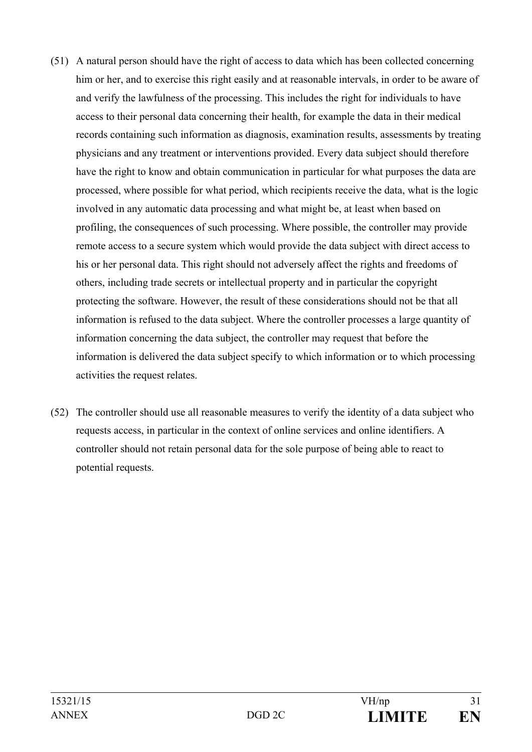(51) A natural person should have the right of access to data which has been collected concerning him or her, and to exercise this right easily and at reasonable intervals, in order to be aware of and verify the lawfulness of the processing. This includes the right for individuals to have access to their personal data concerning their health, for example the data in their medical records containing such information as diagnosis, examination results, assessments by treating physicians and any treatment or interventions provided. Every data subject should therefore have the right to know and obtain communication in particular for what purposes the data are processed, where possible for what period, which recipients receive the data, what is the logic involved in any automatic data processing and what might be, at least when based on profiling, the consequences of such processing. Where possible, the controller may provide remote access to a secure system which would provide the data subject with direct access to his or her personal data. This right should not adversely affect the rights and freedoms of others, including trade secrets or intellectual property and in particular the copyright protecting the software. However, the result of these considerations should not be that all information is refused to the data subject. Where the controller processes a large quantity of information concerning the data subject, the controller may request that before the information is delivered the data subject specify to which information or to which processing activities the request relates.

(52) The controller should use all reasonable measures to verify the identity of a data subject who requests access, in particular in the context of online services and online identifiers. A controller should not retain personal data for the sole purpose of being able to react to potential requests.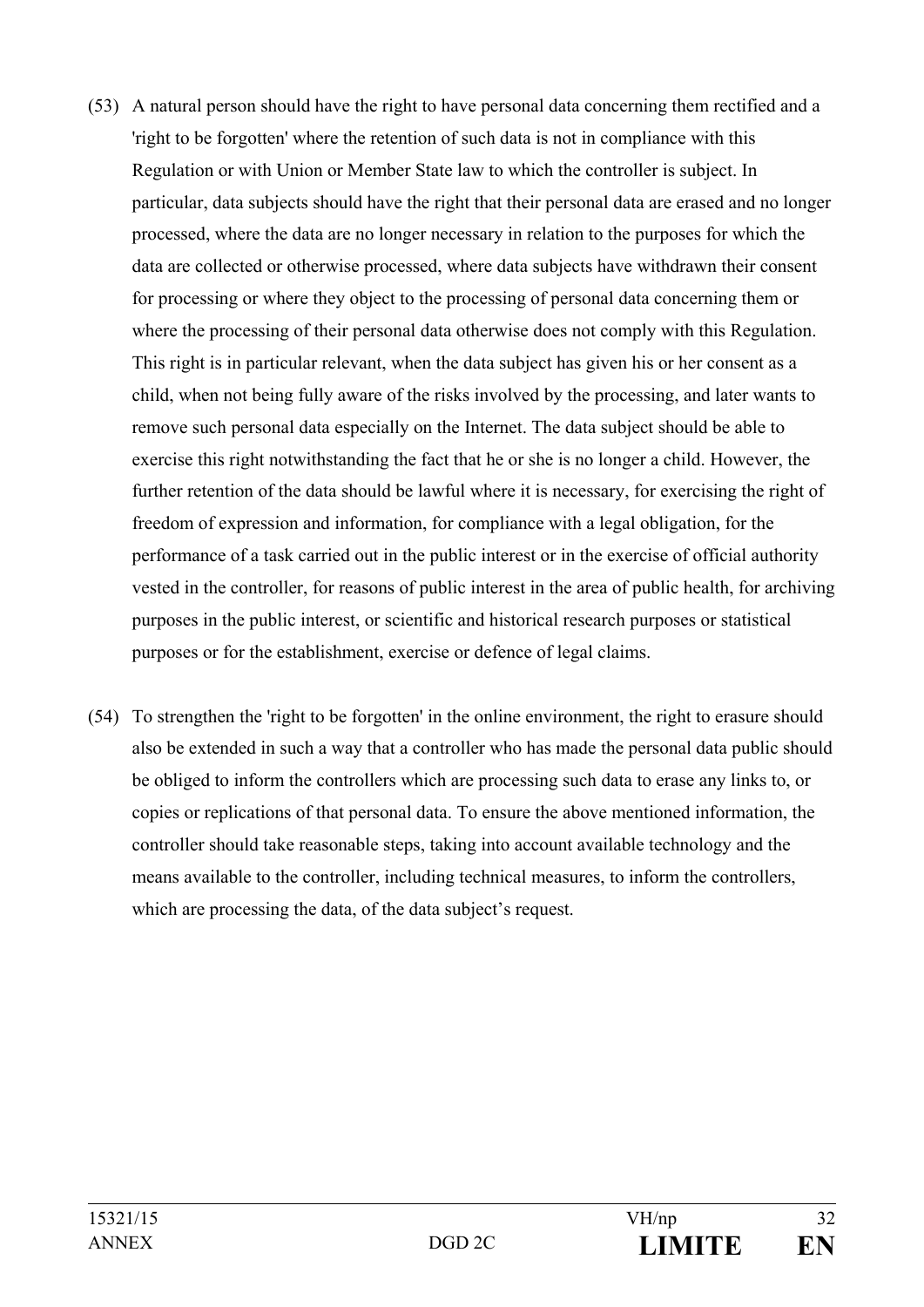(53) A natural person should have the right to have personal data concerning them rectified and a 'right to be forgotten' where the retention of such data is not in compliance with this Regulation or with Union or Member State law to which the controller is subject. In particular, data subjects should have the right that their personal data are erased and no longer processed, where the data are no longer necessary in relation to the purposes for which the data are collected or otherwise processed, where data subjects have withdrawn their consent for processing or where they object to the processing of personal data concerning them or where the processing of their personal data otherwise does not comply with this Regulation. This right is in particular relevant, when the data subject has given his or her consent as a child, when not being fully aware of the risks involved by the processing, and later wants to remove such personal data especially on the Internet. The data subject should be able to exercise this right notwithstanding the fact that he or she is no longer a child. However, the further retention of the data should be lawful where it is necessary, for exercising the right of freedom of expression and information, for compliance with a legal obligation, for the performance of a task carried out in the public interest or in the exercise of official authority vested in the controller, for reasons of public interest in the area of public health, for archiving purposes in the public interest, or scientific and historical research purposes or statistical purposes or for the establishment, exercise or defence of legal claims.

(54) To strengthen the 'right to be forgotten' in the online environment, the right to erasure should also be extended in such a way that a controller who has made the personal data public should be obliged to inform the controllers which are processing such data to erase any links to, or copies or replications of that personal data. To ensure the above mentioned information, the controller should take reasonable steps, taking into account available technology and the means available to the controller, including technical measures, to inform the controllers, which are processing the data, of the data subject's request.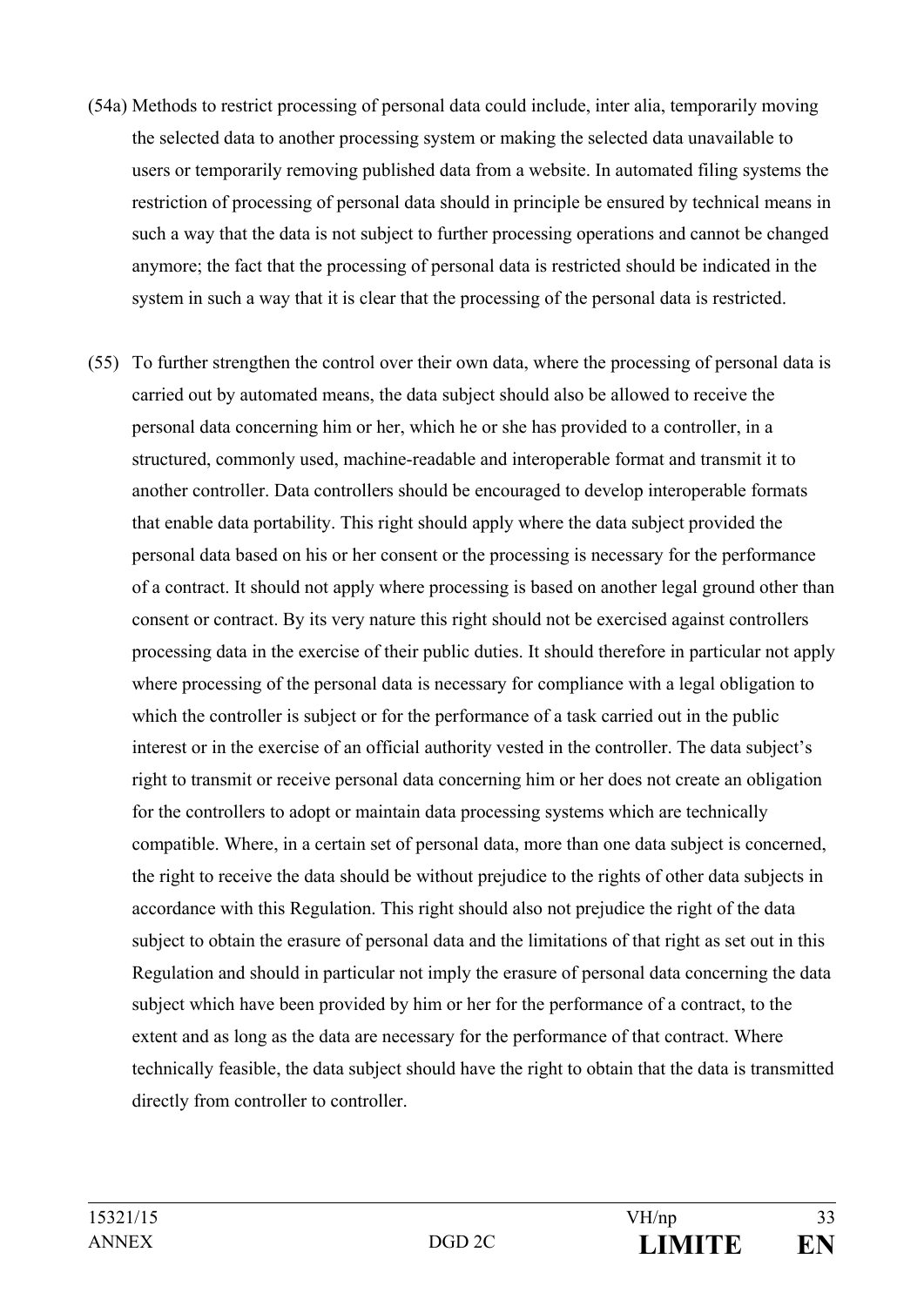(54a) Methods to restrict processing of personal data could include, inter alia, temporarily moving the selected data to another processing system or making the selected data unavailable to users or temporarily removing published data from a website. In automated filing systems the restriction of processing of personal data should in principle be ensured by technical means in such a way that the data is not subject to further processing operations and cannot be changed anymore; the fact that the processing of personal data is restricted should be indicated in the system in such a way that it is clear that the processing of the personal data is restricted.

(55) To further strengthen the control over their own data, where the processing of personal data is carried out by automated means, the data subject should also be allowed to receive the personal data concerning him or her, which he or she has provided to a controller, in a structured, commonly used, machine-readable and interoperable format and transmit it to another controller. Data controllers should be encouraged to develop interoperable formats that enable data portability. This right should apply where the data subject provided the personal data based on his or her consent or the processing is necessary for the performance of a contract. It should not apply where processing is based on another legal ground other than consent or contract. By its very nature this right should not be exercised against controllers processing data in the exercise of their public duties. It should therefore in particular not apply where processing of the personal data is necessary for compliance with a legal obligation to which the controller is subject or for the performance of a task carried out in the public interest or in the exercise of an official authority vested in the controller. The data subject's right to transmit or receive personal data concerning him or her does not create an obligation for the controllers to adopt or maintain data processing systems which are technically compatible. Where, in a certain set of personal data, more than one data subject is concerned, the right to receive the data should be without prejudice to the rights of other data subjects in accordance with this Regulation. This right should also not prejudice the right of the data subject to obtain the erasure of personal data and the limitations of that right as set out in this Regulation and should in particular not imply the erasure of personal data concerning the data subject which have been provided by him or her for the performance of a contract, to the extent and as long as the data are necessary for the performance of that contract. Where technically feasible, the data subject should have the right to obtain that the data is transmitted directly from controller to controller.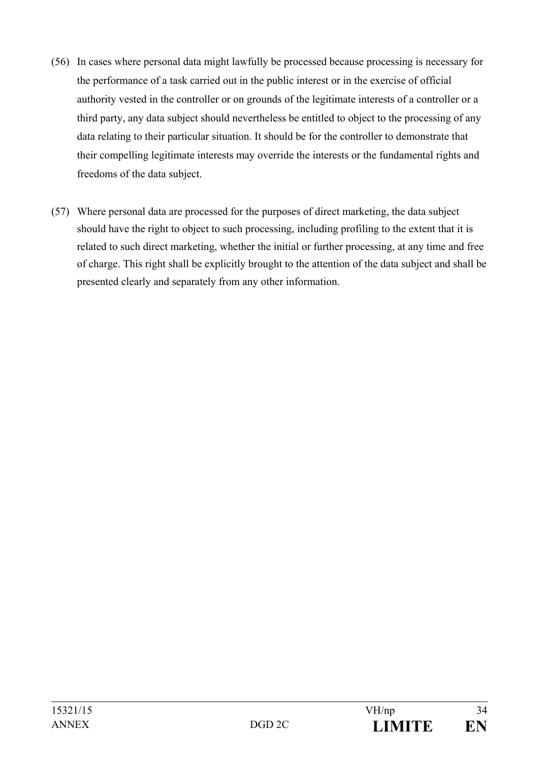(56) In cases where personal data might lawfully be processed because processing is necessary for the performance of a task carried out in the public interest or in the exercise of official authority vested in the controller or on grounds of the legitimate interests of a controller or a third party, any data subject should nevertheless be entitled to object to the processing of any data relating to their particular situation. It should be for the controller to demonstrate that their compelling legitimate interests may override the interests or the fundamental rights and freedoms of the data subject.

(57) Where personal data are processed for the purposes of direct marketing, the data subject should have the right to object to such processing, including profiling to the extent that it is related to such direct marketing, whether the initial or further processing, at any time and free of charge. This right shall be explicitly brought to the attention of the data subject and shall be presented clearly and separately from any other information.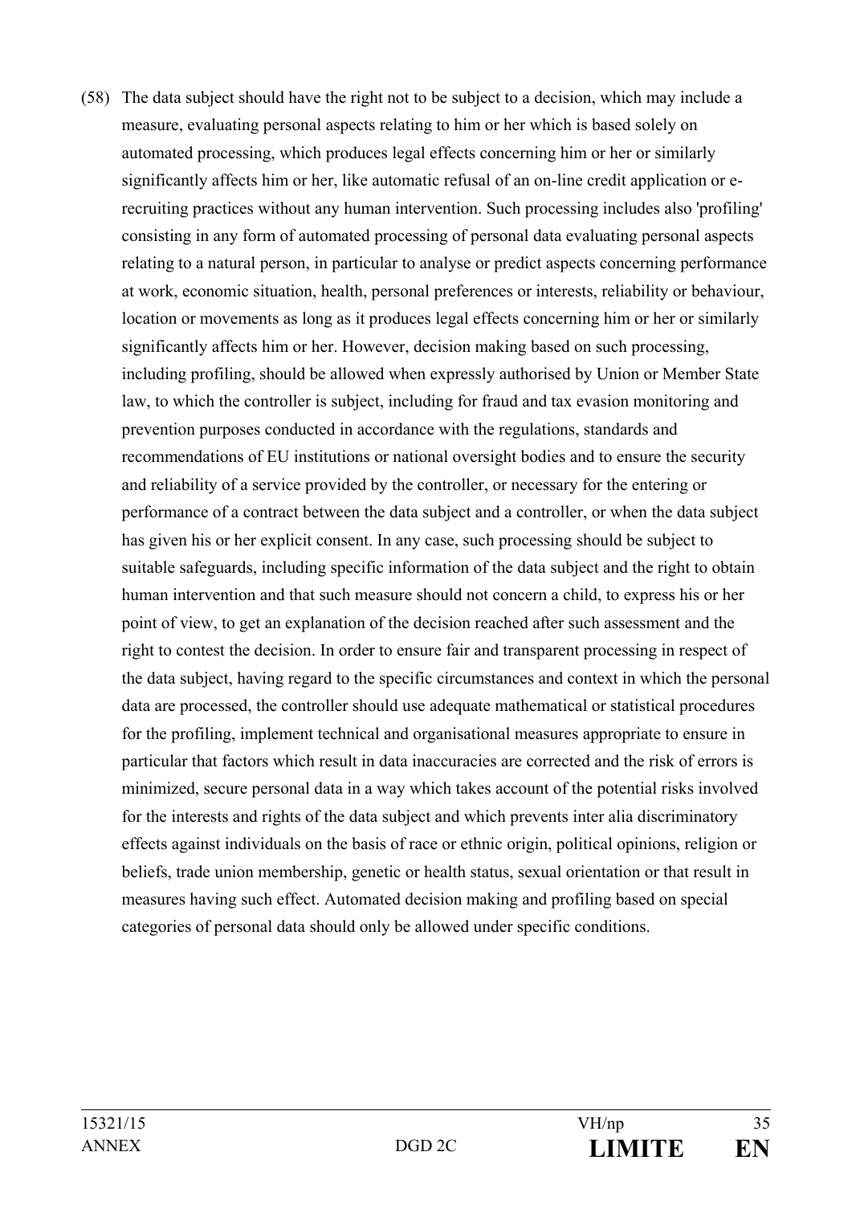(58) The data subject should have the right not to be subject to a decision, which may include a measure, evaluating personal aspects relating to him or her which is based solely on automated processing, which produces legal effects concerning him or her or similarly significantly affects him or her, like automatic refusal of an on-line credit application or e-recruiting practices without any human intervention. Such processing includes also 'profiling' consisting in any form of automated processing of personal data evaluating personal aspects relating to a natural person, in particular to analyse or predict aspects concerning performance at work, economic situation, health, personal preferences or interests, reliability or behaviour, location or movements as long as it produces legal effects concerning him or her or similarly significantly affects him or her. However, decision making based on such processing, including profiling, should be allowed when expressly authorised by Union or Member State law, to which the controller is subject, including for fraud and tax evasion monitoring and prevention purposes conducted in accordance with the regulations, standards and recommendations of EU institutions or national oversight bodies and to ensure the security and reliability of a service provided by the controller, or necessary for the entering or performance of a contract between the data subject and a controller, or when the data subject has given his or her explicit consent. In any case, such processing should be subject to suitable safeguards, including specific information of the data subject and the right to obtain human intervention and that such measure should not concern a child, to express his or her point of view, to get an explanation of the decision reached after such assessment and the right to contest the decision. In order to ensure fair and transparent processing in respect of the data subject, having regard to the specific circumstances and context in which the personal data are processed, the controller should use adequate mathematical or statistical procedures for the profiling, implement technical and organisational measures appropriate to ensure in particular that factors which result in data inaccuracies are corrected and the risk of errors is minimized, secure personal data in a way which takes account of the potential risks involved for the interests and rights of the data subject and which prevents inter alia discriminatory effects against individuals on the basis of race or ethnic origin, political opinions, religion or beliefs, trade union membership, genetic or health status, sexual orientation or that result in measures having such effect. Automated decision making and profiling based on special categories of personal data should only be allowed under specific conditions.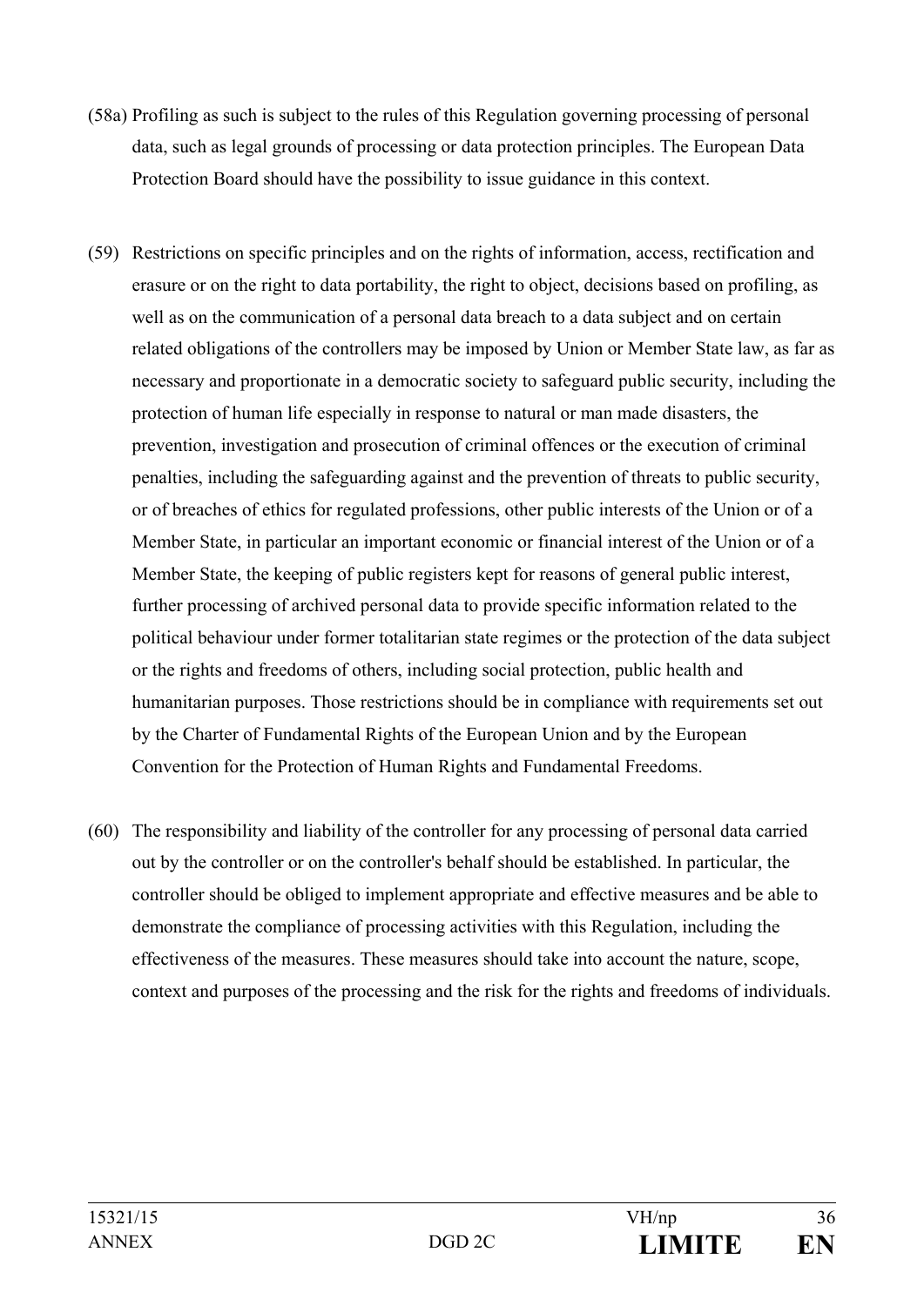(58a) Profiling as such is subject to the rules of this Regulation governing processing of personal data, such as legal grounds of processing or data protection principles. The European Data Protection Board should have the possibility to issue guidance in this context.

(59) Restrictions on specific principles and on the rights of information, access, rectification and erasure or on the right to data portability, the right to object, decisions based on profiling, as well as on the communication of a personal data breach to a data subject and on certain related obligations of the controllers may be imposed by Union or Member State law, as far as necessary and proportionate in a democratic society to safeguard public security, including the protection of human life especially in response to natural or man made disasters, the prevention, investigation and prosecution of criminal offences or the execution of criminal penalties, including the safeguarding against and the prevention of threats to public security, or of breaches of ethics for regulated professions, other public interests of the Union or of a Member State, in particular an important economic or financial interest of the Union or of a Member State, the keeping of public registers kept for reasons of general public interest, further processing of archived personal data to provide specific information related to the political behaviour under former totalitarian state regimes or the protection of the data subject or the rights and freedoms of others, including social protection, public health and humanitarian purposes. Those restrictions should be in compliance with requirements set out by the Charter of Fundamental Rights of the European Union and by the European Convention for the Protection of Human Rights and Fundamental Freedoms.

(60) The responsibility and liability of the controller for any processing of personal data carried out by the controller or on the controller's behalf should be established. In particular, the controller should be obliged to implement appropriate and effective measures and be able to demonstrate the compliance of processing activities with this Regulation, including the effectiveness of the measures. These measures should take into account the nature, scope, context and purposes of the processing and the risk for the rights and freedoms of individuals.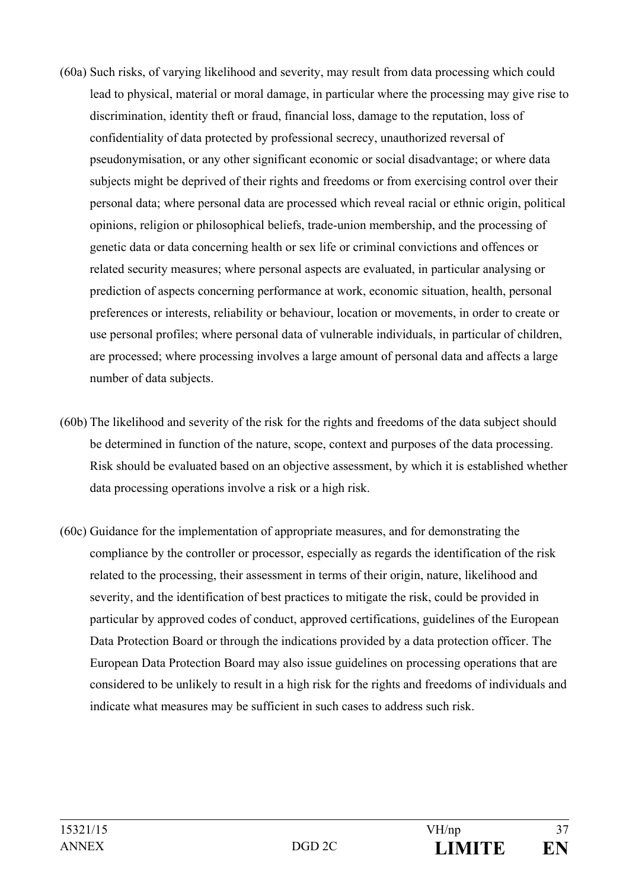(60a) Such risks, of varying likelihood and severity, may result from data processing which could lead to physical, material or moral damage, in particular where the processing may give rise to discrimination, identity theft or fraud, financial loss, damage to the reputation, loss of confidentiality of data protected by professional secrecy, unauthorized reversal of pseudonymisation, or any other significant economic or social disadvantage; or where data subjects might be deprived of their rights and freedoms or from exercising control over their personal data; where personal data are processed which reveal racial or ethnic origin, political opinions, religion or philosophical beliefs, trade-union membership, and the processing of genetic data or data concerning health or sex life or criminal convictions and offences or related security measures; where personal aspects are evaluated, in particular analysing or prediction of aspects concerning performance at work, economic situation, health, personal preferences or interests, reliability or behaviour, location or movements, in order to create or use personal profiles; where personal data of vulnerable individuals, in particular of children, are processed; where processing involves a large amount of personal data and affects a large number of data subjects.

(60b) The likelihood and severity of the risk for the rights and freedoms of the data subject should be determined in function of the nature, scope, context and purposes of the data processing. Risk should be evaluated based on an objective assessment, by which it is established whether data processing operations involve a risk or a high risk.

(60c) Guidance for the implementation of appropriate measures, and for demonstrating the compliance by the controller or processor, especially as regards the identification of the risk related to the processing, their assessment in terms of their origin, nature, likelihood and severity, and the identification of best practices to mitigate the risk, could be provided in particular by approved codes of conduct, approved certifications, guidelines of the European Data Protection Board or through the indications provided by a data protection officer. The European Data Protection Board may also issue guidelines on processing operations that are considered to be unlikely to result in a high risk for the rights and freedoms of individuals and indicate what measures may be sufficient in such cases to address such risk.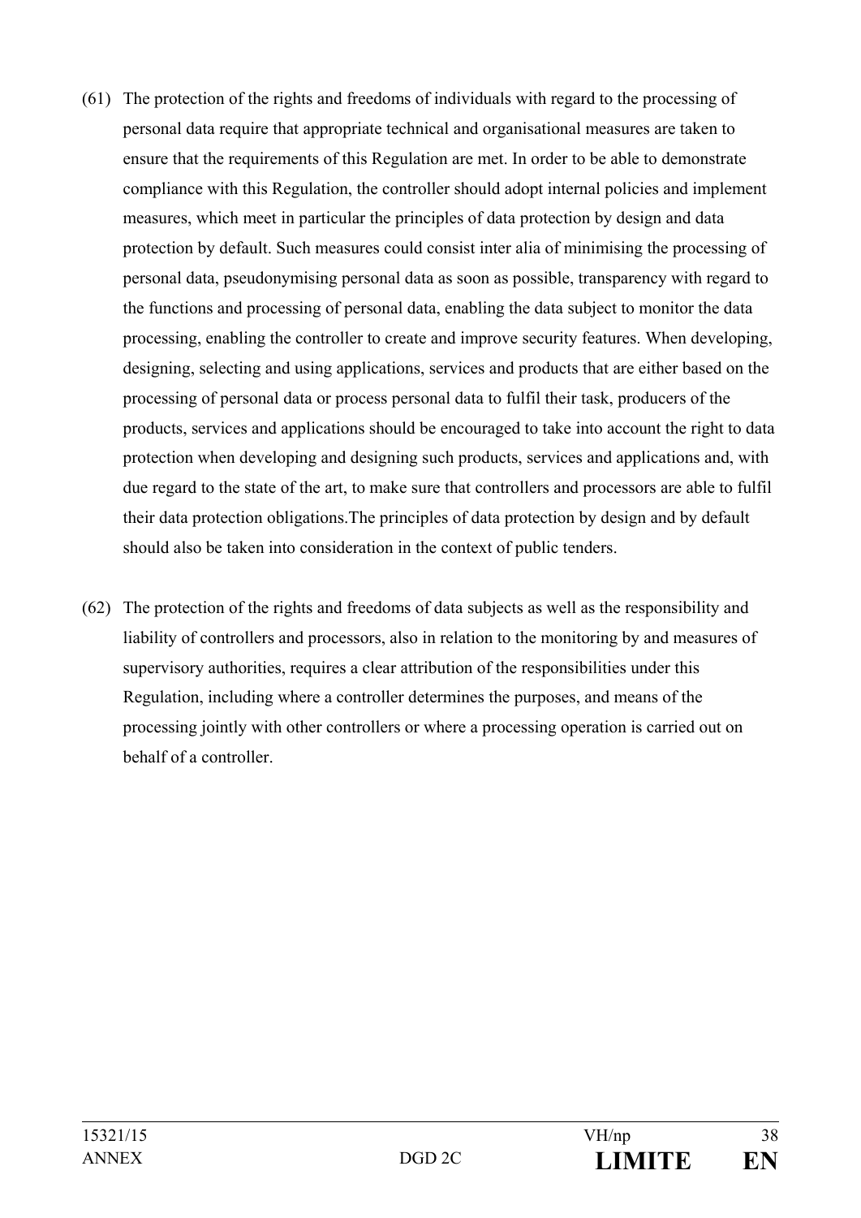(61) The protection of the rights and freedoms of individuals with regard to the processing of personal data require that appropriate technical and organisational measures are taken to ensure that the requirements of this Regulation are met. In order to be able to demonstrate compliance with this Regulation, the controller should adopt internal policies and implement measures, which meet in particular the principles of data protection by design and data protection by default. Such measures could consist inter alia of minimising the processing of personal data, pseudonymising personal data as soon as possible, transparency with regard to the functions and processing of personal data, enabling the data subject to monitor the data processing, enabling the controller to create and improve security features. When developing, designing, selecting and using applications, services and products that are either based on the processing of personal data or process personal data to fulfil their task, producers of the products, services and applications should be encouraged to take into account the right to data protection when developing and designing such products, services and applications and, with due regard to the state of the art, to make sure that controllers and processors are able to fulfil their data protection obligations.The principles of data protection by design and by default should also be taken into consideration in the context of public tenders.

(62) The protection of the rights and freedoms of data subjects as well as the responsibility and liability of controllers and processors, also in relation to the monitoring by and measures of supervisory authorities, requires a clear attribution of the responsibilities under this Regulation, including where a controller determines the purposes, and means of the processing jointly with other controllers or where a processing operation is carried out on behalf of a controller.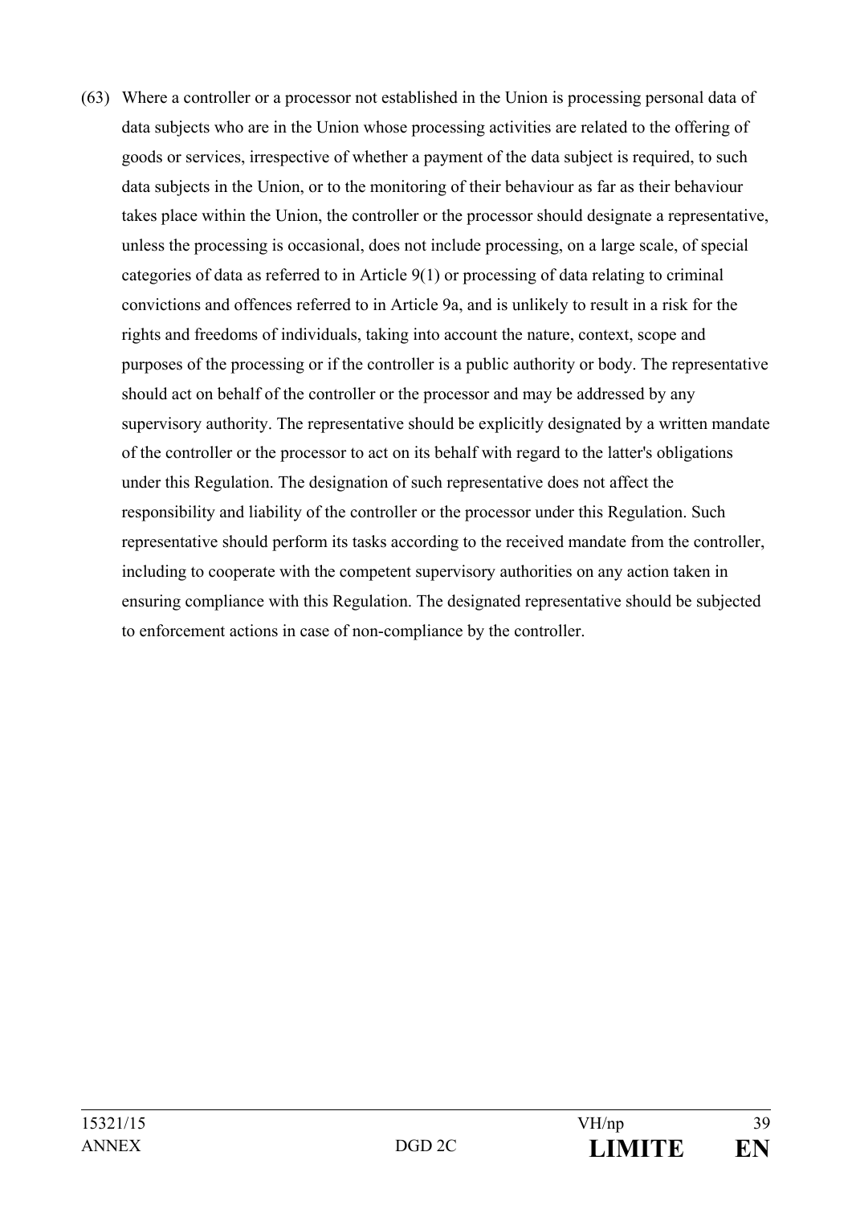(63) Where a controller or a processor not established in the Union is processing personal data of data subjects who are in the Union whose processing activities are related to the offering of goods or services, irrespective of whether a payment of the data subject is required, to such data subjects in the Union, or to the monitoring of their behaviour as far as their behaviour takes place within the Union, the controller or the processor should designate a representative, unless the processing is occasional, does not include processing, on a large scale, of special categories of data as referred to in Article 9(1) or processing of data relating to criminal convictions and offences referred to in Article 9a, and is unlikely to result in a risk for the rights and freedoms of individuals, taking into account the nature, context, scope and purposes of the processing or if the controller is a public authority or body. The representative should act on behalf of the controller or the processor and may be addressed by any supervisory authority. The representative should be explicitly designated by a written mandate of the controller or the processor to act on its behalf with regard to the latter's obligations under this Regulation. The designation of such representative does not affect the responsibility and liability of the controller or the processor under this Regulation. Such representative should perform its tasks according to the received mandate from the controller, including to cooperate with the competent supervisory authorities on any action taken in ensuring compliance with this Regulation. The designated representative should be subjected to enforcement actions in case of non-compliance by the controller.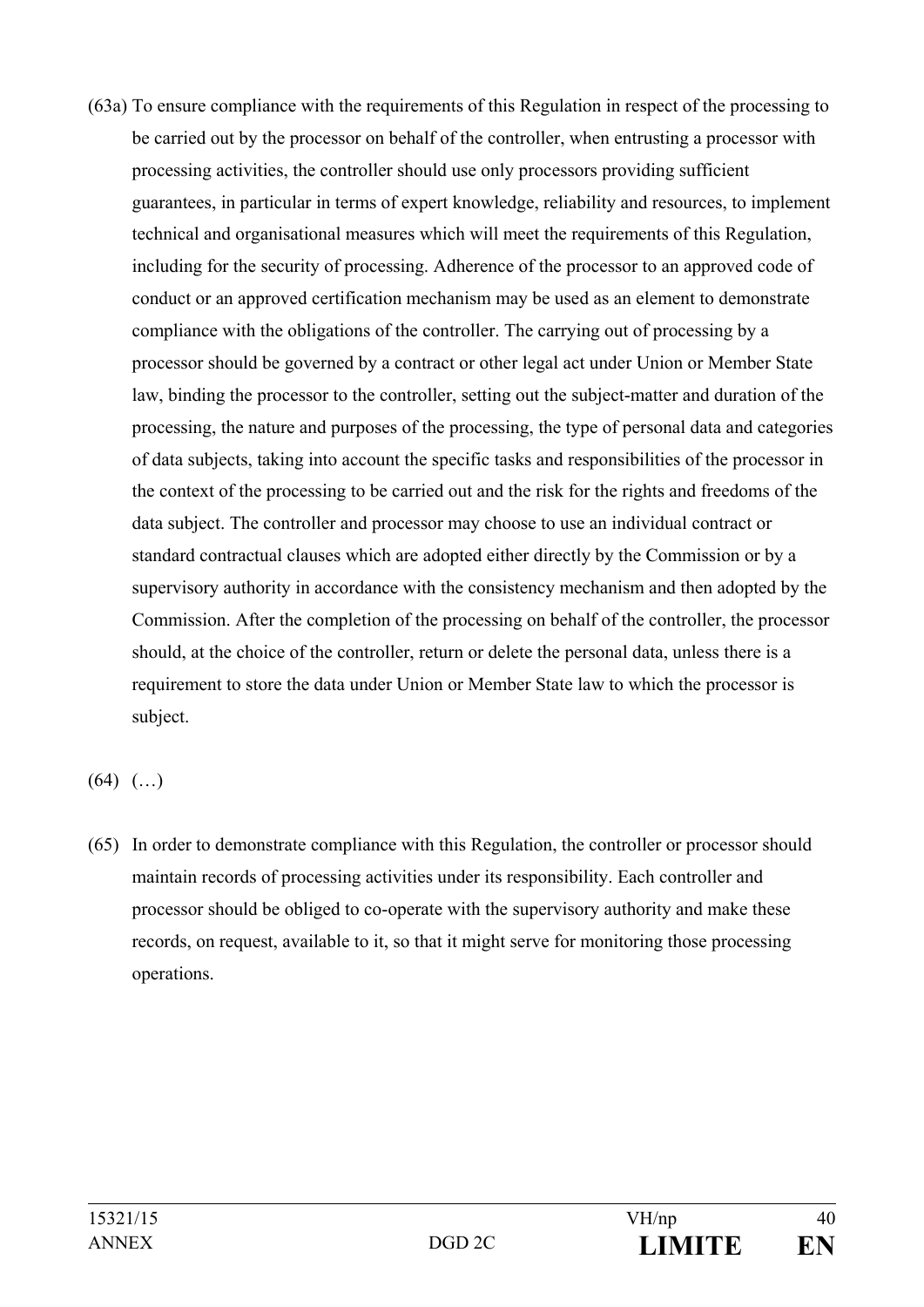(63a) To ensure compliance with the requirements of this Regulation in respect of the processing to be carried out by the processor on behalf of the controller, when entrusting a processor with processing activities, the controller should use only processors providing sufficient guarantees, in particular in terms of expert knowledge, reliability and resources, to implement technical and organisational measures which will meet the requirements of this Regulation, including for the security of processing. Adherence of the processor to an approved code of conduct or an approved certification mechanism may be used as an element to demonstrate compliance with the obligations of the controller. The carrying out of processing by a processor should be governed by a contract or other legal act under Union or Member State law, binding the processor to the controller, setting out the subject-matter and duration of the processing, the nature and purposes of the processing, the type of personal data and categories of data subjects, taking into account the specific tasks and responsibilities of the processor in the context of the processing to be carried out and the risk for the rights and freedoms of the data subject. The controller and processor may choose to use an individual contract or standard contractual clauses which are adopted either directly by the Commission or by a supervisory authority in accordance with the consistency mechanism and then adopted by the Commission. After the completion of the processing on behalf of the controller, the processor should, at the choice of the controller, return or delete the personal data, unless there is a requirement to store the data under Union or Member State law to which the processor is subject.

(64) (…)

(65) In order to demonstrate compliance with this Regulation, the controller or processor should maintain records of processing activities under its responsibility. Each controller and processor should be obliged to co-operate with the supervisory authority and make these records, on request, available to it, so that it might serve for monitoring those processing operations.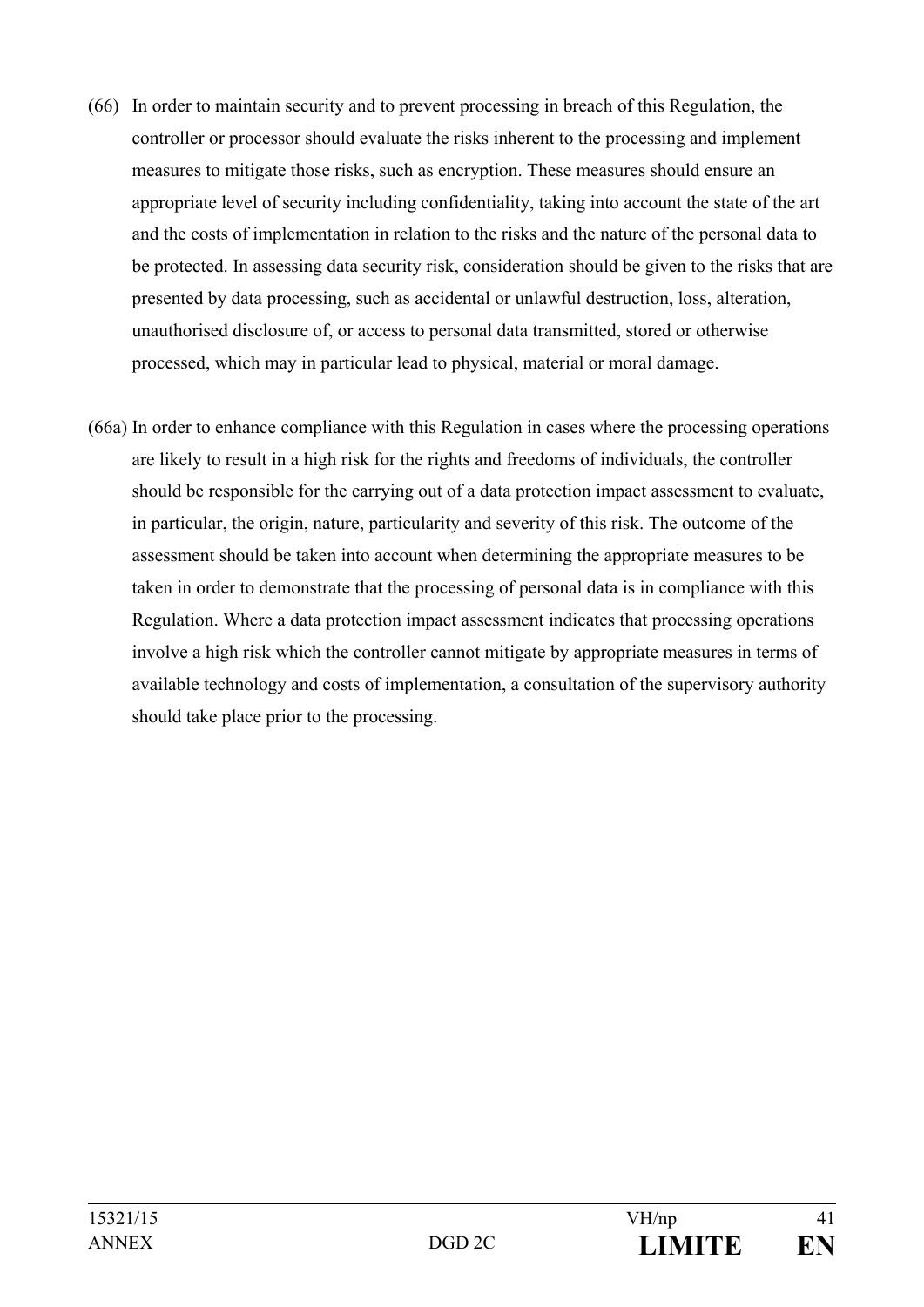(66) In order to maintain security and to prevent processing in breach of this Regulation, the controller or processor should evaluate the risks inherent to the processing and implement measures to mitigate those risks, such as encryption. These measures should ensure an appropriate level of security including confidentiality, taking into account the state of the art and the costs of implementation in relation to the risks and the nature of the personal data to be protected. In assessing data security risk, consideration should be given to the risks that are presented by data processing, such as accidental or unlawful destruction, loss, alteration, unauthorised disclosure of, or access to personal data transmitted, stored or otherwise processed, which may in particular lead to physical, material or moral damage.

(66a) In order to enhance compliance with this Regulation in cases where the processing operations are likely to result in a high risk for the rights and freedoms of individuals, the controller should be responsible for the carrying out of a data protection impact assessment to evaluate, in particular, the origin, nature, particularity and severity of this risk. The outcome of the assessment should be taken into account when determining the appropriate measures to be taken in order to demonstrate that the processing of personal data is in compliance with this Regulation. Where a data protection impact assessment indicates that processing operations involve a high risk which the controller cannot mitigate by appropriate measures in terms of available technology and costs of implementation, a consultation of the supervisory authority should take place prior to the processing.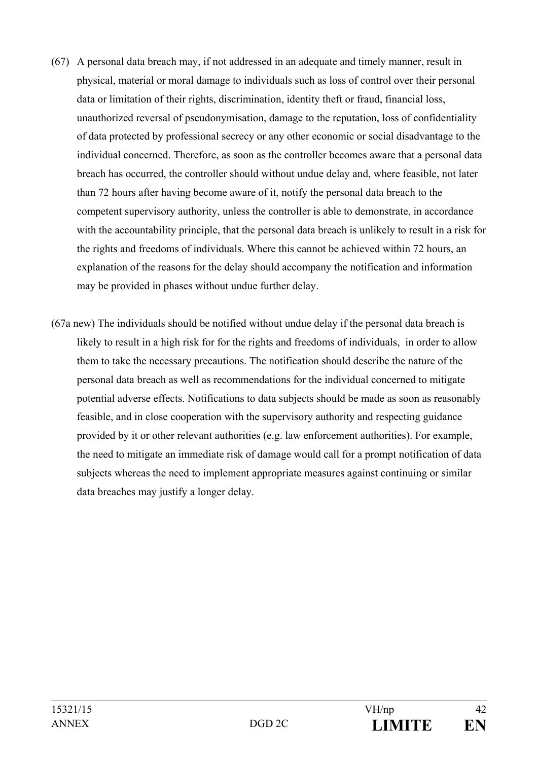(67) A personal data breach may, if not addressed in an adequate and timely manner, result in physical, material or moral damage to individuals such as loss of control over their personal data or limitation of their rights, discrimination, identity theft or fraud, financial loss, unauthorized reversal of pseudonymisation, damage to the reputation, loss of confidentiality of data protected by professional secrecy or any other economic or social disadvantage to the individual concerned. Therefore, as soon as the controller becomes aware that a personal data breach has occurred, the controller should without undue delay and, where feasible, not later than 72 hours after having become aware of it, notify the personal data breach to the competent supervisory authority, unless the controller is able to demonstrate, in accordance with the accountability principle, that the personal data breach is unlikely to result in a risk for the rights and freedoms of individuals. Where this cannot be achieved within 72 hours, an explanation of the reasons for the delay should accompany the notification and information may be provided in phases without undue further delay.

(67a new) The individuals should be notified without undue delay if the personal data breach is likely to result in a high risk for for the rights and freedoms of individuals, in order to allow them to take the necessary precautions. The notification should describe the nature of the personal data breach as well as recommendations for the individual concerned to mitigate potential adverse effects. Notifications to data subjects should be made as soon as reasonably feasible, and in close cooperation with the supervisory authority and respecting guidance provided by it or other relevant authorities (e.g. law enforcement authorities). For example, the need to mitigate an immediate risk of damage would call for a prompt notification of data subjects whereas the need to implement appropriate measures against continuing or similar data breaches may justify a longer delay.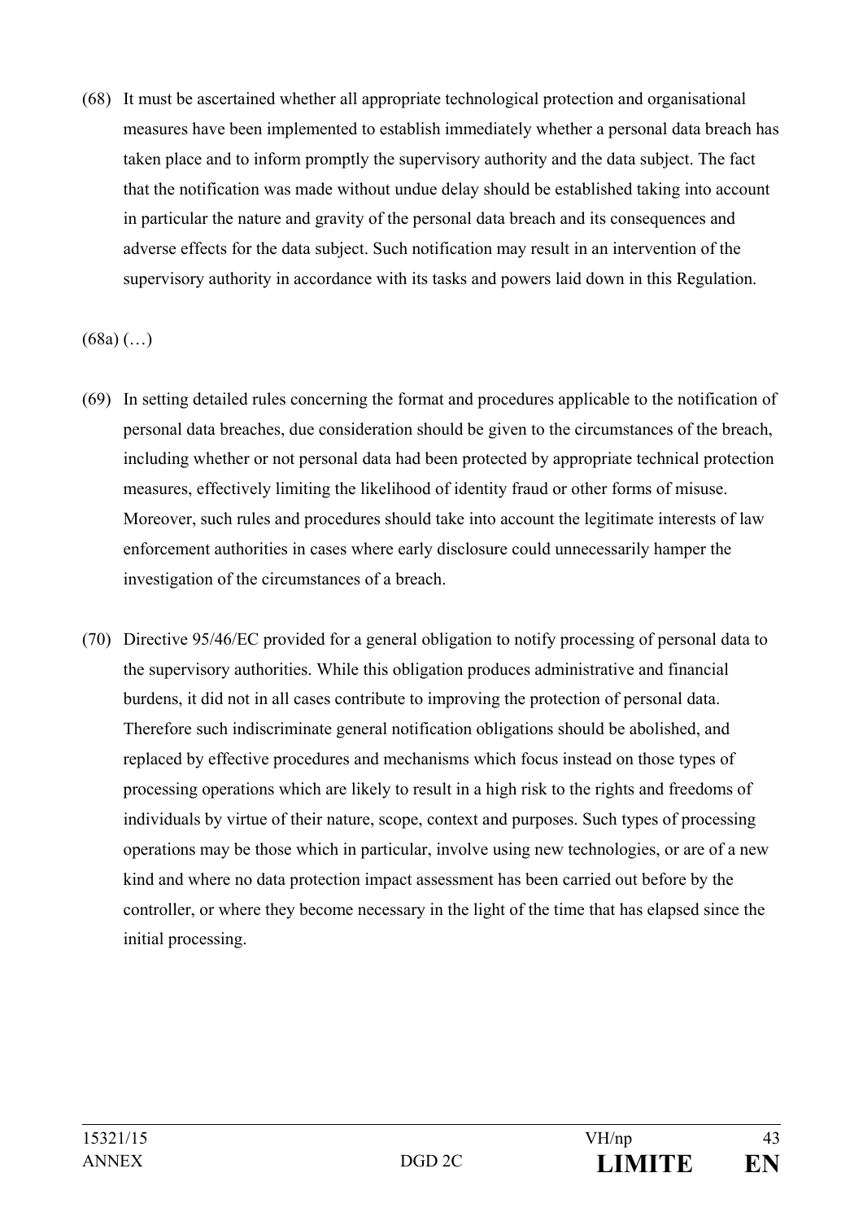(68) It must be ascertained whether all appropriate technological protection and organisational measures have been implemented to establish immediately whether a personal data breach has taken place and to inform promptly the supervisory authority and the data subject. The fact that the notification was made without undue delay should be established taking into account in particular the nature and gravity of the personal data breach and its consequences and adverse effects for the data subject. Such notification may result in an intervention of the supervisory authority in accordance with its tasks and powers laid down in this Regulation.

(68a) (…)

(69) In setting detailed rules concerning the format and procedures applicable to the notification of personal data breaches, due consideration should be given to the circumstances of the breach, including whether or not personal data had been protected by appropriate technical protection measures, effectively limiting the likelihood of identity fraud or other forms of misuse. Moreover, such rules and procedures should take into account the legitimate interests of law enforcement authorities in cases where early disclosure could unnecessarily hamper the investigation of the circumstances of a breach.

(70) Directive 95/46/EC provided for a general obligation to notify processing of personal data to the supervisory authorities. While this obligation produces administrative and financial burdens, it did not in all cases contribute to improving the protection of personal data. Therefore such indiscriminate general notification obligations should be abolished, and replaced by effective procedures and mechanisms which focus instead on those types of processing operations which are likely to result in a high risk to the rights and freedoms of individuals by virtue of their nature, scope, context and purposes. Such types of processing operations may be those which in particular, involve using new technologies, or are of a new kind and where no data protection impact assessment has been carried out before by the controller, or where they become necessary in the light of the time that has elapsed since the initial processing.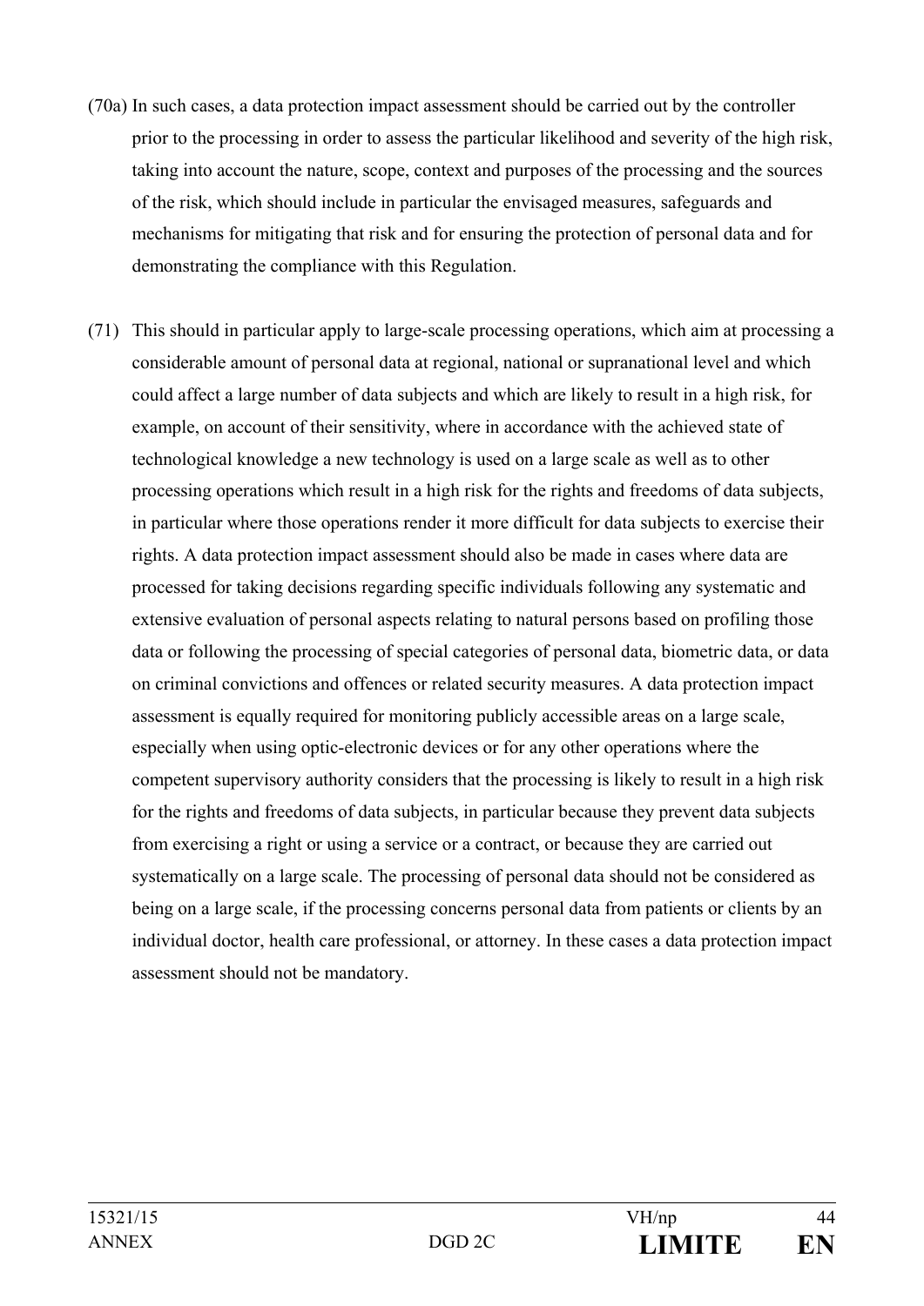(70a) In such cases, a data protection impact assessment should be carried out by the controller prior to the processing in order to assess the particular likelihood and severity of the high risk, taking into account the nature, scope, context and purposes of the processing and the sources of the risk, which should include in particular the envisaged measures, safeguards and mechanisms for mitigating that risk and for ensuring the protection of personal data and for demonstrating the compliance with this Regulation.

(71) This should in particular apply to large-scale processing operations, which aim at processing a considerable amount of personal data at regional, national or supranational level and which could affect a large number of data subjects and which are likely to result in a high risk, for example, on account of their sensitivity, where in accordance with the achieved state of technological knowledge a new technology is used on a large scale as well as to other processing operations which result in a high risk for the rights and freedoms of data subjects, in particular where those operations render it more difficult for data subjects to exercise their rights. A data protection impact assessment should also be made in cases where data are processed for taking decisions regarding specific individuals following any systematic and extensive evaluation of personal aspects relating to natural persons based on profiling those data or following the processing of special categories of personal data, biometric data, or data on criminal convictions and offences or related security measures. A data protection impact assessment is equally required for monitoring publicly accessible areas on a large scale, especially when using optic-electronic devices or for any other operations where the competent supervisory authority considers that the processing is likely to result in a high risk for the rights and freedoms of data subjects, in particular because they prevent data subjects from exercising a right or using a service or a contract, or because they are carried out systematically on a large scale. The processing of personal data should not be considered as being on a large scale, if the processing concerns personal data from patients or clients by an individual doctor, health care professional, or attorney. In these cases a data protection impact assessment should not be mandatory.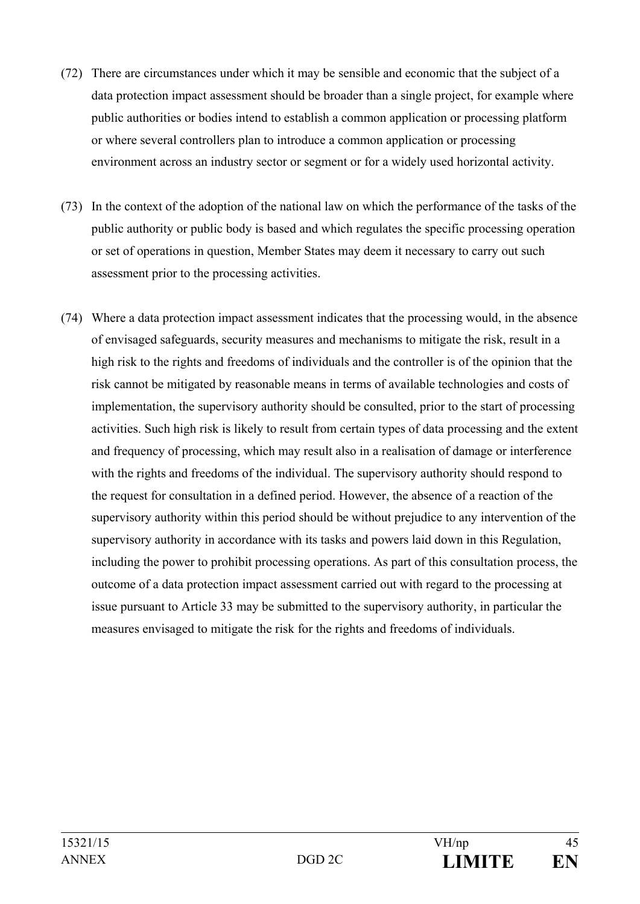(72) There are circumstances under which it may be sensible and economic that the subject of a data protection impact assessment should be broader than a single project, for example where public authorities or bodies intend to establish a common application or processing platform or where several controllers plan to introduce a common application or processing environment across an industry sector or segment or for a widely used horizontal activity.

(73) In the context of the adoption of the national law on which the performance of the tasks of the public authority or public body is based and which regulates the specific processing operation or set of operations in question, Member States may deem it necessary to carry out such assessment prior to the processing activities.

(74) Where a data protection impact assessment indicates that the processing would, in the absence of envisaged safeguards, security measures and mechanisms to mitigate the risk, result in a high risk to the rights and freedoms of individuals and the controller is of the opinion that the risk cannot be mitigated by reasonable means in terms of available technologies and costs of implementation, the supervisory authority should be consulted, prior to the start of processing activities. Such high risk is likely to result from certain types of data processing and the extent and frequency of processing, which may result also in a realisation of damage or interference with the rights and freedoms of the individual. The supervisory authority should respond to the request for consultation in a defined period. However, the absence of a reaction of the supervisory authority within this period should be without prejudice to any intervention of the supervisory authority in accordance with its tasks and powers laid down in this Regulation, including the power to prohibit processing operations. As part of this consultation process, the outcome of a data protection impact assessment carried out with regard to the processing at issue pursuant to Article 33 may be submitted to the supervisory authority, in particular the measures envisaged to mitigate the risk for the rights and freedoms of individuals.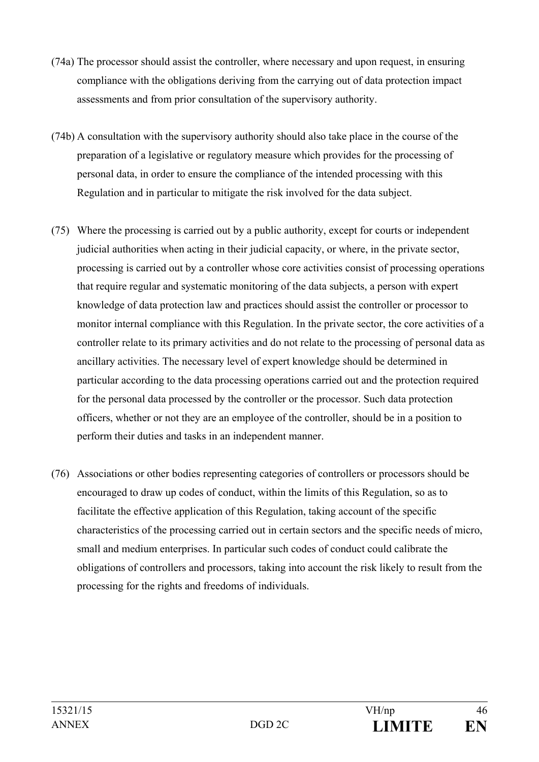(74a) The processor should assist the controller, where necessary and upon request, in ensuring compliance with the obligations deriving from the carrying out of data protection impact assessments and from prior consultation of the supervisory authority.

(74b) A consultation with the supervisory authority should also take place in the course of the preparation of a legislative or regulatory measure which provides for the processing of personal data, in order to ensure the compliance of the intended processing with this Regulation and in particular to mitigate the risk involved for the data subject.

(75) Where the processing is carried out by a public authority, except for courts or independent judicial authorities when acting in their judicial capacity, or where, in the private sector, processing is carried out by a controller whose core activities consist of processing operations that require regular and systematic monitoring of the data subjects, a person with expert knowledge of data protection law and practices should assist the controller or processor to monitor internal compliance with this Regulation. In the private sector, the core activities of a controller relate to its primary activities and do not relate to the processing of personal data as ancillary activities. The necessary level of expert knowledge should be determined in particular according to the data processing operations carried out and the protection required for the personal data processed by the controller or the processor. Such data protection officers, whether or not they are an employee of the controller, should be in a position to perform their duties and tasks in an independent manner.

(76) Associations or other bodies representing categories of controllers or processors should be encouraged to draw up codes of conduct, within the limits of this Regulation, so as to facilitate the effective application of this Regulation, taking account of the specific characteristics of the processing carried out in certain sectors and the specific needs of micro, small and medium enterprises. In particular such codes of conduct could calibrate the obligations of controllers and processors, taking into account the risk likely to result from the processing for the rights and freedoms of individuals.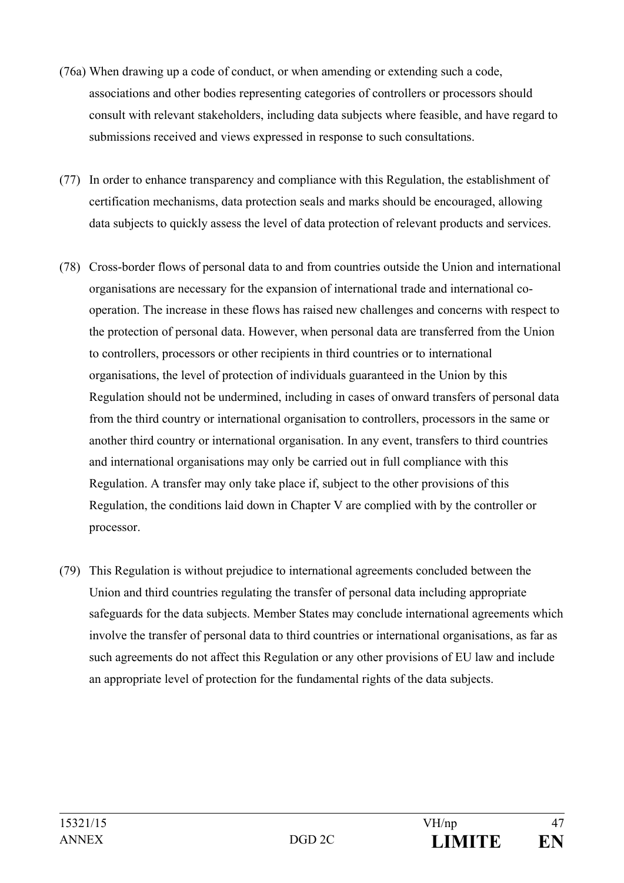(76a) When drawing up a code of conduct, or when amending or extending such a code, associations and other bodies representing categories of controllers or processors should consult with relevant stakeholders, including data subjects where feasible, and have regard to submissions received and views expressed in response to such consultations.

(77) In order to enhance transparency and compliance with this Regulation, the establishment of certification mechanisms, data protection seals and marks should be encouraged, allowing data subjects to quickly assess the level of data protection of relevant products and services.

(78) Cross-border flows of personal data to and from countries outside the Union and international organisations are necessary for the expansion of international trade and international co-operation. The increase in these flows has raised new challenges and concerns with respect to the protection of personal data. However, when personal data are transferred from the Union to controllers, processors or other recipients in third countries or to international organisations, the level of protection of individuals guaranteed in the Union by this Regulation should not be undermined, including in cases of onward transfers of personal data from the third country or international organisation to controllers, processors in the same or another third country or international organisation. In any event, transfers to third countries and international organisations may only be carried out in full compliance with this Regulation. A transfer may only take place if, subject to the other provisions of this Regulation, the conditions laid down in Chapter V are complied with by the controller or processor.

(79) This Regulation is without prejudice to international agreements concluded between the Union and third countries regulating the transfer of personal data including appropriate safeguards for the data subjects. Member States may conclude international agreements which involve the transfer of personal data to third countries or international organisations, as far as such agreements do not affect this Regulation or any other provisions of EU law and include an appropriate level of protection for the fundamental rights of the data subjects.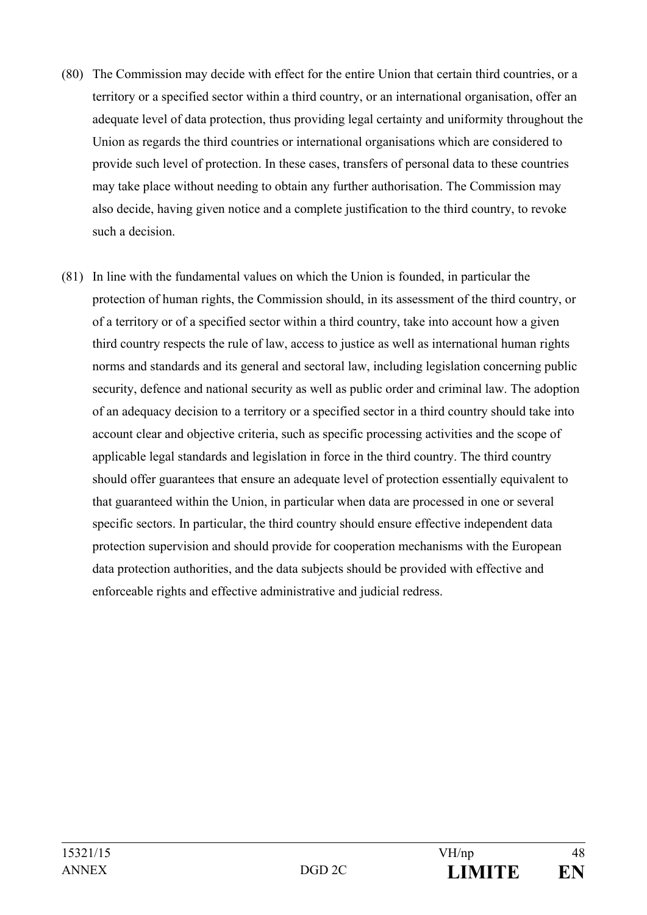(80) The Commission may decide with effect for the entire Union that certain third countries, or a territory or a specified sector within a third country, or an international organisation, offer an adequate level of data protection, thus providing legal certainty and uniformity throughout the Union as regards the third countries or international organisations which are considered to provide such level of protection. In these cases, transfers of personal data to these countries may take place without needing to obtain any further authorisation. The Commission may also decide, having given notice and a complete justification to the third country, to revoke such a decision.

(81) In line with the fundamental values on which the Union is founded, in particular the protection of human rights, the Commission should, in its assessment of the third country, or of a territory or of a specified sector within a third country, take into account how a given third country respects the rule of law, access to justice as well as international human rights norms and standards and its general and sectoral law, including legislation concerning public security, defence and national security as well as public order and criminal law. The adoption of an adequacy decision to a territory or a specified sector in a third country should take into account clear and objective criteria, such as specific processing activities and the scope of applicable legal standards and legislation in force in the third country. The third country should offer guarantees that ensure an adequate level of protection essentially equivalent to that guaranteed within the Union, in particular when data are processed in one or several specific sectors. In particular, the third country should ensure effective independent data protection supervision and should provide for cooperation mechanisms with the European data protection authorities, and the data subjects should be provided with effective and enforceable rights and effective administrative and judicial redress.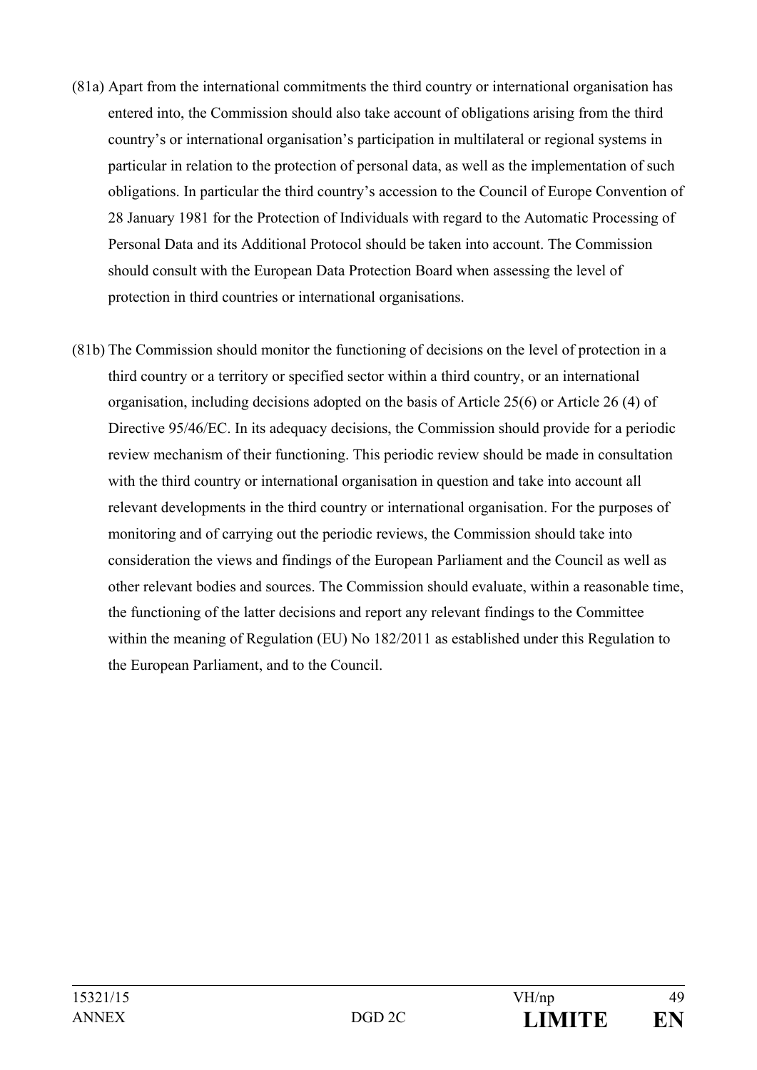(81a) Apart from the international commitments the third country or international organisation has entered into, the Commission should also take account of obligations arising from the third country's or international organisation's participation in multilateral or regional systems in particular in relation to the protection of personal data, as well as the implementation of such obligations. In particular the third country's accession to the Council of Europe Convention of 28 January 1981 for the Protection of Individuals with regard to the Automatic Processing of Personal Data and its Additional Protocol should be taken into account. The Commission should consult with the European Data Protection Board when assessing the level of protection in third countries or international organisations.

(81b) The Commission should monitor the functioning of decisions on the level of protection in a third country or a territory or specified sector within a third country, or an international organisation, including decisions adopted on the basis of Article 25(6) or Article 26 (4) of Directive 95/46/EC. In its adequacy decisions, the Commission should provide for a periodic review mechanism of their functioning. This periodic review should be made in consultation with the third country or international organisation in question and take into account all relevant developments in the third country or international organisation. For the purposes of monitoring and of carrying out the periodic reviews, the Commission should take into consideration the views and findings of the European Parliament and the Council as well as other relevant bodies and sources. The Commission should evaluate, within a reasonable time, the functioning of the latter decisions and report any relevant findings to the Committee within the meaning of Regulation (EU) No 182/2011 as established under this Regulation to the European Parliament, and to the Council.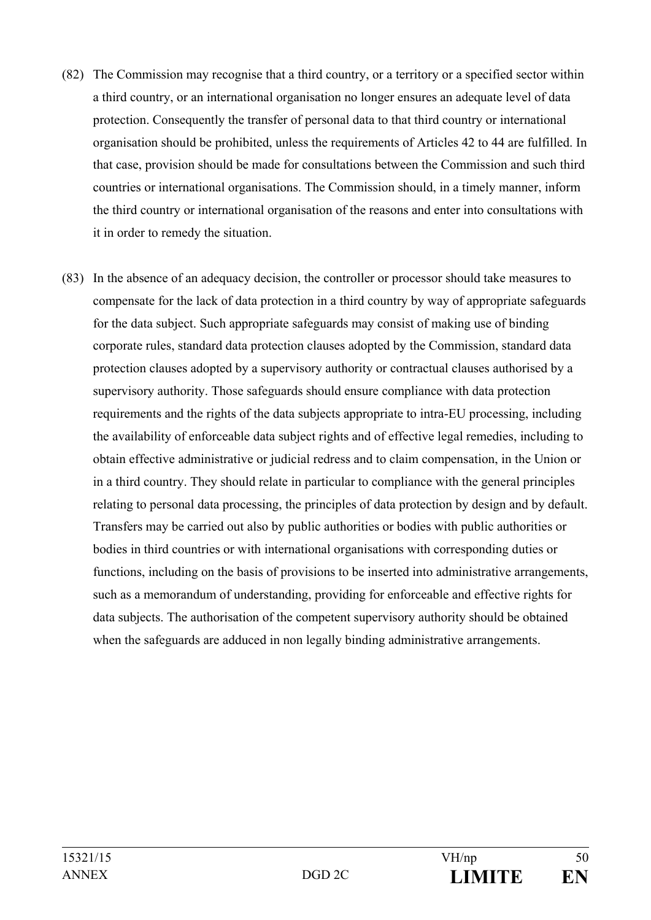(82) The Commission may recognise that a third country, or a territory or a specified sector within a third country, or an international organisation no longer ensures an adequate level of data protection. Consequently the transfer of personal data to that third country or international organisation should be prohibited, unless the requirements of Articles 42 to 44 are fulfilled. In that case, provision should be made for consultations between the Commission and such third countries or international organisations. The Commission should, in a timely manner, inform the third country or international organisation of the reasons and enter into consultations with it in order to remedy the situation.

(83) In the absence of an adequacy decision, the controller or processor should take measures to compensate for the lack of data protection in a third country by way of appropriate safeguards for the data subject. Such appropriate safeguards may consist of making use of binding corporate rules, standard data protection clauses adopted by the Commission, standard data protection clauses adopted by a supervisory authority or contractual clauses authorised by a supervisory authority. Those safeguards should ensure compliance with data protection requirements and the rights of the data subjects appropriate to intra-EU processing, including the availability of enforceable data subject rights and of effective legal remedies, including to obtain effective administrative or judicial redress and to claim compensation, in the Union or in a third country. They should relate in particular to compliance with the general principles relating to personal data processing, the principles of data protection by design and by default. Transfers may be carried out also by public authorities or bodies with public authorities or bodies in third countries or with international organisations with corresponding duties or functions, including on the basis of provisions to be inserted into administrative arrangements, such as a memorandum of understanding, providing for enforceable and effective rights for data subjects. The authorisation of the competent supervisory authority should be obtained when the safeguards are adduced in non legally binding administrative arrangements.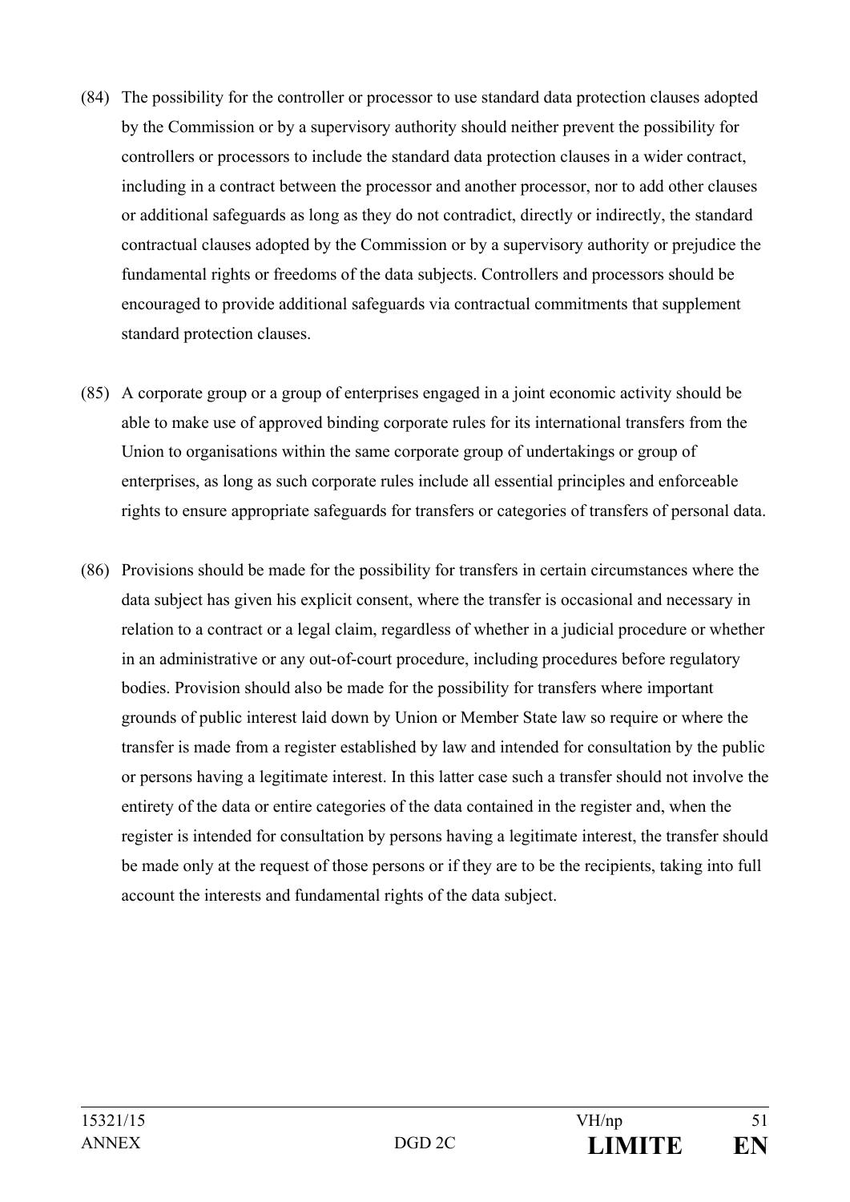(84) The possibility for the controller or processor to use standard data protection clauses adopted by the Commission or by a supervisory authority should neither prevent the possibility for controllers or processors to include the standard data protection clauses in a wider contract, including in a contract between the processor and another processor, nor to add other clauses or additional safeguards as long as they do not contradict, directly or indirectly, the standard contractual clauses adopted by the Commission or by a supervisory authority or prejudice the fundamental rights or freedoms of the data subjects. Controllers and processors should be encouraged to provide additional safeguards via contractual commitments that supplement standard protection clauses.

(85) A corporate group or a group of enterprises engaged in a joint economic activity should be able to make use of approved binding corporate rules for its international transfers from the Union to organisations within the same corporate group of undertakings or group of enterprises, as long as such corporate rules include all essential principles and enforceable rights to ensure appropriate safeguards for transfers or categories of transfers of personal data.

(86) Provisions should be made for the possibility for transfers in certain circumstances where the data subject has given his explicit consent, where the transfer is occasional and necessary in relation to a contract or a legal claim, regardless of whether in a judicial procedure or whether in an administrative or any out-of-court procedure, including procedures before regulatory bodies. Provision should also be made for the possibility for transfers where important grounds of public interest laid down by Union or Member State law so require or where the transfer is made from a register established by law and intended for consultation by the public or persons having a legitimate interest. In this latter case such a transfer should not involve the entirety of the data or entire categories of the data contained in the register and, when the register is intended for consultation by persons having a legitimate interest, the transfer should be made only at the request of those persons or if they are to be the recipients, taking into full account the interests and fundamental rights of the data subject.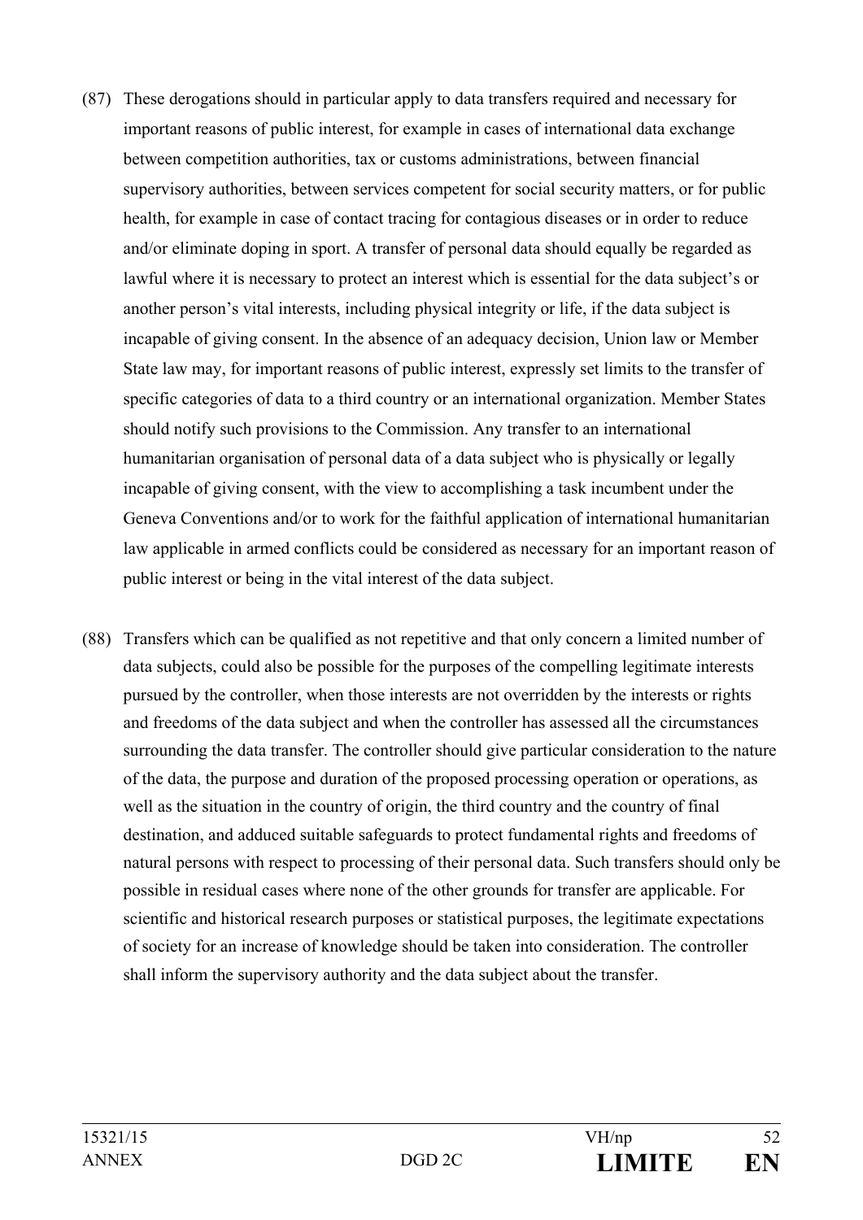(87) These derogations should in particular apply to data transfers required and necessary for important reasons of public interest, for example in cases of international data exchange between competition authorities, tax or customs administrations, between financial supervisory authorities, between services competent for social security matters, or for public health, for example in case of contact tracing for contagious diseases or in order to reduce and/or eliminate doping in sport. A transfer of personal data should equally be regarded as lawful where it is necessary to protect an interest which is essential for the data subject's or another person's vital interests, including physical integrity or life, if the data subject is incapable of giving consent. In the absence of an adequacy decision, Union law or Member State law may, for important reasons of public interest, expressly set limits to the transfer of specific categories of data to a third country or an international organization. Member States should notify such provisions to the Commission. Any transfer to an international humanitarian organisation of personal data of a data subject who is physically or legally incapable of giving consent, with the view to accomplishing a task incumbent under the Geneva Conventions and/or to work for the faithful application of international humanitarian law applicable in armed conflicts could be considered as necessary for an important reason of public interest or being in the vital interest of the data subject.

(88) Transfers which can be qualified as not repetitive and that only concern a limited number of data subjects, could also be possible for the purposes of the compelling legitimate interests pursued by the controller, when those interests are not overridden by the interests or rights and freedoms of the data subject and when the controller has assessed all the circumstances surrounding the data transfer. The controller should give particular consideration to the nature of the data, the purpose and duration of the proposed processing operation or operations, as well as the situation in the country of origin, the third country and the country of final destination, and adduced suitable safeguards to protect fundamental rights and freedoms of natural persons with respect to processing of their personal data. Such transfers should only be possible in residual cases where none of the other grounds for transfer are applicable. For scientific and historical research purposes or statistical purposes, the legitimate expectations of society for an increase of knowledge should be taken into consideration. The controller shall inform the supervisory authority and the data subject about the transfer.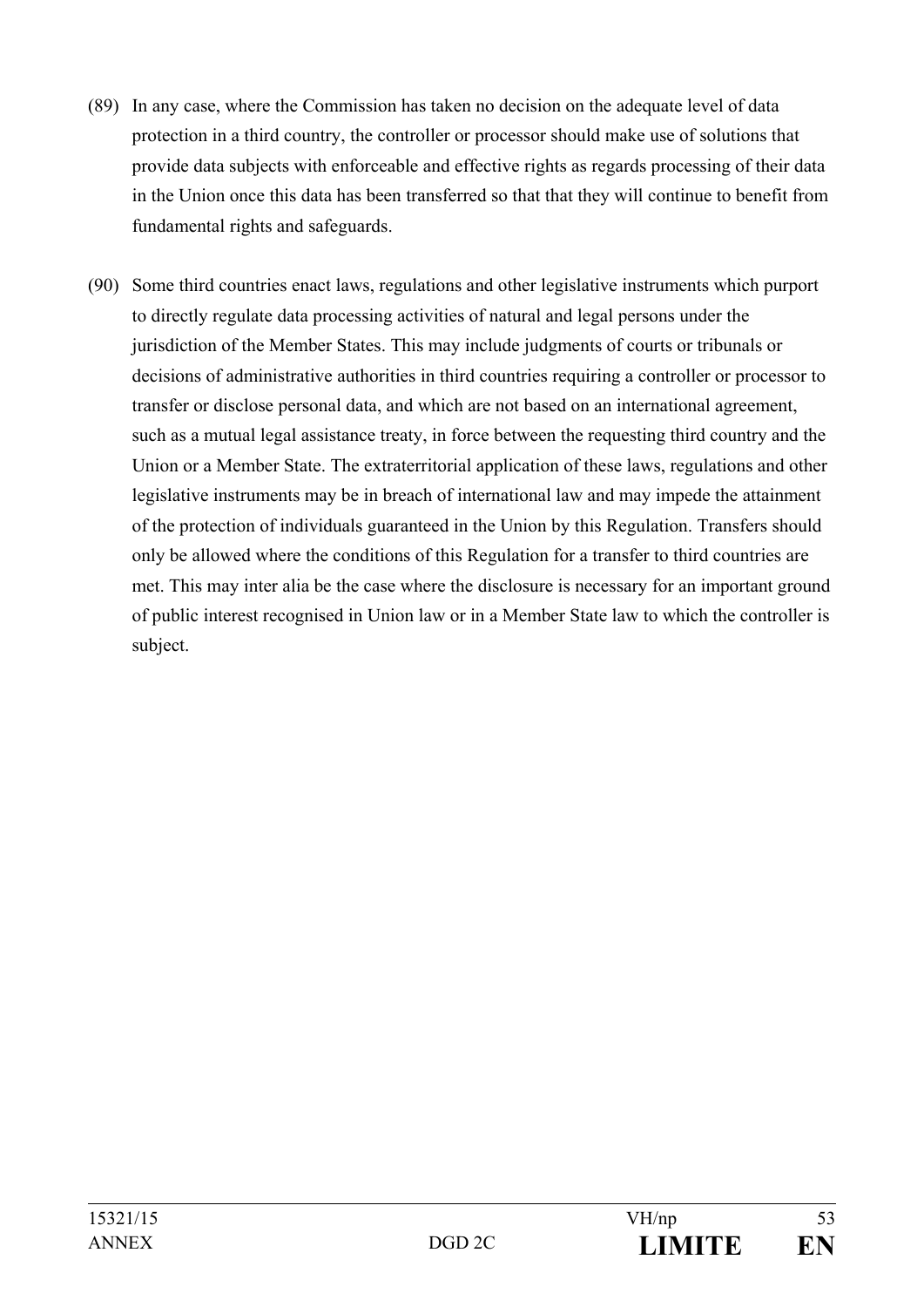(89) In any case, where the Commission has taken no decision on the adequate level of data protection in a third country, the controller or processor should make use of solutions that provide data subjects with enforceable and effective rights as regards processing of their data in the Union once this data has been transferred so that that they will continue to benefit from fundamental rights and safeguards.

(90) Some third countries enact laws, regulations and other legislative instruments which purport to directly regulate data processing activities of natural and legal persons under the jurisdiction of the Member States. This may include judgments of courts or tribunals or decisions of administrative authorities in third countries requiring a controller or processor to transfer or disclose personal data, and which are not based on an international agreement, such as a mutual legal assistance treaty, in force between the requesting third country and the Union or a Member State. The extraterritorial application of these laws, regulations and other legislative instruments may be in breach of international law and may impede the attainment of the protection of individuals guaranteed in the Union by this Regulation. Transfers should only be allowed where the conditions of this Regulation for a transfer to third countries are met. This may inter alia be the case where the disclosure is necessary for an important ground of public interest recognised in Union law or in a Member State law to which the controller is subject.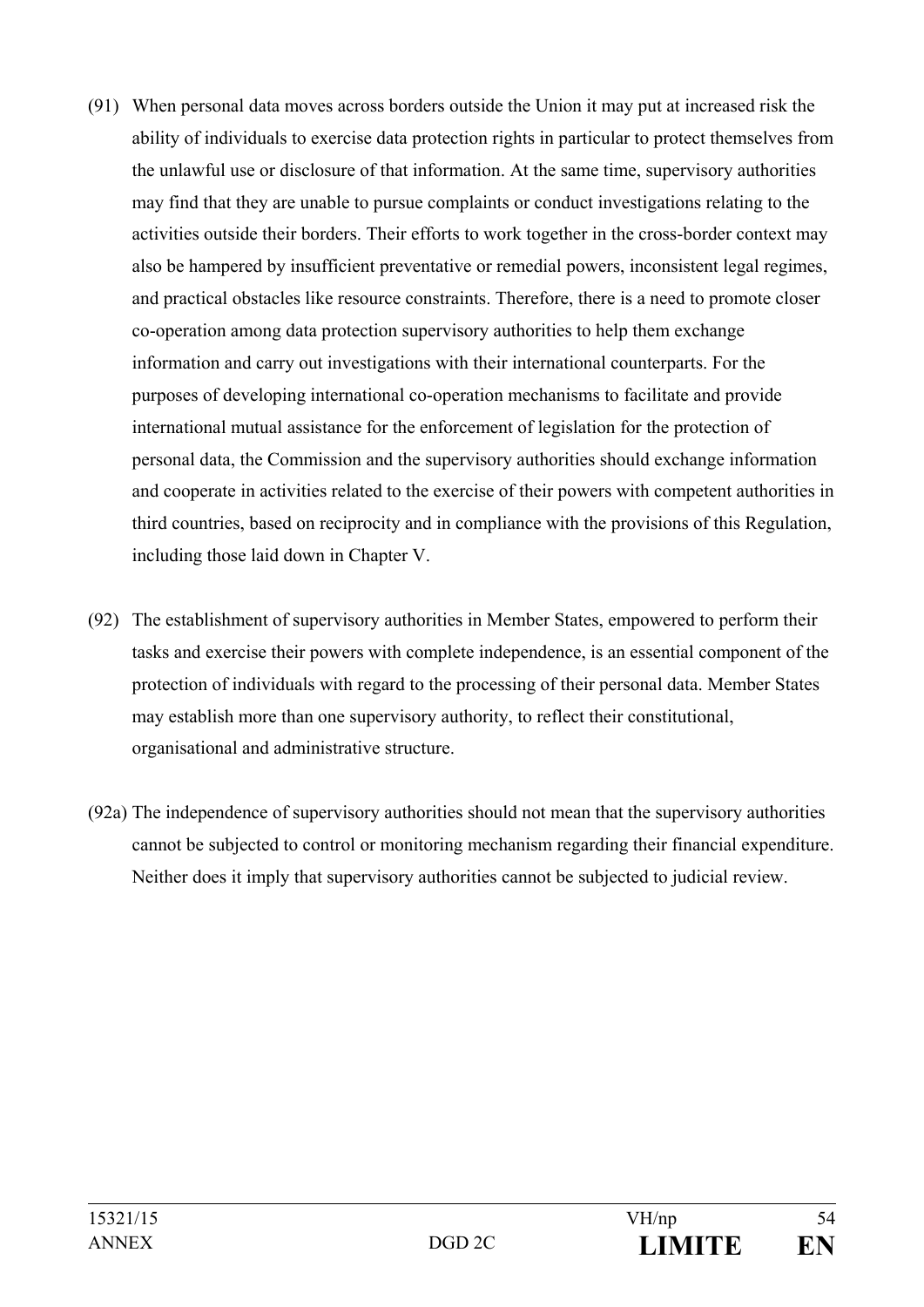(91) When personal data moves across borders outside the Union it may put at increased risk the ability of individuals to exercise data protection rights in particular to protect themselves from the unlawful use or disclosure of that information. At the same time, supervisory authorities may find that they are unable to pursue complaints or conduct investigations relating to the activities outside their borders. Their efforts to work together in the cross-border context may also be hampered by insufficient preventative or remedial powers, inconsistent legal regimes, and practical obstacles like resource constraints. Therefore, there is a need to promote closer co-operation among data protection supervisory authorities to help them exchange information and carry out investigations with their international counterparts. For the purposes of developing international co-operation mechanisms to facilitate and provide international mutual assistance for the enforcement of legislation for the protection of personal data, the Commission and the supervisory authorities should exchange information and cooperate in activities related to the exercise of their powers with competent authorities in third countries, based on reciprocity and in compliance with the provisions of this Regulation, including those laid down in Chapter V.

(92) The establishment of supervisory authorities in Member States, empowered to perform their tasks and exercise their powers with complete independence, is an essential component of the protection of individuals with regard to the processing of their personal data. Member States may establish more than one supervisory authority, to reflect their constitutional, organisational and administrative structure.

(92a) The independence of supervisory authorities should not mean that the supervisory authorities cannot be subjected to control or monitoring mechanism regarding their financial expenditure. Neither does it imply that supervisory authorities cannot be subjected to judicial review.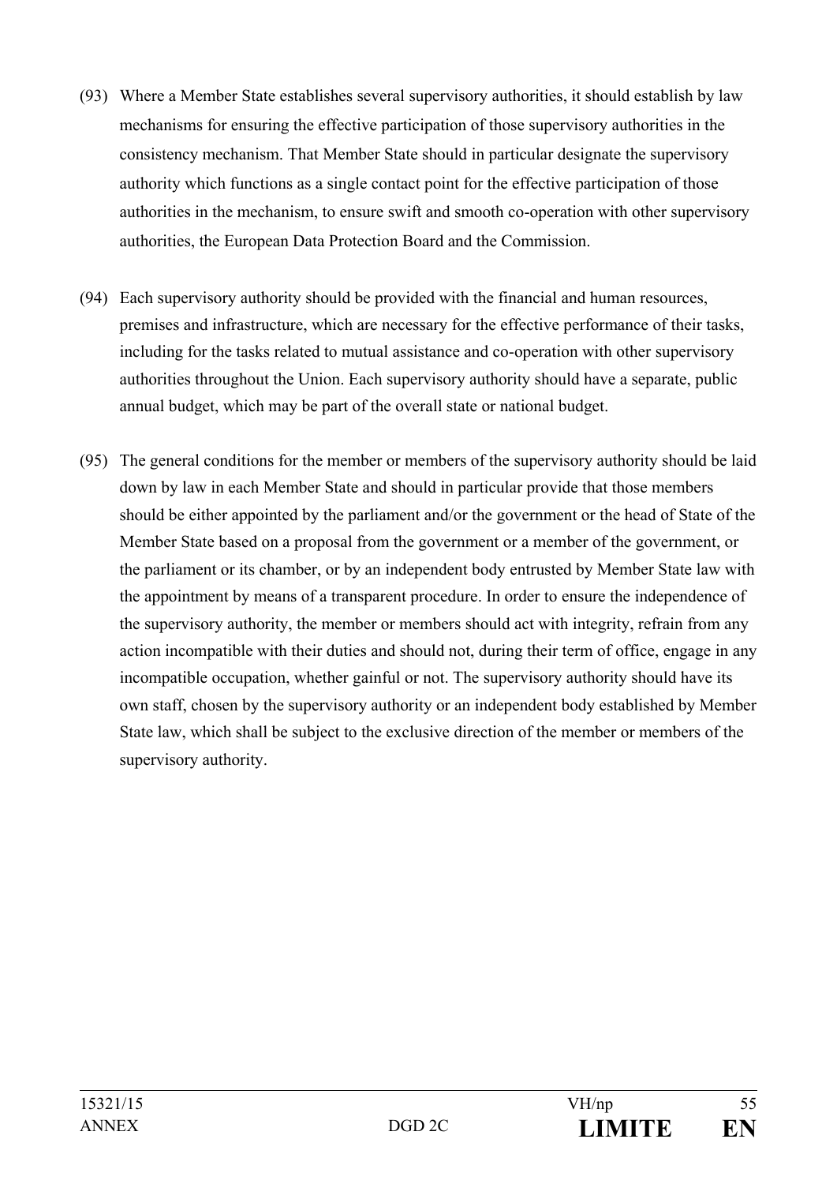(93) Where a Member State establishes several supervisory authorities, it should establish by law mechanisms for ensuring the effective participation of those supervisory authorities in the consistency mechanism. That Member State should in particular designate the supervisory authority which functions as a single contact point for the effective participation of those authorities in the mechanism, to ensure swift and smooth co-operation with other supervisory authorities, the European Data Protection Board and the Commission.

(94) Each supervisory authority should be provided with the financial and human resources, premises and infrastructure, which are necessary for the effective performance of their tasks, including for the tasks related to mutual assistance and co-operation with other supervisory authorities throughout the Union. Each supervisory authority should have a separate, public annual budget, which may be part of the overall state or national budget.

(95) The general conditions for the member or members of the supervisory authority should be laid down by law in each Member State and should in particular provide that those members should be either appointed by the parliament and/or the government or the head of State of the Member State based on a proposal from the government or a member of the government, or the parliament or its chamber, or by an independent body entrusted by Member State law with the appointment by means of a transparent procedure. In order to ensure the independence of the supervisory authority, the member or members should act with integrity, refrain from any action incompatible with their duties and should not, during their term of office, engage in any incompatible occupation, whether gainful or not. The supervisory authority should have its own staff, chosen by the supervisory authority or an independent body established by Member State law, which shall be subject to the exclusive direction of the member or members of the supervisory authority.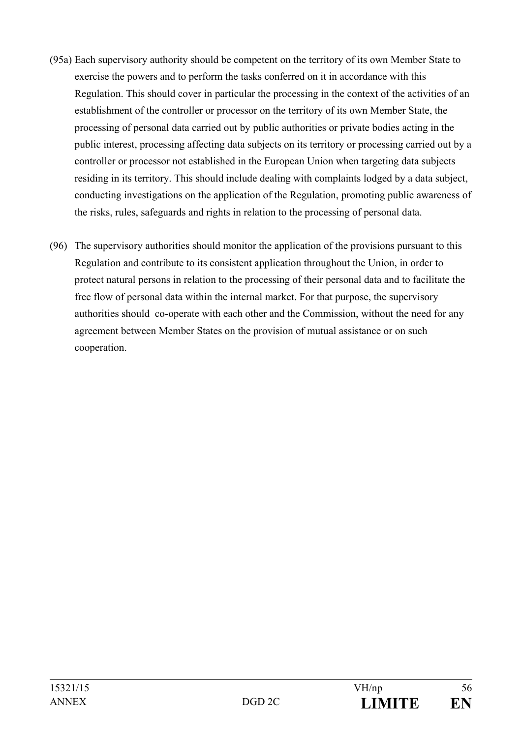(95a) Each supervisory authority should be competent on the territory of its own Member State to exercise the powers and to perform the tasks conferred on it in accordance with this Regulation. This should cover in particular the processing in the context of the activities of an establishment of the controller or processor on the territory of its own Member State, the processing of personal data carried out by public authorities or private bodies acting in the public interest, processing affecting data subjects on its territory or processing carried out by a controller or processor not established in the European Union when targeting data subjects residing in its territory. This should include dealing with complaints lodged by a data subject, conducting investigations on the application of the Regulation, promoting public awareness of the risks, rules, safeguards and rights in relation to the processing of personal data.

(96) The supervisory authorities should monitor the application of the provisions pursuant to this Regulation and contribute to its consistent application throughout the Union, in order to protect natural persons in relation to the processing of their personal data and to facilitate the free flow of personal data within the internal market. For that purpose, the supervisory authorities should co-operate with each other and the Commission, without the need for any agreement between Member States on the provision of mutual assistance or on such cooperation.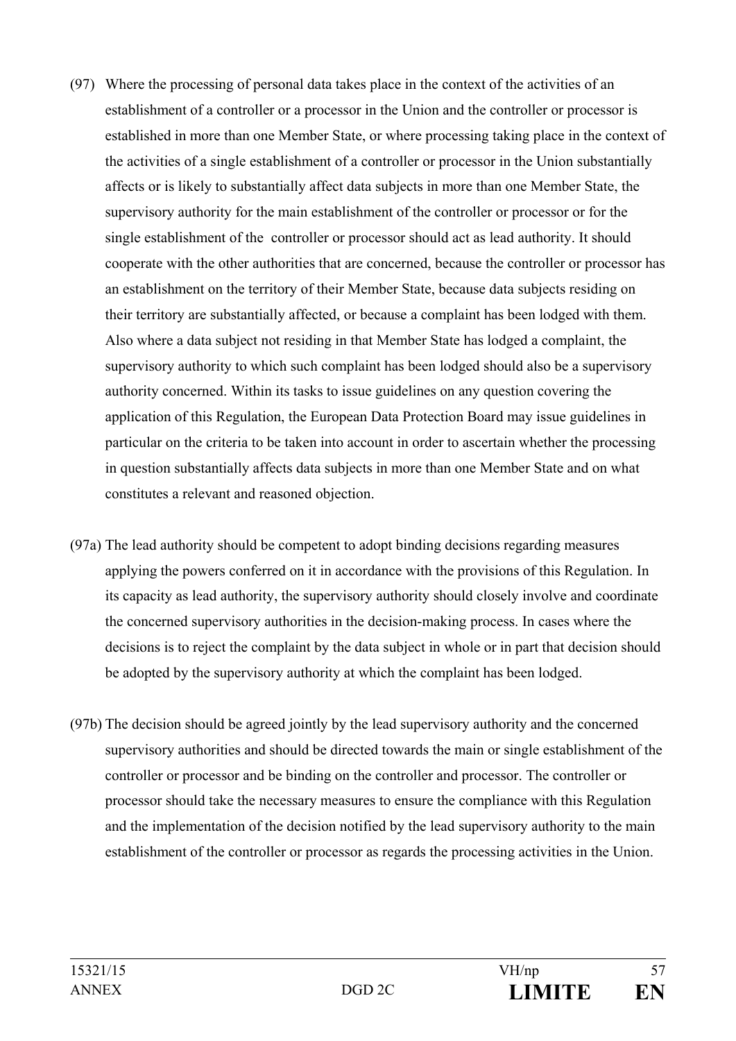(97) Where the processing of personal data takes place in the context of the activities of an establishment of a controller or a processor in the Union and the controller or processor is established in more than one Member State, or where processing taking place in the context of the activities of a single establishment of a controller or processor in the Union substantially affects or is likely to substantially affect data subjects in more than one Member State, the supervisory authority for the main establishment of the controller or processor or for the single establishment of the controller or processor should act as lead authority. It should cooperate with the other authorities that are concerned, because the controller or processor has an establishment on the territory of their Member State, because data subjects residing on their territory are substantially affected, or because a complaint has been lodged with them. Also where a data subject not residing in that Member State has lodged a complaint, the supervisory authority to which such complaint has been lodged should also be a supervisory authority concerned. Within its tasks to issue guidelines on any question covering the application of this Regulation, the European Data Protection Board may issue guidelines in particular on the criteria to be taken into account in order to ascertain whether the processing in question substantially affects data subjects in more than one Member State and on what constitutes a relevant and reasoned objection.

(97a) The lead authority should be competent to adopt binding decisions regarding measures applying the powers conferred on it in accordance with the provisions of this Regulation. In its capacity as lead authority, the supervisory authority should closely involve and coordinate the concerned supervisory authorities in the decision-making process. In cases where the decisions is to reject the complaint by the data subject in whole or in part that decision should be adopted by the supervisory authority at which the complaint has been lodged.

(97b) The decision should be agreed jointly by the lead supervisory authority and the concerned supervisory authorities and should be directed towards the main or single establishment of the controller or processor and be binding on the controller and processor. The controller or processor should take the necessary measures to ensure the compliance with this Regulation and the implementation of the decision notified by the lead supervisory authority to the main establishment of the controller or processor as regards the processing activities in the Union.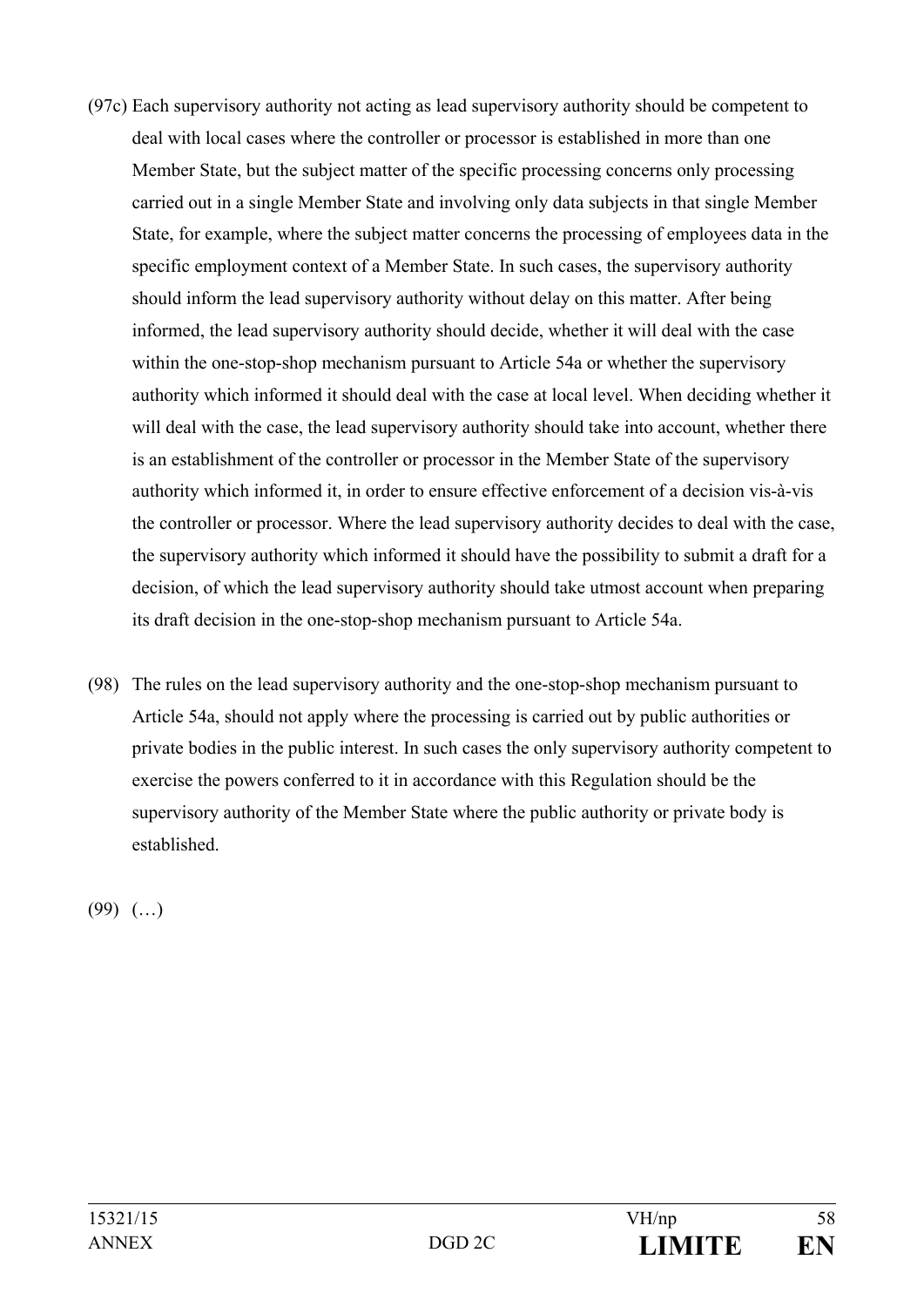(97c) Each supervisory authority not acting as lead supervisory authority should be competent to deal with local cases where the controller or processor is established in more than one Member State, but the subject matter of the specific processing concerns only processing carried out in a single Member State and involving only data subjects in that single Member State, for example, where the subject matter concerns the processing of employees data in the specific employment context of a Member State. In such cases, the supervisory authority should inform the lead supervisory authority without delay on this matter. After being informed, the lead supervisory authority should decide, whether it will deal with the case within the one-stop-shop mechanism pursuant to Article 54a or whether the supervisory authority which informed it should deal with the case at local level. When deciding whether it will deal with the case, the lead supervisory authority should take into account, whether there is an establishment of the controller or processor in the Member State of the supervisory authority which informed it, in order to ensure effective enforcement of a decision vis-à-vis the controller or processor. Where the lead supervisory authority decides to deal with the case, the supervisory authority which informed it should have the possibility to submit a draft for a decision, of which the lead supervisory authority should take utmost account when preparing its draft decision in the one-stop-shop mechanism pursuant to Article 54a.

(98) The rules on the lead supervisory authority and the one-stop-shop mechanism pursuant to Article 54a, should not apply where the processing is carried out by public authorities or private bodies in the public interest. In such cases the only supervisory authority competent to exercise the powers conferred to it in accordance with this Regulation should be the supervisory authority of the Member State where the public authority or private body is established.

(99) (…)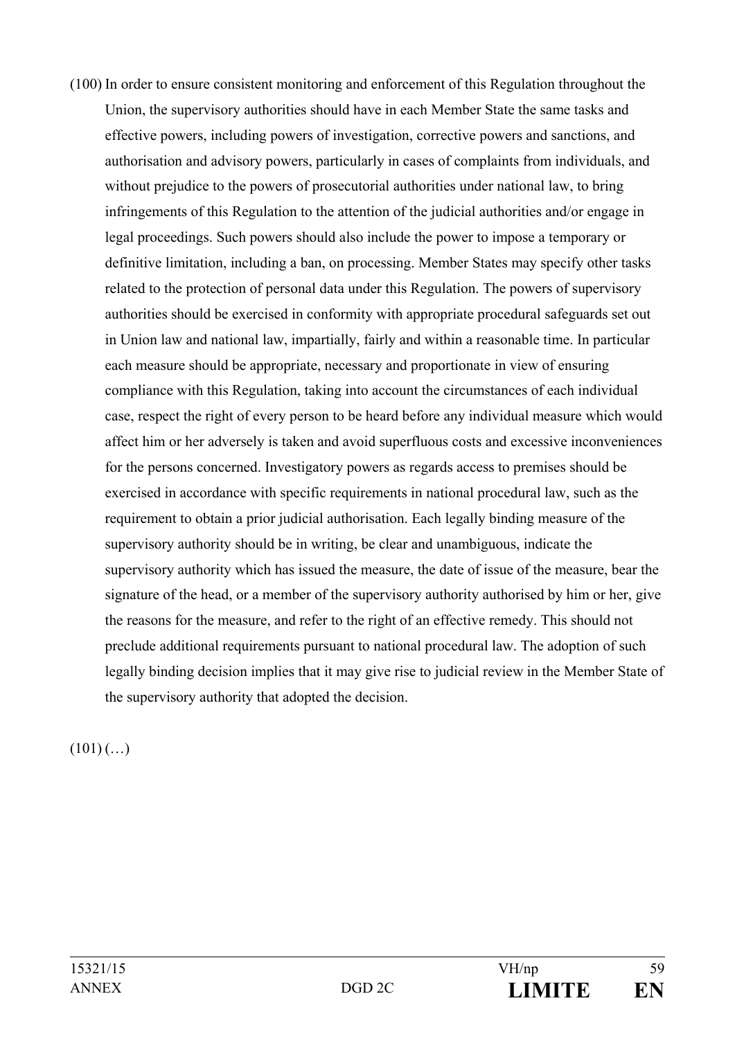(100) In order to ensure consistent monitoring and enforcement of this Regulation throughout the Union, the supervisory authorities should have in each Member State the same tasks and effective powers, including powers of investigation, corrective powers and sanctions, and authorisation and advisory powers, particularly in cases of complaints from individuals, and without prejudice to the powers of prosecutorial authorities under national law, to bring infringements of this Regulation to the attention of the judicial authorities and/or engage in legal proceedings. Such powers should also include the power to impose a temporary or definitive limitation, including a ban, on processing. Member States may specify other tasks related to the protection of personal data under this Regulation. The powers of supervisory authorities should be exercised in conformity with appropriate procedural safeguards set out in Union law and national law, impartially, fairly and within a reasonable time. In particular each measure should be appropriate, necessary and proportionate in view of ensuring compliance with this Regulation, taking into account the circumstances of each individual case, respect the right of every person to be heard before any individual measure which would affect him or her adversely is taken and avoid superfluous costs and excessive inconveniences for the persons concerned. Investigatory powers as regards access to premises should be exercised in accordance with specific requirements in national procedural law, such as the requirement to obtain a prior judicial authorisation. Each legally binding measure of the supervisory authority should be in writing, be clear and unambiguous, indicate the supervisory authority which has issued the measure, the date of issue of the measure, bear the signature of the head, or a member of the supervisory authority authorised by him or her, give the reasons for the measure, and refer to the right of an effective remedy. This should not preclude additional requirements pursuant to national procedural law. The adoption of such legally binding decision implies that it may give rise to judicial review in the Member State of the supervisory authority that adopted the decision.

(101) (…)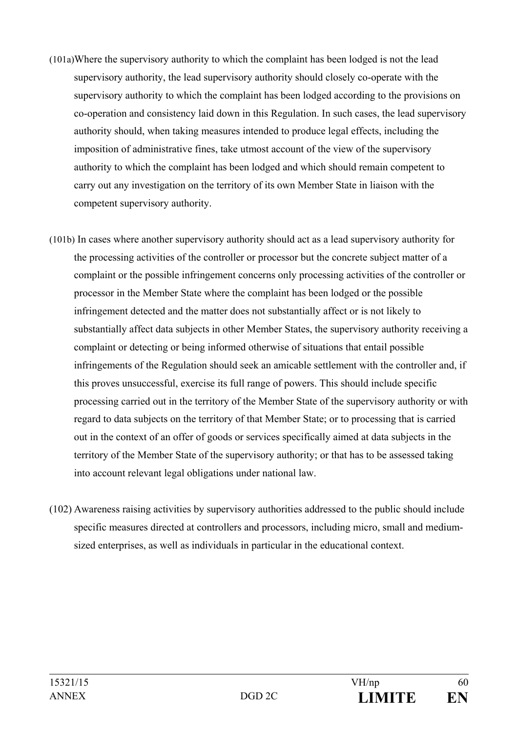(101a) Where the supervisory authority to which the complaint has been lodged is not the lead supervisory authority, the lead supervisory authority should closely co-operate with the supervisory authority to which the complaint has been lodged according to the provisions on co-operation and consistency laid down in this Regulation. In such cases, the lead supervisory authority should, when taking measures intended to produce legal effects, including the imposition of administrative fines, take utmost account of the view of the supervisory authority to which the complaint has been lodged and which should remain competent to carry out any investigation on the territory of its own Member State in liaison with the competent supervisory authority.

(101b) In cases where another supervisory authority should act as a lead supervisory authority for the processing activities of the controller or processor but the concrete subject matter of a complaint or the possible infringement concerns only processing activities of the controller or processor in the Member State where the complaint has been lodged or the possible infringement detected and the matter does not substantially affect or is not likely to substantially affect data subjects in other Member States, the supervisory authority receiving a complaint or detecting or being informed otherwise of situations that entail possible infringements of the Regulation should seek an amicable settlement with the controller and, if this proves unsuccessful, exercise its full range of powers. This should include specific processing carried out in the territory of the Member State of the supervisory authority or with regard to data subjects on the territory of that Member State; or to processing that is carried out in the context of an offer of goods or services specifically aimed at data subjects in the territory of the Member State of the supervisory authority; or that has to be assessed taking into account relevant legal obligations under national law.

(102) Awareness raising activities by supervisory authorities addressed to the public should include specific measures directed at controllers and processors, including micro, small and medium-sized enterprises, as well as individuals in particular in the educational context.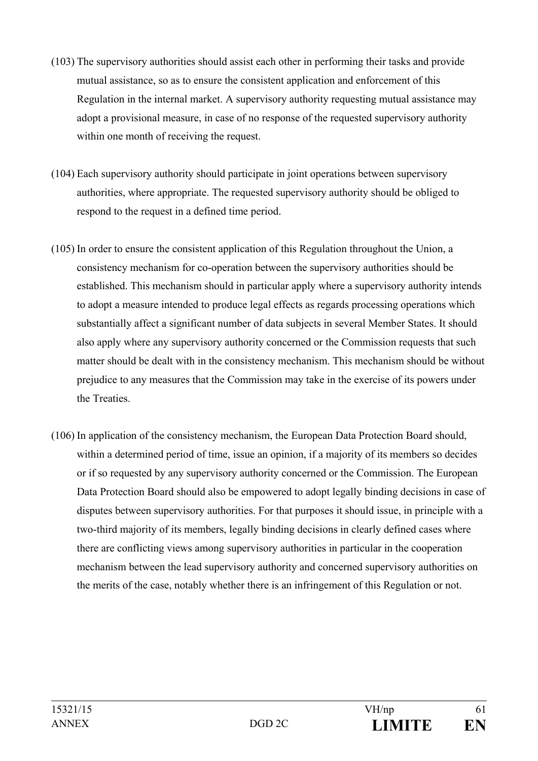(103) The supervisory authorities should assist each other in performing their tasks and provide mutual assistance, so as to ensure the consistent application and enforcement of this Regulation in the internal market. A supervisory authority requesting mutual assistance may adopt a provisional measure, in case of no response of the requested supervisory authority within one month of receiving the request.

(104) Each supervisory authority should participate in joint operations between supervisory authorities, where appropriate. The requested supervisory authority should be obliged to respond to the request in a defined time period.

(105) In order to ensure the consistent application of this Regulation throughout the Union, a consistency mechanism for co-operation between the supervisory authorities should be established. This mechanism should in particular apply where a supervisory authority intends to adopt a measure intended to produce legal effects as regards processing operations which substantially affect a significant number of data subjects in several Member States. It should also apply where any supervisory authority concerned or the Commission requests that such matter should be dealt with in the consistency mechanism. This mechanism should be without prejudice to any measures that the Commission may take in the exercise of its powers under the Treaties.

(106) In application of the consistency mechanism, the European Data Protection Board should, within a determined period of time, issue an opinion, if a majority of its members so decides or if so requested by any supervisory authority concerned or the Commission. The European Data Protection Board should also be empowered to adopt legally binding decisions in case of disputes between supervisory authorities. For that purposes it should issue, in principle with a two-third majority of its members, legally binding decisions in clearly defined cases where there are conflicting views among supervisory authorities in particular in the cooperation mechanism between the lead supervisory authority and concerned supervisory authorities on the merits of the case, notably whether there is an infringement of this Regulation or not.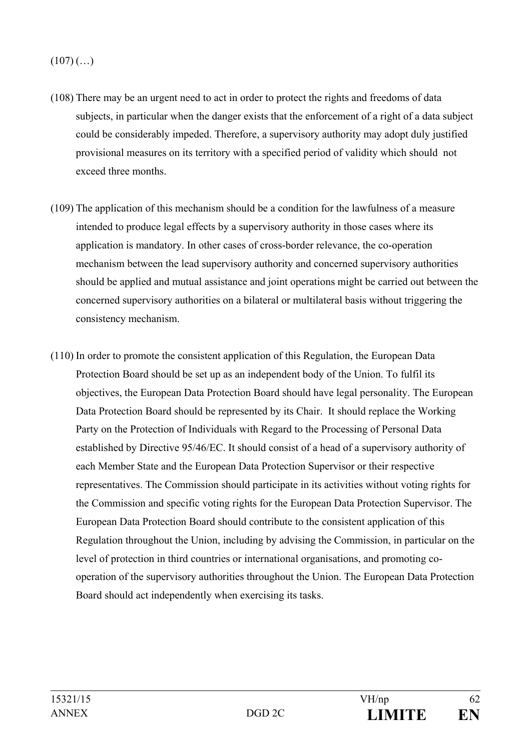(107) (…)

(108) There may be an urgent need to act in order to protect the rights and freedoms of data subjects, in particular when the danger exists that the enforcement of a right of a data subject could be considerably impeded. Therefore, a supervisory authority may adopt duly justified provisional measures on its territory with a specified period of validity which should not exceed three months.

(109) The application of this mechanism should be a condition for the lawfulness of a measure intended to produce legal effects by a supervisory authority in those cases where its application is mandatory. In other cases of cross-border relevance, the co-operation mechanism between the lead supervisory authority and concerned supervisory authorities should be applied and mutual assistance and joint operations might be carried out between the concerned supervisory authorities on a bilateral or multilateral basis without triggering the consistency mechanism.

(110) In order to promote the consistent application of this Regulation, the European Data Protection Board should be set up as an independent body of the Union. To fulfil its objectives, the European Data Protection Board should have legal personality. The European Data Protection Board should be represented by its Chair. It should replace the Working Party on the Protection of Individuals with Regard to the Processing of Personal Data established by Directive 95/46/EC. It should consist of a head of a supervisory authority of each Member State and the European Data Protection Supervisor or their respective representatives. The Commission should participate in its activities without voting rights for the Commission and specific voting rights for the European Data Protection Supervisor. The European Data Protection Board should contribute to the consistent application of this Regulation throughout the Union, including by advising the Commission, in particular on the level of protection in third countries or international organisations, and promoting co-operation of the supervisory authorities throughout the Union. The European Data Protection Board should act independently when exercising its tasks.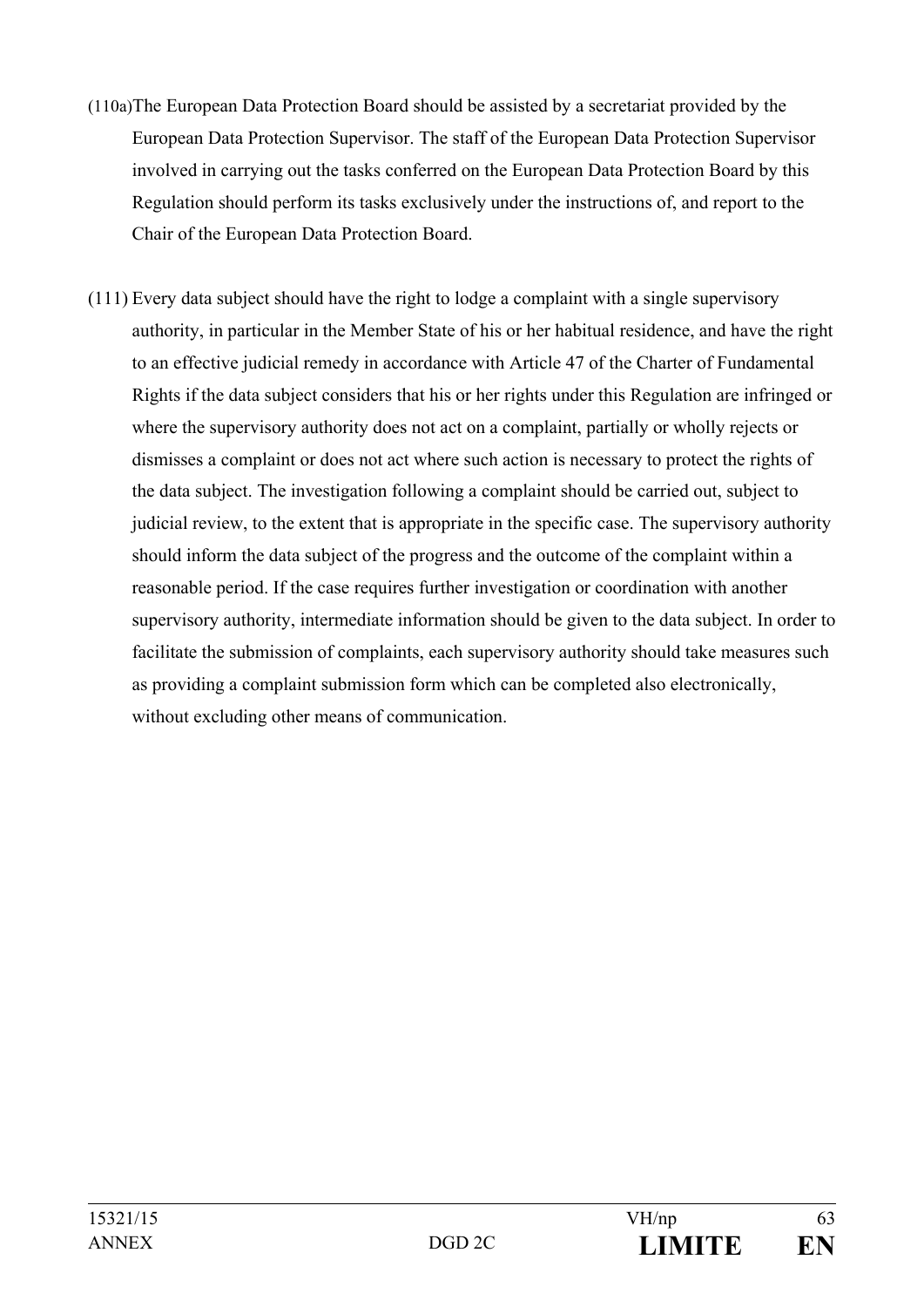(110a) The European Data Protection Board should be assisted by a secretariat provided by the European Data Protection Supervisor. The staff of the European Data Protection Supervisor involved in carrying out the tasks conferred on the European Data Protection Board by this Regulation should perform its tasks exclusively under the instructions of, and report to the Chair of the European Data Protection Board.

(111) Every data subject should have the right to lodge a complaint with a single supervisory authority, in particular in the Member State of his or her habitual residence, and have the right to an effective judicial remedy in accordance with Article 47 of the Charter of Fundamental Rights if the data subject considers that his or her rights under this Regulation are infringed or where the supervisory authority does not act on a complaint, partially or wholly rejects or dismisses a complaint or does not act where such action is necessary to protect the rights of the data subject. The investigation following a complaint should be carried out, subject to judicial review, to the extent that is appropriate in the specific case. The supervisory authority should inform the data subject of the progress and the outcome of the complaint within a reasonable period. If the case requires further investigation or coordination with another supervisory authority, intermediate information should be given to the data subject. In order to facilitate the submission of complaints, each supervisory authority should take measures such as providing a complaint submission form which can be completed also electronically, without excluding other means of communication.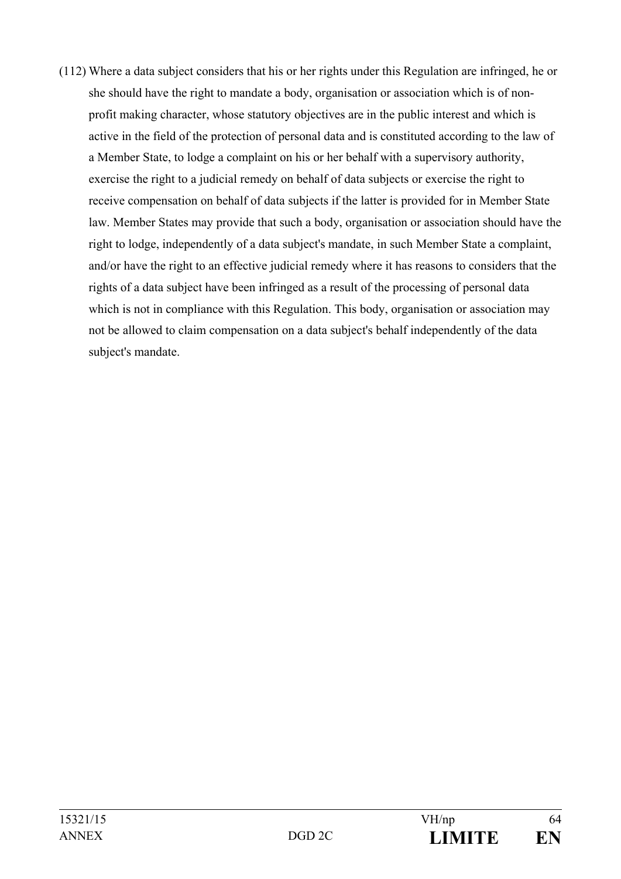(112) Where a data subject considers that his or her rights under this Regulation are infringed, he or she should have the right to mandate a body, organisation or association which is of non-profit making character, whose statutory objectives are in the public interest and which is active in the field of the protection of personal data and is constituted according to the law of a Member State, to lodge a complaint on his or her behalf with a supervisory authority, exercise the right to a judicial remedy on behalf of data subjects or exercise the right to receive compensation on behalf of data subjects if the latter is provided for in Member State law. Member States may provide that such a body, organisation or association should have the right to lodge, independently of a data subject's mandate, in such Member State a complaint, and/or have the right to an effective judicial remedy where it has reasons to considers that the rights of a data subject have been infringed as a result of the processing of personal data which is not in compliance with this Regulation. This body, organisation or association may not be allowed to claim compensation on a data subject's behalf independently of the data subject's mandate.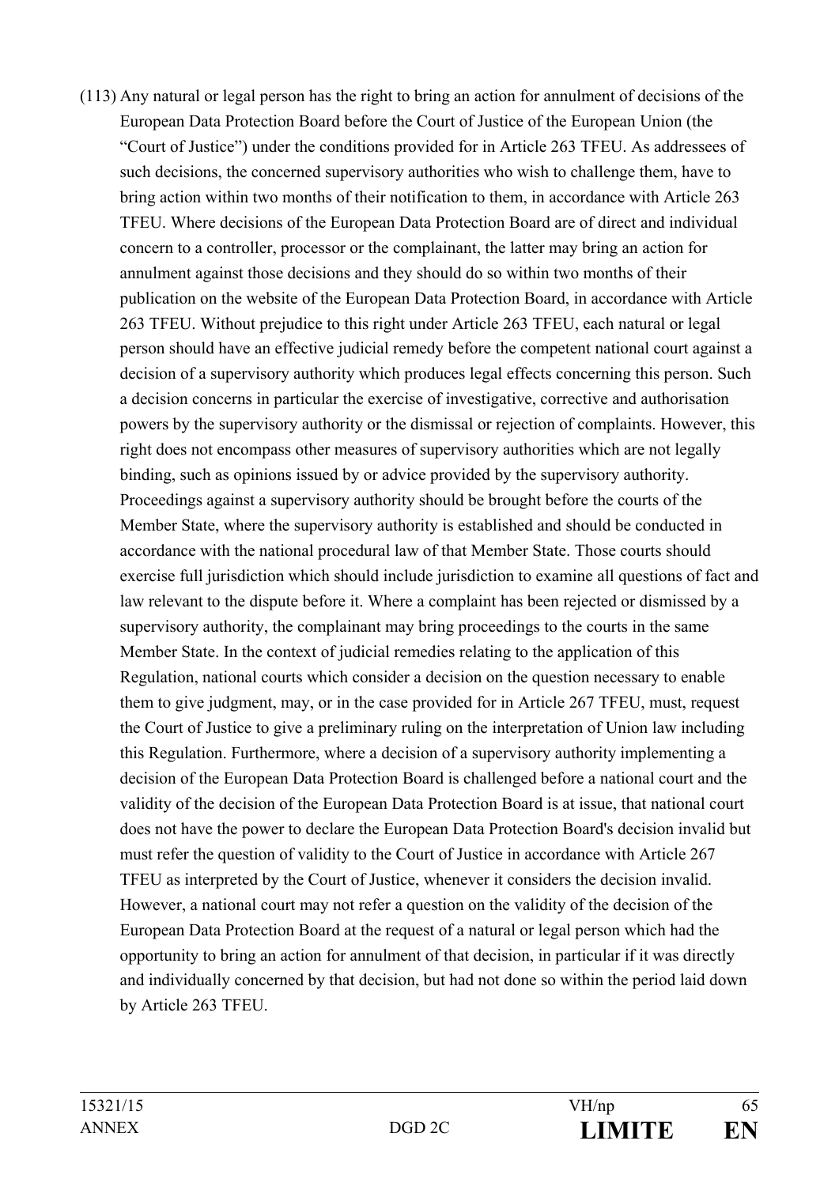(113) Any natural or legal person has the right to bring an action for annulment of decisions of the European Data Protection Board before the Court of Justice of the European Union (the "Court of Justice") under the conditions provided for in Article 263 TFEU. As addressees of such decisions, the concerned supervisory authorities who wish to challenge them, have to bring action within two months of their notification to them, in accordance with Article 263 TFEU. Where decisions of the European Data Protection Board are of direct and individual concern to a controller, processor or the complainant, the latter may bring an action for annulment against those decisions and they should do so within two months of their publication on the website of the European Data Protection Board, in accordance with Article 263 TFEU. Without prejudice to this right under Article 263 TFEU, each natural or legal person should have an effective judicial remedy before the competent national court against a decision of a supervisory authority which produces legal effects concerning this person. Such a decision concerns in particular the exercise of investigative, corrective and authorisation powers by the supervisory authority or the dismissal or rejection of complaints. However, this right does not encompass other measures of supervisory authorities which are not legally binding, such as opinions issued by or advice provided by the supervisory authority. Proceedings against a supervisory authority should be brought before the courts of the Member State, where the supervisory authority is established and should be conducted in accordance with the national procedural law of that Member State. Those courts should exercise full jurisdiction which should include jurisdiction to examine all questions of fact and law relevant to the dispute before it. Where a complaint has been rejected or dismissed by a supervisory authority, the complainant may bring proceedings to the courts in the same Member State. In the context of judicial remedies relating to the application of this Regulation, national courts which consider a decision on the question necessary to enable them to give judgment, may, or in the case provided for in Article 267 TFEU, must, request the Court of Justice to give a preliminary ruling on the interpretation of Union law including this Regulation. Furthermore, where a decision of a supervisory authority implementing a decision of the European Data Protection Board is challenged before a national court and the validity of the decision of the European Data Protection Board is at issue, that national court does not have the power to declare the European Data Protection Board's decision invalid but must refer the question of validity to the Court of Justice in accordance with Article 267 TFEU as interpreted by the Court of Justice, whenever it considers the decision invalid. However, a national court may not refer a question on the validity of the decision of the European Data Protection Board at the request of a natural or legal person which had the opportunity to bring an action for annulment of that decision, in particular if it was directly and individually concerned by that decision, but had not done so within the period laid down by Article 263 TFEU.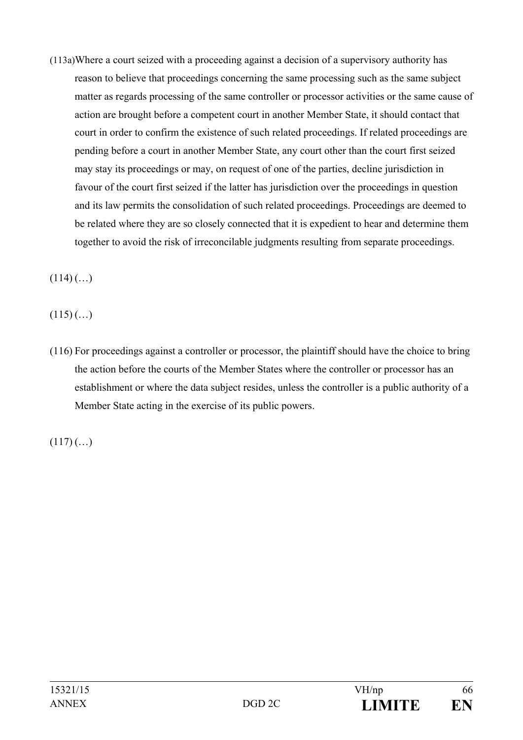(113a) Where a court seized with a proceeding against a decision of a supervisory authority has reason to believe that proceedings concerning the same processing such as the same subject matter as regards processing of the same controller or processor activities or the same cause of action are brought before a competent court in another Member State, it should contact that court in order to confirm the existence of such related proceedings. If related proceedings are pending before a court in another Member State, any court other than the court first seized may stay its proceedings or may, on request of one of the parties, decline jurisdiction in favour of the court first seized if the latter has jurisdiction over the proceedings in question and its law permits the consolidation of such related proceedings. Proceedings are deemed to be related where they are so closely connected that it is expedient to hear and determine them together to avoid the risk of irreconcilable judgments resulting from separate proceedings.

(114) (…)

(115) (…)

(116) For proceedings against a controller or processor, the plaintiff should have the choice to bring the action before the courts of the Member States where the controller or processor has an establishment or where the data subject resides, unless the controller is a public authority of a Member State acting in the exercise of its public powers.

(117) (…)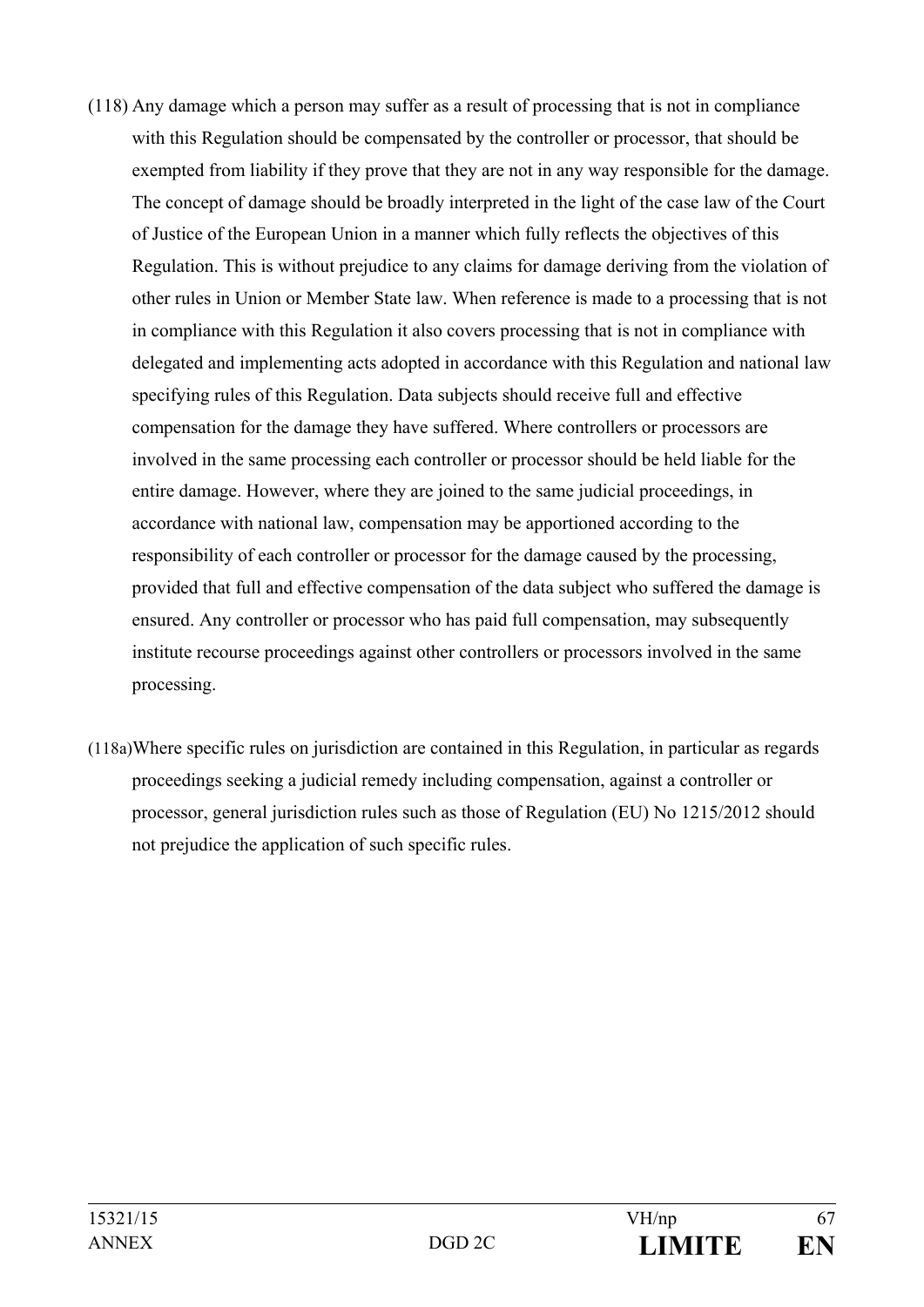(118) Any damage which a person may suffer as a result of processing that is not in compliance with this Regulation should be compensated by the controller or processor, that should be exempted from liability if they prove that they are not in any way responsible for the damage. The concept of damage should be broadly interpreted in the light of the case law of the Court of Justice of the European Union in a manner which fully reflects the objectives of this Regulation. This is without prejudice to any claims for damage deriving from the violation of other rules in Union or Member State law. When reference is made to a processing that is not in compliance with this Regulation it also covers processing that is not in compliance with delegated and implementing acts adopted in accordance with this Regulation and national law specifying rules of this Regulation. Data subjects should receive full and effective compensation for the damage they have suffered. Where controllers or processors are involved in the same processing each controller or processor should be held liable for the entire damage. However, where they are joined to the same judicial proceedings, in accordance with national law, compensation may be apportioned according to the responsibility of each controller or processor for the damage caused by the processing, provided that full and effective compensation of the data subject who suffered the damage is ensured. Any controller or processor who has paid full compensation, may subsequently institute recourse proceedings against other controllers or processors involved in the same processing.

(118a) Where specific rules on jurisdiction are contained in this Regulation, in particular as regards proceedings seeking a judicial remedy including compensation, against a controller or processor, general jurisdiction rules such as those of Regulation (EU) No 1215/2012 should not prejudice the application of such specific rules.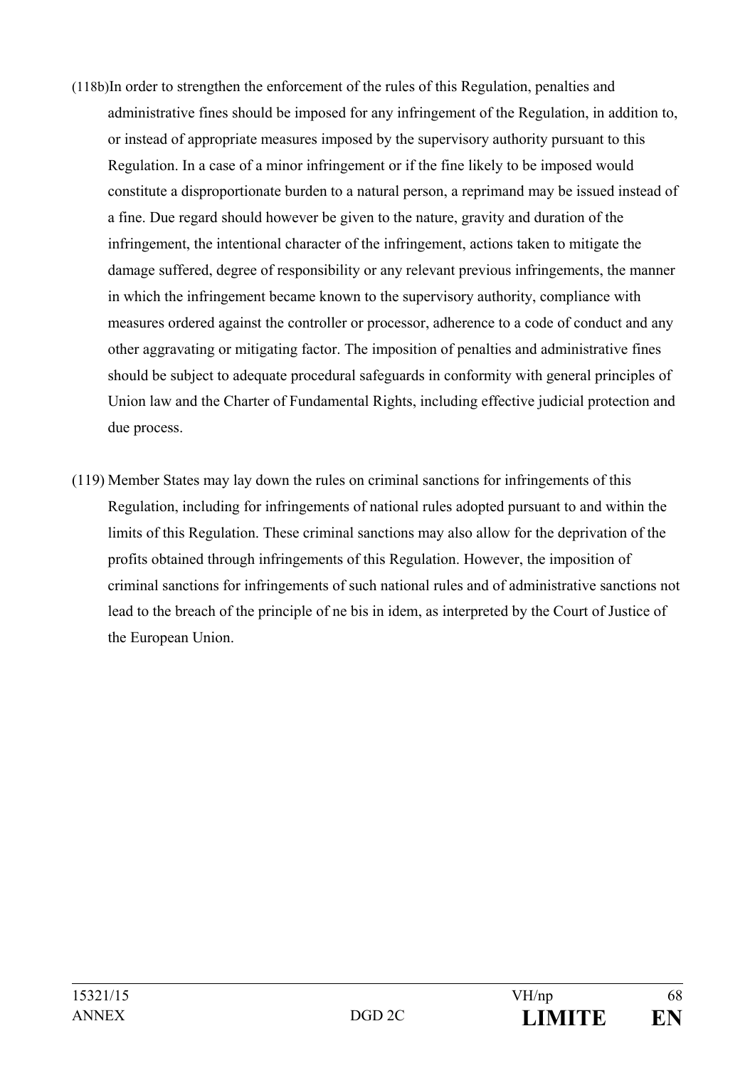(118b) In order to strengthen the enforcement of the rules of this Regulation, penalties and administrative fines should be imposed for any infringement of the Regulation, in addition to, or instead of appropriate measures imposed by the supervisory authority pursuant to this Regulation. In a case of a minor infringement or if the fine likely to be imposed would constitute a disproportionate burden to a natural person, a reprimand may be issued instead of a fine. Due regard should however be given to the nature, gravity and duration of the infringement, the intentional character of the infringement, actions taken to mitigate the damage suffered, degree of responsibility or any relevant previous infringements, the manner in which the infringement became known to the supervisory authority, compliance with measures ordered against the controller or processor, adherence to a code of conduct and any other aggravating or mitigating factor. The imposition of penalties and administrative fines should be subject to adequate procedural safeguards in conformity with general principles of Union law and the Charter of Fundamental Rights, including effective judicial protection and due process.

(119) Member States may lay down the rules on criminal sanctions for infringements of this Regulation, including for infringements of national rules adopted pursuant to and within the limits of this Regulation. These criminal sanctions may also allow for the deprivation of the profits obtained through infringements of this Regulation. However, the imposition of criminal sanctions for infringements of such national rules and of administrative sanctions not lead to the breach of the principle of ne bis in idem, as interpreted by the Court of Justice of the European Union.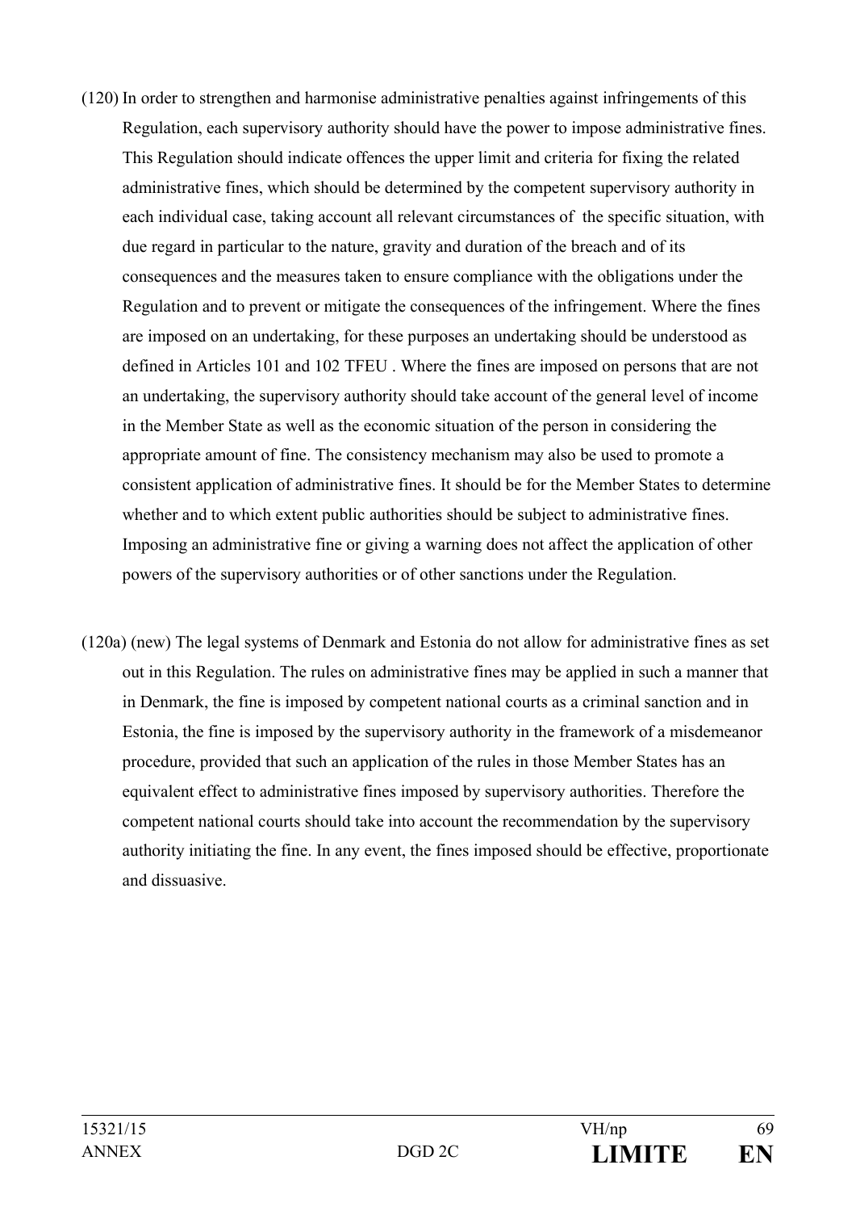(120) In order to strengthen and harmonise administrative penalties against infringements of this Regulation, each supervisory authority should have the power to impose administrative fines. This Regulation should indicate offences the upper limit and criteria for fixing the related administrative fines, which should be determined by the competent supervisory authority in each individual case, taking account all relevant circumstances of the specific situation, with due regard in particular to the nature, gravity and duration of the breach and of its consequences and the measures taken to ensure compliance with the obligations under the Regulation and to prevent or mitigate the consequences of the infringement. Where the fines are imposed on an undertaking, for these purposes an undertaking should be understood as defined in Articles 101 and 102 TFEU . Where the fines are imposed on persons that are not an undertaking, the supervisory authority should take account of the general level of income in the Member State as well as the economic situation of the person in considering the appropriate amount of fine. The consistency mechanism may also be used to promote a consistent application of administrative fines. It should be for the Member States to determine whether and to which extent public authorities should be subject to administrative fines. Imposing an administrative fine or giving a warning does not affect the application of other powers of the supervisory authorities or of other sanctions under the Regulation.

(120a) (new) The legal systems of Denmark and Estonia do not allow for administrative fines as set out in this Regulation. The rules on administrative fines may be applied in such a manner that in Denmark, the fine is imposed by competent national courts as a criminal sanction and in Estonia, the fine is imposed by the supervisory authority in the framework of a misdemeanor procedure, provided that such an application of the rules in those Member States has an equivalent effect to administrative fines imposed by supervisory authorities. Therefore the competent national courts should take into account the recommendation by the supervisory authority initiating the fine. In any event, the fines imposed should be effective, proportionate and dissuasive.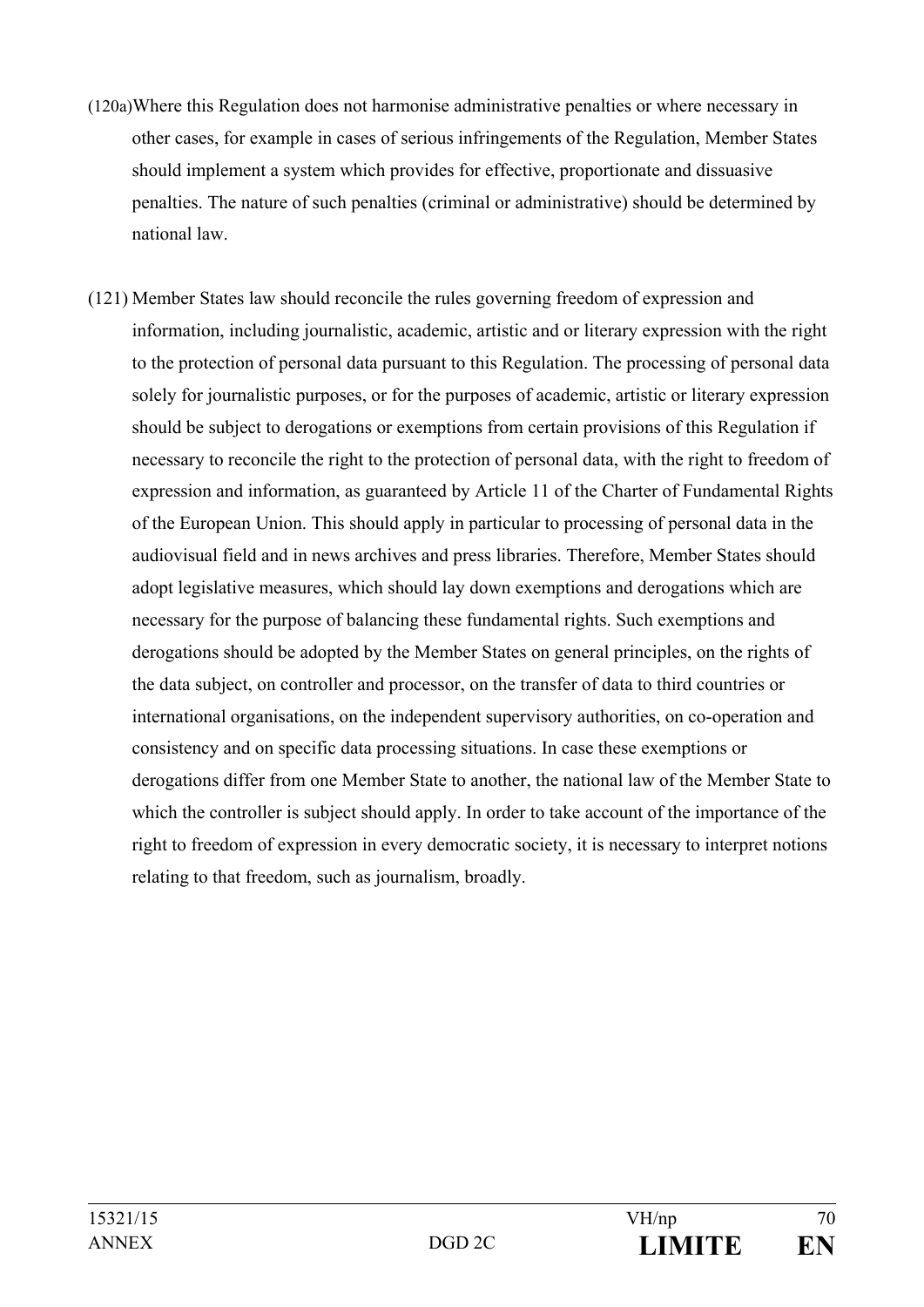(120a) Where this Regulation does not harmonise administrative penalties or where necessary in other cases, for example in cases of serious infringements of the Regulation, Member States should implement a system which provides for effective, proportionate and dissuasive penalties. The nature of such penalties (criminal or administrative) should be determined by national law.

(121) Member States law should reconcile the rules governing freedom of expression and information, including journalistic, academic, artistic and or literary expression with the right to the protection of personal data pursuant to this Regulation. The processing of personal data solely for journalistic purposes, or for the purposes of academic, artistic or literary expression should be subject to derogations or exemptions from certain provisions of this Regulation if necessary to reconcile the right to the protection of personal data, with the right to freedom of expression and information, as guaranteed by Article 11 of the Charter of Fundamental Rights of the European Union. This should apply in particular to processing of personal data in the audiovisual field and in news archives and press libraries. Therefore, Member States should adopt legislative measures, which should lay down exemptions and derogations which are necessary for the purpose of balancing these fundamental rights. Such exemptions and derogations should be adopted by the Member States on general principles, on the rights of the data subject, on controller and processor, on the transfer of data to third countries or international organisations, on the independent supervisory authorities, on co-operation and consistency and on specific data processing situations. In case these exemptions or derogations differ from one Member State to another, the national law of the Member State to which the controller is subject should apply. In order to take account of the importance of the right to freedom of expression in every democratic society, it is necessary to interpret notions relating to that freedom, such as journalism, broadly.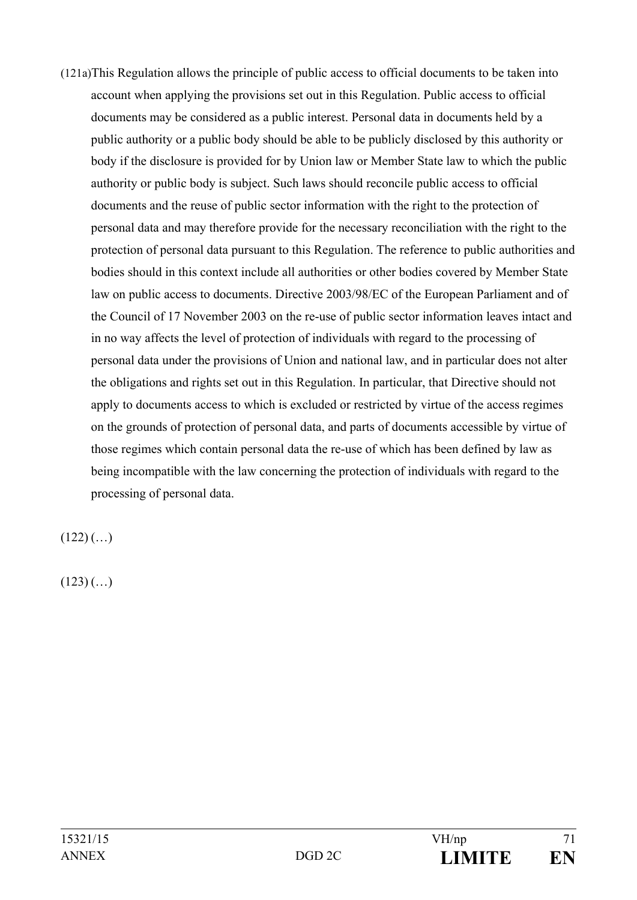(121a) This Regulation allows the principle of public access to official documents to be taken into account when applying the provisions set out in this Regulation. Public access to official documents may be considered as a public interest. Personal data in documents held by a public authority or a public body should be able to be publicly disclosed by this authority or body if the disclosure is provided for by Union law or Member State law to which the public authority or public body is subject. Such laws should reconcile public access to official documents and the reuse of public sector information with the right to the protection of personal data and may therefore provide for the necessary reconciliation with the right to the protection of personal data pursuant to this Regulation. The reference to public authorities and bodies should in this context include all authorities or other bodies covered by Member State law on public access to documents. Directive 2003/98/EC of the European Parliament and of the Council of 17 November 2003 on the re-use of public sector information leaves intact and in no way affects the level of protection of individuals with regard to the processing of personal data under the provisions of Union and national law, and in particular does not alter the obligations and rights set out in this Regulation. In particular, that Directive should not apply to documents access to which is excluded or restricted by virtue of the access regimes on the grounds of protection of personal data, and parts of documents accessible by virtue of those regimes which contain personal data the re-use of which has been defined by law as being incompatible with the law concerning the protection of individuals with regard to the processing of personal data.

(122) (…)

(123) (…)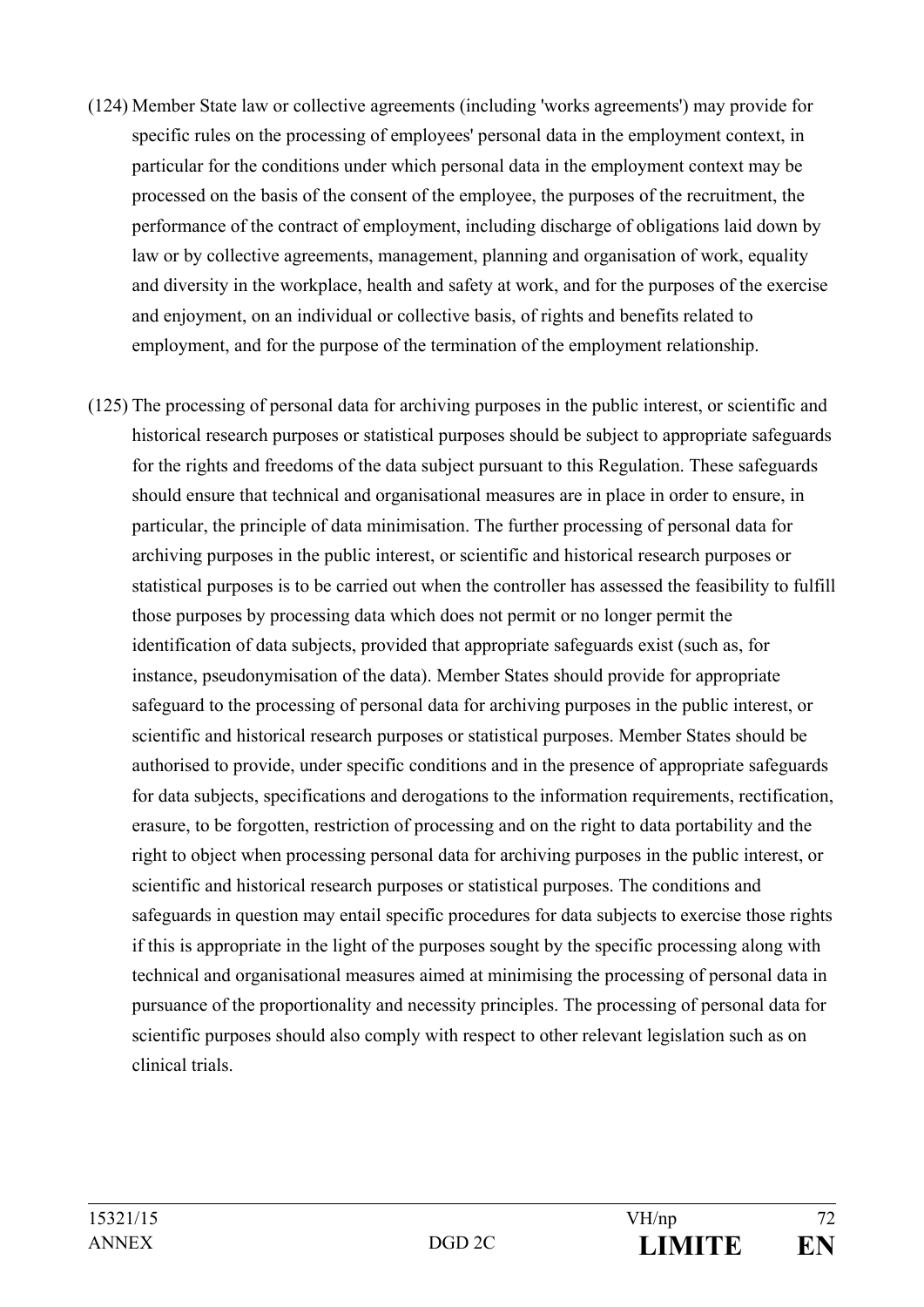(124) Member State law or collective agreements (including 'works agreements') may provide for specific rules on the processing of employees' personal data in the employment context, in particular for the conditions under which personal data in the employment context may be processed on the basis of the consent of the employee, the purposes of the recruitment, the performance of the contract of employment, including discharge of obligations laid down by law or by collective agreements, management, planning and organisation of work, equality and diversity in the workplace, health and safety at work, and for the purposes of the exercise and enjoyment, on an individual or collective basis, of rights and benefits related to employment, and for the purpose of the termination of the employment relationship.

(125) The processing of personal data for archiving purposes in the public interest, or scientific and historical research purposes or statistical purposes should be subject to appropriate safeguards for the rights and freedoms of the data subject pursuant to this Regulation. These safeguards should ensure that technical and organisational measures are in place in order to ensure, in particular, the principle of data minimisation. The further processing of personal data for archiving purposes in the public interest, or scientific and historical research purposes or statistical purposes is to be carried out when the controller has assessed the feasibility to fulfill those purposes by processing data which does not permit or no longer permit the identification of data subjects, provided that appropriate safeguards exist (such as, for instance, pseudonymisation of the data). Member States should provide for appropriate safeguard to the processing of personal data for archiving purposes in the public interest, or scientific and historical research purposes or statistical purposes. Member States should be authorised to provide, under specific conditions and in the presence of appropriate safeguards for data subjects, specifications and derogations to the information requirements, rectification, erasure, to be forgotten, restriction of processing and on the right to data portability and the right to object when processing personal data for archiving purposes in the public interest, or scientific and historical research purposes or statistical purposes. The conditions and safeguards in question may entail specific procedures for data subjects to exercise those rights if this is appropriate in the light of the purposes sought by the specific processing along with technical and organisational measures aimed at minimising the processing of personal data in pursuance of the proportionality and necessity principles. The processing of personal data for scientific purposes should also comply with respect to other relevant legislation such as on clinical trials.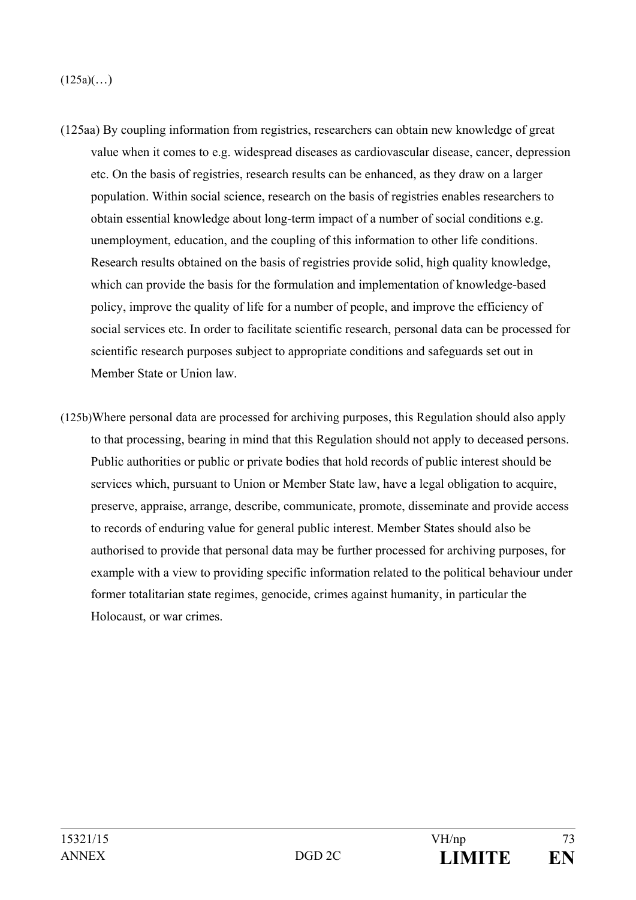(125a)(…)

(125aa) By coupling information from registries, researchers can obtain new knowledge of great value when it comes to e.g. widespread diseases as cardiovascular disease, cancer, depression etc. On the basis of registries, research results can be enhanced, as they draw on a larger population. Within social science, research on the basis of registries enables researchers to obtain essential knowledge about long-term impact of a number of social conditions e.g. unemployment, education, and the coupling of this information to other life conditions. Research results obtained on the basis of registries provide solid, high quality knowledge, which can provide the basis for the formulation and implementation of knowledge-based policy, improve the quality of life for a number of people, and improve the efficiency of social services etc. In order to facilitate scientific research, personal data can be processed for scientific research purposes subject to appropriate conditions and safeguards set out in Member State or Union law.

(125b)Where personal data are processed for archiving purposes, this Regulation should also apply to that processing, bearing in mind that this Regulation should not apply to deceased persons. Public authorities or public or private bodies that hold records of public interest should be services which, pursuant to Union or Member State law, have a legal obligation to acquire, preserve, appraise, arrange, describe, communicate, promote, disseminate and provide access to records of enduring value for general public interest. Member States should also be authorised to provide that personal data may be further processed for archiving purposes, for example with a view to providing specific information related to the political behaviour under former totalitarian state regimes, genocide, crimes against humanity, in particular the Holocaust, or war crimes.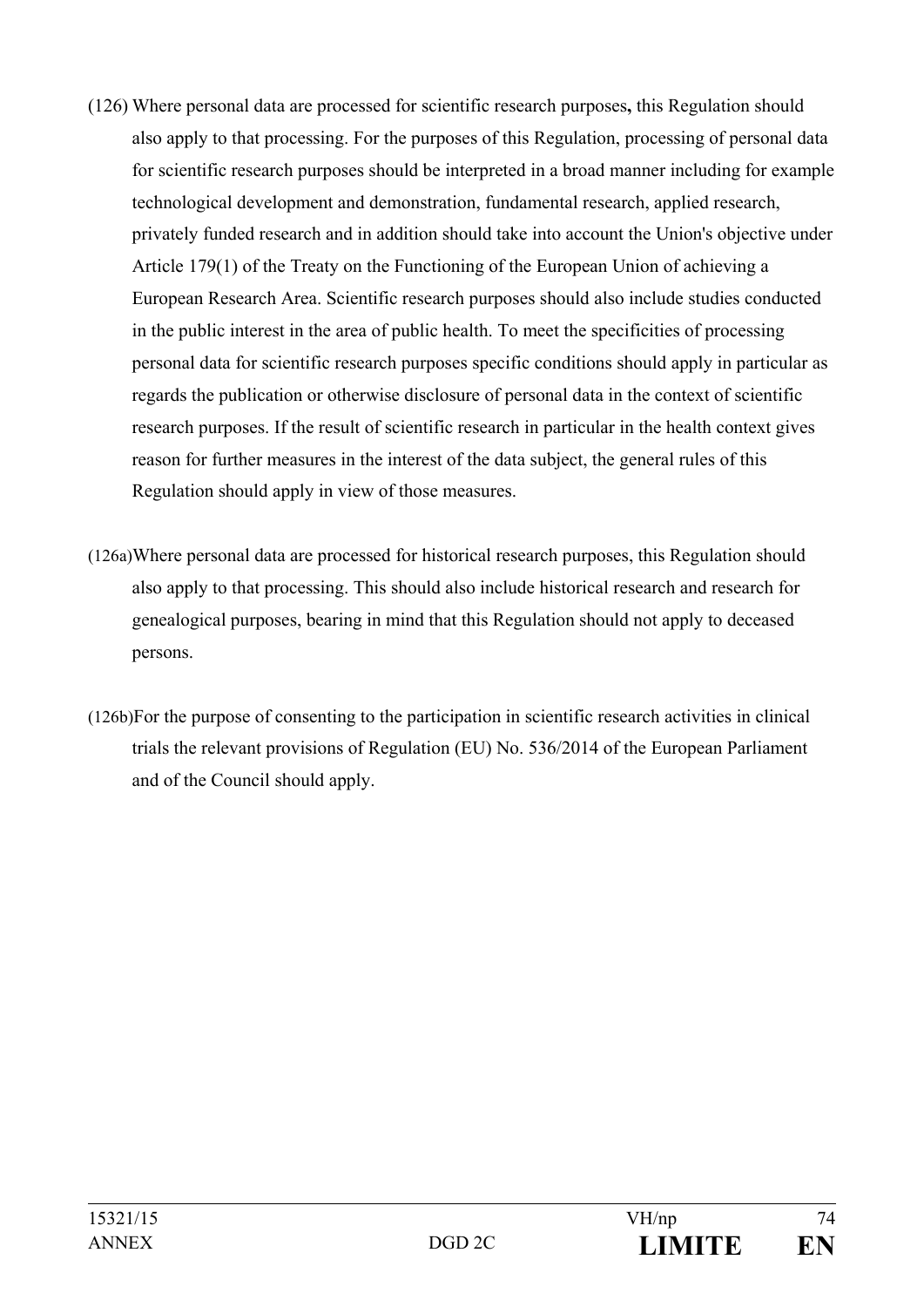(126) Where personal data are processed for scientific research purposes**,** this Regulation should also apply to that processing. For the purposes of this Regulation, processing of personal data for scientific research purposes should be interpreted in a broad manner including for example technological development and demonstration, fundamental research, applied research, privately funded research and in addition should take into account the Union's objective under Article 179(1) of the Treaty on the Functioning of the European Union of achieving a European Research Area. Scientific research purposes should also include studies conducted in the public interest in the area of public health. To meet the specificities of processing personal data for scientific research purposes specific conditions should apply in particular as regards the publication or otherwise disclosure of personal data in the context of scientific research purposes. If the result of scientific research in particular in the health context gives reason for further measures in the interest of the data subject, the general rules of this Regulation should apply in view of those measures.

(126a) Where personal data are processed for historical research purposes, this Regulation should also apply to that processing. This should also include historical research and research for genealogical purposes, bearing in mind that this Regulation should not apply to deceased persons.

(126b) For the purpose of consenting to the participation in scientific research activities in clinical trials the relevant provisions of Regulation (EU) No. 536/2014 of the European Parliament and of the Council should apply.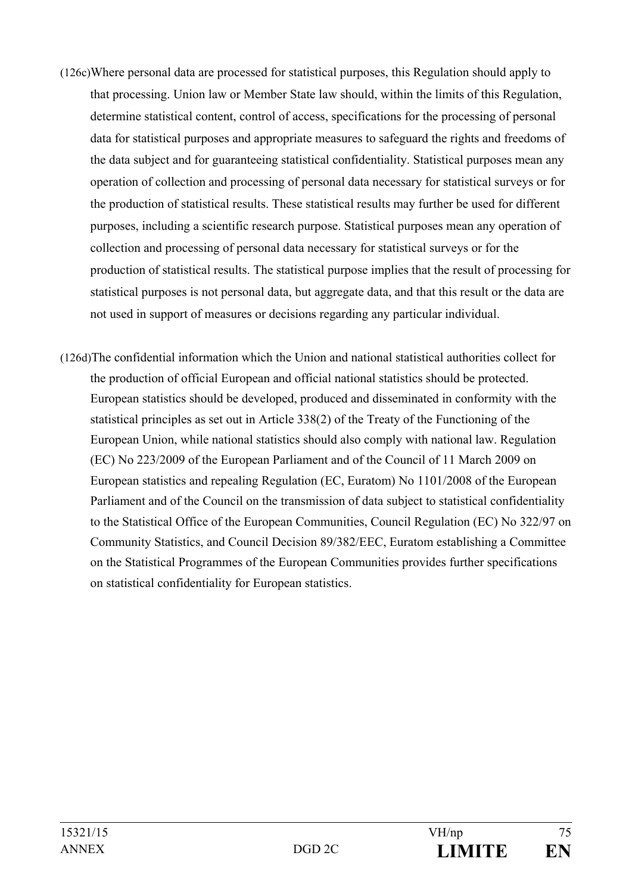(126c) Where personal data are processed for statistical purposes, this Regulation should apply to that processing. Union law or Member State law should, within the limits of this Regulation, determine statistical content, control of access, specifications for the processing of personal data for statistical purposes and appropriate measures to safeguard the rights and freedoms of the data subject and for guaranteeing statistical confidentiality. Statistical purposes mean any operation of collection and processing of personal data necessary for statistical surveys or for the production of statistical results. These statistical results may further be used for different purposes, including a scientific research purpose. Statistical purposes mean any operation of collection and processing of personal data necessary for statistical surveys or for the production of statistical results. The statistical purpose implies that the result of processing for statistical purposes is not personal data, but aggregate data, and that this result or the data are not used in support of measures or decisions regarding any particular individual.

(126d) The confidential information which the Union and national statistical authorities collect for the production of official European and official national statistics should be protected. European statistics should be developed, produced and disseminated in conformity with the statistical principles as set out in Article 338(2) of the Treaty of the Functioning of the European Union, while national statistics should also comply with national law. Regulation (EC) No 223/2009 of the European Parliament and of the Council of 11 March 2009 on European statistics and repealing Regulation (EC, Euratom) No 1101/2008 of the European Parliament and of the Council on the transmission of data subject to statistical confidentiality to the Statistical Office of the European Communities, Council Regulation (EC) No 322/97 on Community Statistics, and Council Decision 89/382/EEC, Euratom establishing a Committee on the Statistical Programmes of the European Communities provides further specifications on statistical confidentiality for European statistics.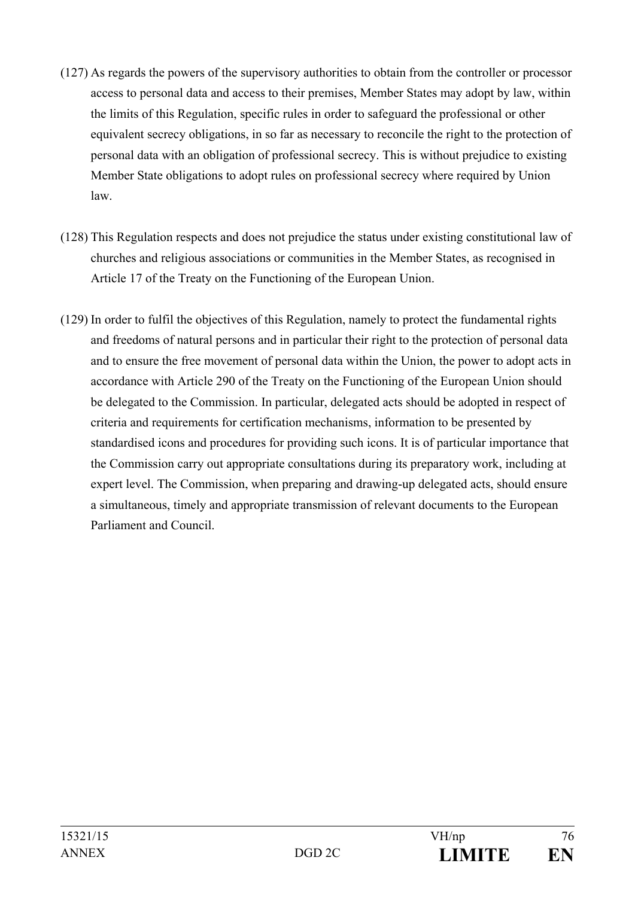(127) As regards the powers of the supervisory authorities to obtain from the controller or processor access to personal data and access to their premises, Member States may adopt by law, within the limits of this Regulation, specific rules in order to safeguard the professional or other equivalent secrecy obligations, in so far as necessary to reconcile the right to the protection of personal data with an obligation of professional secrecy. This is without prejudice to existing Member State obligations to adopt rules on professional secrecy where required by Union law.

(128) This Regulation respects and does not prejudice the status under existing constitutional law of churches and religious associations or communities in the Member States, as recognised in Article 17 of the Treaty on the Functioning of the European Union.

(129) In order to fulfil the objectives of this Regulation, namely to protect the fundamental rights and freedoms of natural persons and in particular their right to the protection of personal data and to ensure the free movement of personal data within the Union, the power to adopt acts in accordance with Article 290 of the Treaty on the Functioning of the European Union should be delegated to the Commission. In particular, delegated acts should be adopted in respect of criteria and requirements for certification mechanisms, information to be presented by standardised icons and procedures for providing such icons. It is of particular importance that the Commission carry out appropriate consultations during its preparatory work, including at expert level. The Commission, when preparing and drawing-up delegated acts, should ensure a simultaneous, timely and appropriate transmission of relevant documents to the European Parliament and Council.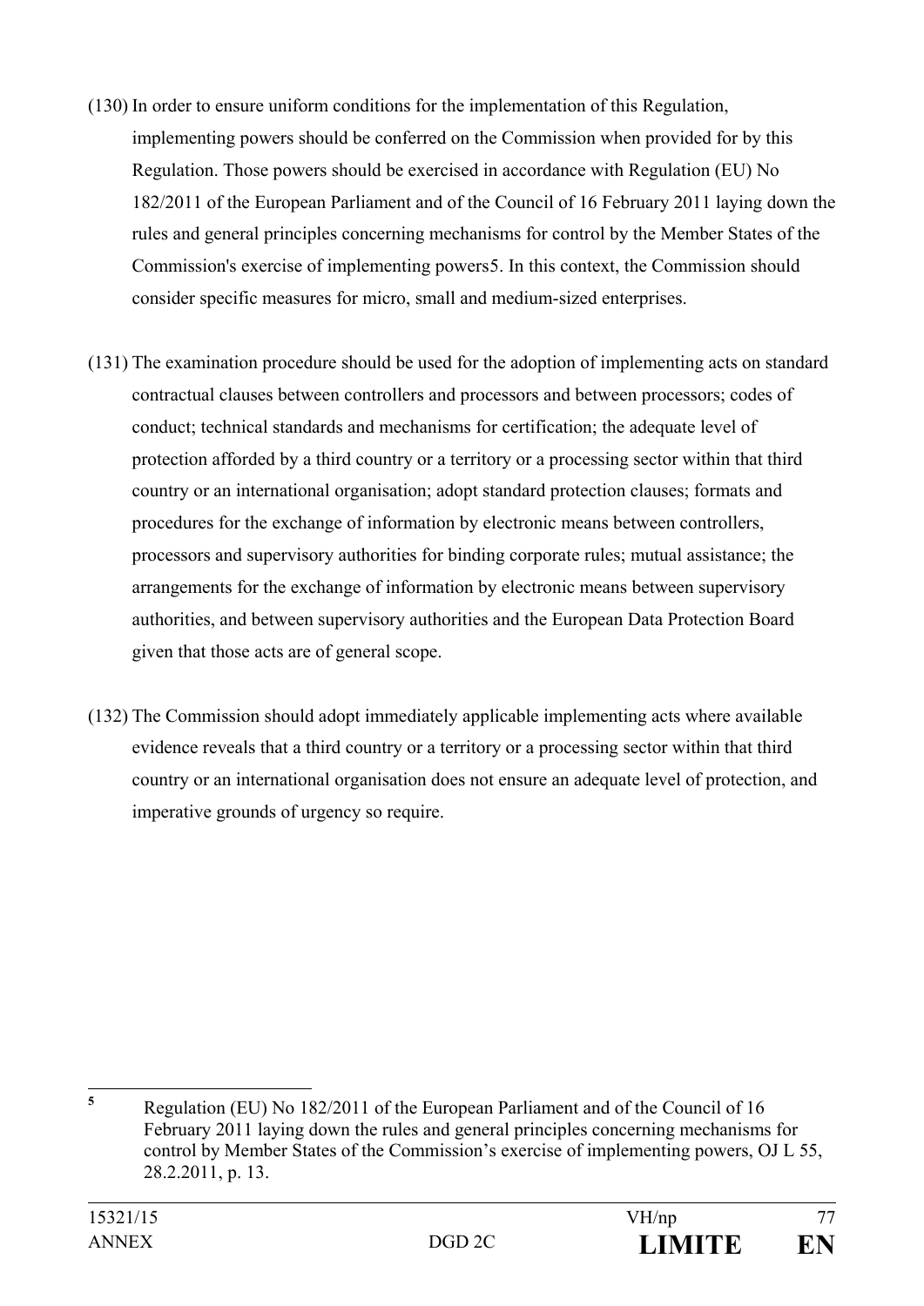(130) In order to ensure uniform conditions for the implementation of this Regulation, implementing powers should be conferred on the Commission when provided for by this Regulation. Those powers should be exercised in accordance with Regulation (EU) No 182/2011 of the European Parliament and of the Council of 16 February 2011 laying down the rules and general principles concerning mechanisms for control by the Member States of the Commission's exercise of implementing powers[5]. In this context, the Commission should consider specific measures for micro, small and medium-sized enterprises.

(131) The examination procedure should be used for the adoption of implementing acts on standard contractual clauses between controllers and processors and between processors; codes of conduct; technical standards and mechanisms for certification; the adequate level of protection afforded by a third country or a territory or a processing sector within that third country or an international organisation; adopt standard protection clauses; formats and procedures for the exchange of information by electronic means between controllers, processors and supervisory authorities for binding corporate rules; mutual assistance; the arrangements for the exchange of information by electronic means between supervisory authorities, and between supervisory authorities and the European Data Protection Board given that those acts are of general scope.

(132) The Commission should adopt immediately applicable implementing acts where available evidence reveals that a third country or a territory or a processing sector within that third country or an international organisation does not ensure an adequate level of protection, and imperative grounds of urgency so require.

---

[5] Regulation (EU) No 182/2011 of the European Parliament and of the Council of 16 February 2011 laying down the rules and general principles concerning mechanisms for control by Member States of the Commission's exercise of implementing powers, OJ L 55, 28.2.2011, p. 13.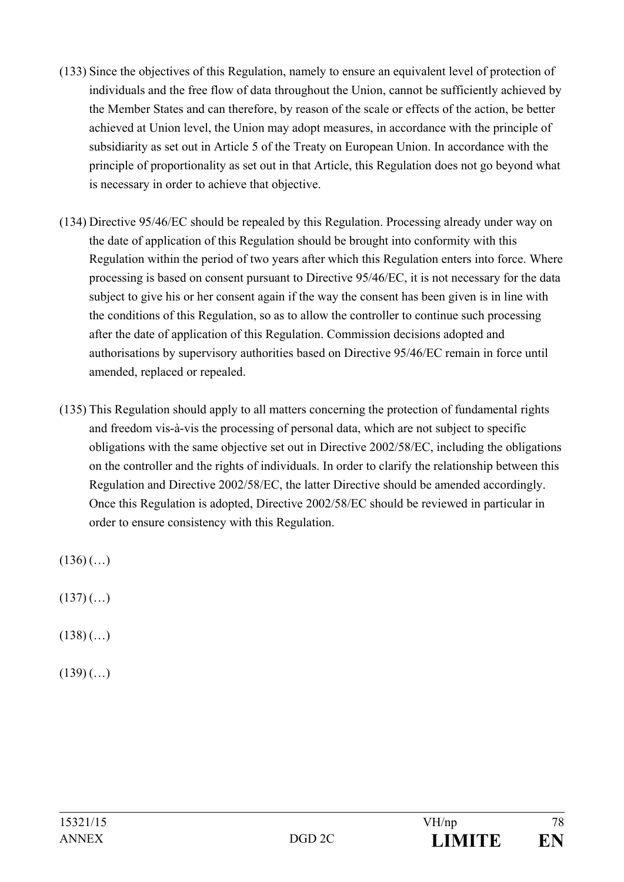(133) Since the objectives of this Regulation, namely to ensure an equivalent level of protection of individuals and the free flow of data throughout the Union, cannot be sufficiently achieved by the Member States and can therefore, by reason of the scale or effects of the action, be better achieved at Union level, the Union may adopt measures, in accordance with the principle of subsidiarity as set out in Article 5 of the Treaty on European Union. In accordance with the principle of proportionality as set out in that Article, this Regulation does not go beyond what is necessary in order to achieve that objective.

(134) Directive 95/46/EC should be repealed by this Regulation. Processing already under way on the date of application of this Regulation should be brought into conformity with this Regulation within the period of two years after which this Regulation enters into force. Where processing is based on consent pursuant to Directive 95/46/EC, it is not necessary for the data subject to give his or her consent again if the way the consent has been given is in line with the conditions of this Regulation, so as to allow the controller to continue such processing after the date of application of this Regulation. Commission decisions adopted and authorisations by supervisory authorities based on Directive 95/46/EC remain in force until amended, replaced or repealed.

(135) This Regulation should apply to all matters concerning the protection of fundamental rights and freedom vis-à-vis the processing of personal data, which are not subject to specific obligations with the same objective set out in Directive 2002/58/EC, including the obligations on the controller and the rights of individuals. In order to clarify the relationship between this Regulation and Directive 2002/58/EC, the latter Directive should be amended accordingly. Once this Regulation is adopted, Directive 2002/58/EC should be reviewed in particular in order to ensure consistency with this Regulation.

(136) (…)

(137) (…)

(138) (…)

(139) (…)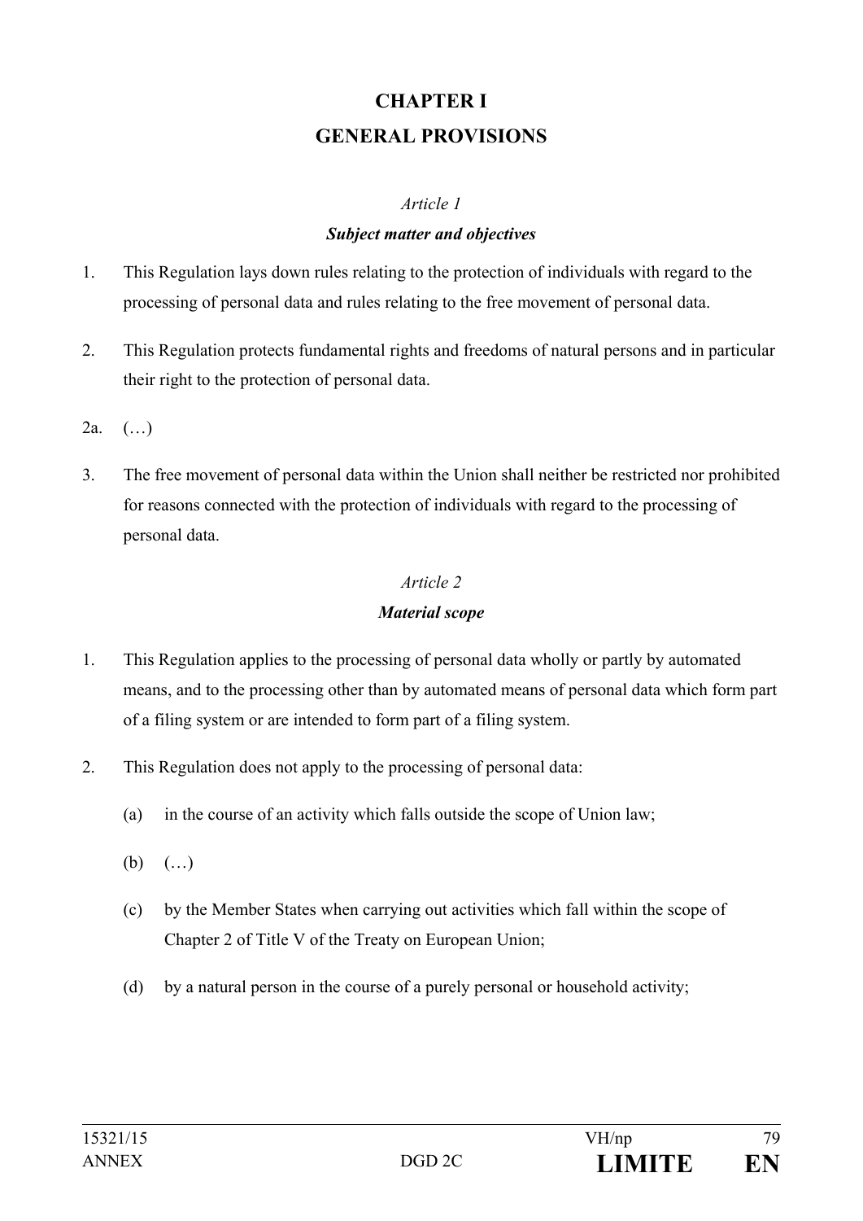# CHAPTER I

# GENERAL PROVISIONS

*Article 1*

***Subject matter and objectives***

1. This Regulation lays down rules relating to the protection of individuals with regard to the processing of personal data and rules relating to the free movement of personal data.

2. This Regulation protects fundamental rights and freedoms of natural persons and in particular their right to the protection of personal data.

2a. (…)

3. The free movement of personal data within the Union shall neither be restricted nor prohibited for reasons connected with the protection of individuals with regard to the processing of personal data.

*Article 2*

***Material scope***

1. This Regulation applies to the processing of personal data wholly or partly by automated means, and to the processing other than by automated means of personal data which form part of a filing system or are intended to form part of a filing system.

2. This Regulation does not apply to the processing of personal data:

   (a) in the course of an activity which falls outside the scope of Union law;

   (b) (…)

   (c) by the Member States when carrying out activities which fall within the scope of Chapter 2 of Title V of the Treaty on European Union;

   (d) by a natural person in the course of a purely personal or household activity;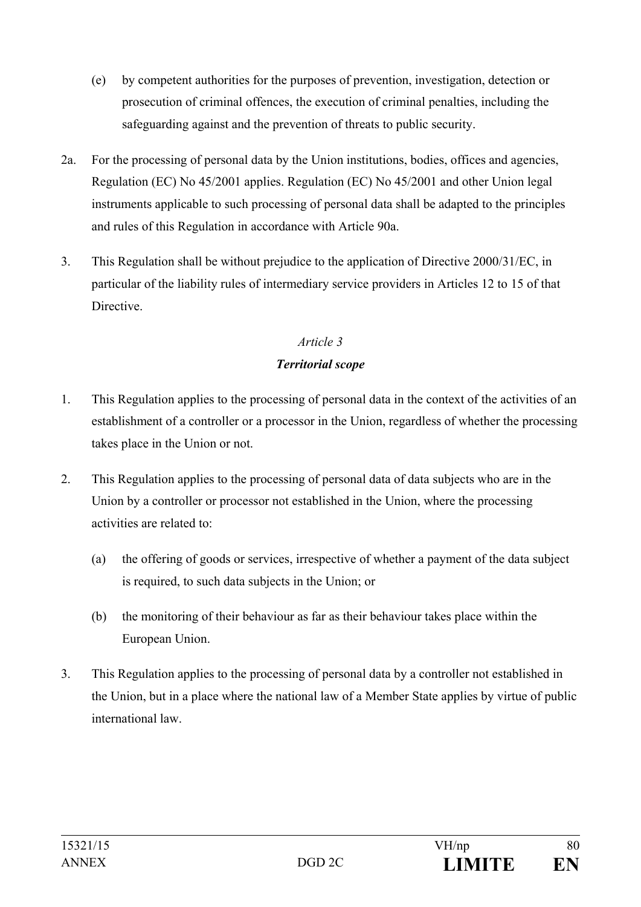(e) by competent authorities for the purposes of prevention, investigation, detection or prosecution of criminal offences, the execution of criminal penalties, including the safeguarding against and the prevention of threats to public security.

2a. For the processing of personal data by the Union institutions, bodies, offices and agencies, Regulation (EC) No 45/2001 applies. Regulation (EC) No 45/2001 and other Union legal instruments applicable to such processing of personal data shall be adapted to the principles and rules of this Regulation in accordance with Article 90a.

3. This Regulation shall be without prejudice to the application of Directive 2000/31/EC, in particular of the liability rules of intermediary service providers in Articles 12 to 15 of that Directive.

*Article 3*

***Territorial scope***

1. This Regulation applies to the processing of personal data in the context of the activities of an establishment of a controller or a processor in the Union, regardless of whether the processing takes place in the Union or not.

2. This Regulation applies to the processing of personal data of data subjects who are in the Union by a controller or processor not established in the Union, where the processing activities are related to:

   (a) the offering of goods or services, irrespective of whether a payment of the data subject is required, to such data subjects in the Union; or

   (b) the monitoring of their behaviour as far as their behaviour takes place within the European Union.

3. This Regulation applies to the processing of personal data by a controller not established in the Union, but in a place where the national law of a Member State applies by virtue of public international law.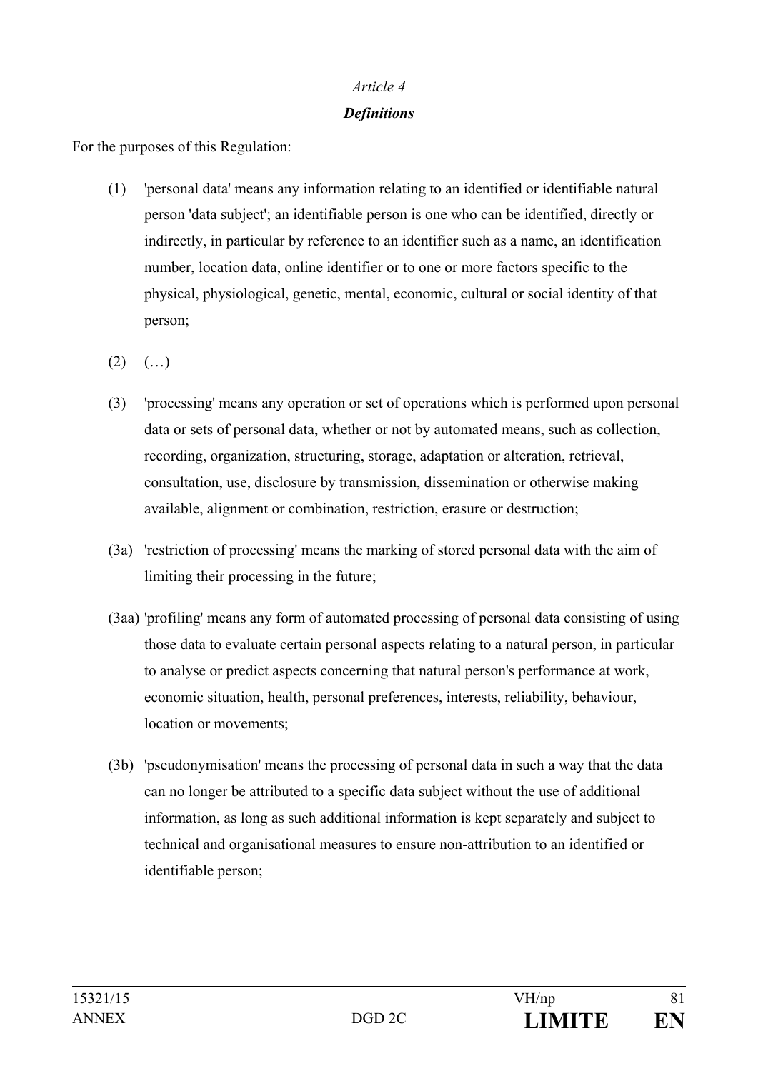*Article 4*

***Definitions***

For the purposes of this Regulation:

(1) 'personal data' means any information relating to an identified or identifiable natural person 'data subject'; an identifiable person is one who can be identified, directly or indirectly, in particular by reference to an identifier such as a name, an identification number, location data, online identifier or to one or more factors specific to the physical, physiological, genetic, mental, economic, cultural or social identity of that person;

(2) (…)

(3) 'processing' means any operation or set of operations which is performed upon personal data or sets of personal data, whether or not by automated means, such as collection, recording, organization, structuring, storage, adaptation or alteration, retrieval, consultation, use, disclosure by transmission, dissemination or otherwise making available, alignment or combination, restriction, erasure or destruction;

(3a) 'restriction of processing' means the marking of stored personal data with the aim of limiting their processing in the future;

(3aa) 'profiling' means any form of automated processing of personal data consisting of using those data to evaluate certain personal aspects relating to a natural person, in particular to analyse or predict aspects concerning that natural person's performance at work, economic situation, health, personal preferences, interests, reliability, behaviour, location or movements;

(3b) 'pseudonymisation' means the processing of personal data in such a way that the data can no longer be attributed to a specific data subject without the use of additional information, as long as such additional information is kept separately and subject to technical and organisational measures to ensure non-attribution to an identified or identifiable person;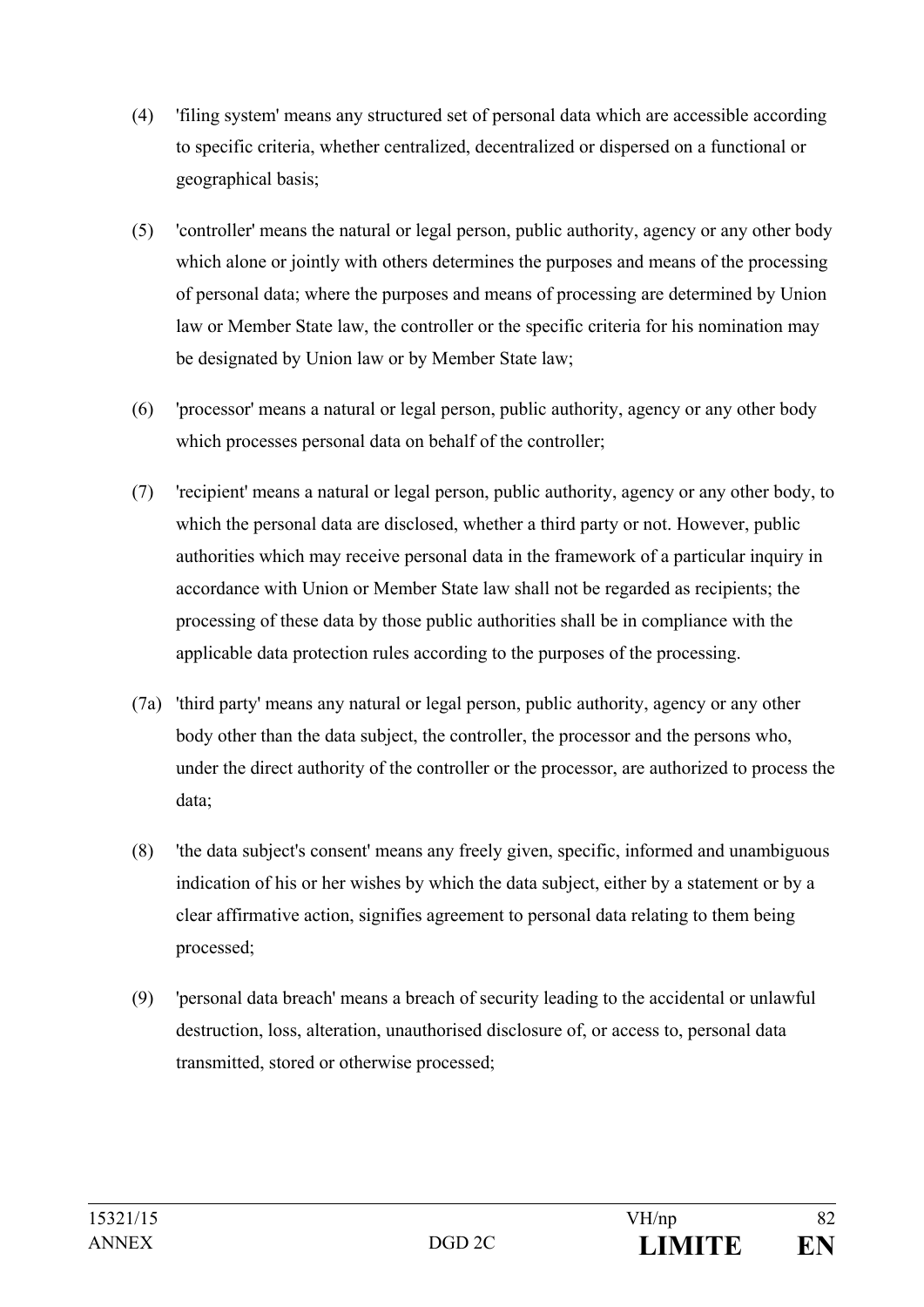(4) 'filing system' means any structured set of personal data which are accessible according to specific criteria, whether centralized, decentralized or dispersed on a functional or geographical basis;

(5) 'controller' means the natural or legal person, public authority, agency or any other body which alone or jointly with others determines the purposes and means of the processing of personal data; where the purposes and means of processing are determined by Union law or Member State law, the controller or the specific criteria for his nomination may be designated by Union law or by Member State law;

(6) 'processor' means a natural or legal person, public authority, agency or any other body which processes personal data on behalf of the controller;

(7) 'recipient' means a natural or legal person, public authority, agency or any other body, to which the personal data are disclosed, whether a third party or not. However, public authorities which may receive personal data in the framework of a particular inquiry in accordance with Union or Member State law shall not be regarded as recipients; the processing of these data by those public authorities shall be in compliance with the applicable data protection rules according to the purposes of the processing.

(7a) 'third party' means any natural or legal person, public authority, agency or any other body other than the data subject, the controller, the processor and the persons who, under the direct authority of the controller or the processor, are authorized to process the data;

(8) 'the data subject's consent' means any freely given, specific, informed and unambiguous indication of his or her wishes by which the data subject, either by a statement or by a clear affirmative action, signifies agreement to personal data relating to them being processed;

(9) 'personal data breach' means a breach of security leading to the accidental or unlawful destruction, loss, alteration, unauthorised disclosure of, or access to, personal data transmitted, stored or otherwise processed;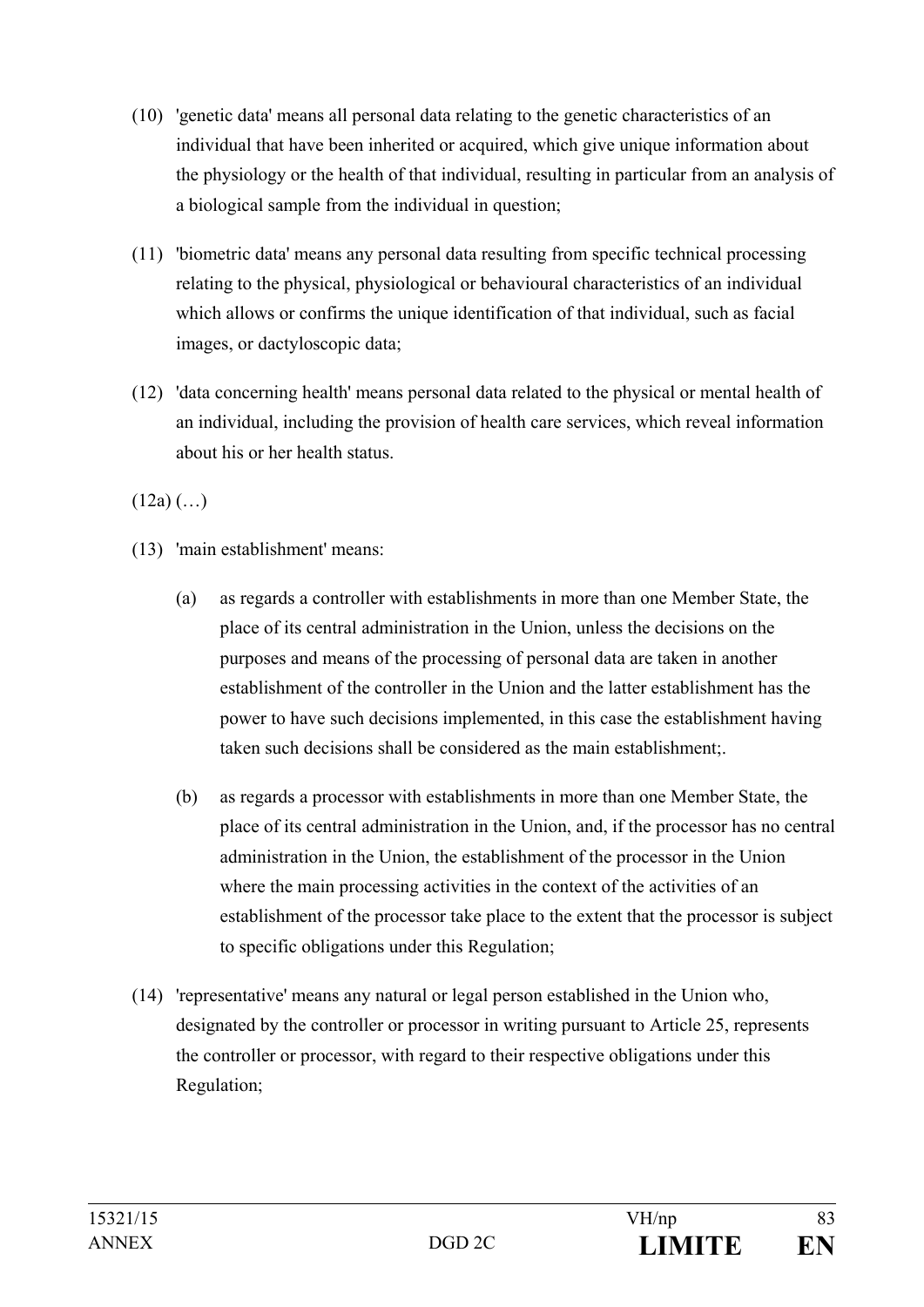(10) 'genetic data' means all personal data relating to the genetic characteristics of an individual that have been inherited or acquired, which give unique information about the physiology or the health of that individual, resulting in particular from an analysis of a biological sample from the individual in question;

(11) 'biometric data' means any personal data resulting from specific technical processing relating to the physical, physiological or behavioural characteristics of an individual which allows or confirms the unique identification of that individual, such as facial images, or dactyloscopic data;

(12) 'data concerning health' means personal data related to the physical or mental health of an individual, including the provision of health care services, which reveal information about his or her health status.

(12a) (…)

(13) 'main establishment' means:

(a) as regards a controller with establishments in more than one Member State, the place of its central administration in the Union, unless the decisions on the purposes and means of the processing of personal data are taken in another establishment of the controller in the Union and the latter establishment has the power to have such decisions implemented, in this case the establishment having taken such decisions shall be considered as the main establishment;.

(b) as regards a processor with establishments in more than one Member State, the place of its central administration in the Union, and, if the processor has no central administration in the Union, the establishment of the processor in the Union where the main processing activities in the context of the activities of an establishment of the processor take place to the extent that the processor is subject to specific obligations under this Regulation;

(14) 'representative' means any natural or legal person established in the Union who, designated by the controller or processor in writing pursuant to Article 25, represents the controller or processor, with regard to their respective obligations under this Regulation;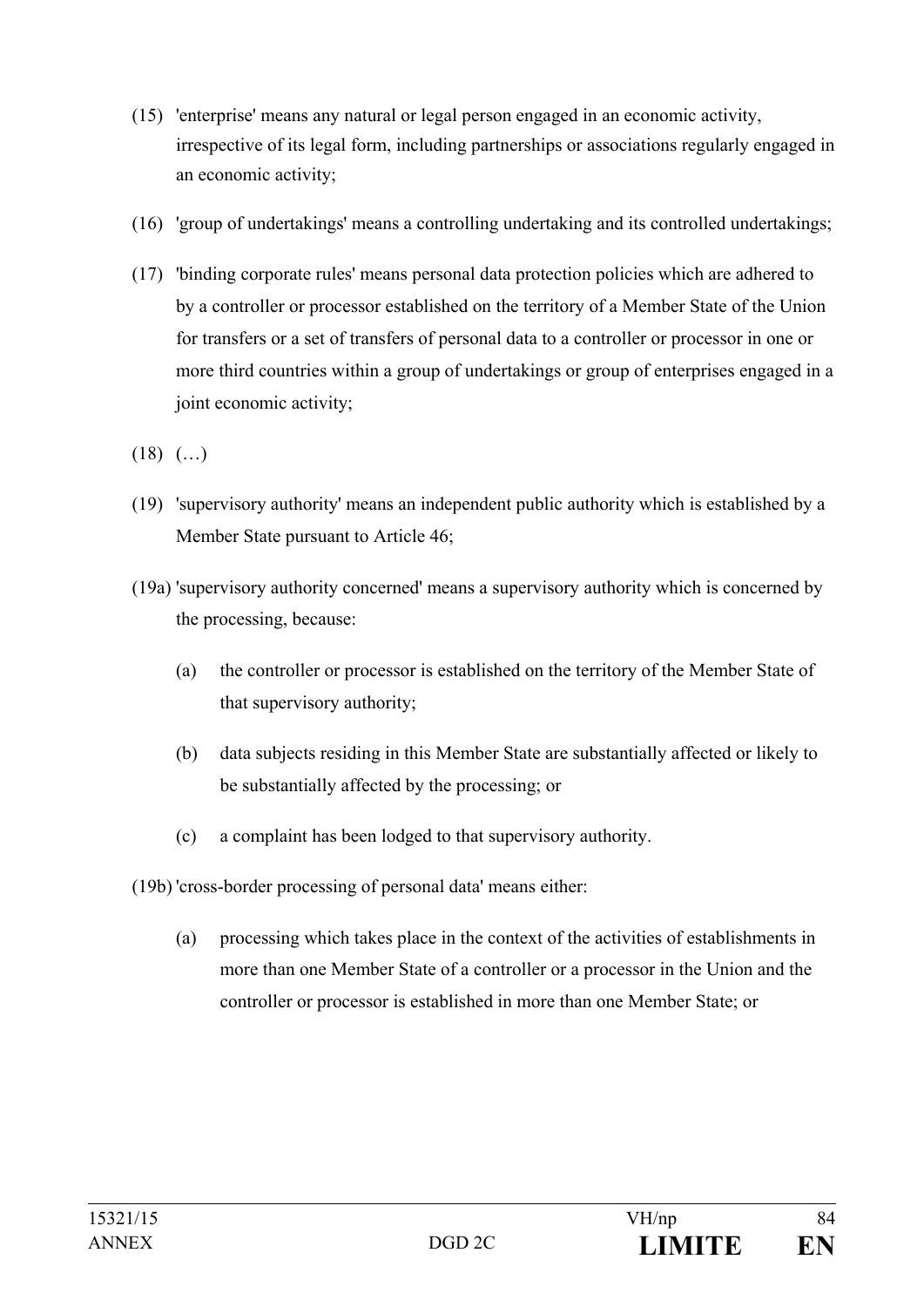(15) 'enterprise' means any natural or legal person engaged in an economic activity, irrespective of its legal form, including partnerships or associations regularly engaged in an economic activity;

(16) 'group of undertakings' means a controlling undertaking and its controlled undertakings;

(17) 'binding corporate rules' means personal data protection policies which are adhered to by a controller or processor established on the territory of a Member State of the Union for transfers or a set of transfers of personal data to a controller or processor in one or more third countries within a group of undertakings or group of enterprises engaged in a joint economic activity;

(18) (…)

(19) 'supervisory authority' means an independent public authority which is established by a Member State pursuant to Article 46;

(19a) 'supervisory authority concerned' means a supervisory authority which is concerned by the processing, because:

- (a) the controller or processor is established on the territory of the Member State of that supervisory authority;
- (b) data subjects residing in this Member State are substantially affected or likely to be substantially affected by the processing; or
- (c) a complaint has been lodged to that supervisory authority.

(19b) 'cross-border processing of personal data' means either:

- (a) processing which takes place in the context of the activities of establishments in more than one Member State of a controller or a processor in the Union and the controller or processor is established in more than one Member State; or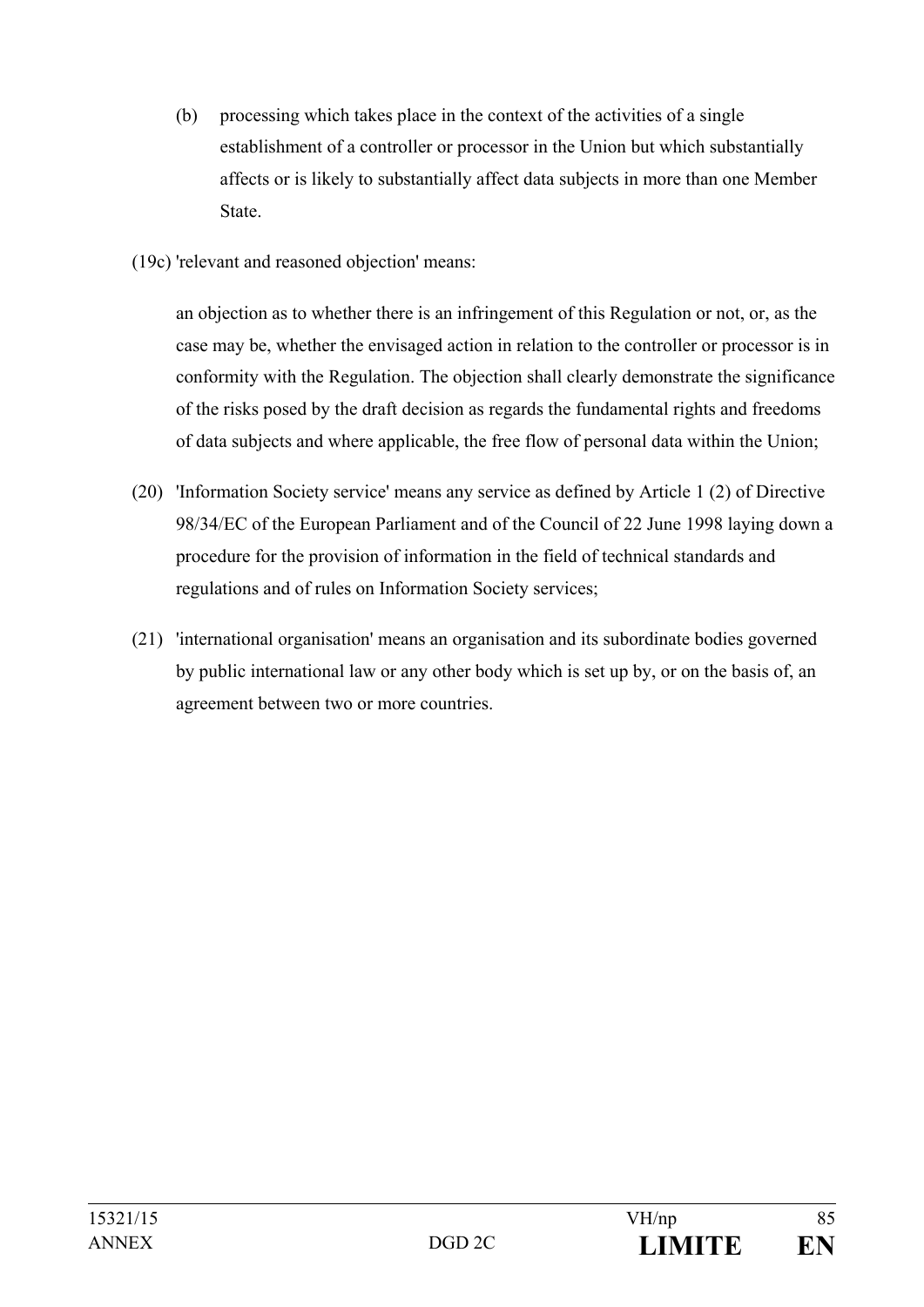(b) processing which takes place in the context of the activities of a single establishment of a controller or processor in the Union but which substantially affects or is likely to substantially affect data subjects in more than one Member State.

(19c) 'relevant and reasoned objection' means:

an objection as to whether there is an infringement of this Regulation or not, or, as the case may be, whether the envisaged action in relation to the controller or processor is in conformity with the Regulation. The objection shall clearly demonstrate the significance of the risks posed by the draft decision as regards the fundamental rights and freedoms of data subjects and where applicable, the free flow of personal data within the Union;

(20) 'Information Society service' means any service as defined by Article 1 (2) of Directive 98/34/EC of the European Parliament and of the Council of 22 June 1998 laying down a procedure for the provision of information in the field of technical standards and regulations and of rules on Information Society services;

(21) 'international organisation' means an organisation and its subordinate bodies governed by public international law or any other body which is set up by, or on the basis of, an agreement between two or more countries.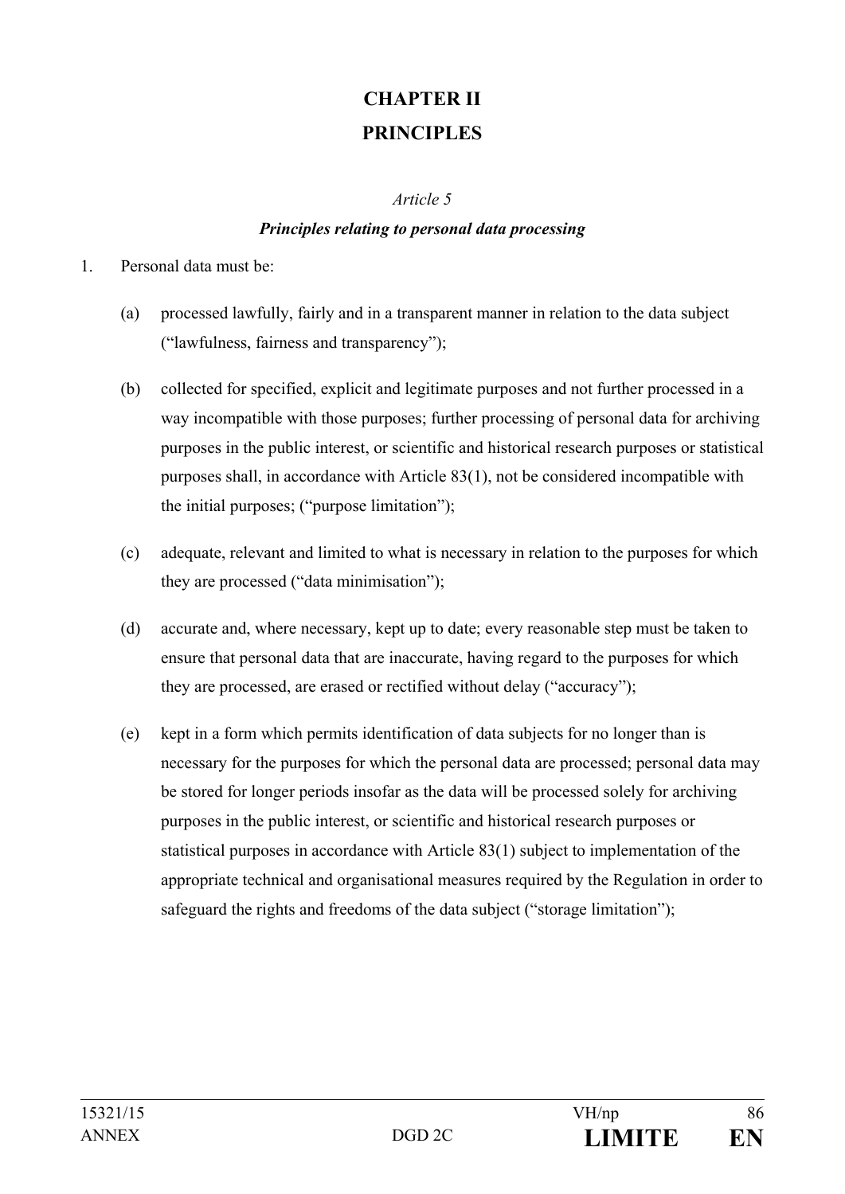# CHAPTER II
# PRINCIPLES

*Article 5*

***Principles relating to personal data processing***

1. Personal data must be:

   (a) processed lawfully, fairly and in a transparent manner in relation to the data subject ("lawfulness, fairness and transparency");

   (b) collected for specified, explicit and legitimate purposes and not further processed in a way incompatible with those purposes; further processing of personal data for archiving purposes in the public interest, or scientific and historical research purposes or statistical purposes shall, in accordance with Article 83(1), not be considered incompatible with the initial purposes; ("purpose limitation");

   (c) adequate, relevant and limited to what is necessary in relation to the purposes for which they are processed ("data minimisation");

   (d) accurate and, where necessary, kept up to date; every reasonable step must be taken to ensure that personal data that are inaccurate, having regard to the purposes for which they are processed, are erased or rectified without delay ("accuracy");

   (e) kept in a form which permits identification of data subjects for no longer than is necessary for the purposes for which the personal data are processed; personal data may be stored for longer periods insofar as the data will be processed solely for archiving purposes in the public interest, or scientific and historical research purposes or statistical purposes in accordance with Article 83(1) subject to implementation of the appropriate technical and organisational measures required by the Regulation in order to safeguard the rights and freedoms of the data subject ("storage limitation");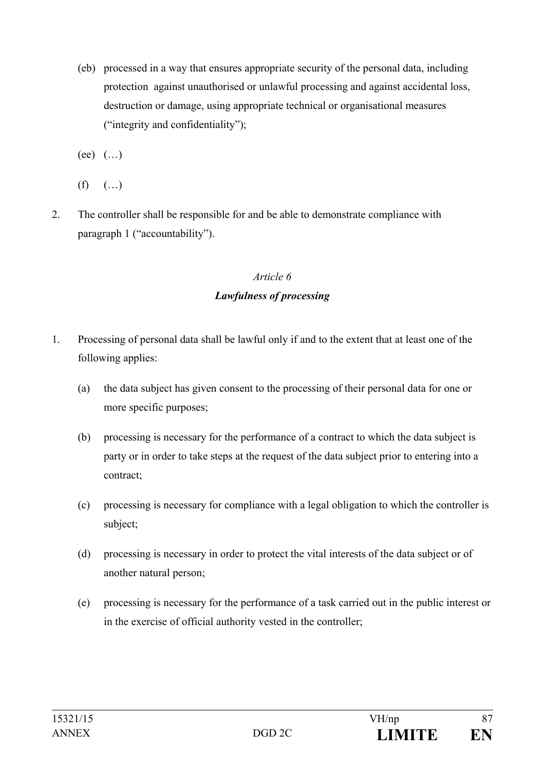(eb) processed in a way that ensures appropriate security of the personal data, including protection against unauthorised or unlawful processing and against accidental loss, destruction or damage, using appropriate technical or organisational measures ("integrity and confidentiality");

(ee) (…)

(f) (…)

2. The controller shall be responsible for and be able to demonstrate compliance with paragraph 1 ("accountability").

*Article 6*

***Lawfulness of processing***

1. Processing of personal data shall be lawful only if and to the extent that at least one of the following applies:

   (a) the data subject has given consent to the processing of their personal data for one or more specific purposes;

   (b) processing is necessary for the performance of a contract to which the data subject is party or in order to take steps at the request of the data subject prior to entering into a contract;

   (c) processing is necessary for compliance with a legal obligation to which the controller is subject;

   (d) processing is necessary in order to protect the vital interests of the data subject or of another natural person;

   (e) processing is necessary for the performance of a task carried out in the public interest or in the exercise of official authority vested in the controller;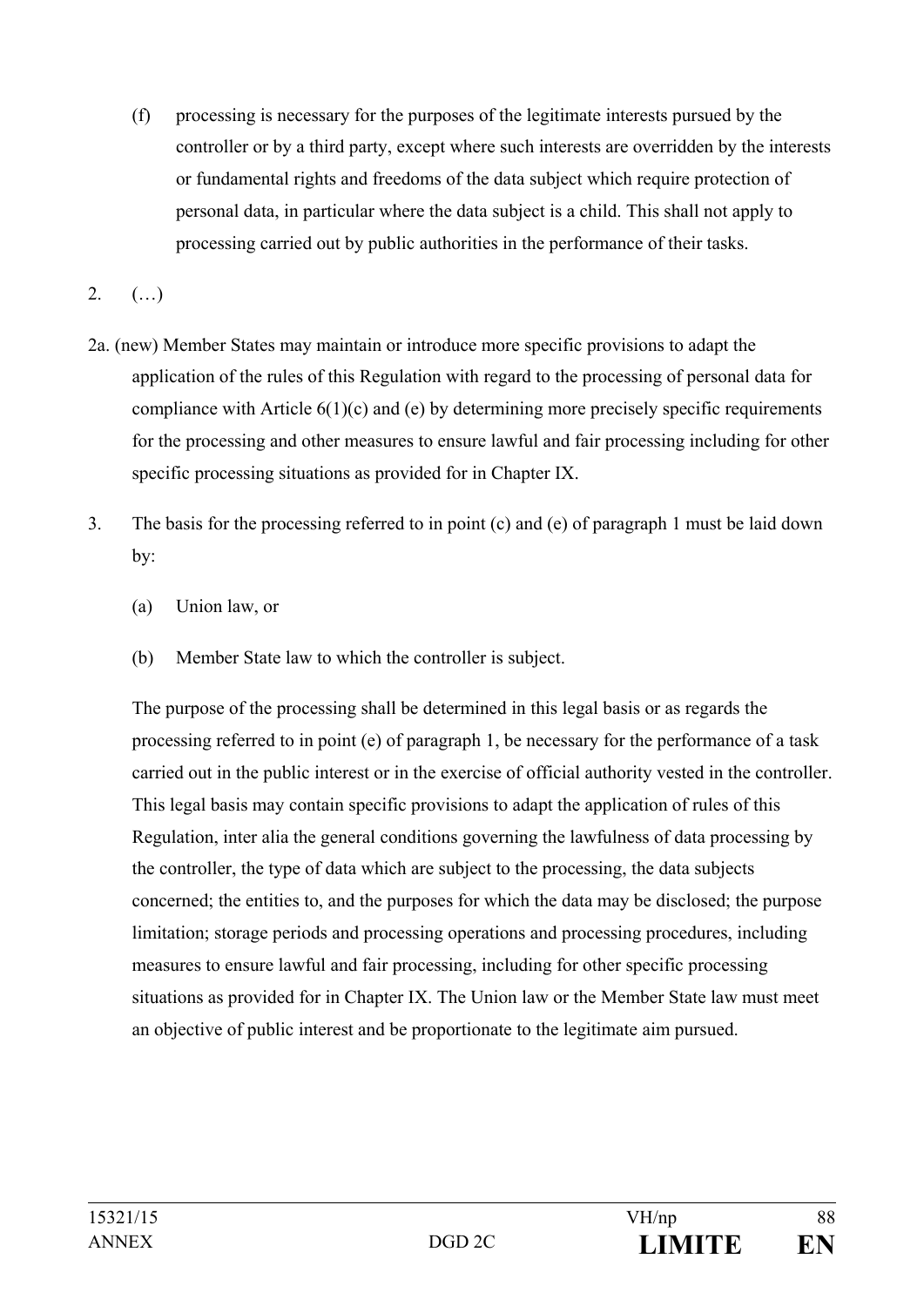(f) processing is necessary for the purposes of the legitimate interests pursued by the controller or by a third party, except where such interests are overridden by the interests or fundamental rights and freedoms of the data subject which require protection of personal data, in particular where the data subject is a child. This shall not apply to processing carried out by public authorities in the performance of their tasks.

2. (…)

2a. (new) Member States may maintain or introduce more specific provisions to adapt the application of the rules of this Regulation with regard to the processing of personal data for compliance with Article 6(1)(c) and (e) by determining more precisely specific requirements for the processing and other measures to ensure lawful and fair processing including for other specific processing situations as provided for in Chapter IX.

3. The basis for the processing referred to in point (c) and (e) of paragraph 1 must be laid down by:

   (a) Union law, or

   (b) Member State law to which the controller is subject.

   The purpose of the processing shall be determined in this legal basis or as regards the processing referred to in point (e) of paragraph 1, be necessary for the performance of a task carried out in the public interest or in the exercise of official authority vested in the controller. This legal basis may contain specific provisions to adapt the application of rules of this Regulation, inter alia the general conditions governing the lawfulness of data processing by the controller, the type of data which are subject to the processing, the data subjects concerned; the entities to, and the purposes for which the data may be disclosed; the purpose limitation; storage periods and processing operations and processing procedures, including measures to ensure lawful and fair processing, including for other specific processing situations as provided for in Chapter IX. The Union law or the Member State law must meet an objective of public interest and be proportionate to the legitimate aim pursued.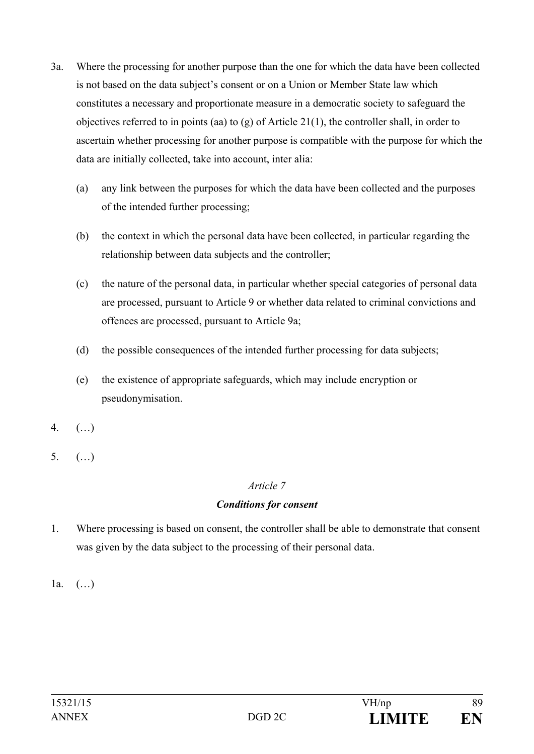3a. Where the processing for another purpose than the one for which the data have been collected is not based on the data subject's consent or on a Union or Member State law which constitutes a necessary and proportionate measure in a democratic society to safeguard the objectives referred to in points (aa) to (g) of Article 21(1), the controller shall, in order to ascertain whether processing for another purpose is compatible with the purpose for which the data are initially collected, take into account, inter alia:

(a) any link between the purposes for which the data have been collected and the purposes of the intended further processing;

(b) the context in which the personal data have been collected, in particular regarding the relationship between data subjects and the controller;

(c) the nature of the personal data, in particular whether special categories of personal data are processed, pursuant to Article 9 or whether data related to criminal convictions and offences are processed, pursuant to Article 9a;

(d) the possible consequences of the intended further processing for data subjects;

(e) the existence of appropriate safeguards, which may include encryption or pseudonymisation.

4. (…)

5. (…)

*Article 7*

***Conditions for consent***

1. Where processing is based on consent, the controller shall be able to demonstrate that consent was given by the data subject to the processing of their personal data.

1a. (…)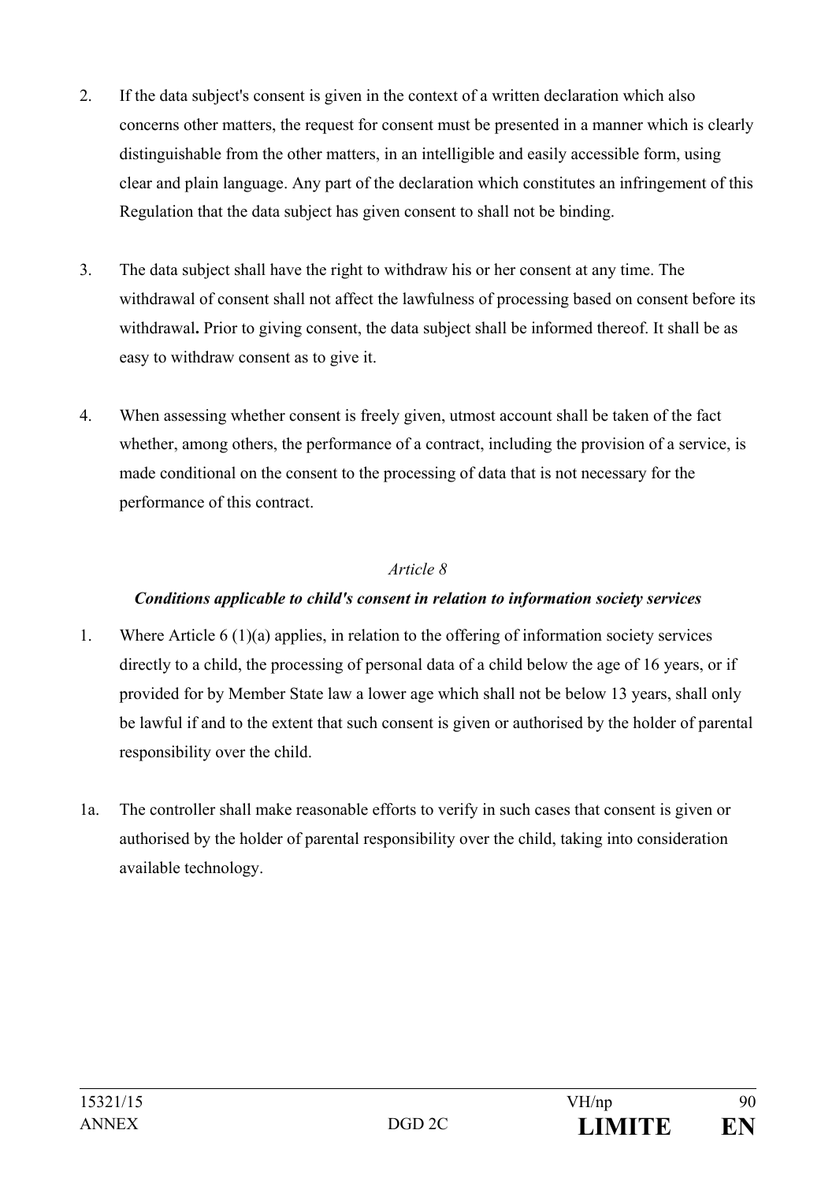2. If the data subject's consent is given in the context of a written declaration which also concerns other matters, the request for consent must be presented in a manner which is clearly distinguishable from the other matters, in an intelligible and easily accessible form, using clear and plain language. Any part of the declaration which constitutes an infringement of this Regulation that the data subject has given consent to shall not be binding.

3. The data subject shall have the right to withdraw his or her consent at any time. The withdrawal of consent shall not affect the lawfulness of processing based on consent before its withdrawal**.** Prior to giving consent, the data subject shall be informed thereof. It shall be as easy to withdraw consent as to give it.

4. When assessing whether consent is freely given, utmost account shall be taken of the fact whether, among others, the performance of a contract, including the provision of a service, is made conditional on the consent to the processing of data that is not necessary for the performance of this contract.

*Article 8*

***Conditions applicable to child's consent in relation to information society services***

1. Where Article 6 (1)(a) applies, in relation to the offering of information society services directly to a child, the processing of personal data of a child below the age of 16 years, or if provided for by Member State law a lower age which shall not be below 13 years, shall only be lawful if and to the extent that such consent is given or authorised by the holder of parental responsibility over the child.

1a. The controller shall make reasonable efforts to verify in such cases that consent is given or authorised by the holder of parental responsibility over the child, taking into consideration available technology.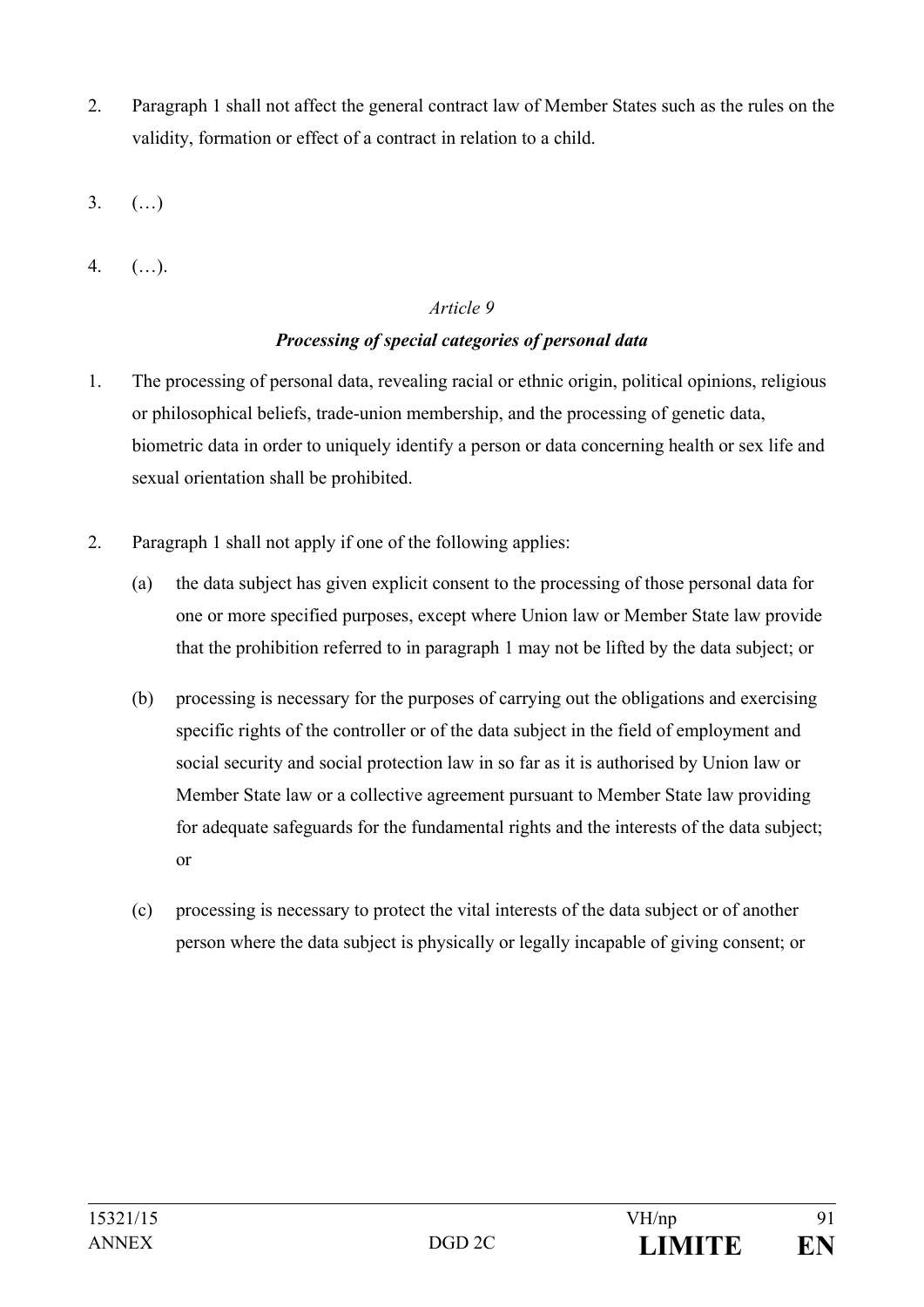2. Paragraph 1 shall not affect the general contract law of Member States such as the rules on the validity, formation or effect of a contract in relation to a child.

3. (…)

4. (…).

*Article 9*

***Processing of special categories of personal data***

1. The processing of personal data, revealing racial or ethnic origin, political opinions, religious or philosophical beliefs, trade-union membership, and the processing of genetic data, biometric data in order to uniquely identify a person or data concerning health or sex life and sexual orientation shall be prohibited.

2. Paragraph 1 shall not apply if one of the following applies:

   (a) the data subject has given explicit consent to the processing of those personal data for one or more specified purposes, except where Union law or Member State law provide that the prohibition referred to in paragraph 1 may not be lifted by the data subject; or

   (b) processing is necessary for the purposes of carrying out the obligations and exercising specific rights of the controller or of the data subject in the field of employment and social security and social protection law in so far as it is authorised by Union law or Member State law or a collective agreement pursuant to Member State law providing for adequate safeguards for the fundamental rights and the interests of the data subject; or

   (c) processing is necessary to protect the vital interests of the data subject or of another person where the data subject is physically or legally incapable of giving consent; or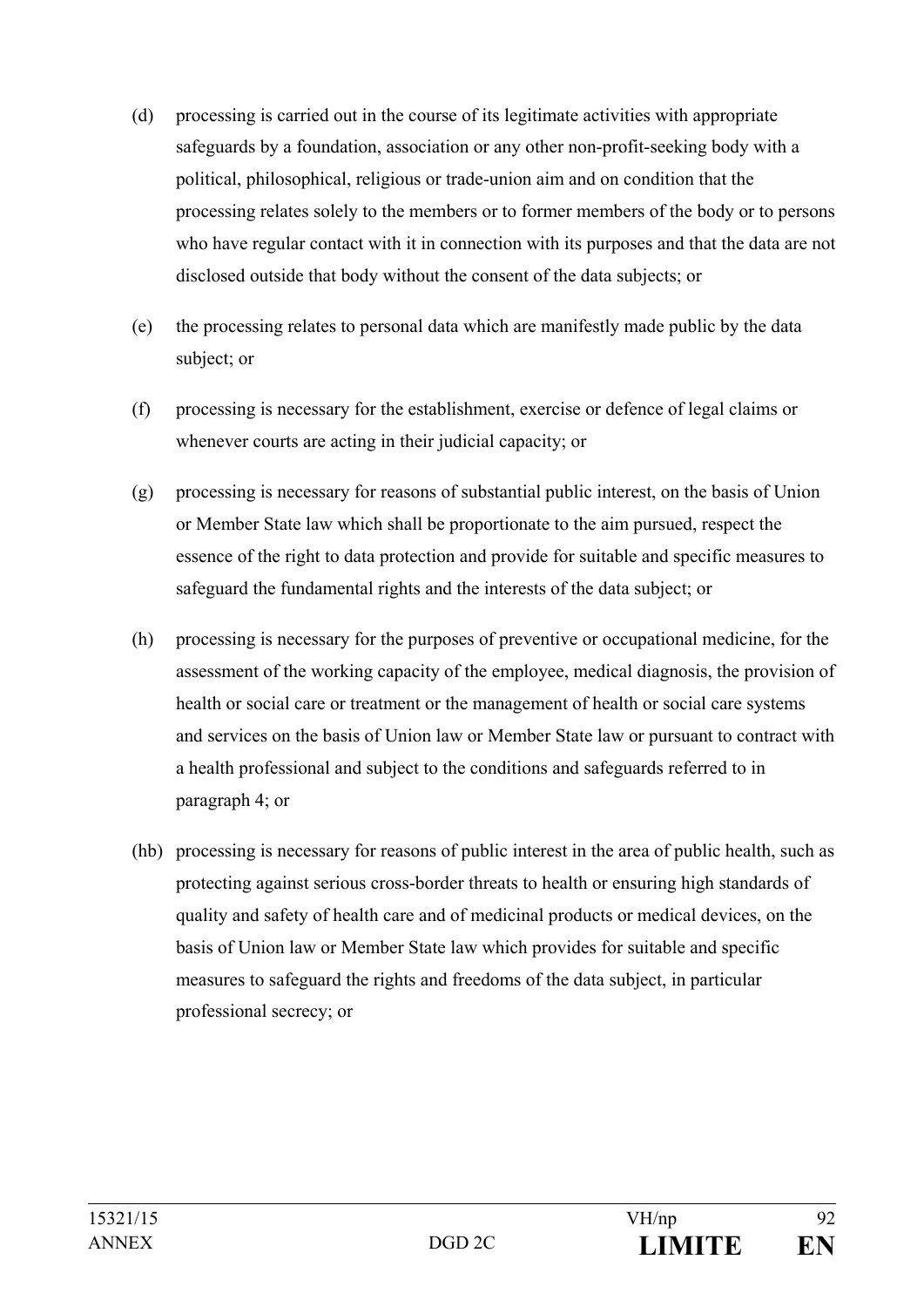(d) processing is carried out in the course of its legitimate activities with appropriate safeguards by a foundation, association or any other non-profit-seeking body with a political, philosophical, religious or trade-union aim and on condition that the processing relates solely to the members or to former members of the body or to persons who have regular contact with it in connection with its purposes and that the data are not disclosed outside that body without the consent of the data subjects; or

(e) the processing relates to personal data which are manifestly made public by the data subject; or

(f) processing is necessary for the establishment, exercise or defence of legal claims or whenever courts are acting in their judicial capacity; or

(g) processing is necessary for reasons of substantial public interest, on the basis of Union or Member State law which shall be proportionate to the aim pursued, respect the essence of the right to data protection and provide for suitable and specific measures to safeguard the fundamental rights and the interests of the data subject; or

(h) processing is necessary for the purposes of preventive or occupational medicine, for the assessment of the working capacity of the employee, medical diagnosis, the provision of health or social care or treatment or the management of health or social care systems and services on the basis of Union law or Member State law or pursuant to contract with a health professional and subject to the conditions and safeguards referred to in paragraph 4; or

(hb) processing is necessary for reasons of public interest in the area of public health, such as protecting against serious cross-border threats to health or ensuring high standards of quality and safety of health care and of medicinal products or medical devices, on the basis of Union law or Member State law which provides for suitable and specific measures to safeguard the rights and freedoms of the data subject, in particular professional secrecy; or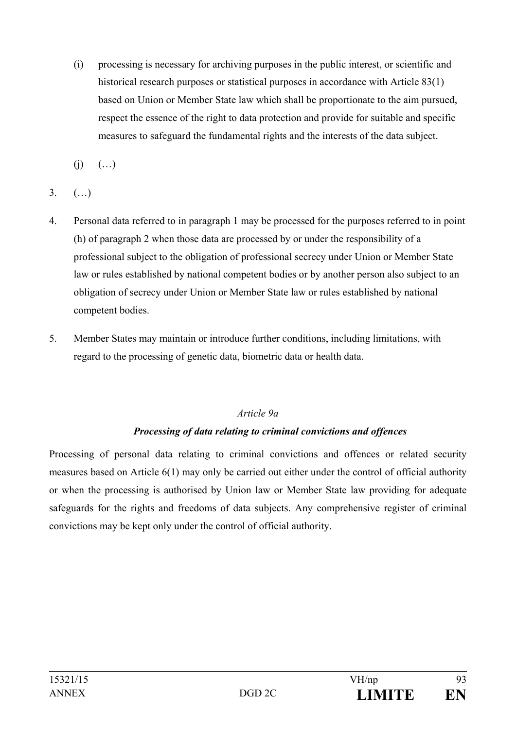(i) processing is necessary for archiving purposes in the public interest, or scientific and historical research purposes or statistical purposes in accordance with Article 83(1) based on Union or Member State law which shall be proportionate to the aim pursued, respect the essence of the right to data protection and provide for suitable and specific measures to safeguard the fundamental rights and the interests of the data subject.

(j) (…)

3. (…)

4. Personal data referred to in paragraph 1 may be processed for the purposes referred to in point (h) of paragraph 2 when those data are processed by or under the responsibility of a professional subject to the obligation of professional secrecy under Union or Member State law or rules established by national competent bodies or by another person also subject to an obligation of secrecy under Union or Member State law or rules established by national competent bodies.

5. Member States may maintain or introduce further conditions, including limitations, with regard to the processing of genetic data, biometric data or health data.

*Article 9a*

***Processing of data relating to criminal convictions and offences***

Processing of personal data relating to criminal convictions and offences or related security measures based on Article 6(1) may only be carried out either under the control of official authority or when the processing is authorised by Union law or Member State law providing for adequate safeguards for the rights and freedoms of data subjects. Any comprehensive register of criminal convictions may be kept only under the control of official authority.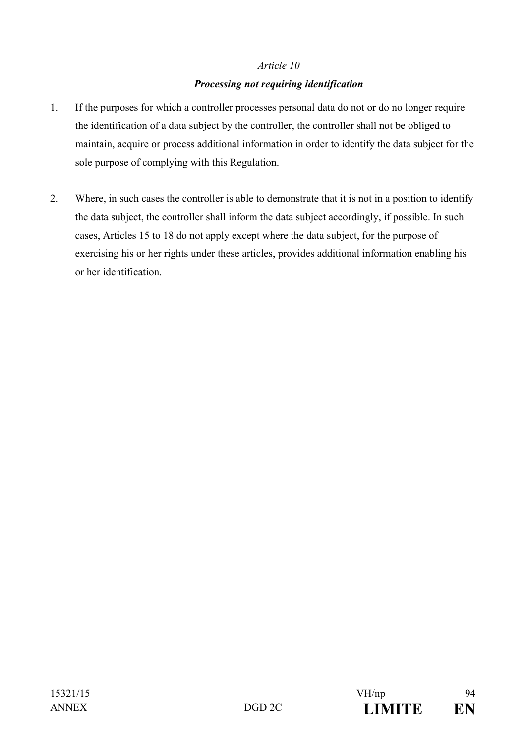*Article 10*

***Processing not requiring identification***

1. If the purposes for which a controller processes personal data do not or do no longer require the identification of a data subject by the controller, the controller shall not be obliged to maintain, acquire or process additional information in order to identify the data subject for the sole purpose of complying with this Regulation.

2. Where, in such cases the controller is able to demonstrate that it is not in a position to identify the data subject, the controller shall inform the data subject accordingly, if possible. In such cases, Articles 15 to 18 do not apply except where the data subject, for the purpose of exercising his or her rights under these articles, provides additional information enabling his or her identification.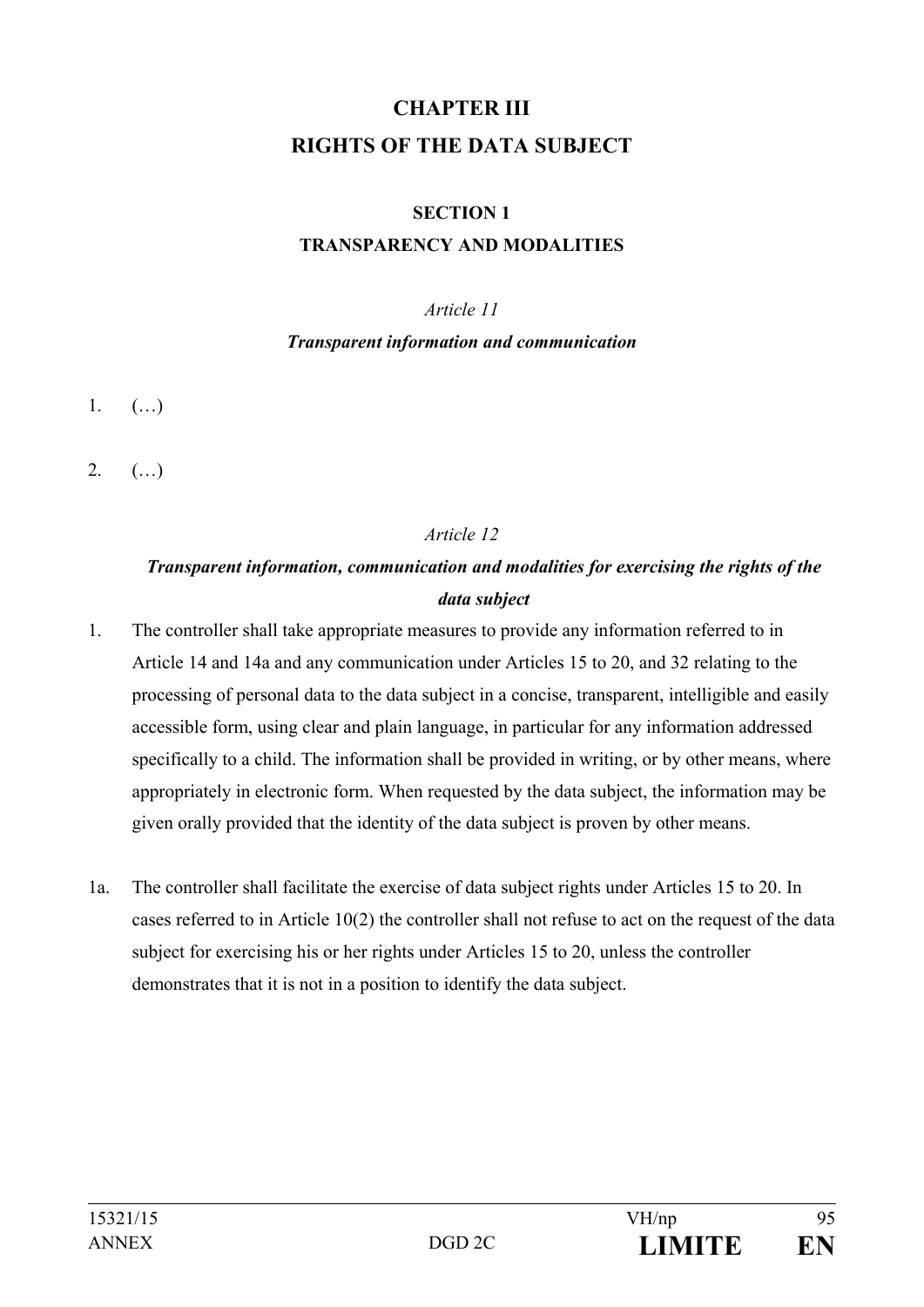# CHAPTER III
# RIGHTS OF THE DATA SUBJECT

## SECTION 1
## TRANSPARENCY AND MODALITIES

*Article 11*

***Transparent information and communication***

1. (…)

2. (…)

*Article 12*

***Transparent information, communication and modalities for exercising the rights of the data subject***

1. The controller shall take appropriate measures to provide any information referred to in Article 14 and 14a and any communication under Articles 15 to 20, and 32 relating to the processing of personal data to the data subject in a concise, transparent, intelligible and easily accessible form, using clear and plain language, in particular for any information addressed specifically to a child. The information shall be provided in writing, or by other means, where appropriately in electronic form. When requested by the data subject, the information may be given orally provided that the identity of the data subject is proven by other means.

1a. The controller shall facilitate the exercise of data subject rights under Articles 15 to 20. In cases referred to in Article 10(2) the controller shall not refuse to act on the request of the data subject for exercising his or her rights under Articles 15 to 20, unless the controller demonstrates that it is not in a position to identify the data subject.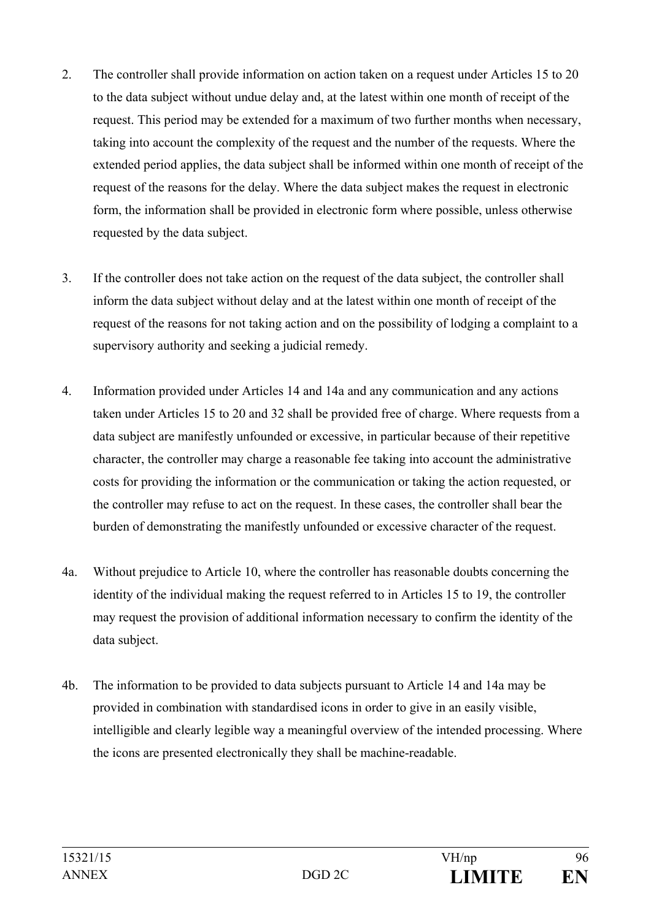2. The controller shall provide information on action taken on a request under Articles 15 to 20 to the data subject without undue delay and, at the latest within one month of receipt of the request. This period may be extended for a maximum of two further months when necessary, taking into account the complexity of the request and the number of the requests. Where the extended period applies, the data subject shall be informed within one month of receipt of the request of the reasons for the delay. Where the data subject makes the request in electronic form, the information shall be provided in electronic form where possible, unless otherwise requested by the data subject.

3. If the controller does not take action on the request of the data subject, the controller shall inform the data subject without delay and at the latest within one month of receipt of the request of the reasons for not taking action and on the possibility of lodging a complaint to a supervisory authority and seeking a judicial remedy.

4. Information provided under Articles 14 and 14a and any communication and any actions taken under Articles 15 to 20 and 32 shall be provided free of charge. Where requests from a data subject are manifestly unfounded or excessive, in particular because of their repetitive character, the controller may charge a reasonable fee taking into account the administrative costs for providing the information or the communication or taking the action requested, or the controller may refuse to act on the request. In these cases, the controller shall bear the burden of demonstrating the manifestly unfounded or excessive character of the request.

4a. Without prejudice to Article 10, where the controller has reasonable doubts concerning the identity of the individual making the request referred to in Articles 15 to 19, the controller may request the provision of additional information necessary to confirm the identity of the data subject.

4b. The information to be provided to data subjects pursuant to Article 14 and 14a may be provided in combination with standardised icons in order to give in an easily visible, intelligible and clearly legible way a meaningful overview of the intended processing. Where the icons are presented electronically they shall be machine-readable.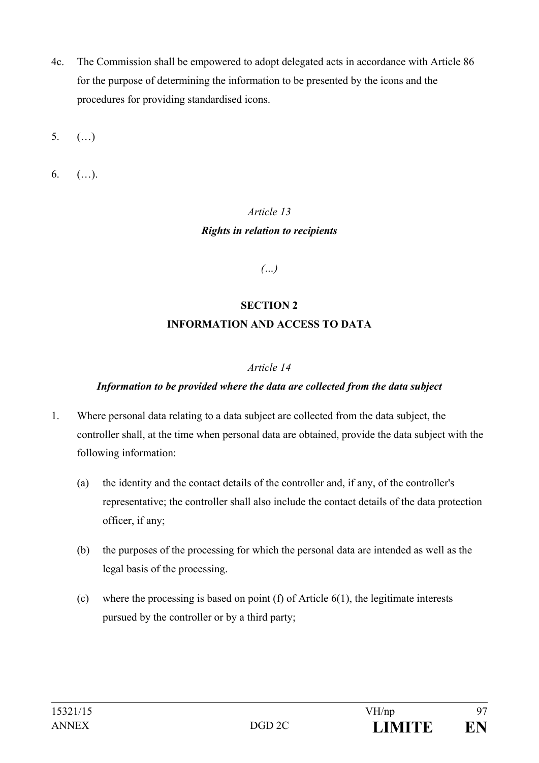4c. The Commission shall be empowered to adopt delegated acts in accordance with Article 86 for the purpose of determining the information to be presented by the icons and the procedures for providing standardised icons.

5. (…)

6. (…).

*Article 13*

***Rights in relation to recipients***

*(…)*

**SECTION 2**

**INFORMATION AND ACCESS TO DATA**

*Article 14*

***Information to be provided where the data are collected from the data subject***

1. Where personal data relating to a data subject are collected from the data subject, the controller shall, at the time when personal data are obtained, provide the data subject with the following information:

   (a) the identity and the contact details of the controller and, if any, of the controller's representative; the controller shall also include the contact details of the data protection officer, if any;

   (b) the purposes of the processing for which the personal data are intended as well as the legal basis of the processing.

   (c) where the processing is based on point (f) of Article 6(1), the legitimate interests pursued by the controller or by a third party;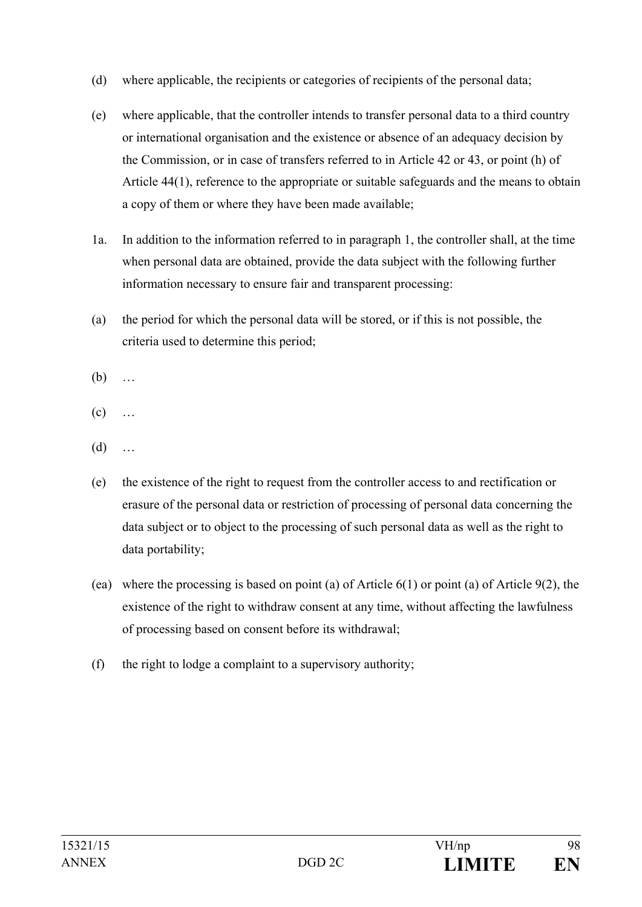(d) where applicable, the recipients or categories of recipients of the personal data;

(e) where applicable, that the controller intends to transfer personal data to a third country or international organisation and the existence or absence of an adequacy decision by the Commission, or in case of transfers referred to in Article 42 or 43, or point (h) of Article 44(1), reference to the appropriate or suitable safeguards and the means to obtain a copy of them or where they have been made available;

1a. In addition to the information referred to in paragraph 1, the controller shall, at the time when personal data are obtained, provide the data subject with the following further information necessary to ensure fair and transparent processing:

(a) the period for which the personal data will be stored, or if this is not possible, the criteria used to determine this period;

(b) …

(c) …

(d) …

(e) the existence of the right to request from the controller access to and rectification or erasure of the personal data or restriction of processing of personal data concerning the data subject or to object to the processing of such personal data as well as the right to data portability;

(ea) where the processing is based on point (a) of Article 6(1) or point (a) of Article 9(2), the existence of the right to withdraw consent at any time, without affecting the lawfulness of processing based on consent before its withdrawal;

(f) the right to lodge a complaint to a supervisory authority;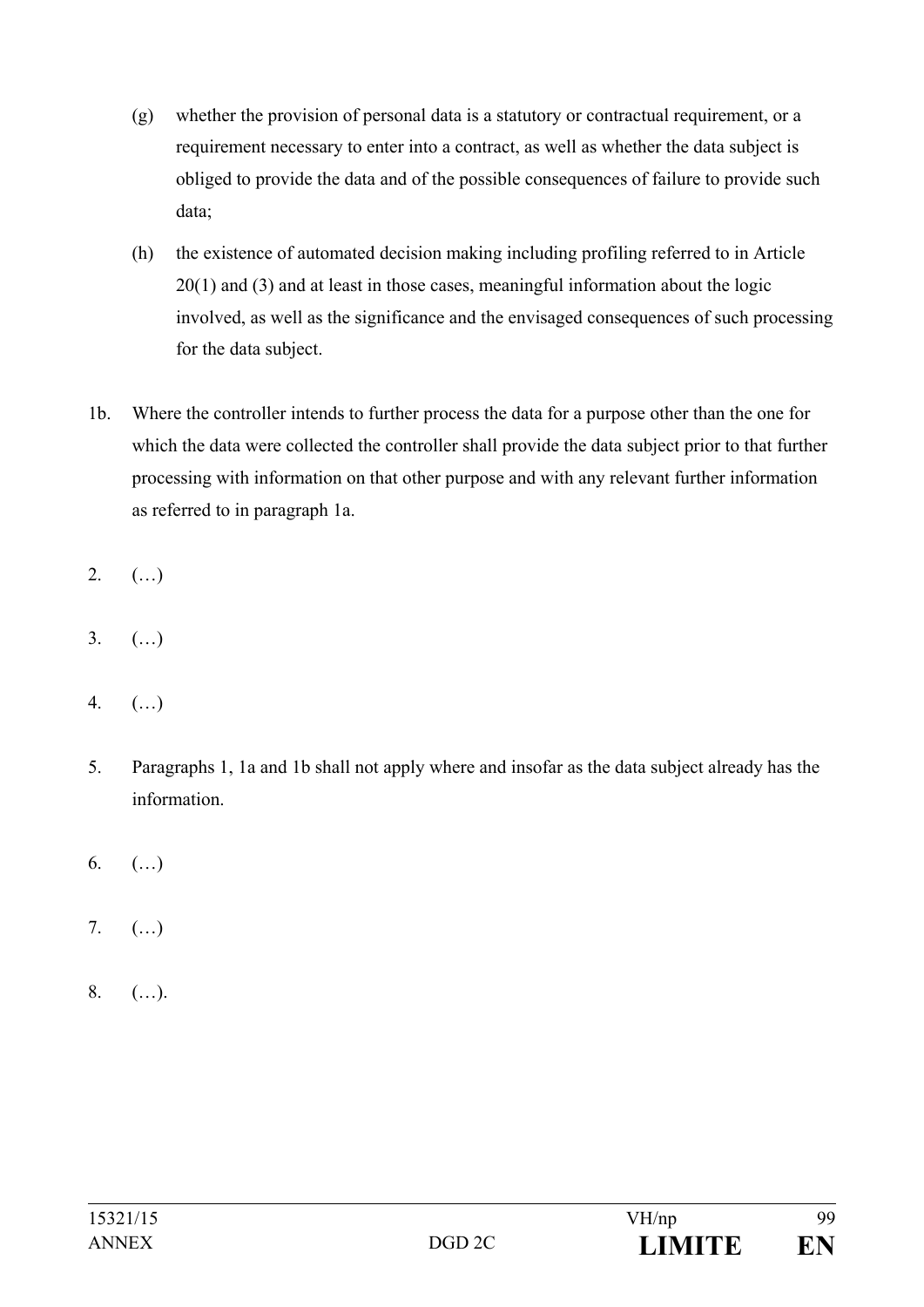(g) whether the provision of personal data is a statutory or contractual requirement, or a requirement necessary to enter into a contract, as well as whether the data subject is obliged to provide the data and of the possible consequences of failure to provide such data;

(h) the existence of automated decision making including profiling referred to in Article 20(1) and (3) and at least in those cases, meaningful information about the logic involved, as well as the significance and the envisaged consequences of such processing for the data subject.

1b. Where the controller intends to further process the data for a purpose other than the one for which the data were collected the controller shall provide the data subject prior to that further processing with information on that other purpose and with any relevant further information as referred to in paragraph 1a.

2. (…)

3. (…)

4. (…)

5. Paragraphs 1, 1a and 1b shall not apply where and insofar as the data subject already has the information.

6. (…)

7. (…)

8. (…).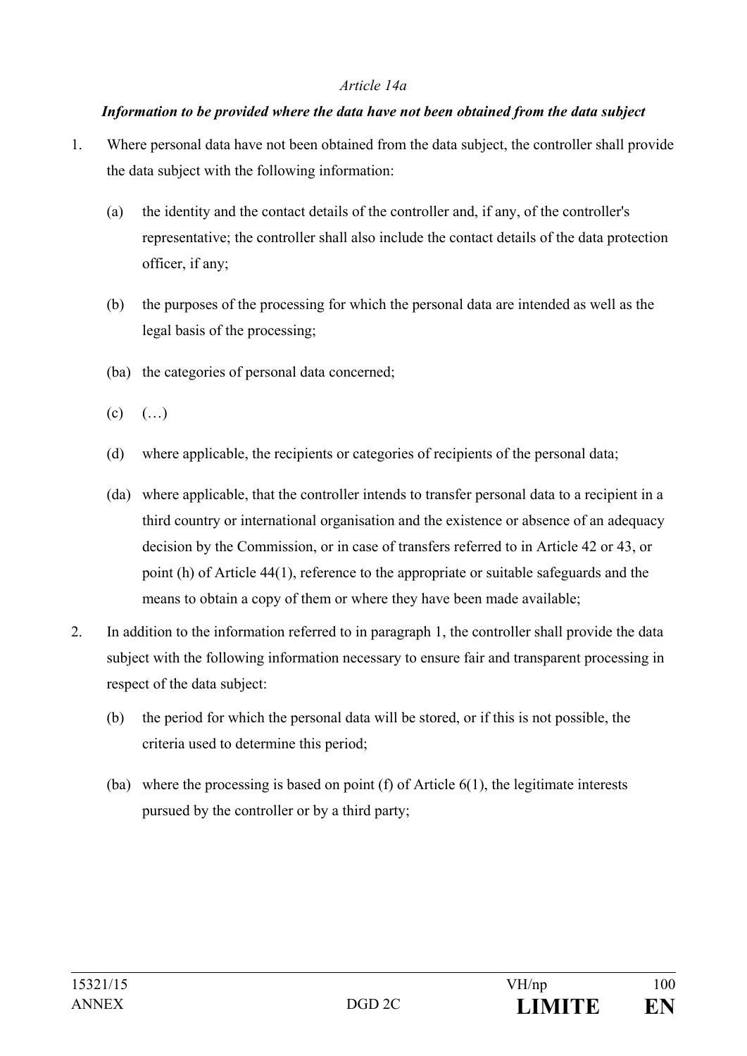*Article 14a*

***Information to be provided where the data have not been obtained from the data subject***

1. Where personal data have not been obtained from the data subject, the controller shall provide the data subject with the following information:

   (a) the identity and the contact details of the controller and, if any, of the controller's representative; the controller shall also include the contact details of the data protection officer, if any;

   (b) the purposes of the processing for which the personal data are intended as well as the legal basis of the processing;

   (ba) the categories of personal data concerned;

   (c) (…)

   (d) where applicable, the recipients or categories of recipients of the personal data;

   (da) where applicable, that the controller intends to transfer personal data to a recipient in a third country or international organisation and the existence or absence of an adequacy decision by the Commission, or in case of transfers referred to in Article 42 or 43, or point (h) of Article 44(1), reference to the appropriate or suitable safeguards and the means to obtain a copy of them or where they have been made available;

2. In addition to the information referred to in paragraph 1, the controller shall provide the data subject with the following information necessary to ensure fair and transparent processing in respect of the data subject:

   (b) the period for which the personal data will be stored, or if this is not possible, the criteria used to determine this period;

   (ba) where the processing is based on point (f) of Article 6(1), the legitimate interests pursued by the controller or by a third party;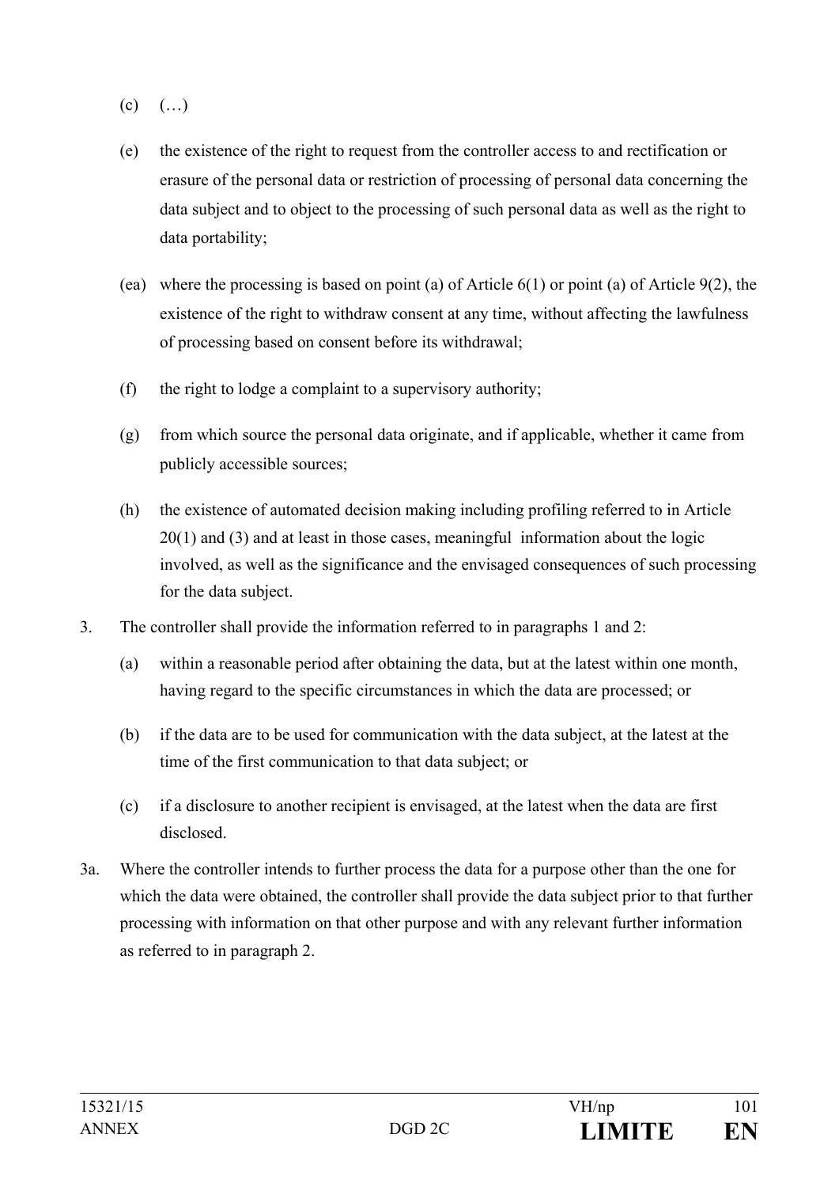(c) (…)

(e) the existence of the right to request from the controller access to and rectification or erasure of the personal data or restriction of processing of personal data concerning the data subject and to object to the processing of such personal data as well as the right to data portability;

(ea) where the processing is based on point (a) of Article 6(1) or point (a) of Article 9(2), the existence of the right to withdraw consent at any time, without affecting the lawfulness of processing based on consent before its withdrawal;

(f) the right to lodge a complaint to a supervisory authority;

(g) from which source the personal data originate, and if applicable, whether it came from publicly accessible sources;

(h) the existence of automated decision making including profiling referred to in Article 20(1) and (3) and at least in those cases, meaningful information about the logic involved, as well as the significance and the envisaged consequences of such processing for the data subject.

3. The controller shall provide the information referred to in paragraphs 1 and 2:

(a) within a reasonable period after obtaining the data, but at the latest within one month, having regard to the specific circumstances in which the data are processed; or

(b) if the data are to be used for communication with the data subject, at the latest at the time of the first communication to that data subject; or

(c) if a disclosure to another recipient is envisaged, at the latest when the data are first disclosed.

3a. Where the controller intends to further process the data for a purpose other than the one for which the data were obtained, the controller shall provide the data subject prior to that further processing with information on that other purpose and with any relevant further information as referred to in paragraph 2.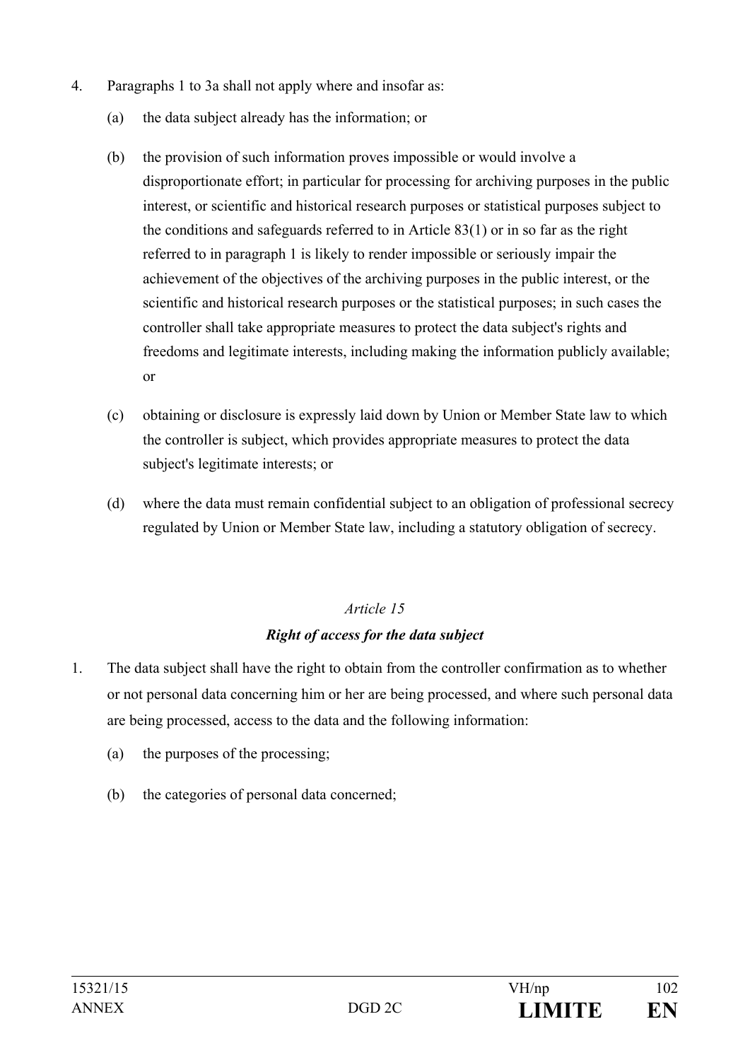4. Paragraphs 1 to 3a shall not apply where and insofar as:

   (a) the data subject already has the information; or

   (b) the provision of such information proves impossible or would involve a disproportionate effort; in particular for processing for archiving purposes in the public interest, or scientific and historical research purposes or statistical purposes subject to the conditions and safeguards referred to in Article 83(1) or in so far as the right referred to in paragraph 1 is likely to render impossible or seriously impair the achievement of the objectives of the archiving purposes in the public interest, or the scientific and historical research purposes or the statistical purposes; in such cases the controller shall take appropriate measures to protect the data subject's rights and freedoms and legitimate interests, including making the information publicly available; or

   (c) obtaining or disclosure is expressly laid down by Union or Member State law to which the controller is subject, which provides appropriate measures to protect the data subject's legitimate interests; or

   (d) where the data must remain confidential subject to an obligation of professional secrecy regulated by Union or Member State law, including a statutory obligation of secrecy.

*Article 15*

***Right of access for the data subject***

1. The data subject shall have the right to obtain from the controller confirmation as to whether or not personal data concerning him or her are being processed, and where such personal data are being processed, access to the data and the following information:

   (a) the purposes of the processing;

   (b) the categories of personal data concerned;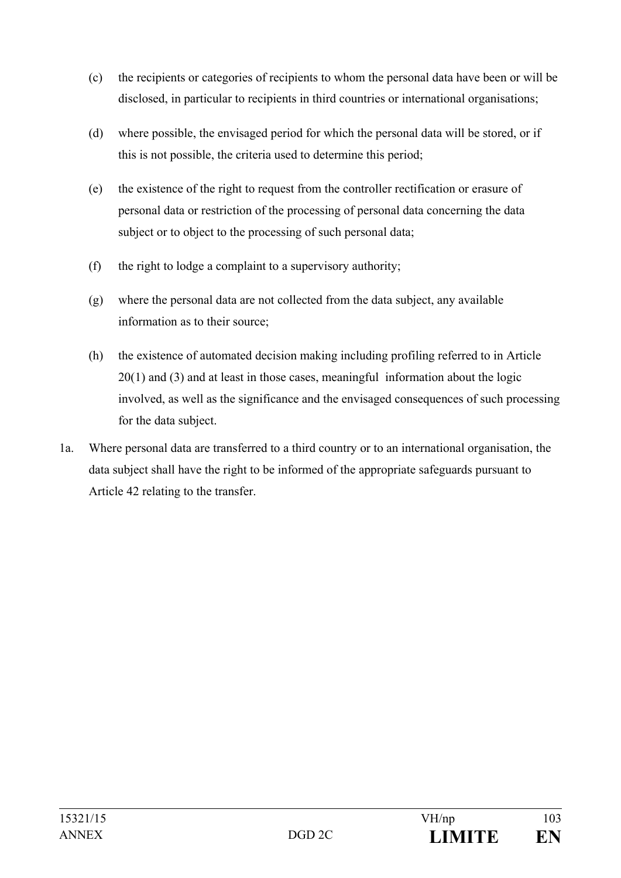(c) the recipients or categories of recipients to whom the personal data have been or will be disclosed, in particular to recipients in third countries or international organisations;

(d) where possible, the envisaged period for which the personal data will be stored, or if this is not possible, the criteria used to determine this period;

(e) the existence of the right to request from the controller rectification or erasure of personal data or restriction of the processing of personal data concerning the data subject or to object to the processing of such personal data;

(f) the right to lodge a complaint to a supervisory authority;

(g) where the personal data are not collected from the data subject, any available information as to their source;

(h) the existence of automated decision making including profiling referred to in Article 20(1) and (3) and at least in those cases, meaningful information about the logic involved, as well as the significance and the envisaged consequences of such processing for the data subject.

1a. Where personal data are transferred to a third country or to an international organisation, the data subject shall have the right to be informed of the appropriate safeguards pursuant to Article 42 relating to the transfer.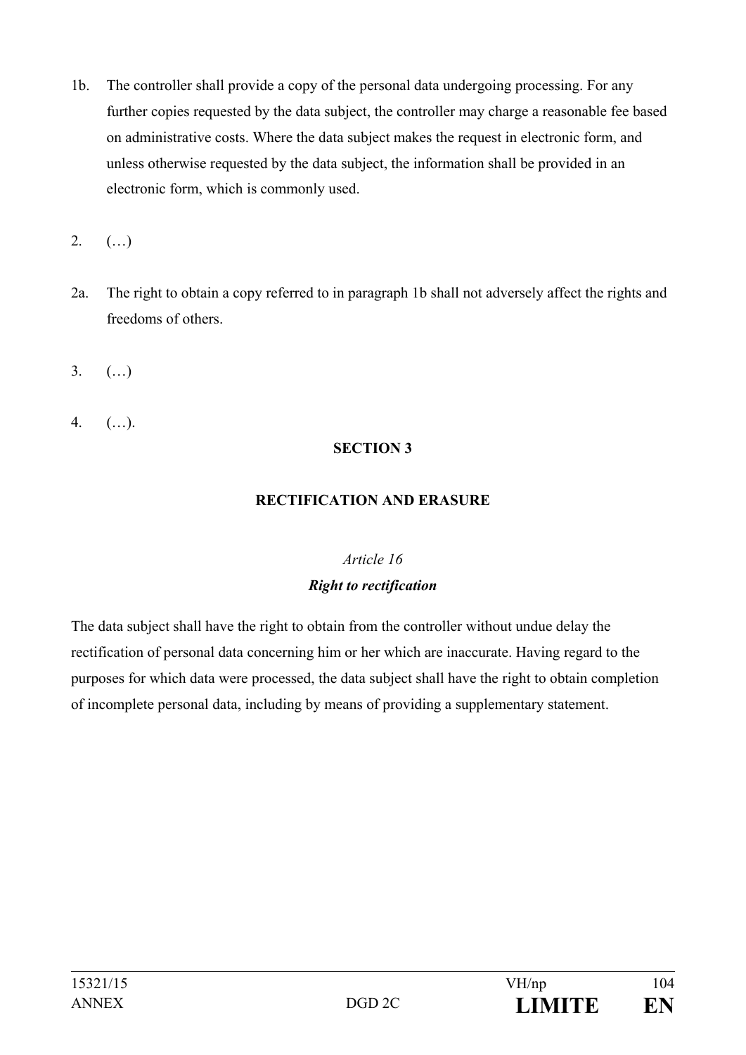1b. The controller shall provide a copy of the personal data undergoing processing. For any further copies requested by the data subject, the controller may charge a reasonable fee based on administrative costs. Where the data subject makes the request in electronic form, and unless otherwise requested by the data subject, the information shall be provided in an electronic form, which is commonly used.

2. (…)

2a. The right to obtain a copy referred to in paragraph 1b shall not adversely affect the rights and freedoms of others.

3. (…)

4. (…).

## SECTION 3

## RECTIFICATION AND ERASURE

*Article 16*

***Right to rectification***

The data subject shall have the right to obtain from the controller without undue delay the rectification of personal data concerning him or her which are inaccurate. Having regard to the purposes for which data were processed, the data subject shall have the right to obtain completion of incomplete personal data, including by means of providing a supplementary statement.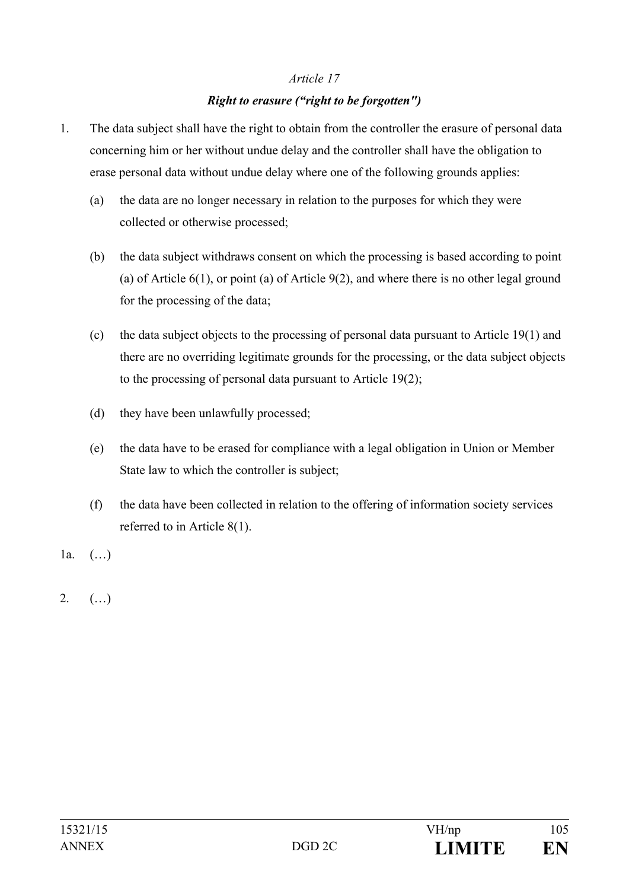*Article 17*

***Right to erasure ("right to be forgotten")***

1. The data subject shall have the right to obtain from the controller the erasure of personal data concerning him or her without undue delay and the controller shall have the obligation to erase personal data without undue delay where one of the following grounds applies:

   (a) the data are no longer necessary in relation to the purposes for which they were collected or otherwise processed;

   (b) the data subject withdraws consent on which the processing is based according to point (a) of Article 6(1), or point (a) of Article 9(2), and where there is no other legal ground for the processing of the data;

   (c) the data subject objects to the processing of personal data pursuant to Article 19(1) and there are no overriding legitimate grounds for the processing, or the data subject objects to the processing of personal data pursuant to Article 19(2);

   (d) they have been unlawfully processed;

   (e) the data have to be erased for compliance with a legal obligation in Union or Member State law to which the controller is subject;

   (f) the data have been collected in relation to the offering of information society services referred to in Article 8(1).

1a. (…)

2. (…)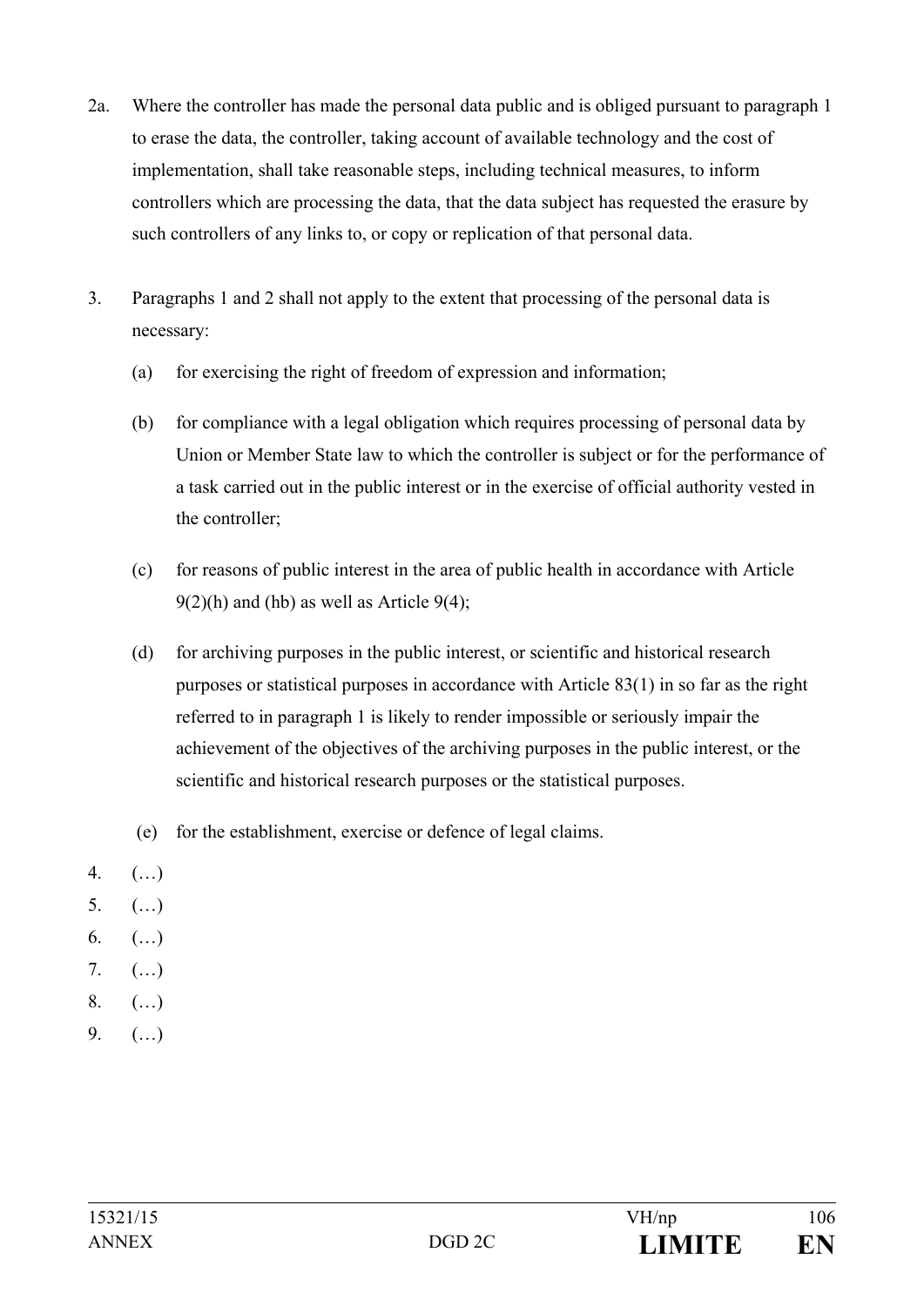2a. Where the controller has made the personal data public and is obliged pursuant to paragraph 1 to erase the data, the controller, taking account of available technology and the cost of implementation, shall take reasonable steps, including technical measures, to inform controllers which are processing the data, that the data subject has requested the erasure by such controllers of any links to, or copy or replication of that personal data.

3. Paragraphs 1 and 2 shall not apply to the extent that processing of the personal data is necessary:

   (a) for exercising the right of freedom of expression and information;

   (b) for compliance with a legal obligation which requires processing of personal data by Union or Member State law to which the controller is subject or for the performance of a task carried out in the public interest or in the exercise of official authority vested in the controller;

   (c) for reasons of public interest in the area of public health in accordance with Article 9(2)(h) and (hb) as well as Article 9(4);

   (d) for archiving purposes in the public interest, or scientific and historical research purposes or statistical purposes in accordance with Article 83(1) in so far as the right referred to in paragraph 1 is likely to render impossible or seriously impair the achievement of the objectives of the archiving purposes in the public interest, or the scientific and historical research purposes or the statistical purposes.

   (e) for the establishment, exercise or defence of legal claims.

4. (…)
5. (…)
6. (…)
7. (…)
8. (…)
9. (…)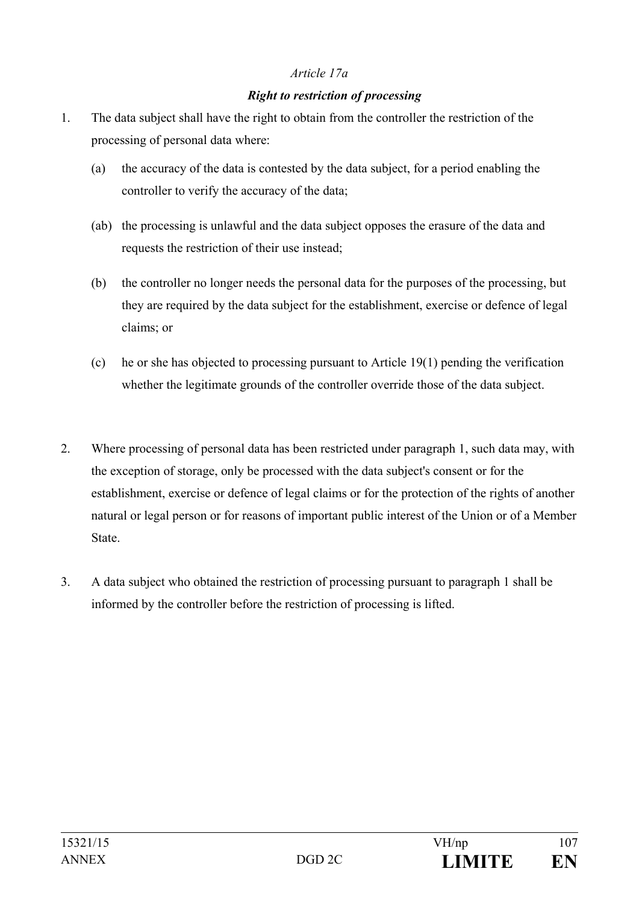*Article 17a*

***Right to restriction of processing***

1. The data subject shall have the right to obtain from the controller the restriction of the processing of personal data where:

   (a) the accuracy of the data is contested by the data subject, for a period enabling the controller to verify the accuracy of the data;

   (ab) the processing is unlawful and the data subject opposes the erasure of the data and requests the restriction of their use instead;

   (b) the controller no longer needs the personal data for the purposes of the processing, but they are required by the data subject for the establishment, exercise or defence of legal claims; or

   (c) he or she has objected to processing pursuant to Article 19(1) pending the verification whether the legitimate grounds of the controller override those of the data subject.

2. Where processing of personal data has been restricted under paragraph 1, such data may, with the exception of storage, only be processed with the data subject's consent or for the establishment, exercise or defence of legal claims or for the protection of the rights of another natural or legal person or for reasons of important public interest of the Union or of a Member State.

3. A data subject who obtained the restriction of processing pursuant to paragraph 1 shall be informed by the controller before the restriction of processing is lifted.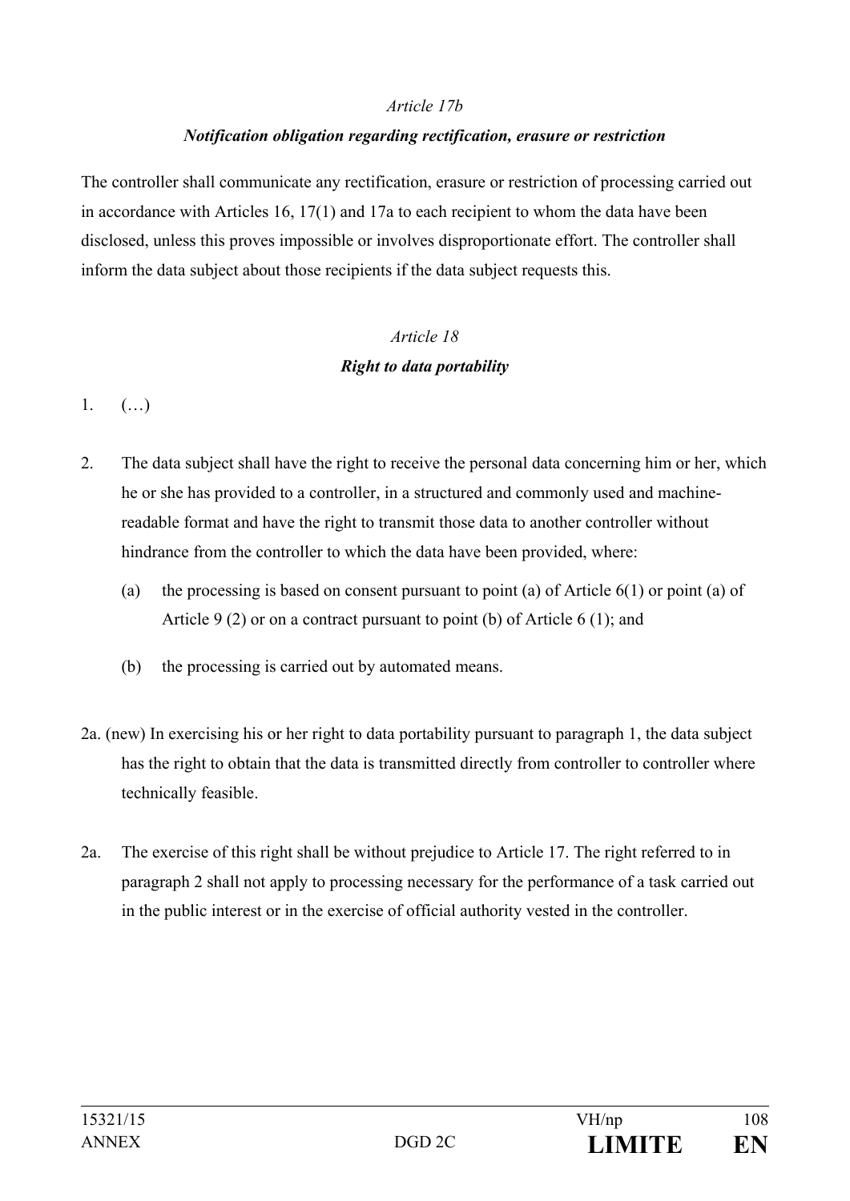*Article 17b*

***Notification obligation regarding rectification, erasure or restriction***

The controller shall communicate any rectification, erasure or restriction of processing carried out in accordance with Articles 16, 17(1) and 17a to each recipient to whom the data have been disclosed, unless this proves impossible or involves disproportionate effort. The controller shall inform the data subject about those recipients if the data subject requests this.

*Article 18*

***Right to data portability***

1. (…)

2. The data subject shall have the right to receive the personal data concerning him or her, which he or she has provided to a controller, in a structured and commonly used and machine-readable format and have the right to transmit those data to another controller without hindrance from the controller to which the data have been provided, where:

   (a) the processing is based on consent pursuant to point (a) of Article 6(1) or point (a) of Article 9 (2) or on a contract pursuant to point (b) of Article 6 (1); and

   (b) the processing is carried out by automated means.

2a. (new) In exercising his or her right to data portability pursuant to paragraph 1, the data subject has the right to obtain that the data is transmitted directly from controller to controller where technically feasible.

2a. The exercise of this right shall be without prejudice to Article 17. The right referred to in paragraph 2 shall not apply to processing necessary for the performance of a task carried out in the public interest or in the exercise of official authority vested in the controller.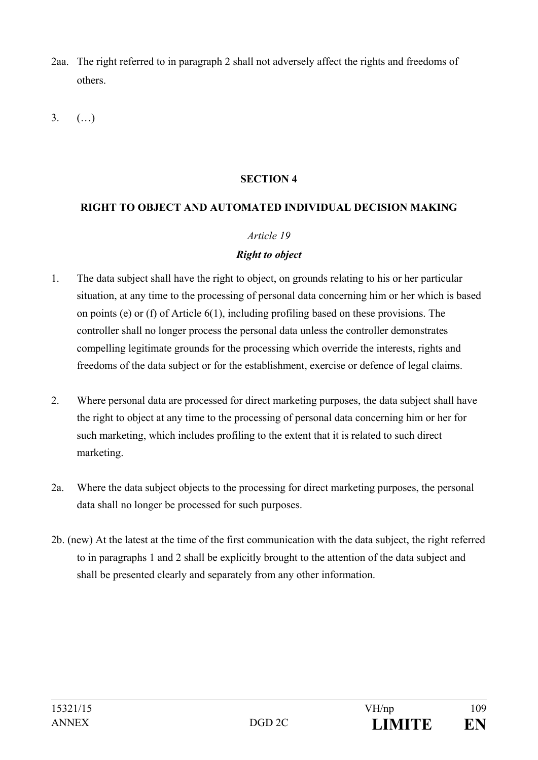2aa. The right referred to in paragraph 2 shall not adversely affect the rights and freedoms of others.

3. (…)

**SECTION 4**

**RIGHT TO OBJECT AND AUTOMATED INDIVIDUAL DECISION MAKING**

*Article 19*

***Right to object***

1. The data subject shall have the right to object, on grounds relating to his or her particular situation, at any time to the processing of personal data concerning him or her which is based on points (e) or (f) of Article 6(1), including profiling based on these provisions. The controller shall no longer process the personal data unless the controller demonstrates compelling legitimate grounds for the processing which override the interests, rights and freedoms of the data subject or for the establishment, exercise or defence of legal claims.

2. Where personal data are processed for direct marketing purposes, the data subject shall have the right to object at any time to the processing of personal data concerning him or her for such marketing, which includes profiling to the extent that it is related to such direct marketing.

2a. Where the data subject objects to the processing for direct marketing purposes, the personal data shall no longer be processed for such purposes.

2b. (new) At the latest at the time of the first communication with the data subject, the right referred to in paragraphs 1 and 2 shall be explicitly brought to the attention of the data subject and shall be presented clearly and separately from any other information.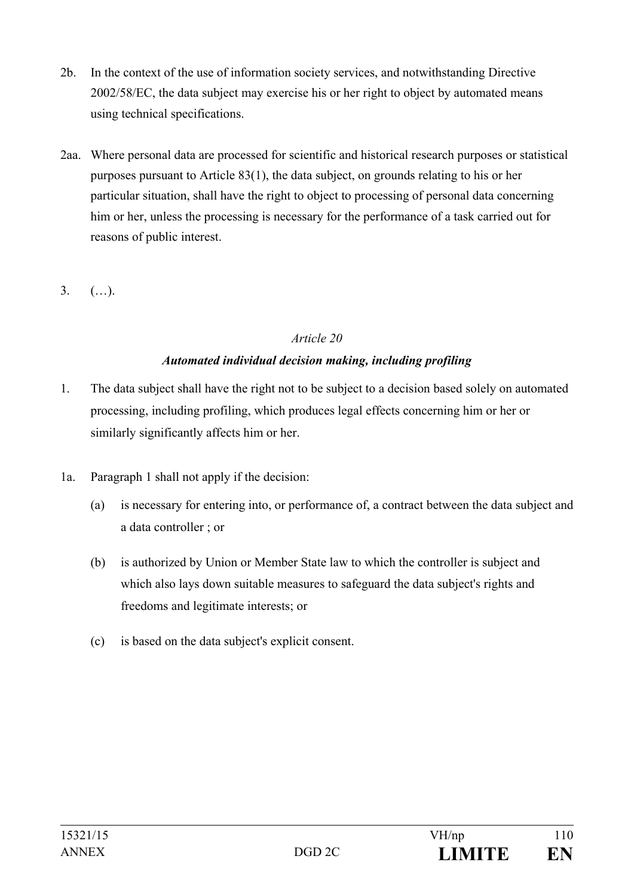2b. In the context of the use of information society services, and notwithstanding Directive 2002/58/EC, the data subject may exercise his or her right to object by automated means using technical specifications.

2aa. Where personal data are processed for scientific and historical research purposes or statistical purposes pursuant to Article 83(1), the data subject, on grounds relating to his or her particular situation, shall have the right to object to processing of personal data concerning him or her, unless the processing is necessary for the performance of a task carried out for reasons of public interest.

3. (…).

*Article 20*

***Automated individual decision making, including profiling***

1. The data subject shall have the right not to be subject to a decision based solely on automated processing, including profiling, which produces legal effects concerning him or her or similarly significantly affects him or her.

1a. Paragraph 1 shall not apply if the decision:

   (a) is necessary for entering into, or performance of, a contract between the data subject and a data controller ; or

   (b) is authorized by Union or Member State law to which the controller is subject and which also lays down suitable measures to safeguard the data subject's rights and freedoms and legitimate interests; or

   (c) is based on the data subject's explicit consent.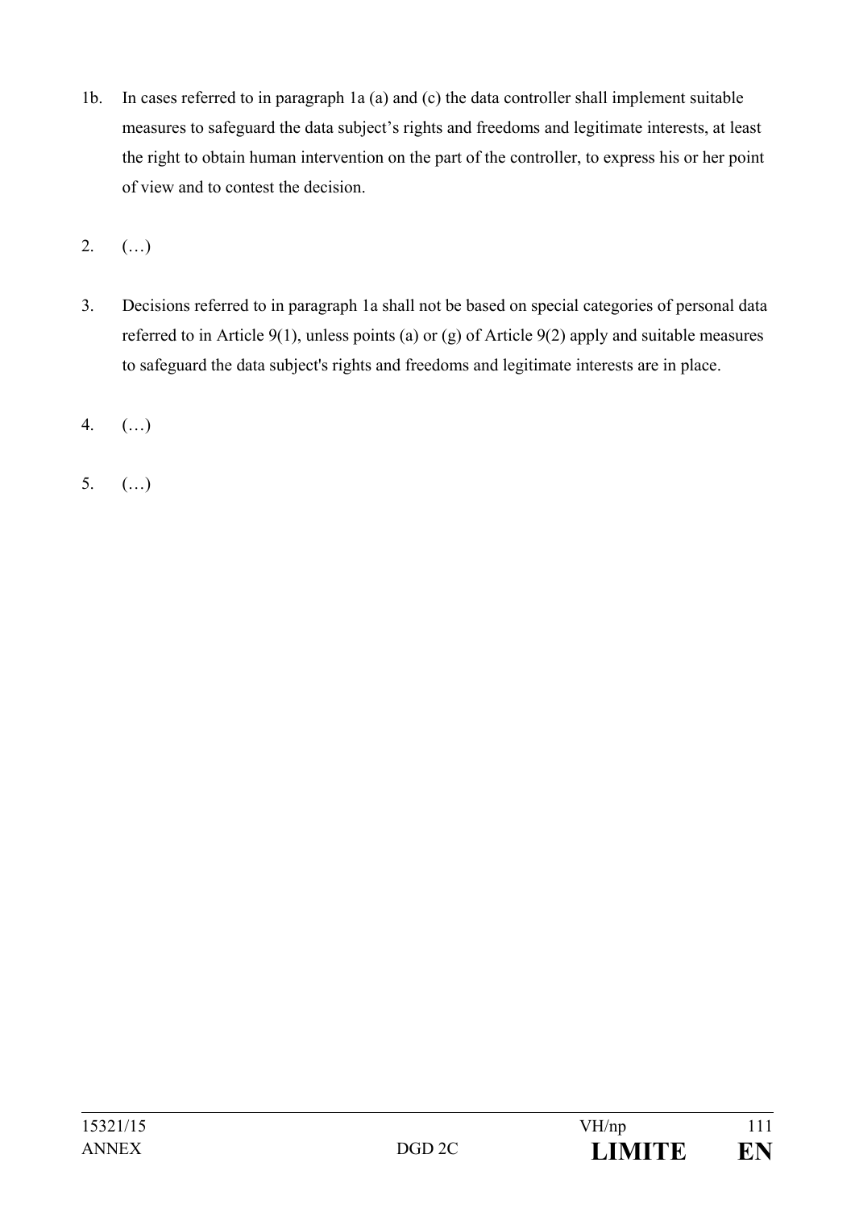1b. In cases referred to in paragraph 1a (a) and (c) the data controller shall implement suitable measures to safeguard the data subject's rights and freedoms and legitimate interests, at least the right to obtain human intervention on the part of the controller, to express his or her point of view and to contest the decision.

2. (…)

3. Decisions referred to in paragraph 1a shall not be based on special categories of personal data referred to in Article 9(1), unless points (a) or (g) of Article 9(2) apply and suitable measures to safeguard the data subject's rights and freedoms and legitimate interests are in place.

4. (…)

5. (…)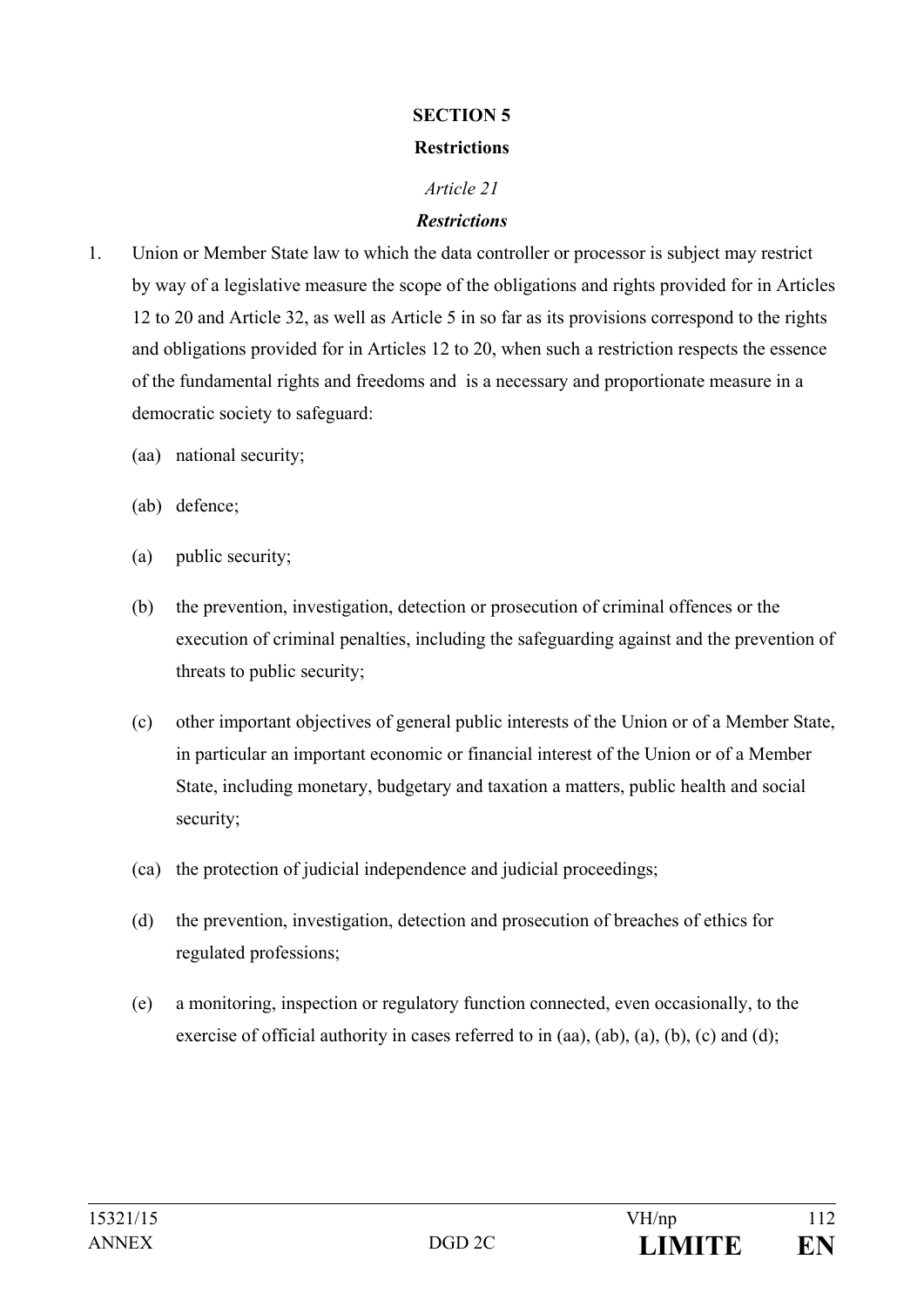**SECTION 5**

**Restrictions**

*Article 21*

***Restrictions***

1. Union or Member State law to which the data controller or processor is subject may restrict by way of a legislative measure the scope of the obligations and rights provided for in Articles 12 to 20 and Article 32, as well as Article 5 in so far as its provisions correspond to the rights and obligations provided for in Articles 12 to 20, when such a restriction respects the essence of the fundamental rights and freedoms and is a necessary and proportionate measure in a democratic society to safeguard:

   (aa) national security;

   (ab) defence;

   (a) public security;

   (b) the prevention, investigation, detection or prosecution of criminal offences or the execution of criminal penalties, including the safeguarding against and the prevention of threats to public security;

   (c) other important objectives of general public interests of the Union or of a Member State, in particular an important economic or financial interest of the Union or of a Member State, including monetary, budgetary and taxation a matters, public health and social security;

   (ca) the protection of judicial independence and judicial proceedings;

   (d) the prevention, investigation, detection and prosecution of breaches of ethics for regulated professions;

   (e) a monitoring, inspection or regulatory function connected, even occasionally, to the exercise of official authority in cases referred to in (aa), (ab), (a), (b), (c) and (d);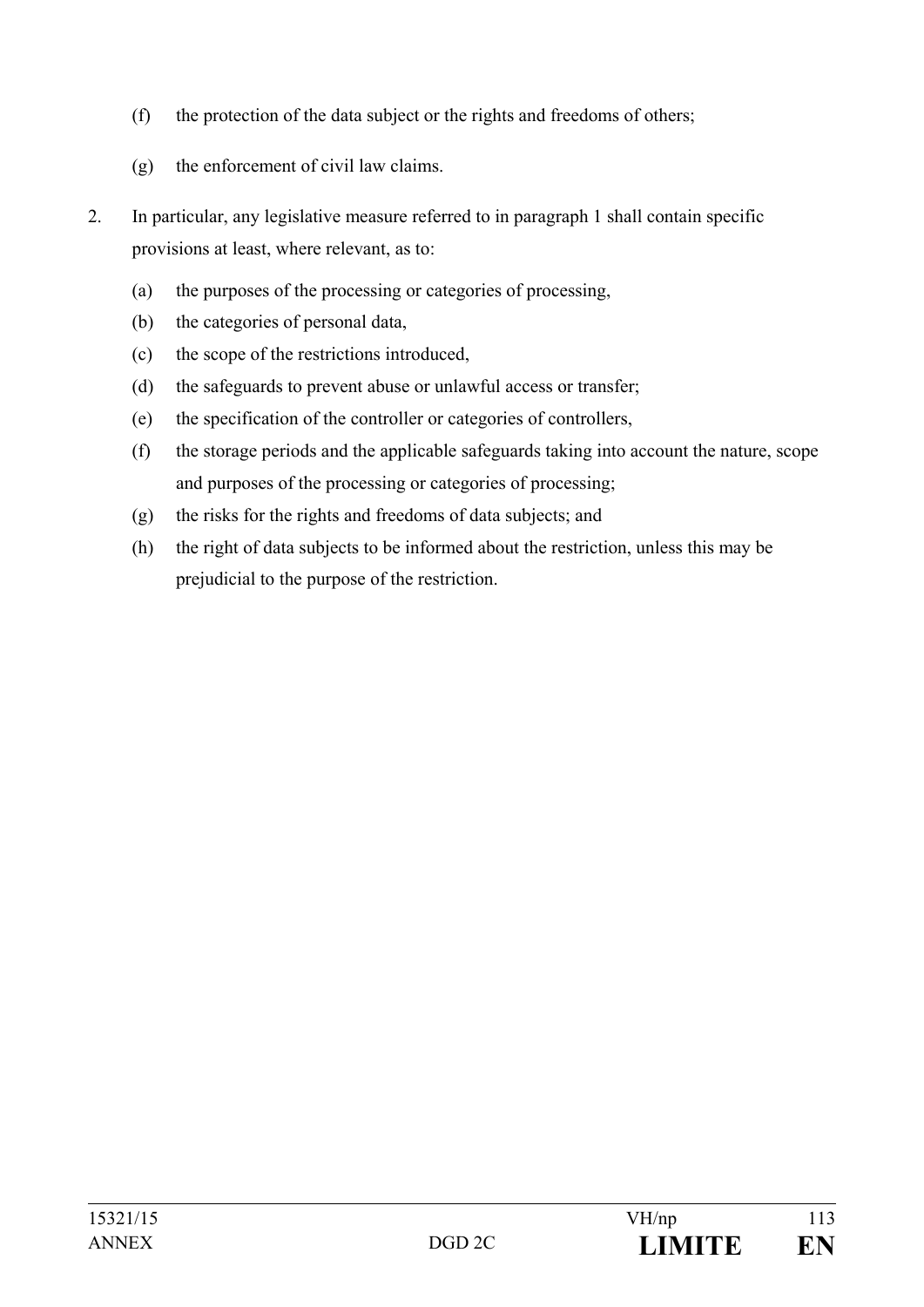(f) the protection of the data subject or the rights and freedoms of others;

(g) the enforcement of civil law claims.

2. In particular, any legislative measure referred to in paragraph 1 shall contain specific provisions at least, where relevant, as to:

   (a) the purposes of the processing or categories of processing,
   (b) the categories of personal data,
   (c) the scope of the restrictions introduced,
   (d) the safeguards to prevent abuse or unlawful access or transfer;
   (e) the specification of the controller or categories of controllers,
   (f) the storage periods and the applicable safeguards taking into account the nature, scope and purposes of the processing or categories of processing;
   (g) the risks for the rights and freedoms of data subjects; and
   (h) the right of data subjects to be informed about the restriction, unless this may be prejudicial to the purpose of the restriction.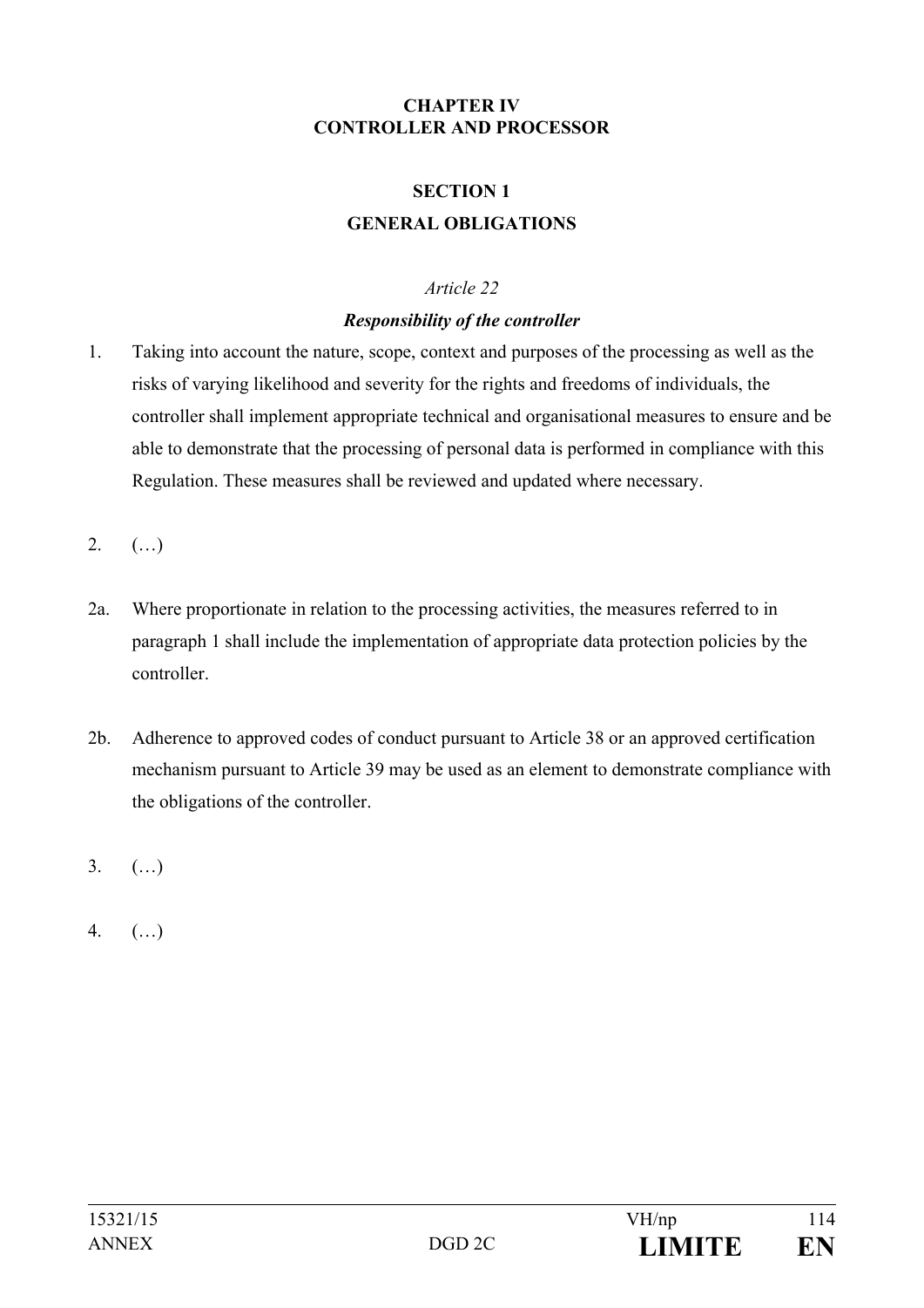## CHAPTER IV
## CONTROLLER AND PROCESSOR

### SECTION 1
### GENERAL OBLIGATIONS

*Article 22*

***Responsibility of the controller***

1. Taking into account the nature, scope, context and purposes of the processing as well as the risks of varying likelihood and severity for the rights and freedoms of individuals, the controller shall implement appropriate technical and organisational measures to ensure and be able to demonstrate that the processing of personal data is performed in compliance with this Regulation. These measures shall be reviewed and updated where necessary.

2. (…)

2a. Where proportionate in relation to the processing activities, the measures referred to in paragraph 1 shall include the implementation of appropriate data protection policies by the controller.

2b. Adherence to approved codes of conduct pursuant to Article 38 or an approved certification mechanism pursuant to Article 39 may be used as an element to demonstrate compliance with the obligations of the controller.

3. (…)

4. (…)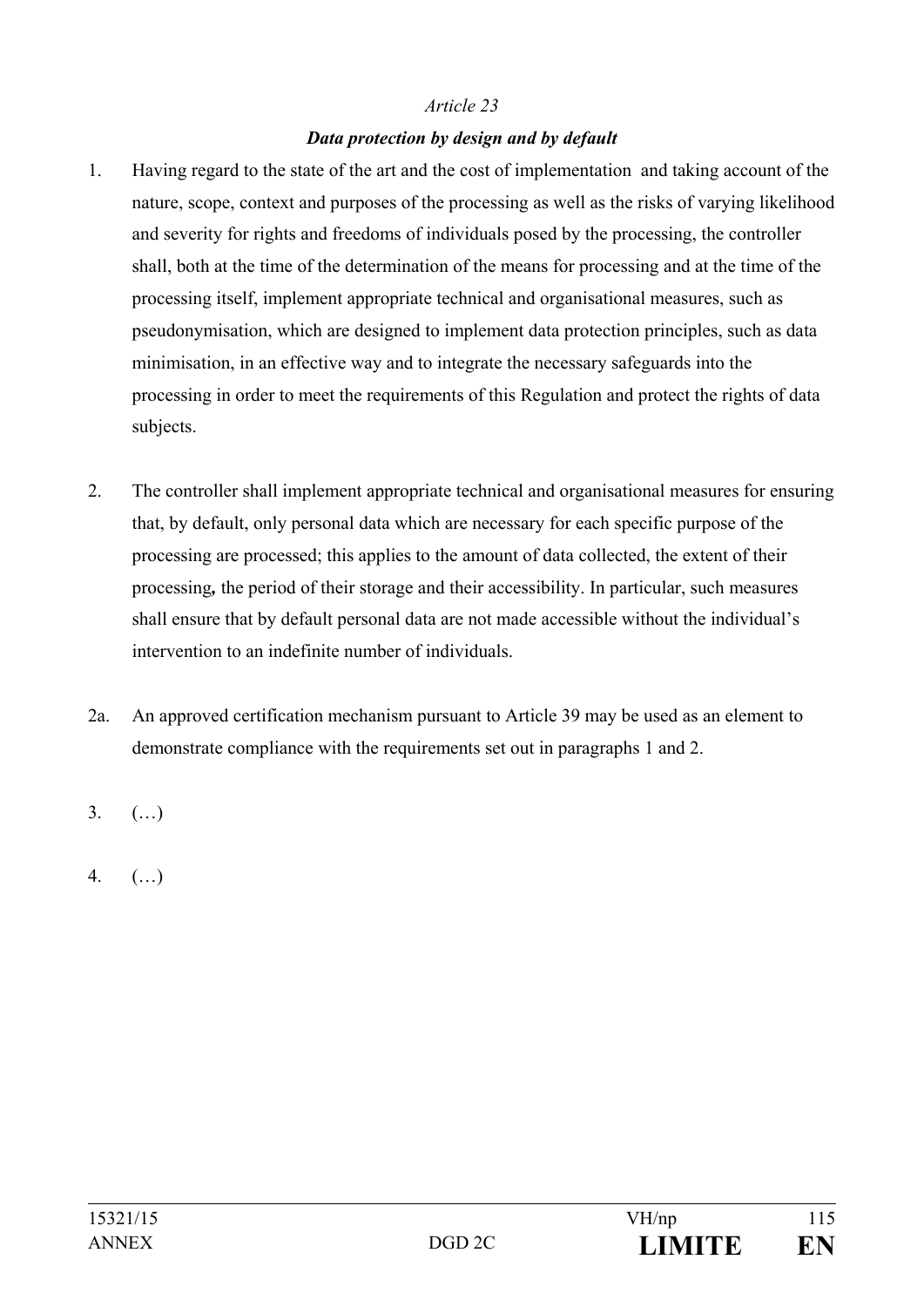*Article 23*

***Data protection by design and by default***

1. Having regard to the state of the art and the cost of implementation and taking account of the nature, scope, context and purposes of the processing as well as the risks of varying likelihood and severity for rights and freedoms of individuals posed by the processing, the controller shall, both at the time of the determination of the means for processing and at the time of the processing itself, implement appropriate technical and organisational measures, such as pseudonymisation, which are designed to implement data protection principles, such as data minimisation, in an effective way and to integrate the necessary safeguards into the processing in order to meet the requirements of this Regulation and protect the rights of data subjects.

2. The controller shall implement appropriate technical and organisational measures for ensuring that, by default, only personal data which are necessary for each specific purpose of the processing are processed; this applies to the amount of data collected, the extent of their processing**,** the period of their storage and their accessibility. In particular, such measures shall ensure that by default personal data are not made accessible without the individual's intervention to an indefinite number of individuals.

2a. An approved certification mechanism pursuant to Article 39 may be used as an element to demonstrate compliance with the requirements set out in paragraphs 1 and 2.

3. (…)

4. (…)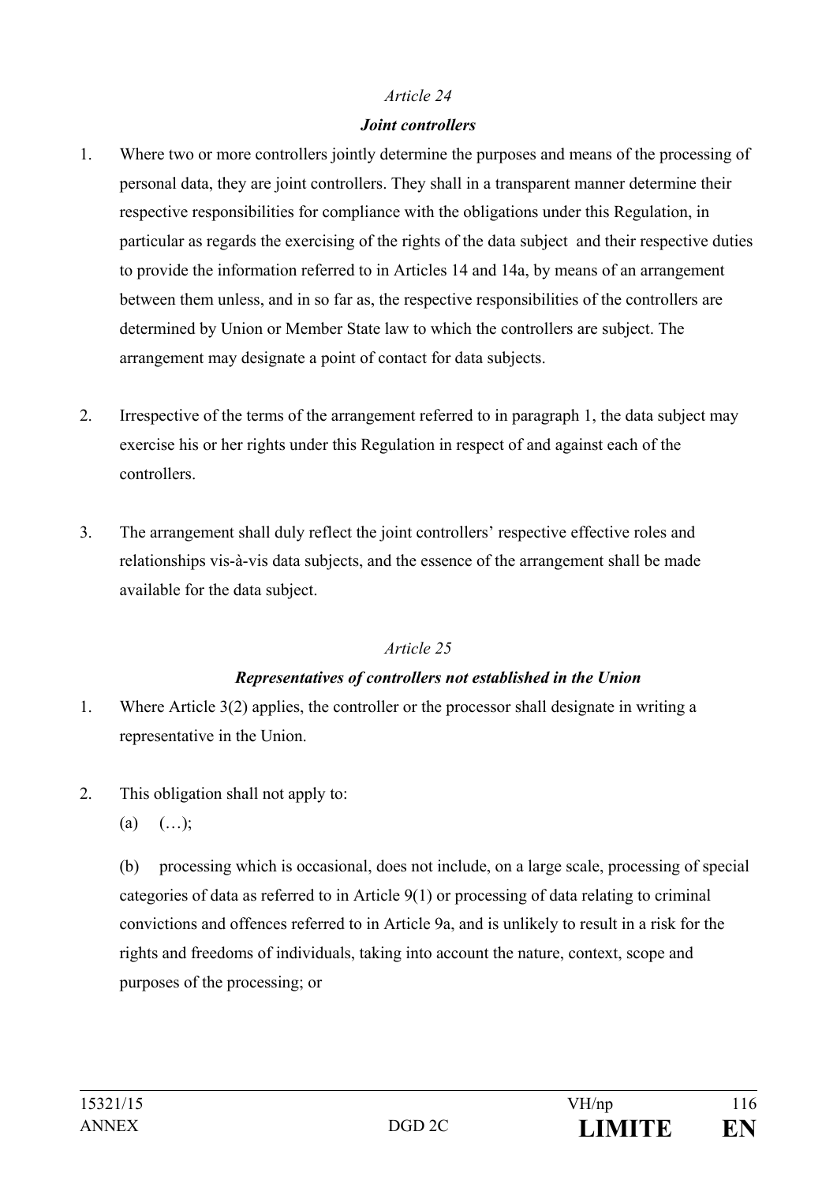*Article 24*

***Joint controllers***

1. Where two or more controllers jointly determine the purposes and means of the processing of personal data, they are joint controllers. They shall in a transparent manner determine their respective responsibilities for compliance with the obligations under this Regulation, in particular as regards the exercising of the rights of the data subject and their respective duties to provide the information referred to in Articles 14 and 14a, by means of an arrangement between them unless, and in so far as, the respective responsibilities of the controllers are determined by Union or Member State law to which the controllers are subject. The arrangement may designate a point of contact for data subjects.

2. Irrespective of the terms of the arrangement referred to in paragraph 1, the data subject may exercise his or her rights under this Regulation in respect of and against each of the controllers.

3. The arrangement shall duly reflect the joint controllers' respective effective roles and relationships vis-à-vis data subjects, and the essence of the arrangement shall be made available for the data subject.

*Article 25*

***Representatives of controllers not established in the Union***

1. Where Article 3(2) applies, the controller or the processor shall designate in writing a representative in the Union.

2. This obligation shall not apply to:

   (a) (…);

   (b) processing which is occasional, does not include, on a large scale, processing of special categories of data as referred to in Article 9(1) or processing of data relating to criminal convictions and offences referred to in Article 9a, and is unlikely to result in a risk for the rights and freedoms of individuals, taking into account the nature, context, scope and purposes of the processing; or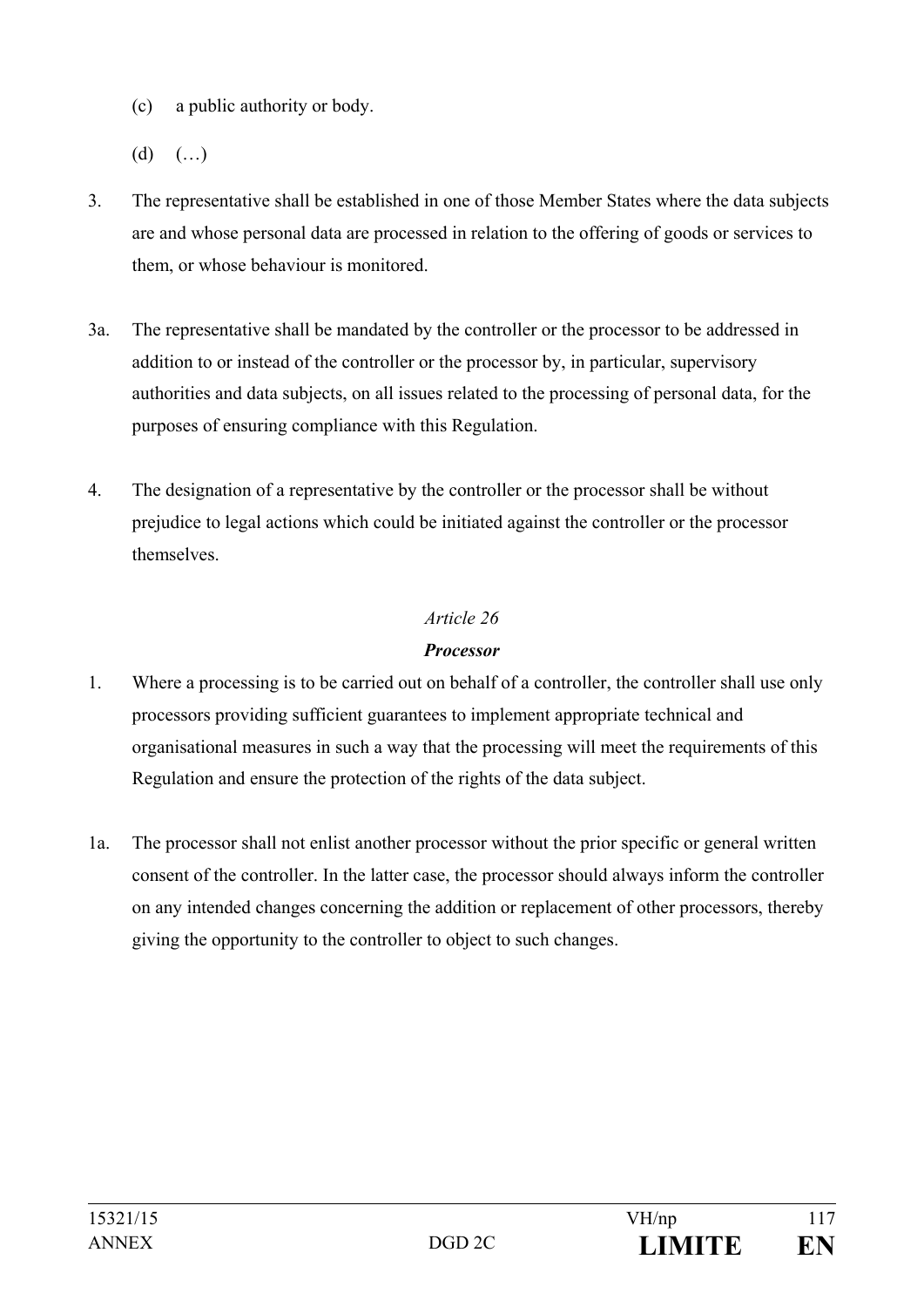(c) a public authority or body.

(d) (…)

3. The representative shall be established in one of those Member States where the data subjects are and whose personal data are processed in relation to the offering of goods or services to them, or whose behaviour is monitored.

3a. The representative shall be mandated by the controller or the processor to be addressed in addition to or instead of the controller or the processor by, in particular, supervisory authorities and data subjects, on all issues related to the processing of personal data, for the purposes of ensuring compliance with this Regulation.

4. The designation of a representative by the controller or the processor shall be without prejudice to legal actions which could be initiated against the controller or the processor themselves.

*Article 26*

***Processor***

1. Where a processing is to be carried out on behalf of a controller, the controller shall use only processors providing sufficient guarantees to implement appropriate technical and organisational measures in such a way that the processing will meet the requirements of this Regulation and ensure the protection of the rights of the data subject.

1a. The processor shall not enlist another processor without the prior specific or general written consent of the controller. In the latter case, the processor should always inform the controller on any intended changes concerning the addition or replacement of other processors, thereby giving the opportunity to the controller to object to such changes.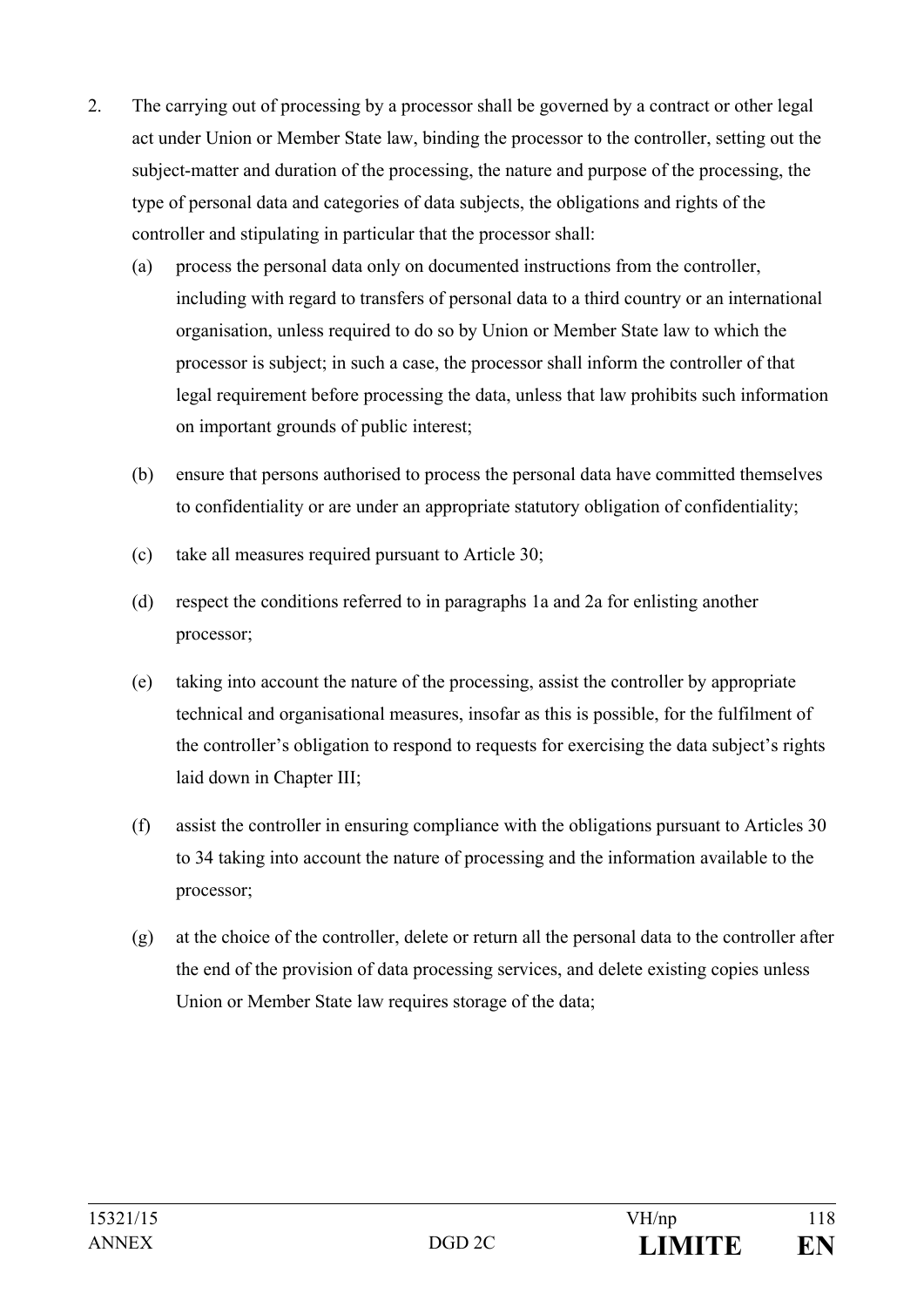2. The carrying out of processing by a processor shall be governed by a contract or other legal act under Union or Member State law, binding the processor to the controller, setting out the subject-matter and duration of the processing, the nature and purpose of the processing, the type of personal data and categories of data subjects, the obligations and rights of the controller and stipulating in particular that the processor shall:

   (a) process the personal data only on documented instructions from the controller, including with regard to transfers of personal data to a third country or an international organisation, unless required to do so by Union or Member State law to which the processor is subject; in such a case, the processor shall inform the controller of that legal requirement before processing the data, unless that law prohibits such information on important grounds of public interest;

   (b) ensure that persons authorised to process the personal data have committed themselves to confidentiality or are under an appropriate statutory obligation of confidentiality;

   (c) take all measures required pursuant to Article 30;

   (d) respect the conditions referred to in paragraphs 1a and 2a for enlisting another processor;

   (e) taking into account the nature of the processing, assist the controller by appropriate technical and organisational measures, insofar as this is possible, for the fulfilment of the controller's obligation to respond to requests for exercising the data subject's rights laid down in Chapter III;

   (f) assist the controller in ensuring compliance with the obligations pursuant to Articles 30 to 34 taking into account the nature of processing and the information available to the processor;

   (g) at the choice of the controller, delete or return all the personal data to the controller after the end of the provision of data processing services, and delete existing copies unless Union or Member State law requires storage of the data;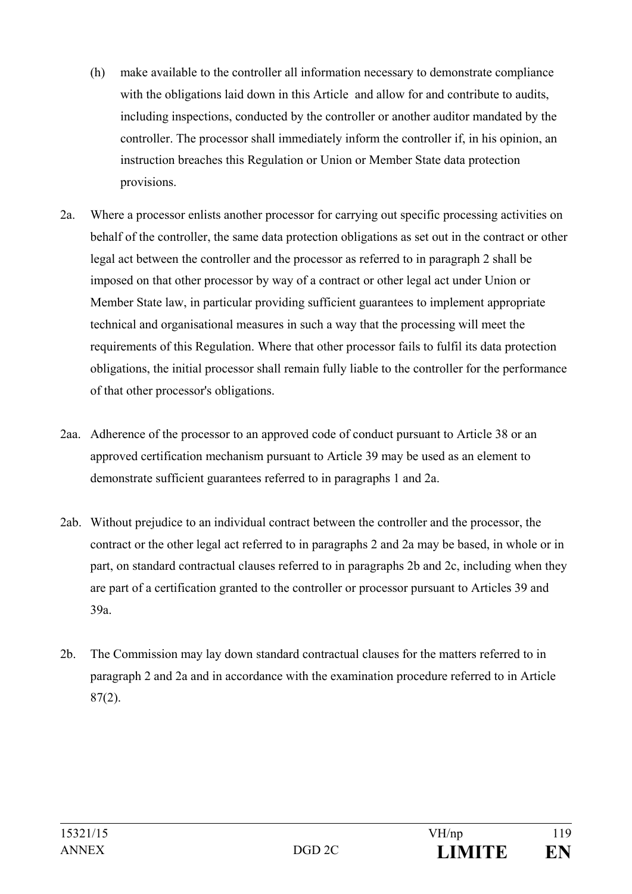(h) make available to the controller all information necessary to demonstrate compliance with the obligations laid down in this Article and allow for and contribute to audits, including inspections, conducted by the controller or another auditor mandated by the controller. The processor shall immediately inform the controller if, in his opinion, an instruction breaches this Regulation or Union or Member State data protection provisions.

2a. Where a processor enlists another processor for carrying out specific processing activities on behalf of the controller, the same data protection obligations as set out in the contract or other legal act between the controller and the processor as referred to in paragraph 2 shall be imposed on that other processor by way of a contract or other legal act under Union or Member State law, in particular providing sufficient guarantees to implement appropriate technical and organisational measures in such a way that the processing will meet the requirements of this Regulation. Where that other processor fails to fulfil its data protection obligations, the initial processor shall remain fully liable to the controller for the performance of that other processor's obligations.

2aa. Adherence of the processor to an approved code of conduct pursuant to Article 38 or an approved certification mechanism pursuant to Article 39 may be used as an element to demonstrate sufficient guarantees referred to in paragraphs 1 and 2a.

2ab. Without prejudice to an individual contract between the controller and the processor, the contract or the other legal act referred to in paragraphs 2 and 2a may be based, in whole or in part, on standard contractual clauses referred to in paragraphs 2b and 2c, including when they are part of a certification granted to the controller or processor pursuant to Articles 39 and 39a.

2b. The Commission may lay down standard contractual clauses for the matters referred to in paragraph 2 and 2a and in accordance with the examination procedure referred to in Article 87(2).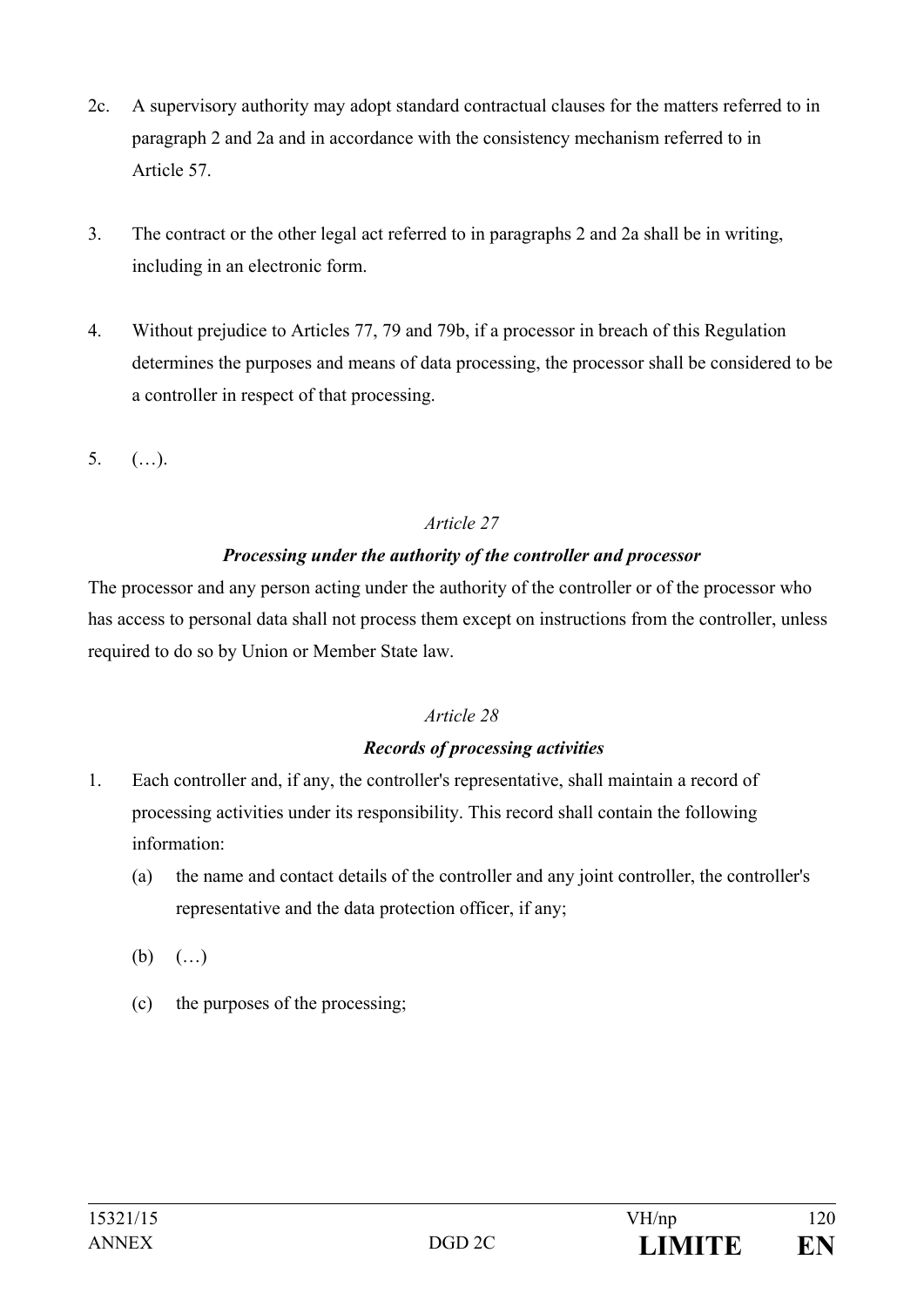2c. A supervisory authority may adopt standard contractual clauses for the matters referred to in paragraph 2 and 2a and in accordance with the consistency mechanism referred to in Article 57.

3. The contract or the other legal act referred to in paragraphs 2 and 2a shall be in writing, including in an electronic form.

4. Without prejudice to Articles 77, 79 and 79b, if a processor in breach of this Regulation determines the purposes and means of data processing, the processor shall be considered to be a controller in respect of that processing.

5. (…).

*Article 27*

***Processing under the authority of the controller and processor***

The processor and any person acting under the authority of the controller or of the processor who has access to personal data shall not process them except on instructions from the controller, unless required to do so by Union or Member State law.

*Article 28*

***Records of processing activities***

1. Each controller and, if any, the controller's representative, shall maintain a record of processing activities under its responsibility. This record shall contain the following information:

   (a) the name and contact details of the controller and any joint controller, the controller's representative and the data protection officer, if any;

   (b) (…)

   (c) the purposes of the processing;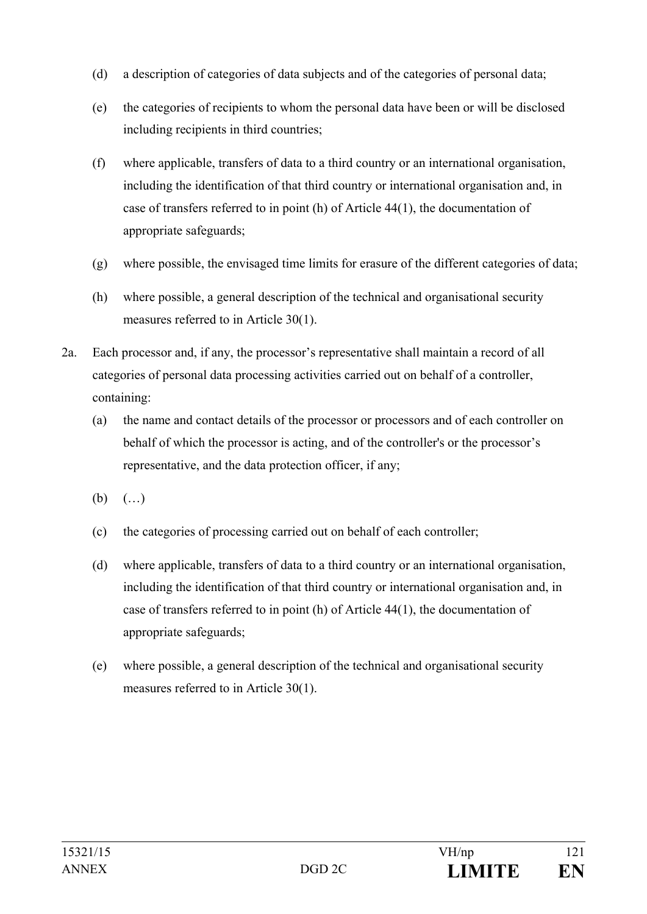(d) a description of categories of data subjects and of the categories of personal data;

(e) the categories of recipients to whom the personal data have been or will be disclosed including recipients in third countries;

(f) where applicable, transfers of data to a third country or an international organisation, including the identification of that third country or international organisation and, in case of transfers referred to in point (h) of Article 44(1), the documentation of appropriate safeguards;

(g) where possible, the envisaged time limits for erasure of the different categories of data;

(h) where possible, a general description of the technical and organisational security measures referred to in Article 30(1).

2a. Each processor and, if any, the processor's representative shall maintain a record of all categories of personal data processing activities carried out on behalf of a controller, containing:

(a) the name and contact details of the processor or processors and of each controller on behalf of which the processor is acting, and of the controller's or the processor's representative, and the data protection officer, if any;

(b) (…)

(c) the categories of processing carried out on behalf of each controller;

(d) where applicable, transfers of data to a third country or an international organisation, including the identification of that third country or international organisation and, in case of transfers referred to in point (h) of Article 44(1), the documentation of appropriate safeguards;

(e) where possible, a general description of the technical and organisational security measures referred to in Article 30(1).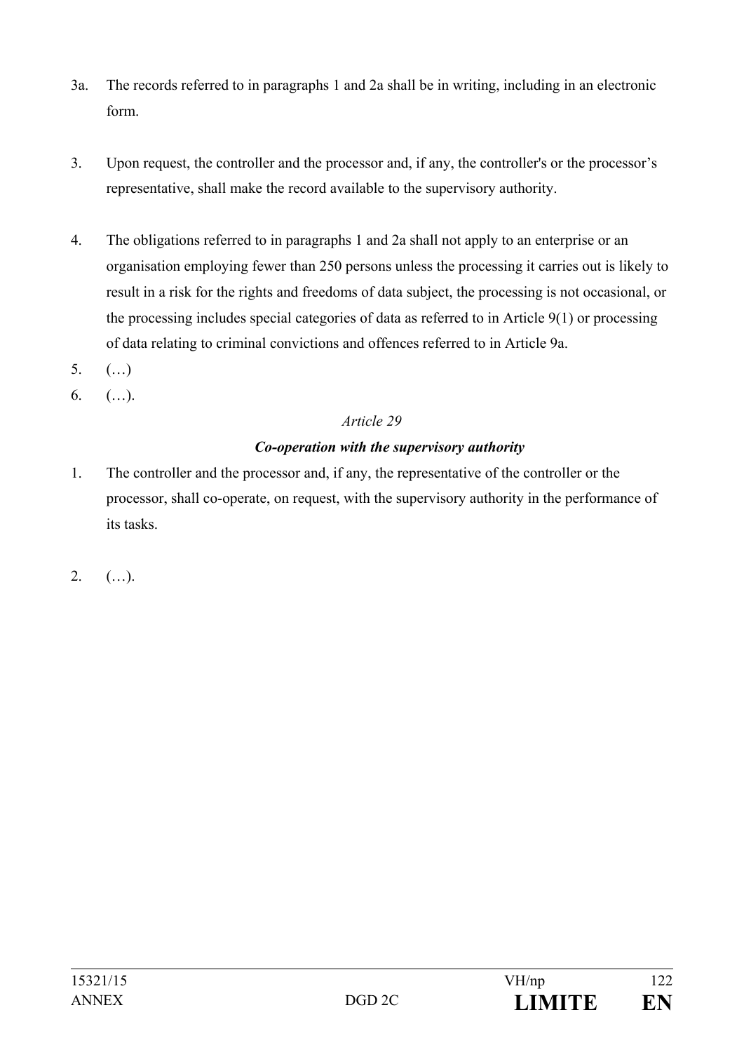3a. The records referred to in paragraphs 1 and 2a shall be in writing, including in an electronic form.

3. Upon request, the controller and the processor and, if any, the controller's or the processor's representative, shall make the record available to the supervisory authority.

4. The obligations referred to in paragraphs 1 and 2a shall not apply to an enterprise or an organisation employing fewer than 250 persons unless the processing it carries out is likely to result in a risk for the rights and freedoms of data subject, the processing is not occasional, or the processing includes special categories of data as referred to in Article 9(1) or processing of data relating to criminal convictions and offences referred to in Article 9a.

5. (…)

6. (…).

*Article 29*

***Co-operation with the supervisory authority***

1. The controller and the processor and, if any, the representative of the controller or the processor, shall co-operate, on request, with the supervisory authority in the performance of its tasks.

2. (…).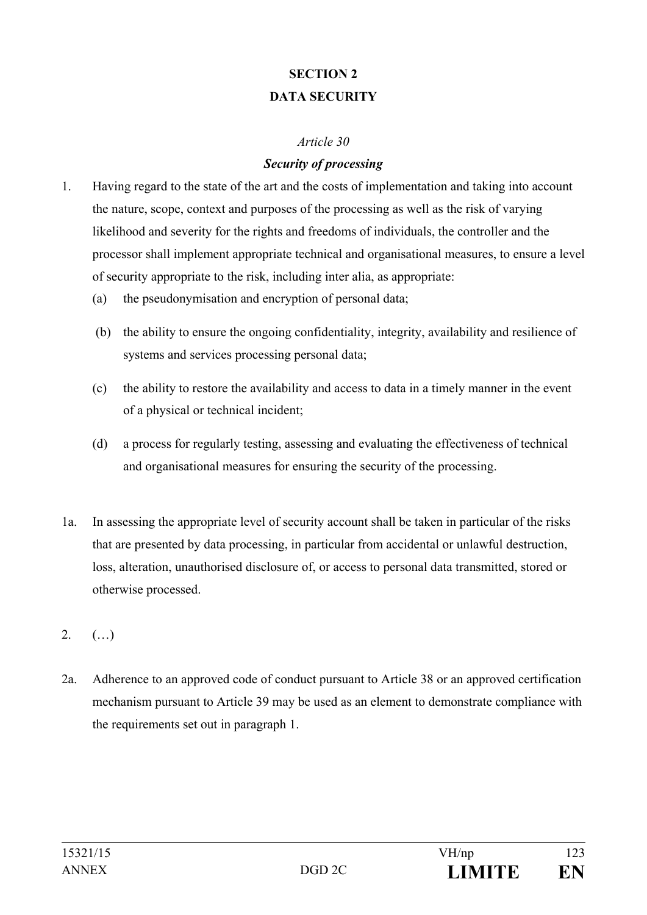## SECTION 2

## DATA SECURITY

*Article 30*

***Security of processing***

1. Having regard to the state of the art and the costs of implementation and taking into account the nature, scope, context and purposes of the processing as well as the risk of varying likelihood and severity for the rights and freedoms of individuals, the controller and the processor shall implement appropriate technical and organisational measures, to ensure a level of security appropriate to the risk, including inter alia, as appropriate:
   - (a) the pseudonymisation and encryption of personal data;
   - (b) the ability to ensure the ongoing confidentiality, integrity, availability and resilience of systems and services processing personal data;
   - (c) the ability to restore the availability and access to data in a timely manner in the event of a physical or technical incident;
   - (d) a process for regularly testing, assessing and evaluating the effectiveness of technical and organisational measures for ensuring the security of the processing.

1a. In assessing the appropriate level of security account shall be taken in particular of the risks that are presented by data processing, in particular from accidental or unlawful destruction, loss, alteration, unauthorised disclosure of, or access to personal data transmitted, stored or otherwise processed.

2. (…)

2a. Adherence to an approved code of conduct pursuant to Article 38 or an approved certification mechanism pursuant to Article 39 may be used as an element to demonstrate compliance with the requirements set out in paragraph 1.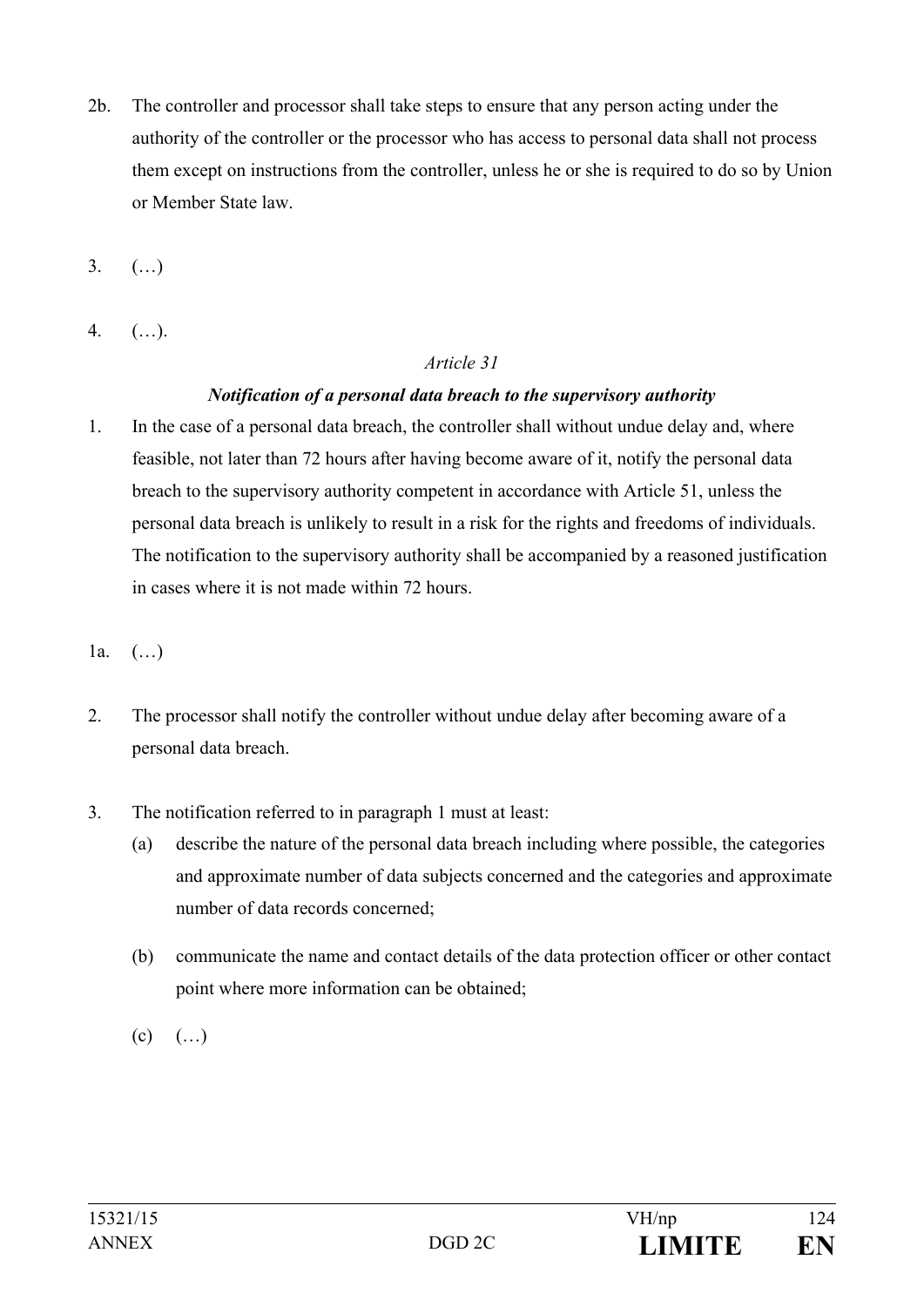2b. The controller and processor shall take steps to ensure that any person acting under the authority of the controller or the processor who has access to personal data shall not process them except on instructions from the controller, unless he or she is required to do so by Union or Member State law.

3. (…)

4. (…).

*Article 31*

***Notification of a personal data breach to the supervisory authority***

1. In the case of a personal data breach, the controller shall without undue delay and, where feasible, not later than 72 hours after having become aware of it, notify the personal data breach to the supervisory authority competent in accordance with Article 51, unless the personal data breach is unlikely to result in a risk for the rights and freedoms of individuals. The notification to the supervisory authority shall be accompanied by a reasoned justification in cases where it is not made within 72 hours.

1a. (…)

2. The processor shall notify the controller without undue delay after becoming aware of a personal data breach.

3. The notification referred to in paragraph 1 must at least:

   (a) describe the nature of the personal data breach including where possible, the categories and approximate number of data subjects concerned and the categories and approximate number of data records concerned;

   (b) communicate the name and contact details of the data protection officer or other contact point where more information can be obtained;

   (c) (…)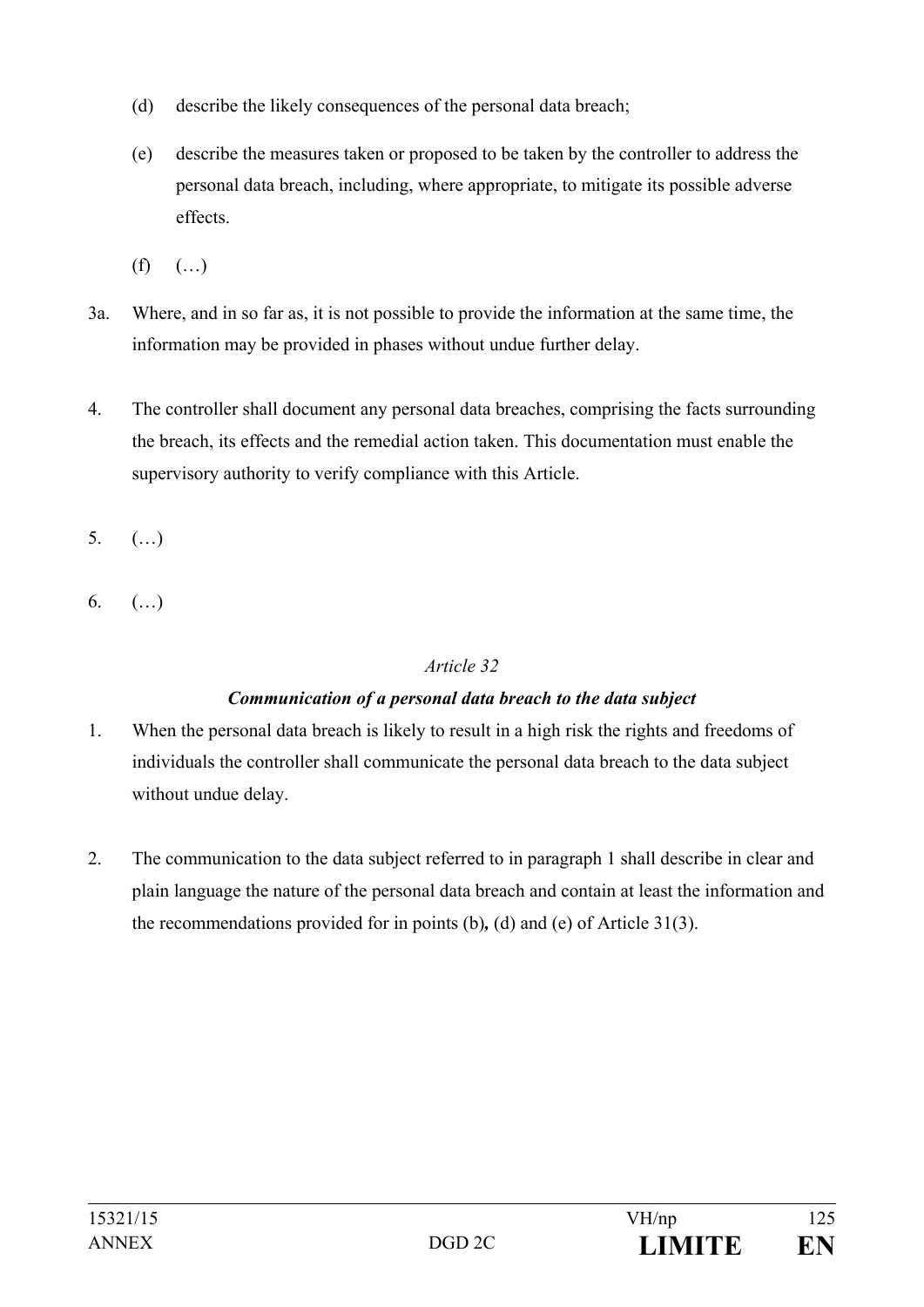(d) describe the likely consequences of the personal data breach;

(e) describe the measures taken or proposed to be taken by the controller to address the personal data breach, including, where appropriate, to mitigate its possible adverse effects.

(f) (…)

3a. Where, and in so far as, it is not possible to provide the information at the same time, the information may be provided in phases without undue further delay.

4. The controller shall document any personal data breaches, comprising the facts surrounding the breach, its effects and the remedial action taken. This documentation must enable the supervisory authority to verify compliance with this Article.

5. (…)

6. (…)

*Article 32*

***Communication of a personal data breach to the data subject***

1. When the personal data breach is likely to result in a high risk the rights and freedoms of individuals the controller shall communicate the personal data breach to the data subject without undue delay.

2. The communication to the data subject referred to in paragraph 1 shall describe in clear and plain language the nature of the personal data breach and contain at least the information and the recommendations provided for in points (b)**,** (d) and (e) of Article 31(3).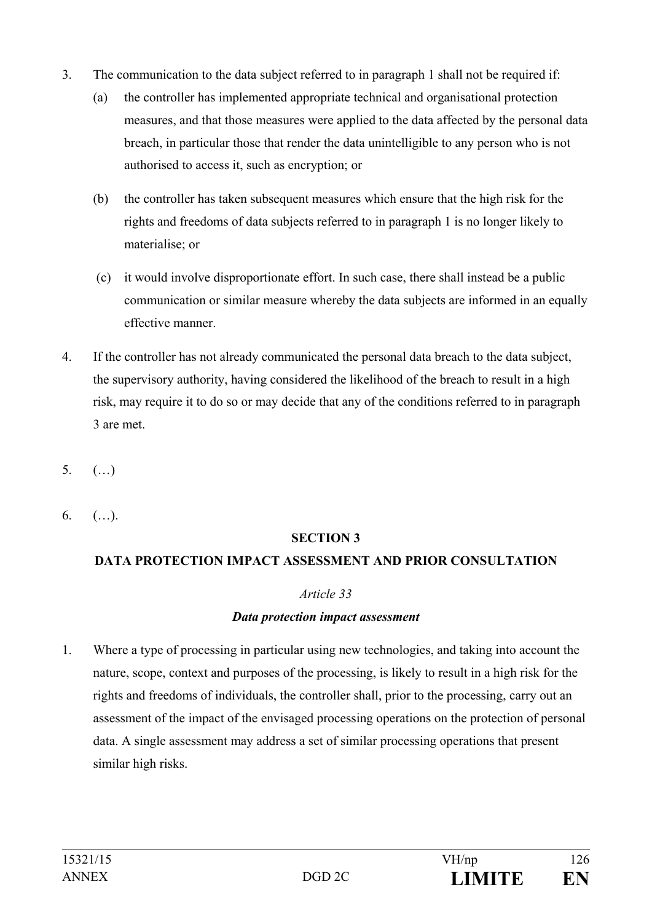3. The communication to the data subject referred to in paragraph 1 shall not be required if:

   (a) the controller has implemented appropriate technical and organisational protection measures, and that those measures were applied to the data affected by the personal data breach, in particular those that render the data unintelligible to any person who is not authorised to access it, such as encryption; or

   (b) the controller has taken subsequent measures which ensure that the high risk for the rights and freedoms of data subjects referred to in paragraph 1 is no longer likely to materialise; or

   (c) it would involve disproportionate effort. In such case, there shall instead be a public communication or similar measure whereby the data subjects are informed in an equally effective manner.

4. If the controller has not already communicated the personal data breach to the data subject, the supervisory authority, having considered the likelihood of the breach to result in a high risk, may require it to do so or may decide that any of the conditions referred to in paragraph 3 are met.

5. (…)

6. (…).

## SECTION 3

## DATA PROTECTION IMPACT ASSESSMENT AND PRIOR CONSULTATION

*Article 33*

***Data protection impact assessment***

1. Where a type of processing in particular using new technologies, and taking into account the nature, scope, context and purposes of the processing, is likely to result in a high risk for the rights and freedoms of individuals, the controller shall, prior to the processing, carry out an assessment of the impact of the envisaged processing operations on the protection of personal data. A single assessment may address a set of similar processing operations that present similar high risks.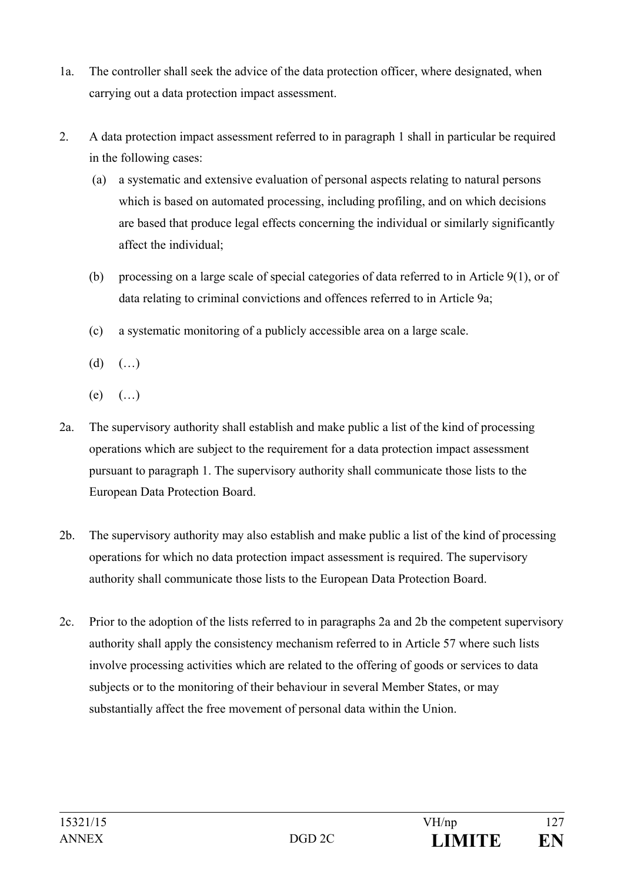1a. The controller shall seek the advice of the data protection officer, where designated, when carrying out a data protection impact assessment.

2. A data protection impact assessment referred to in paragraph 1 shall in particular be required in the following cases:

   (a) a systematic and extensive evaluation of personal aspects relating to natural persons which is based on automated processing, including profiling, and on which decisions are based that produce legal effects concerning the individual or similarly significantly affect the individual;

   (b) processing on a large scale of special categories of data referred to in Article 9(1), or of data relating to criminal convictions and offences referred to in Article 9a;

   (c) a systematic monitoring of a publicly accessible area on a large scale.

   (d) (…)

   (e) (…)

2a. The supervisory authority shall establish and make public a list of the kind of processing operations which are subject to the requirement for a data protection impact assessment pursuant to paragraph 1. The supervisory authority shall communicate those lists to the European Data Protection Board.

2b. The supervisory authority may also establish and make public a list of the kind of processing operations for which no data protection impact assessment is required. The supervisory authority shall communicate those lists to the European Data Protection Board.

2c. Prior to the adoption of the lists referred to in paragraphs 2a and 2b the competent supervisory authority shall apply the consistency mechanism referred to in Article 57 where such lists involve processing activities which are related to the offering of goods or services to data subjects or to the monitoring of their behaviour in several Member States, or may substantially affect the free movement of personal data within the Union.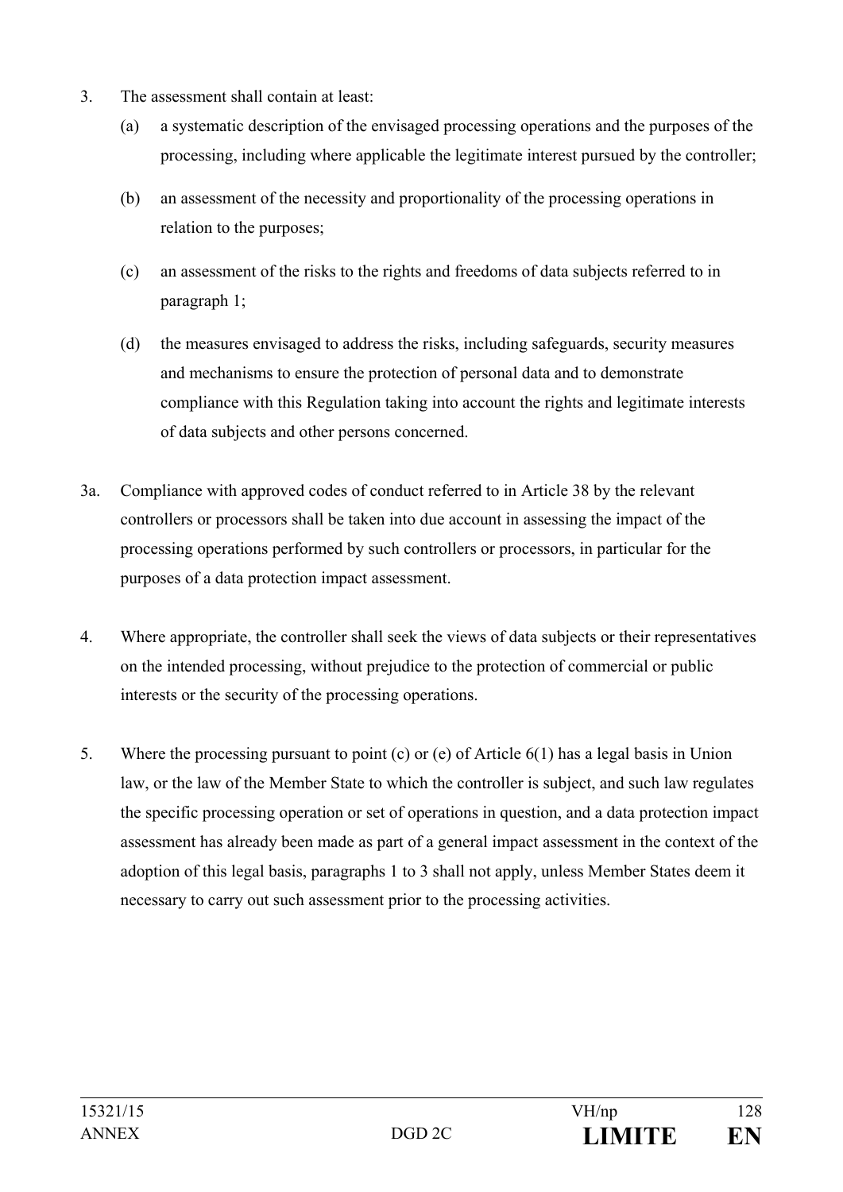3. The assessment shall contain at least:

   (a) a systematic description of the envisaged processing operations and the purposes of the processing, including where applicable the legitimate interest pursued by the controller;

   (b) an assessment of the necessity and proportionality of the processing operations in relation to the purposes;

   (c) an assessment of the risks to the rights and freedoms of data subjects referred to in paragraph 1;

   (d) the measures envisaged to address the risks, including safeguards, security measures and mechanisms to ensure the protection of personal data and to demonstrate compliance with this Regulation taking into account the rights and legitimate interests of data subjects and other persons concerned.

3a. Compliance with approved codes of conduct referred to in Article 38 by the relevant controllers or processors shall be taken into due account in assessing the impact of the processing operations performed by such controllers or processors, in particular for the purposes of a data protection impact assessment.

4. Where appropriate, the controller shall seek the views of data subjects or their representatives on the intended processing, without prejudice to the protection of commercial or public interests or the security of the processing operations.

5. Where the processing pursuant to point (c) or (e) of Article 6(1) has a legal basis in Union law, or the law of the Member State to which the controller is subject, and such law regulates the specific processing operation or set of operations in question, and a data protection impact assessment has already been made as part of a general impact assessment in the context of the adoption of this legal basis, paragraphs 1 to 3 shall not apply, unless Member States deem it necessary to carry out such assessment prior to the processing activities.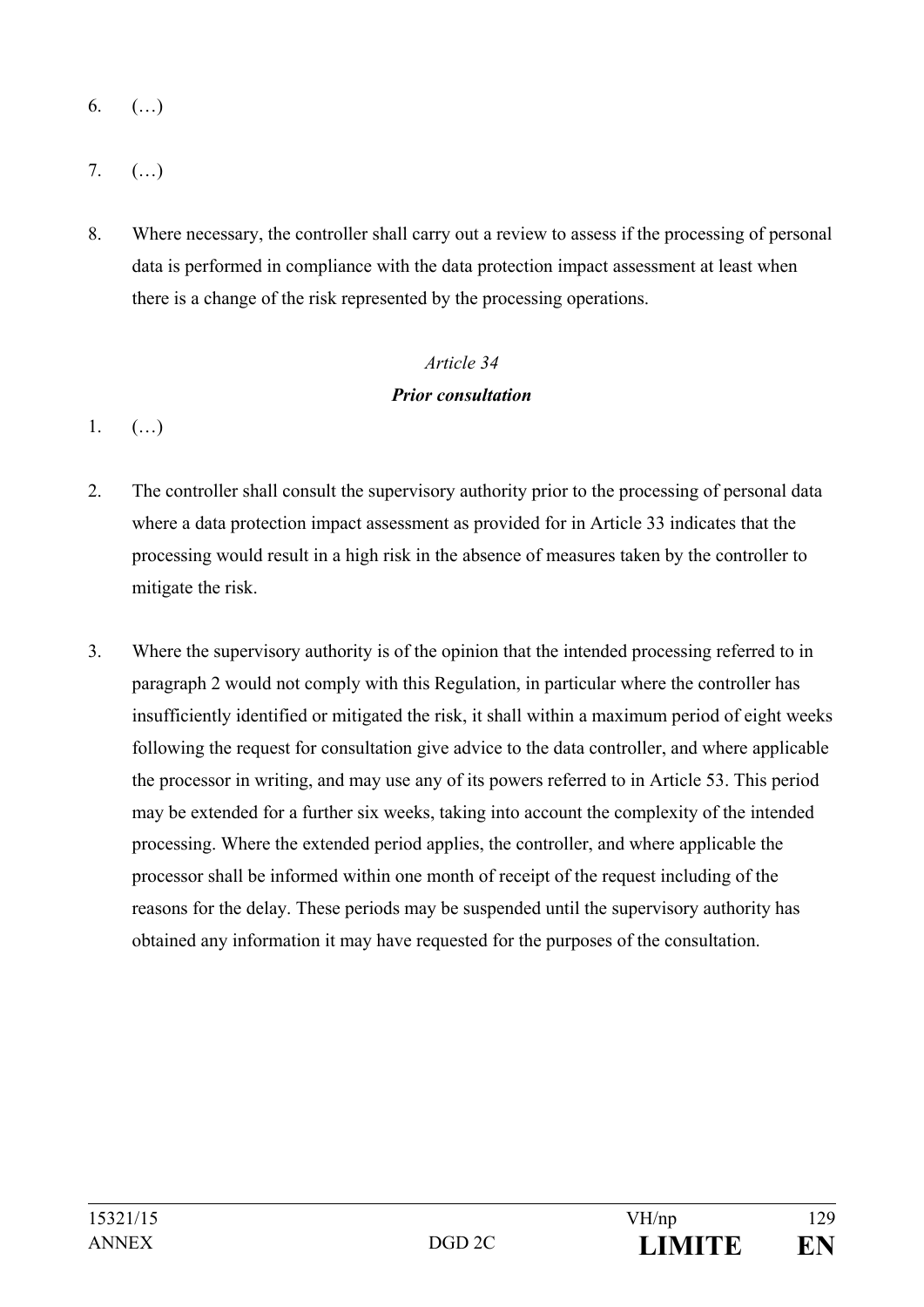6. (…)

7. (…)

8. Where necessary, the controller shall carry out a review to assess if the processing of personal data is performed in compliance with the data protection impact assessment at least when there is a change of the risk represented by the processing operations.

*Article 34*

***Prior consultation***

1. (…)

2. The controller shall consult the supervisory authority prior to the processing of personal data where a data protection impact assessment as provided for in Article 33 indicates that the processing would result in a high risk in the absence of measures taken by the controller to mitigate the risk.

3. Where the supervisory authority is of the opinion that the intended processing referred to in paragraph 2 would not comply with this Regulation, in particular where the controller has insufficiently identified or mitigated the risk, it shall within a maximum period of eight weeks following the request for consultation give advice to the data controller, and where applicable the processor in writing, and may use any of its powers referred to in Article 53. This period may be extended for a further six weeks, taking into account the complexity of the intended processing. Where the extended period applies, the controller, and where applicable the processor shall be informed within one month of receipt of the request including of the reasons for the delay. These periods may be suspended until the supervisory authority has obtained any information it may have requested for the purposes of the consultation.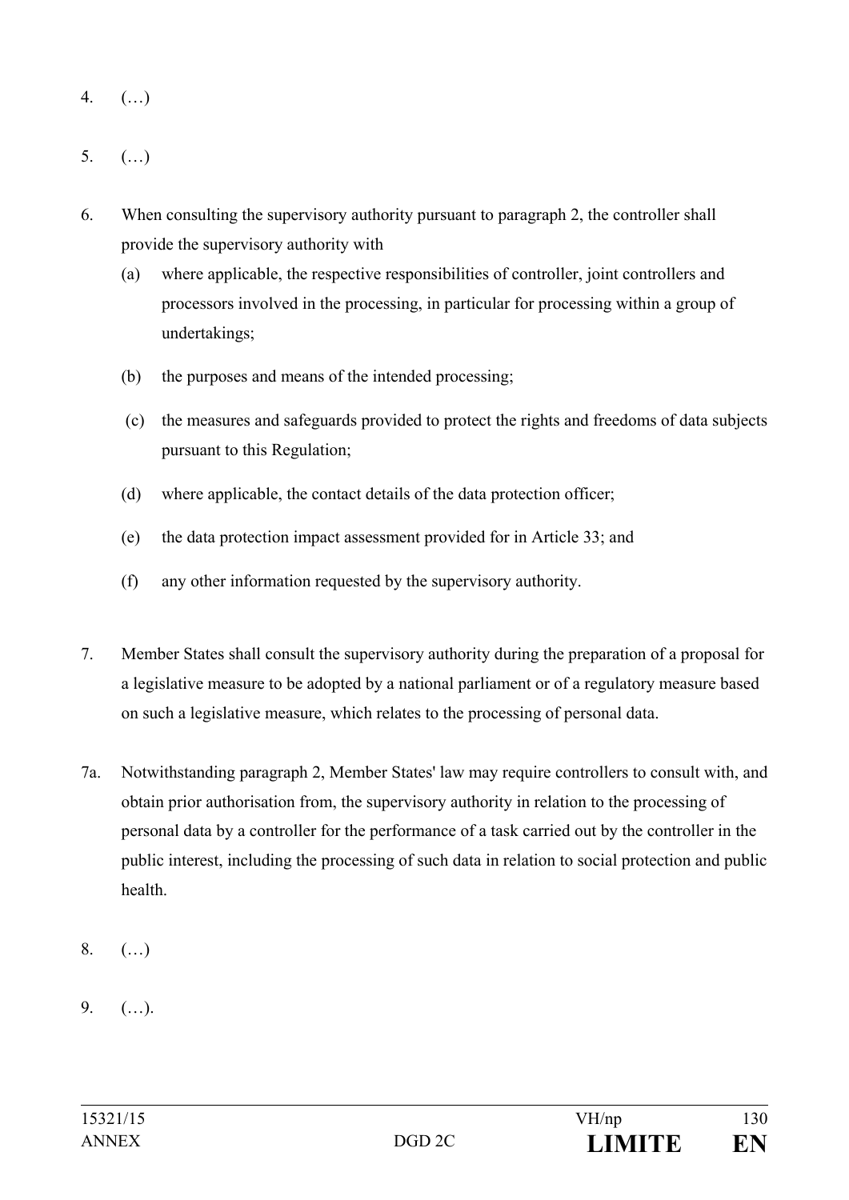4. (…)

5. (…)

6. When consulting the supervisory authority pursuant to paragraph 2, the controller shall provide the supervisory authority with

   (a) where applicable, the respective responsibilities of controller, joint controllers and processors involved in the processing, in particular for processing within a group of undertakings;

   (b) the purposes and means of the intended processing;

   (c) the measures and safeguards provided to protect the rights and freedoms of data subjects pursuant to this Regulation;

   (d) where applicable, the contact details of the data protection officer;

   (e) the data protection impact assessment provided for in Article 33; and

   (f) any other information requested by the supervisory authority.

7. Member States shall consult the supervisory authority during the preparation of a proposal for a legislative measure to be adopted by a national parliament or of a regulatory measure based on such a legislative measure, which relates to the processing of personal data.

7a. Notwithstanding paragraph 2, Member States' law may require controllers to consult with, and obtain prior authorisation from, the supervisory authority in relation to the processing of personal data by a controller for the performance of a task carried out by the controller in the public interest, including the processing of such data in relation to social protection and public health.

8. (…)

9. (…).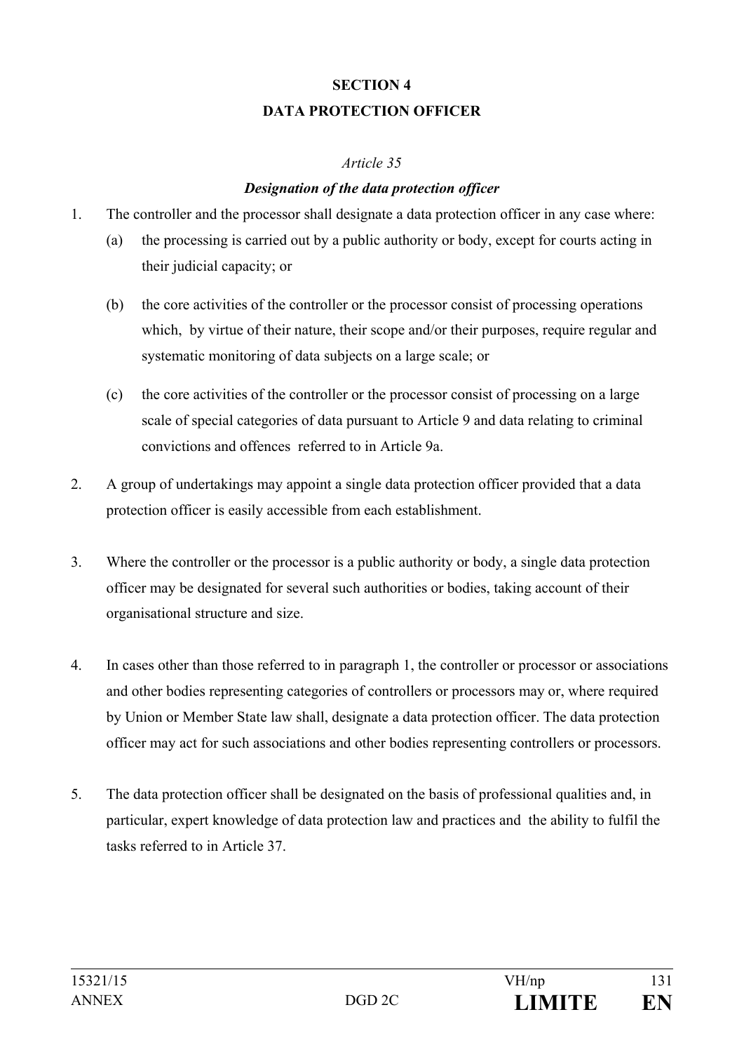## SECTION 4

## DATA PROTECTION OFFICER

*Article 35*

***Designation of the data protection officer***

1. The controller and the processor shall designate a data protection officer in any case where:
   (a) the processing is carried out by a public authority or body, except for courts acting in their judicial capacity; or

   (b) the core activities of the controller or the processor consist of processing operations which, by virtue of their nature, their scope and/or their purposes, require regular and systematic monitoring of data subjects on a large scale; or

   (c) the core activities of the controller or the processor consist of processing on a large scale of special categories of data pursuant to Article 9 and data relating to criminal convictions and offences referred to in Article 9a.

2. A group of undertakings may appoint a single data protection officer provided that a data protection officer is easily accessible from each establishment.

3. Where the controller or the processor is a public authority or body, a single data protection officer may be designated for several such authorities or bodies, taking account of their organisational structure and size.

4. In cases other than those referred to in paragraph 1, the controller or processor or associations and other bodies representing categories of controllers or processors may or, where required by Union or Member State law shall, designate a data protection officer. The data protection officer may act for such associations and other bodies representing controllers or processors.

5. The data protection officer shall be designated on the basis of professional qualities and, in particular, expert knowledge of data protection law and practices and the ability to fulfil the tasks referred to in Article 37.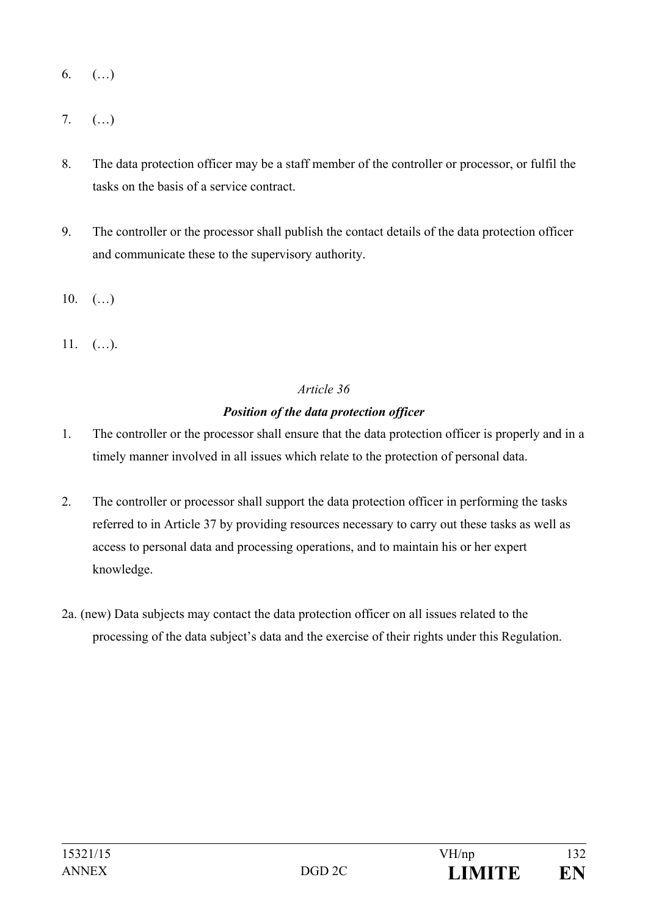6. (…)

7. (…)

8. The data protection officer may be a staff member of the controller or processor, or fulfil the tasks on the basis of a service contract.

9. The controller or the processor shall publish the contact details of the data protection officer and communicate these to the supervisory authority.

10. (…)

11. (…).

*Article 36*

***Position of the data protection officer***

1. The controller or the processor shall ensure that the data protection officer is properly and in a timely manner involved in all issues which relate to the protection of personal data.

2. The controller or processor shall support the data protection officer in performing the tasks referred to in Article 37 by providing resources necessary to carry out these tasks as well as access to personal data and processing operations, and to maintain his or her expert knowledge.

2a. (new) Data subjects may contact the data protection officer on all issues related to the processing of the data subject's data and the exercise of their rights under this Regulation.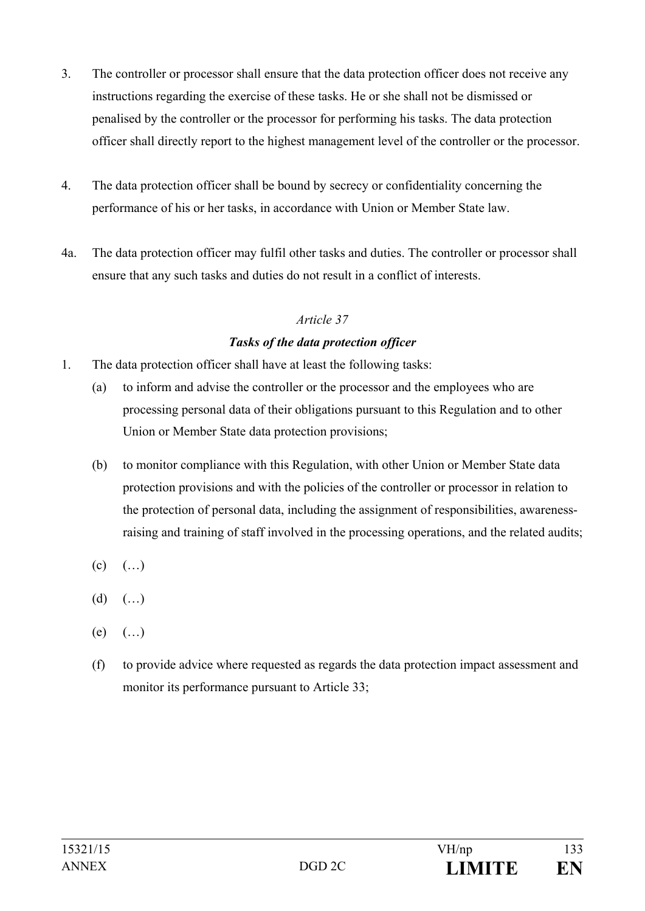3. The controller or processor shall ensure that the data protection officer does not receive any instructions regarding the exercise of these tasks. He or she shall not be dismissed or penalised by the controller or the processor for performing his tasks. The data protection officer shall directly report to the highest management level of the controller or the processor.

4. The data protection officer shall be bound by secrecy or confidentiality concerning the performance of his or her tasks, in accordance with Union or Member State law.

4a. The data protection officer may fulfil other tasks and duties. The controller or processor shall ensure that any such tasks and duties do not result in a conflict of interests.

*Article 37*

***Tasks of the data protection officer***

1. The data protection officer shall have at least the following tasks:

   (a) to inform and advise the controller or the processor and the employees who are processing personal data of their obligations pursuant to this Regulation and to other Union or Member State data protection provisions;

   (b) to monitor compliance with this Regulation, with other Union or Member State data protection provisions and with the policies of the controller or processor in relation to the protection of personal data, including the assignment of responsibilities, awareness-raising and training of staff involved in the processing operations, and the related audits;

   (c) (…)

   (d) (…)

   (e) (…)

   (f) to provide advice where requested as regards the data protection impact assessment and monitor its performance pursuant to Article 33;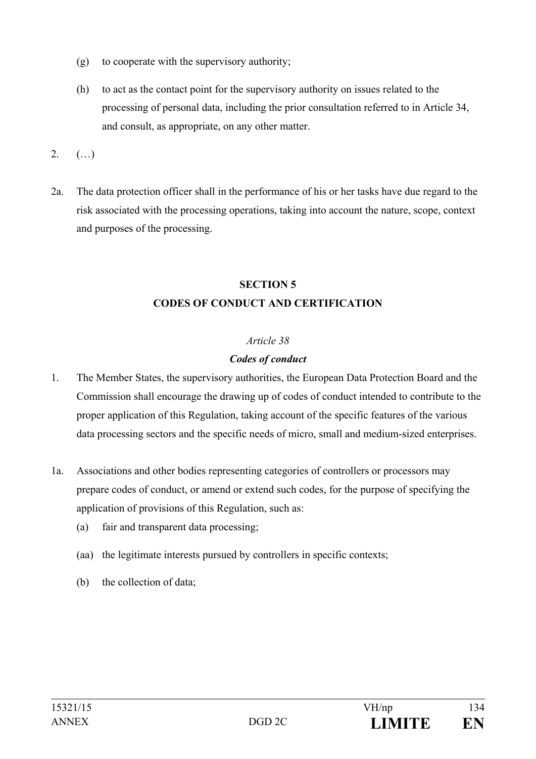(g) to cooperate with the supervisory authority;

(h) to act as the contact point for the supervisory authority on issues related to the processing of personal data, including the prior consultation referred to in Article 34, and consult, as appropriate, on any other matter.

2. (…)

2a. The data protection officer shall in the performance of his or her tasks have due regard to the risk associated with the processing operations, taking into account the nature, scope, context and purposes of the processing.

## SECTION 5
## CODES OF CONDUCT AND CERTIFICATION

*Article 38*

***Codes of conduct***

1. The Member States, the supervisory authorities, the European Data Protection Board and the Commission shall encourage the drawing up of codes of conduct intended to contribute to the proper application of this Regulation, taking account of the specific features of the various data processing sectors and the specific needs of micro, small and medium-sized enterprises.

1a. Associations and other bodies representing categories of controllers or processors may prepare codes of conduct, or amend or extend such codes, for the purpose of specifying the application of provisions of this Regulation, such as:

(a) fair and transparent data processing;

(aa) the legitimate interests pursued by controllers in specific contexts;

(b) the collection of data;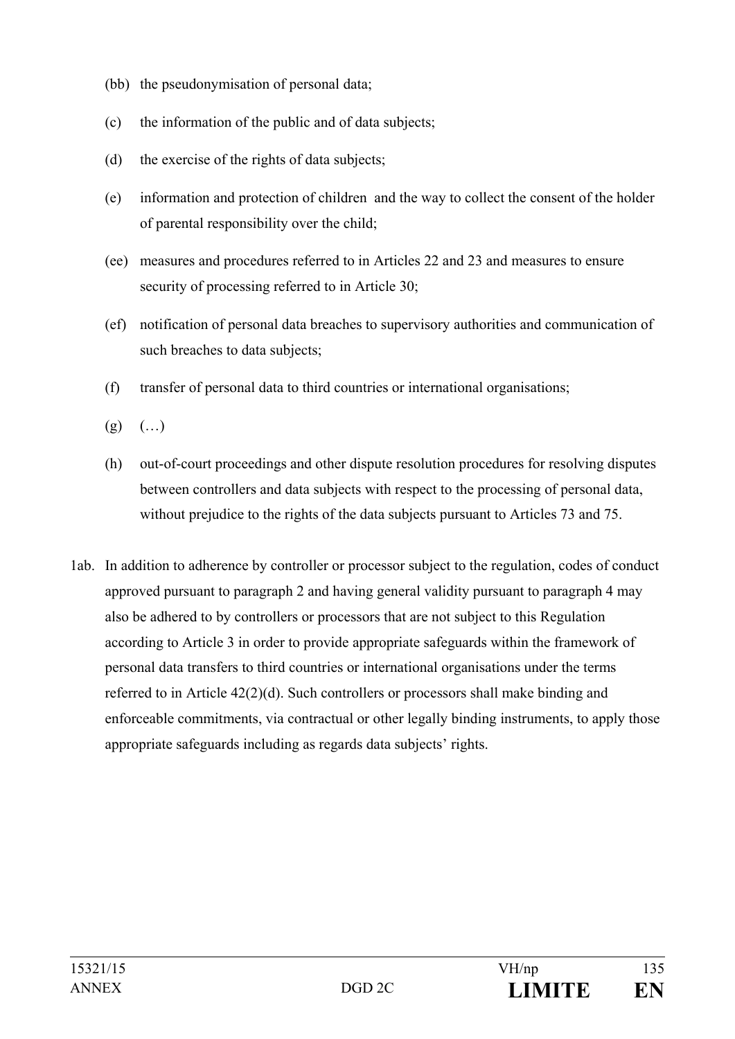(bb) the pseudonymisation of personal data;

(c) the information of the public and of data subjects;

(d) the exercise of the rights of data subjects;

(e) information and protection of children and the way to collect the consent of the holder of parental responsibility over the child;

(ee) measures and procedures referred to in Articles 22 and 23 and measures to ensure security of processing referred to in Article 30;

(ef) notification of personal data breaches to supervisory authorities and communication of such breaches to data subjects;

(f) transfer of personal data to third countries or international organisations;

(g) (…)

(h) out-of-court proceedings and other dispute resolution procedures for resolving disputes between controllers and data subjects with respect to the processing of personal data, without prejudice to the rights of the data subjects pursuant to Articles 73 and 75.

1ab. In addition to adherence by controller or processor subject to the regulation, codes of conduct approved pursuant to paragraph 2 and having general validity pursuant to paragraph 4 may also be adhered to by controllers or processors that are not subject to this Regulation according to Article 3 in order to provide appropriate safeguards within the framework of personal data transfers to third countries or international organisations under the terms referred to in Article 42(2)(d). Such controllers or processors shall make binding and enforceable commitments, via contractual or other legally binding instruments, to apply those appropriate safeguards including as regards data subjects' rights.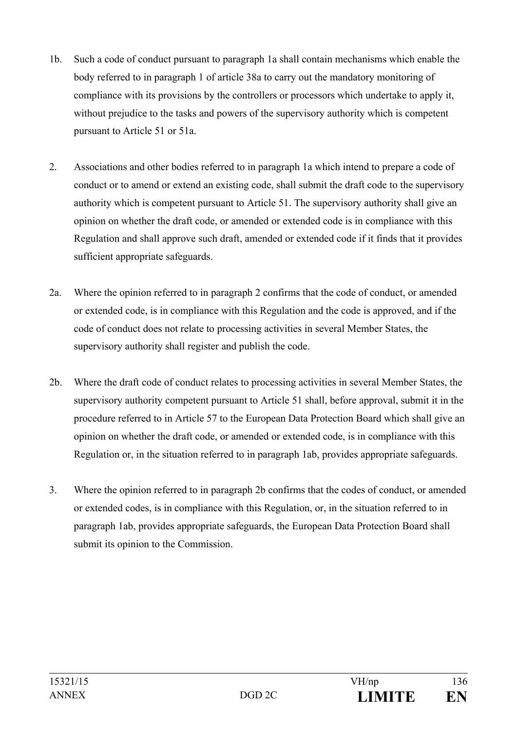1b. Such a code of conduct pursuant to paragraph 1a shall contain mechanisms which enable the body referred to in paragraph 1 of article 38a to carry out the mandatory monitoring of compliance with its provisions by the controllers or processors which undertake to apply it, without prejudice to the tasks and powers of the supervisory authority which is competent pursuant to Article 51 or 51a.

2. Associations and other bodies referred to in paragraph 1a which intend to prepare a code of conduct or to amend or extend an existing code, shall submit the draft code to the supervisory authority which is competent pursuant to Article 51. The supervisory authority shall give an opinion on whether the draft code, or amended or extended code is in compliance with this Regulation and shall approve such draft, amended or extended code if it finds that it provides sufficient appropriate safeguards.

2a. Where the opinion referred to in paragraph 2 confirms that the code of conduct, or amended or extended code, is in compliance with this Regulation and the code is approved, and if the code of conduct does not relate to processing activities in several Member States, the supervisory authority shall register and publish the code.

2b. Where the draft code of conduct relates to processing activities in several Member States, the supervisory authority competent pursuant to Article 51 shall, before approval, submit it in the procedure referred to in Article 57 to the European Data Protection Board which shall give an opinion on whether the draft code, or amended or extended code, is in compliance with this Regulation or, in the situation referred to in paragraph 1ab, provides appropriate safeguards.

3. Where the opinion referred to in paragraph 2b confirms that the codes of conduct, or amended or extended codes, is in compliance with this Regulation, or, in the situation referred to in paragraph 1ab, provides appropriate safeguards, the European Data Protection Board shall submit its opinion to the Commission.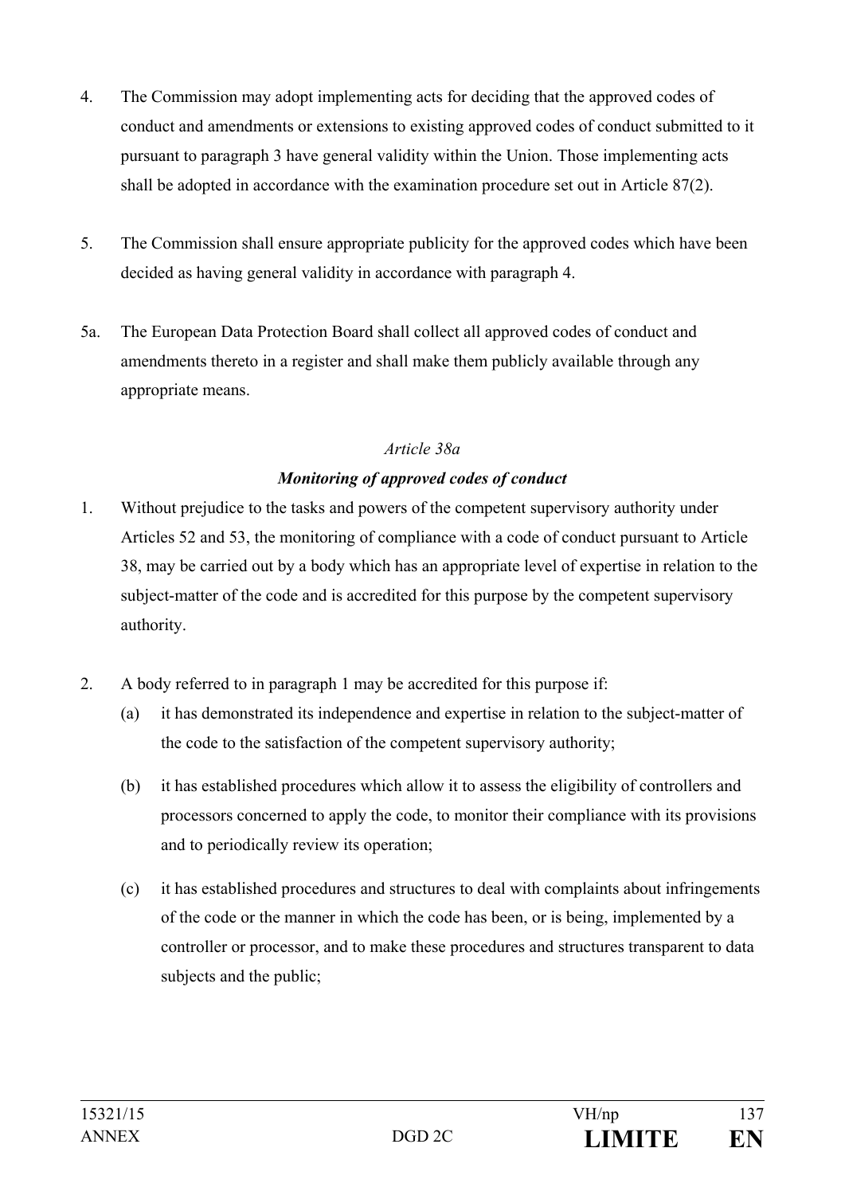4. The Commission may adopt implementing acts for deciding that the approved codes of conduct and amendments or extensions to existing approved codes of conduct submitted to it pursuant to paragraph 3 have general validity within the Union. Those implementing acts shall be adopted in accordance with the examination procedure set out in Article 87(2).

5. The Commission shall ensure appropriate publicity for the approved codes which have been decided as having general validity in accordance with paragraph 4.

5a. The European Data Protection Board shall collect all approved codes of conduct and amendments thereto in a register and shall make them publicly available through any appropriate means.

*Article 38a*

***Monitoring of approved codes of conduct***

1. Without prejudice to the tasks and powers of the competent supervisory authority under Articles 52 and 53, the monitoring of compliance with a code of conduct pursuant to Article 38, may be carried out by a body which has an appropriate level of expertise in relation to the subject-matter of the code and is accredited for this purpose by the competent supervisory authority.

2. A body referred to in paragraph 1 may be accredited for this purpose if:
   (a) it has demonstrated its independence and expertise in relation to the subject-matter of the code to the satisfaction of the competent supervisory authority;

   (b) it has established procedures which allow it to assess the eligibility of controllers and processors concerned to apply the code, to monitor their compliance with its provisions and to periodically review its operation;

   (c) it has established procedures and structures to deal with complaints about infringements of the code or the manner in which the code has been, or is being, implemented by a controller or processor, and to make these procedures and structures transparent to data subjects and the public;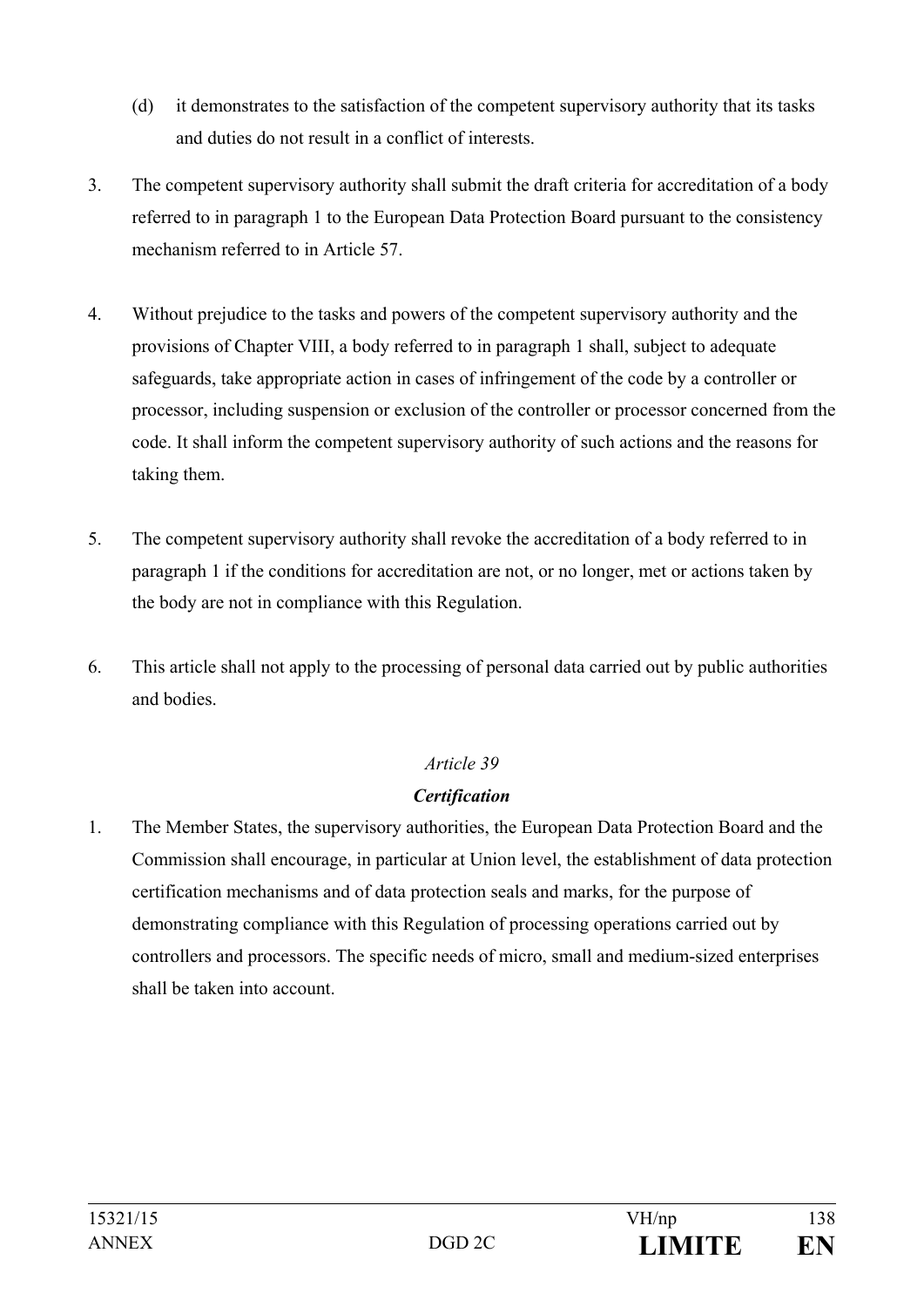(d) it demonstrates to the satisfaction of the competent supervisory authority that its tasks and duties do not result in a conflict of interests.

3. The competent supervisory authority shall submit the draft criteria for accreditation of a body referred to in paragraph 1 to the European Data Protection Board pursuant to the consistency mechanism referred to in Article 57.

4. Without prejudice to the tasks and powers of the competent supervisory authority and the provisions of Chapter VIII, a body referred to in paragraph 1 shall, subject to adequate safeguards, take appropriate action in cases of infringement of the code by a controller or processor, including suspension or exclusion of the controller or processor concerned from the code. It shall inform the competent supervisory authority of such actions and the reasons for taking them.

5. The competent supervisory authority shall revoke the accreditation of a body referred to in paragraph 1 if the conditions for accreditation are not, or no longer, met or actions taken by the body are not in compliance with this Regulation.

6. This article shall not apply to the processing of personal data carried out by public authorities and bodies.

*Article 39*

***Certification***

1. The Member States, the supervisory authorities, the European Data Protection Board and the Commission shall encourage, in particular at Union level, the establishment of data protection certification mechanisms and of data protection seals and marks, for the purpose of demonstrating compliance with this Regulation of processing operations carried out by controllers and processors. The specific needs of micro, small and medium-sized enterprises shall be taken into account.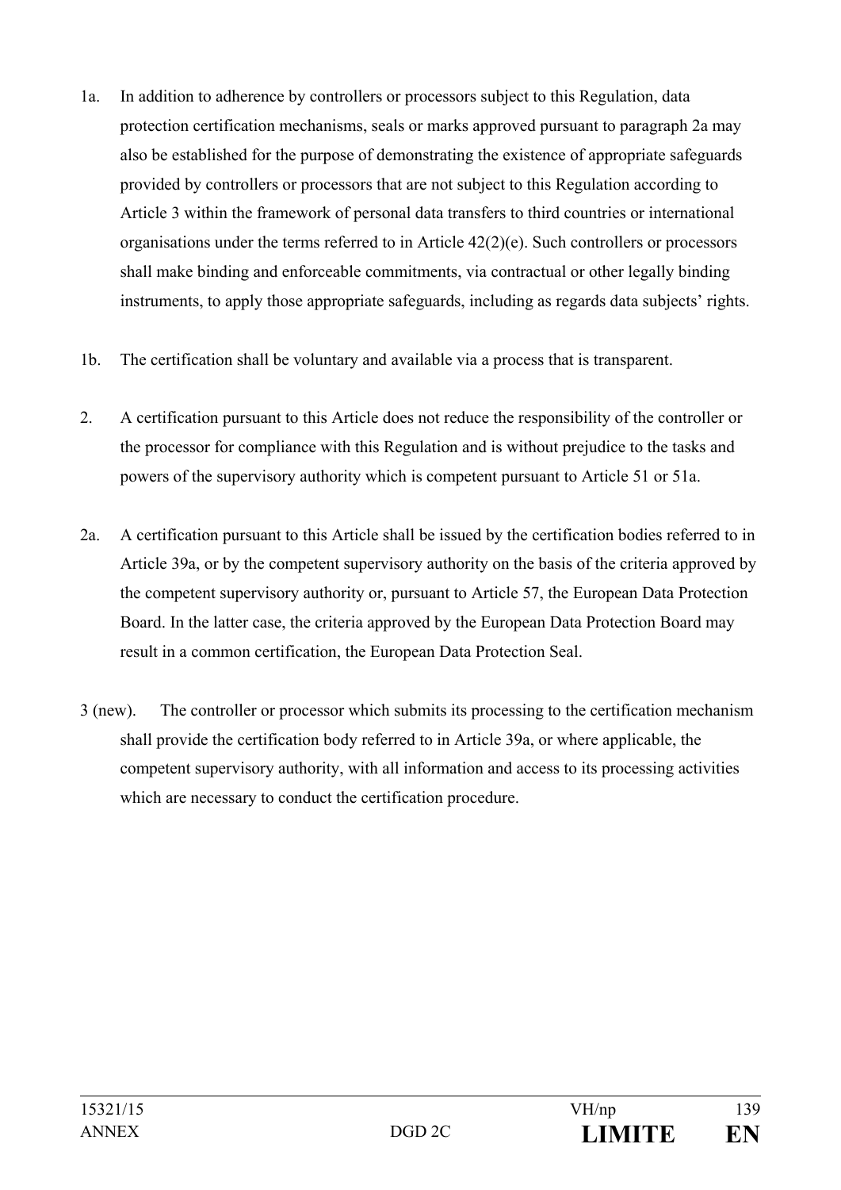1a. In addition to adherence by controllers or processors subject to this Regulation, data protection certification mechanisms, seals or marks approved pursuant to paragraph 2a may also be established for the purpose of demonstrating the existence of appropriate safeguards provided by controllers or processors that are not subject to this Regulation according to Article 3 within the framework of personal data transfers to third countries or international organisations under the terms referred to in Article 42(2)(e). Such controllers or processors shall make binding and enforceable commitments, via contractual or other legally binding instruments, to apply those appropriate safeguards, including as regards data subjects' rights.

1b. The certification shall be voluntary and available via a process that is transparent.

2. A certification pursuant to this Article does not reduce the responsibility of the controller or the processor for compliance with this Regulation and is without prejudice to the tasks and powers of the supervisory authority which is competent pursuant to Article 51 or 51a.

2a. A certification pursuant to this Article shall be issued by the certification bodies referred to in Article 39a, or by the competent supervisory authority on the basis of the criteria approved by the competent supervisory authority or, pursuant to Article 57, the European Data Protection Board. In the latter case, the criteria approved by the European Data Protection Board may result in a common certification, the European Data Protection Seal.

3 (new). The controller or processor which submits its processing to the certification mechanism shall provide the certification body referred to in Article 39a, or where applicable, the competent supervisory authority, with all information and access to its processing activities which are necessary to conduct the certification procedure.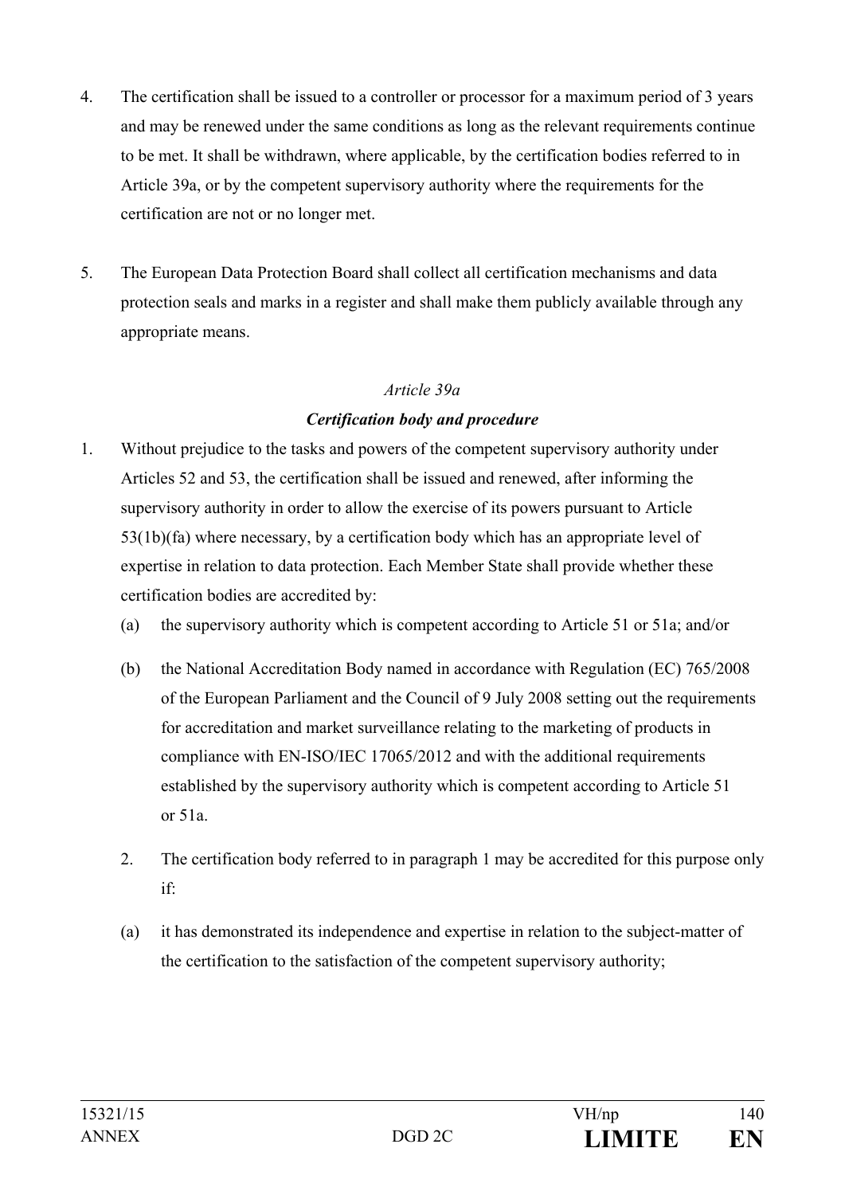4. The certification shall be issued to a controller or processor for a maximum period of 3 years and may be renewed under the same conditions as long as the relevant requirements continue to be met. It shall be withdrawn, where applicable, by the certification bodies referred to in Article 39a, or by the competent supervisory authority where the requirements for the certification are not or no longer met.

5. The European Data Protection Board shall collect all certification mechanisms and data protection seals and marks in a register and shall make them publicly available through any appropriate means.

*Article 39a*

***Certification body and procedure***

1. Without prejudice to the tasks and powers of the competent supervisory authority under Articles 52 and 53, the certification shall be issued and renewed, after informing the supervisory authority in order to allow the exercise of its powers pursuant to Article 53(1b)(fa) where necessary, by a certification body which has an appropriate level of expertise in relation to data protection. Each Member State shall provide whether these certification bodies are accredited by:

   (a) the supervisory authority which is competent according to Article 51 or 51a; and/or

   (b) the National Accreditation Body named in accordance with Regulation (EC) 765/2008 of the European Parliament and the Council of 9 July 2008 setting out the requirements for accreditation and market surveillance relating to the marketing of products in compliance with EN-ISO/IEC 17065/2012 and with the additional requirements established by the supervisory authority which is competent according to Article 51 or 51a.

   2. The certification body referred to in paragraph 1 may be accredited for this purpose only if:

   (a) it has demonstrated its independence and expertise in relation to the subject-matter of the certification to the satisfaction of the competent supervisory authority;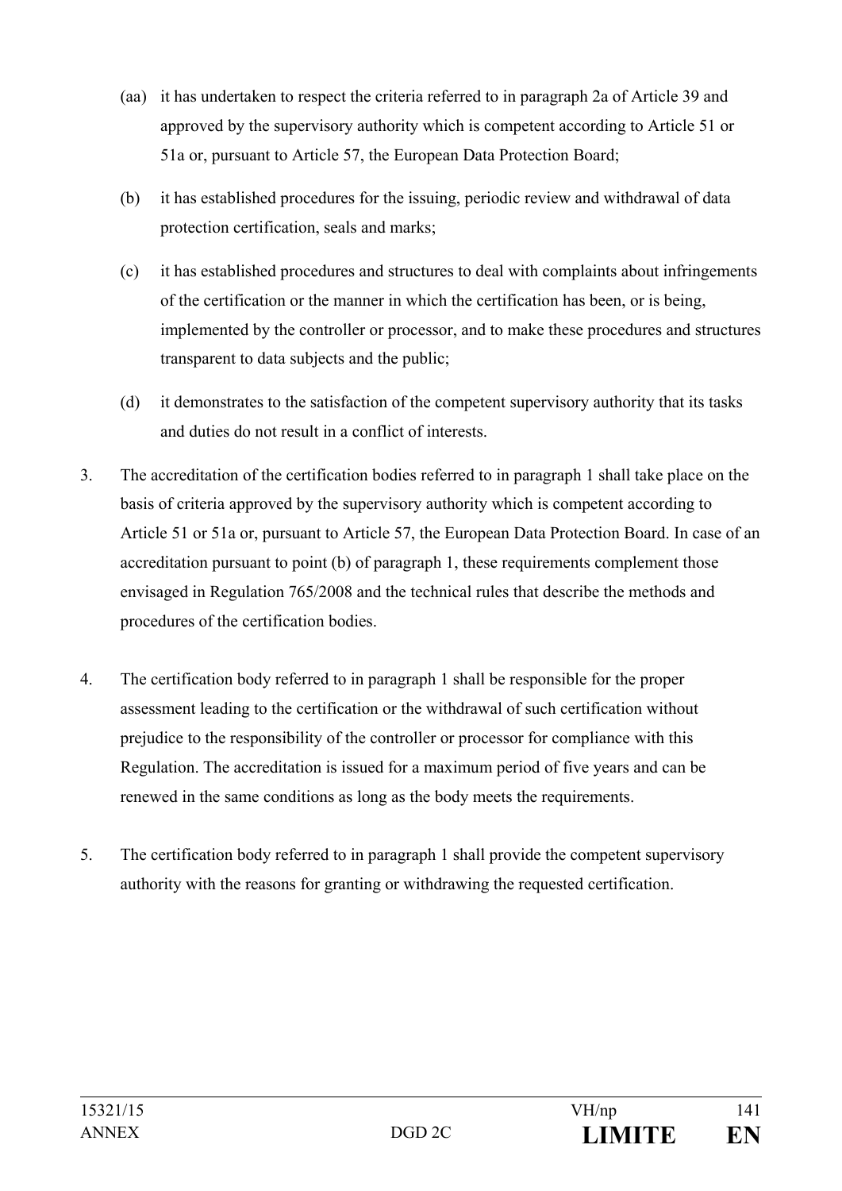(aa) it has undertaken to respect the criteria referred to in paragraph 2a of Article 39 and approved by the supervisory authority which is competent according to Article 51 or 51a or, pursuant to Article 57, the European Data Protection Board;

(b) it has established procedures for the issuing, periodic review and withdrawal of data protection certification, seals and marks;

(c) it has established procedures and structures to deal with complaints about infringements of the certification or the manner in which the certification has been, or is being, implemented by the controller or processor, and to make these procedures and structures transparent to data subjects and the public;

(d) it demonstrates to the satisfaction of the competent supervisory authority that its tasks and duties do not result in a conflict of interests.

3. The accreditation of the certification bodies referred to in paragraph 1 shall take place on the basis of criteria approved by the supervisory authority which is competent according to Article 51 or 51a or, pursuant to Article 57, the European Data Protection Board. In case of an accreditation pursuant to point (b) of paragraph 1, these requirements complement those envisaged in Regulation 765/2008 and the technical rules that describe the methods and procedures of the certification bodies.

4. The certification body referred to in paragraph 1 shall be responsible for the proper assessment leading to the certification or the withdrawal of such certification without prejudice to the responsibility of the controller or processor for compliance with this Regulation. The accreditation is issued for a maximum period of five years and can be renewed in the same conditions as long as the body meets the requirements.

5. The certification body referred to in paragraph 1 shall provide the competent supervisory authority with the reasons for granting or withdrawing the requested certification.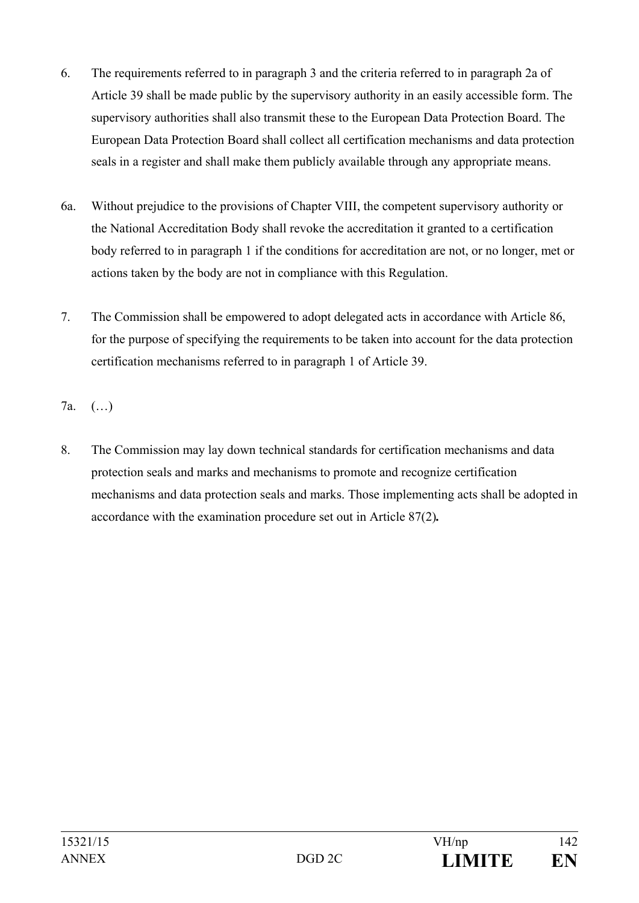6. The requirements referred to in paragraph 3 and the criteria referred to in paragraph 2a of Article 39 shall be made public by the supervisory authority in an easily accessible form. The supervisory authorities shall also transmit these to the European Data Protection Board. The European Data Protection Board shall collect all certification mechanisms and data protection seals in a register and shall make them publicly available through any appropriate means.

6a. Without prejudice to the provisions of Chapter VIII, the competent supervisory authority or the National Accreditation Body shall revoke the accreditation it granted to a certification body referred to in paragraph 1 if the conditions for accreditation are not, or no longer, met or actions taken by the body are not in compliance with this Regulation.

7. The Commission shall be empowered to adopt delegated acts in accordance with Article 86, for the purpose of specifying the requirements to be taken into account for the data protection certification mechanisms referred to in paragraph 1 of Article 39.

7a. (…)

8. The Commission may lay down technical standards for certification mechanisms and data protection seals and marks and mechanisms to promote and recognize certification mechanisms and data protection seals and marks. Those implementing acts shall be adopted in accordance with the examination procedure set out in Article 87(2)**.**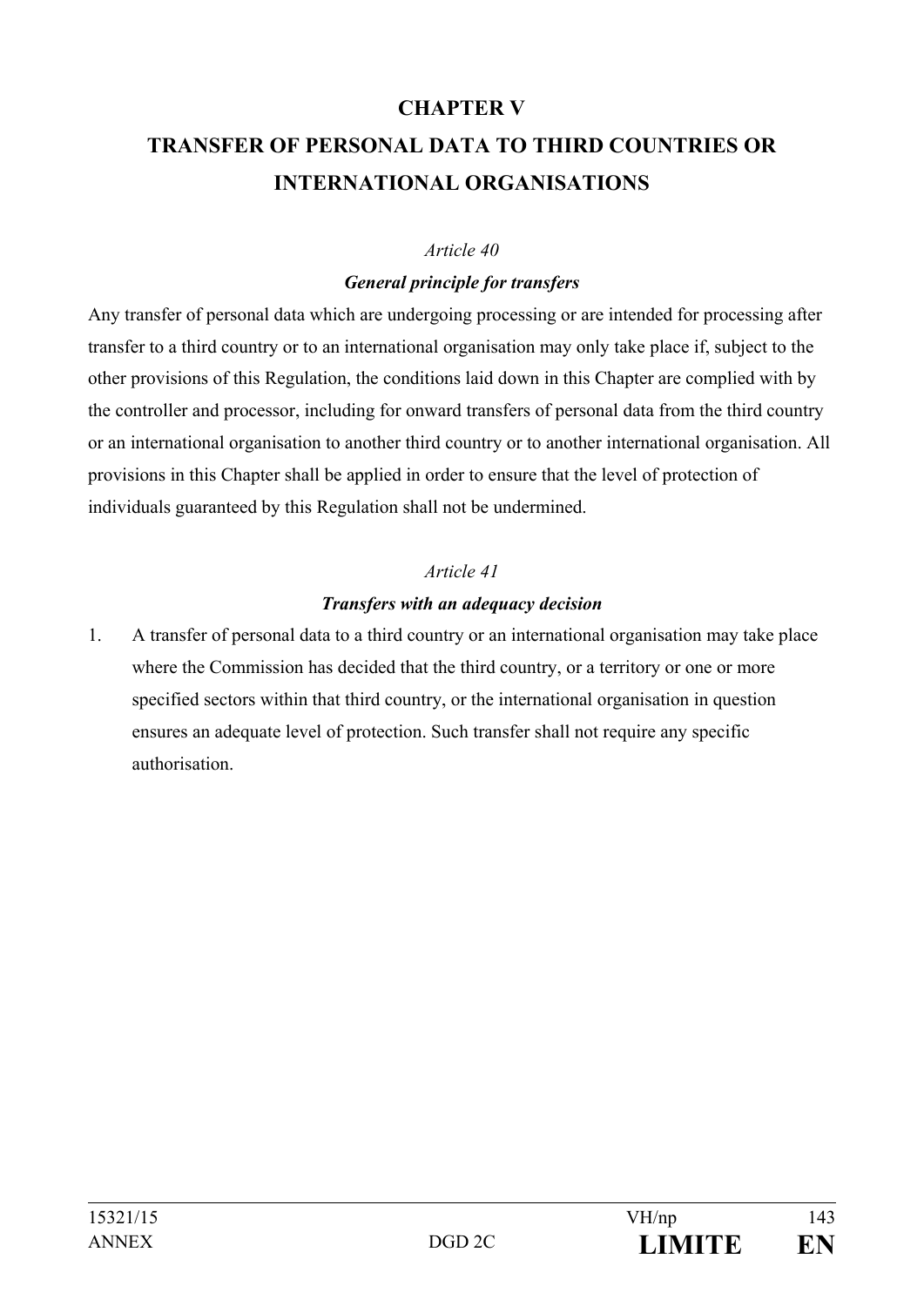## CHAPTER V

## TRANSFER OF PERSONAL DATA TO THIRD COUNTRIES OR INTERNATIONAL ORGANISATIONS

*Article 40*

***General principle for transfers***

Any transfer of personal data which are undergoing processing or are intended for processing after transfer to a third country or to an international organisation may only take place if, subject to the other provisions of this Regulation, the conditions laid down in this Chapter are complied with by the controller and processor, including for onward transfers of personal data from the third country or an international organisation to another third country or to another international organisation. All provisions in this Chapter shall be applied in order to ensure that the level of protection of individuals guaranteed by this Regulation shall not be undermined.

*Article 41*

***Transfers with an adequacy decision***

1. A transfer of personal data to a third country or an international organisation may take place where the Commission has decided that the third country, or a territory or one or more specified sectors within that third country, or the international organisation in question ensures an adequate level of protection. Such transfer shall not require any specific authorisation.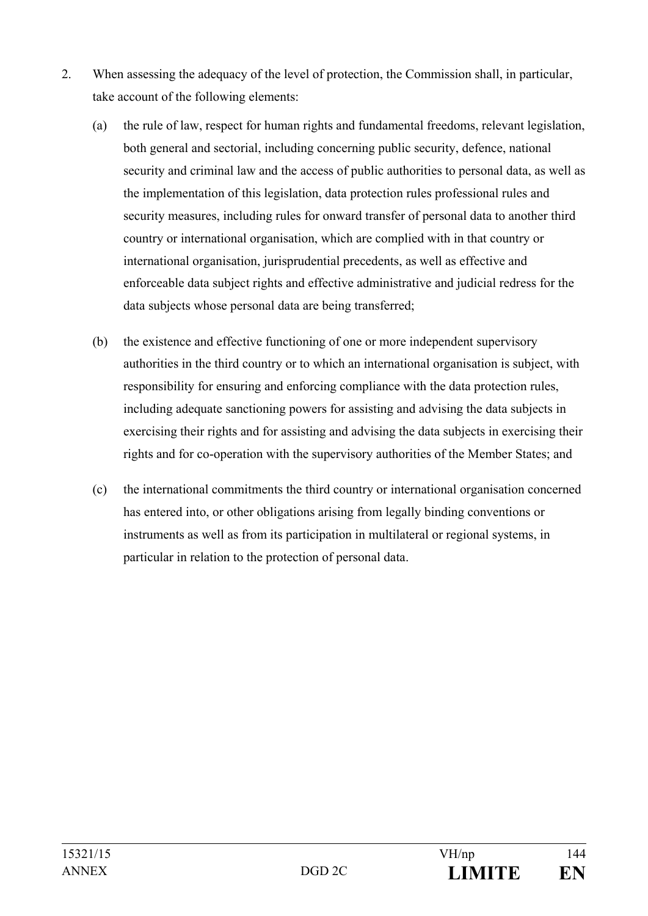2. When assessing the adequacy of the level of protection, the Commission shall, in particular, take account of the following elements:

   (a) the rule of law, respect for human rights and fundamental freedoms, relevant legislation, both general and sectorial, including concerning public security, defence, national security and criminal law and the access of public authorities to personal data, as well as the implementation of this legislation, data protection rules professional rules and security measures, including rules for onward transfer of personal data to another third country or international organisation, which are complied with in that country or international organisation, jurisprudential precedents, as well as effective and enforceable data subject rights and effective administrative and judicial redress for the data subjects whose personal data are being transferred;

   (b) the existence and effective functioning of one or more independent supervisory authorities in the third country or to which an international organisation is subject, with responsibility for ensuring and enforcing compliance with the data protection rules, including adequate sanctioning powers for assisting and advising the data subjects in exercising their rights and for assisting and advising the data subjects in exercising their rights and for co-operation with the supervisory authorities of the Member States; and

   (c) the international commitments the third country or international organisation concerned has entered into, or other obligations arising from legally binding conventions or instruments as well as from its participation in multilateral or regional systems, in particular in relation to the protection of personal data.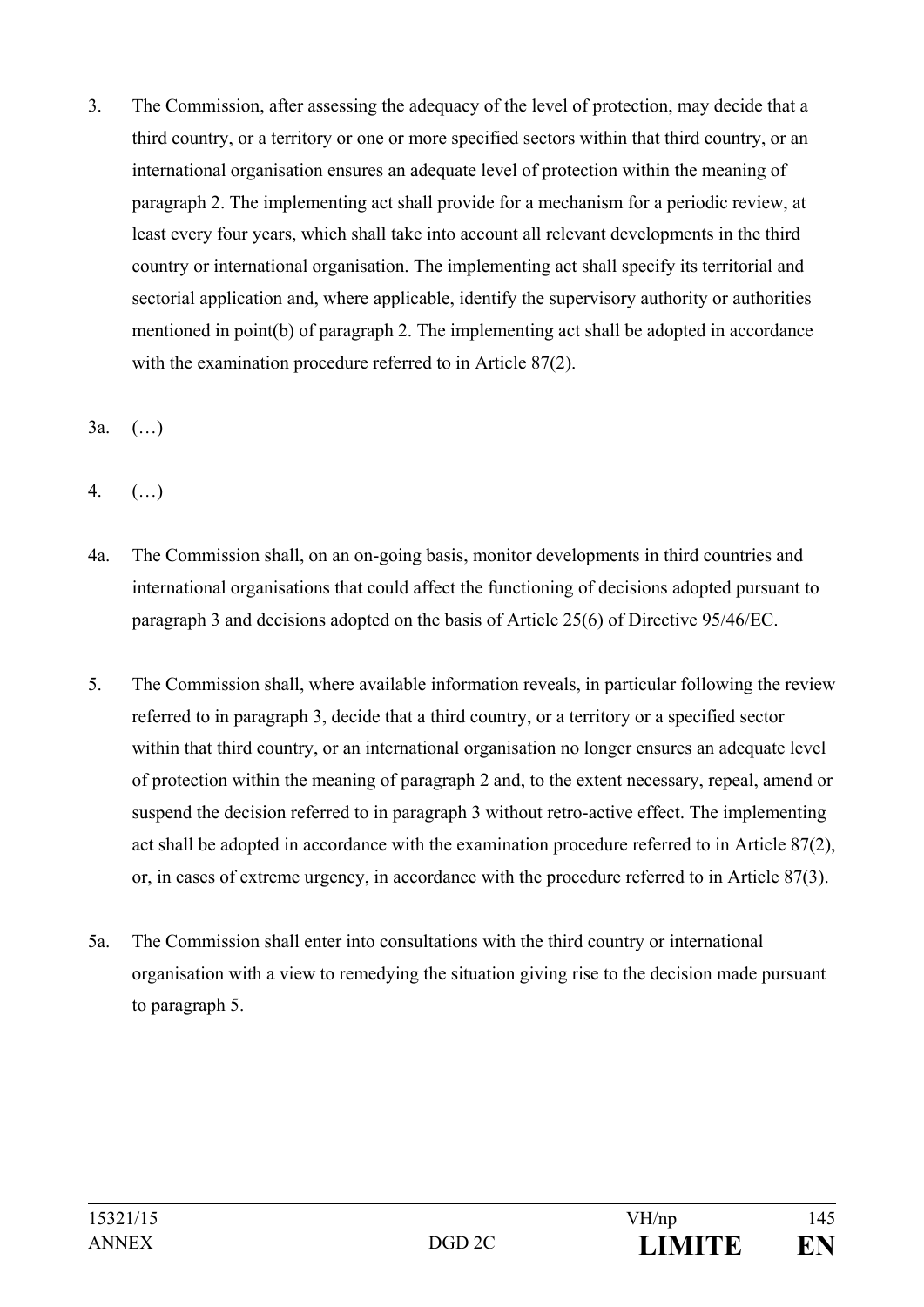3. The Commission, after assessing the adequacy of the level of protection, may decide that a third country, or a territory or one or more specified sectors within that third country, or an international organisation ensures an adequate level of protection within the meaning of paragraph 2. The implementing act shall provide for a mechanism for a periodic review, at least every four years, which shall take into account all relevant developments in the third country or international organisation. The implementing act shall specify its territorial and sectorial application and, where applicable, identify the supervisory authority or authorities mentioned in point(b) of paragraph 2. The implementing act shall be adopted in accordance with the examination procedure referred to in Article 87(2).

3a. (…)

4. (…)

4a. The Commission shall, on an on-going basis, monitor developments in third countries and international organisations that could affect the functioning of decisions adopted pursuant to paragraph 3 and decisions adopted on the basis of Article 25(6) of Directive 95/46/EC.

5. The Commission shall, where available information reveals, in particular following the review referred to in paragraph 3, decide that a third country, or a territory or a specified sector within that third country, or an international organisation no longer ensures an adequate level of protection within the meaning of paragraph 2 and, to the extent necessary, repeal, amend or suspend the decision referred to in paragraph 3 without retro-active effect. The implementing act shall be adopted in accordance with the examination procedure referred to in Article 87(2), or, in cases of extreme urgency, in accordance with the procedure referred to in Article 87(3).

5a. The Commission shall enter into consultations with the third country or international organisation with a view to remedying the situation giving rise to the decision made pursuant to paragraph 5.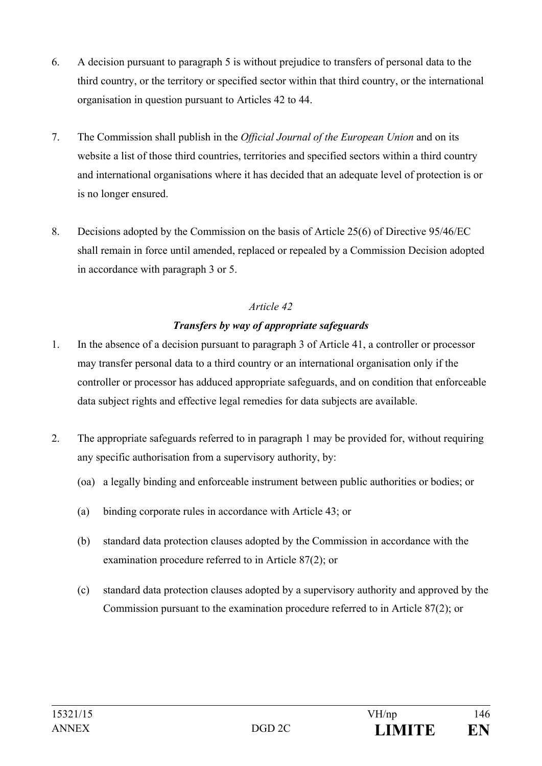6. A decision pursuant to paragraph 5 is without prejudice to transfers of personal data to the third country, or the territory or specified sector within that third country, or the international organisation in question pursuant to Articles 42 to 44.

7. The Commission shall publish in the *Official Journal of the European Union* and on its website a list of those third countries, territories and specified sectors within a third country and international organisations where it has decided that an adequate level of protection is or is no longer ensured.

8. Decisions adopted by the Commission on the basis of Article 25(6) of Directive 95/46/EC shall remain in force until amended, replaced or repealed by a Commission Decision adopted in accordance with paragraph 3 or 5.

*Article 42*

***Transfers by way of appropriate safeguards***

1. In the absence of a decision pursuant to paragraph 3 of Article 41, a controller or processor may transfer personal data to a third country or an international organisation only if the controller or processor has adduced appropriate safeguards, and on condition that enforceable data subject rights and effective legal remedies for data subjects are available.

2. The appropriate safeguards referred to in paragraph 1 may be provided for, without requiring any specific authorisation from a supervisory authority, by:

   (oa) a legally binding and enforceable instrument between public authorities or bodies; or

   (a) binding corporate rules in accordance with Article 43; or

   (b) standard data protection clauses adopted by the Commission in accordance with the examination procedure referred to in Article 87(2); or

   (c) standard data protection clauses adopted by a supervisory authority and approved by the Commission pursuant to the examination procedure referred to in Article 87(2); or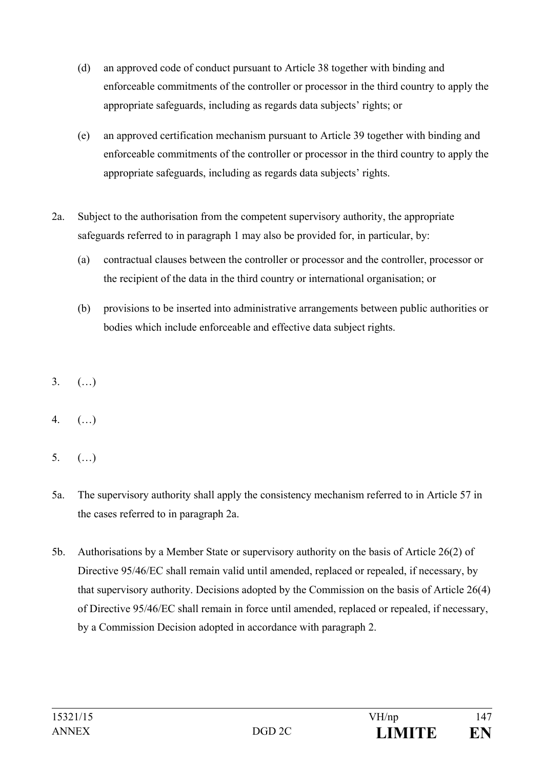(d) an approved code of conduct pursuant to Article 38 together with binding and enforceable commitments of the controller or processor in the third country to apply the appropriate safeguards, including as regards data subjects' rights; or

(e) an approved certification mechanism pursuant to Article 39 together with binding and enforceable commitments of the controller or processor in the third country to apply the appropriate safeguards, including as regards data subjects' rights.

2a. Subject to the authorisation from the competent supervisory authority, the appropriate safeguards referred to in paragraph 1 may also be provided for, in particular, by:

(a) contractual clauses between the controller or processor and the controller, processor or the recipient of the data in the third country or international organisation; or

(b) provisions to be inserted into administrative arrangements between public authorities or bodies which include enforceable and effective data subject rights.

3. (…)

4. (…)

5. (…)

5a. The supervisory authority shall apply the consistency mechanism referred to in Article 57 in the cases referred to in paragraph 2a.

5b. Authorisations by a Member State or supervisory authority on the basis of Article 26(2) of Directive 95/46/EC shall remain valid until amended, replaced or repealed, if necessary, by that supervisory authority. Decisions adopted by the Commission on the basis of Article 26(4) of Directive 95/46/EC shall remain in force until amended, replaced or repealed, if necessary, by a Commission Decision adopted in accordance with paragraph 2.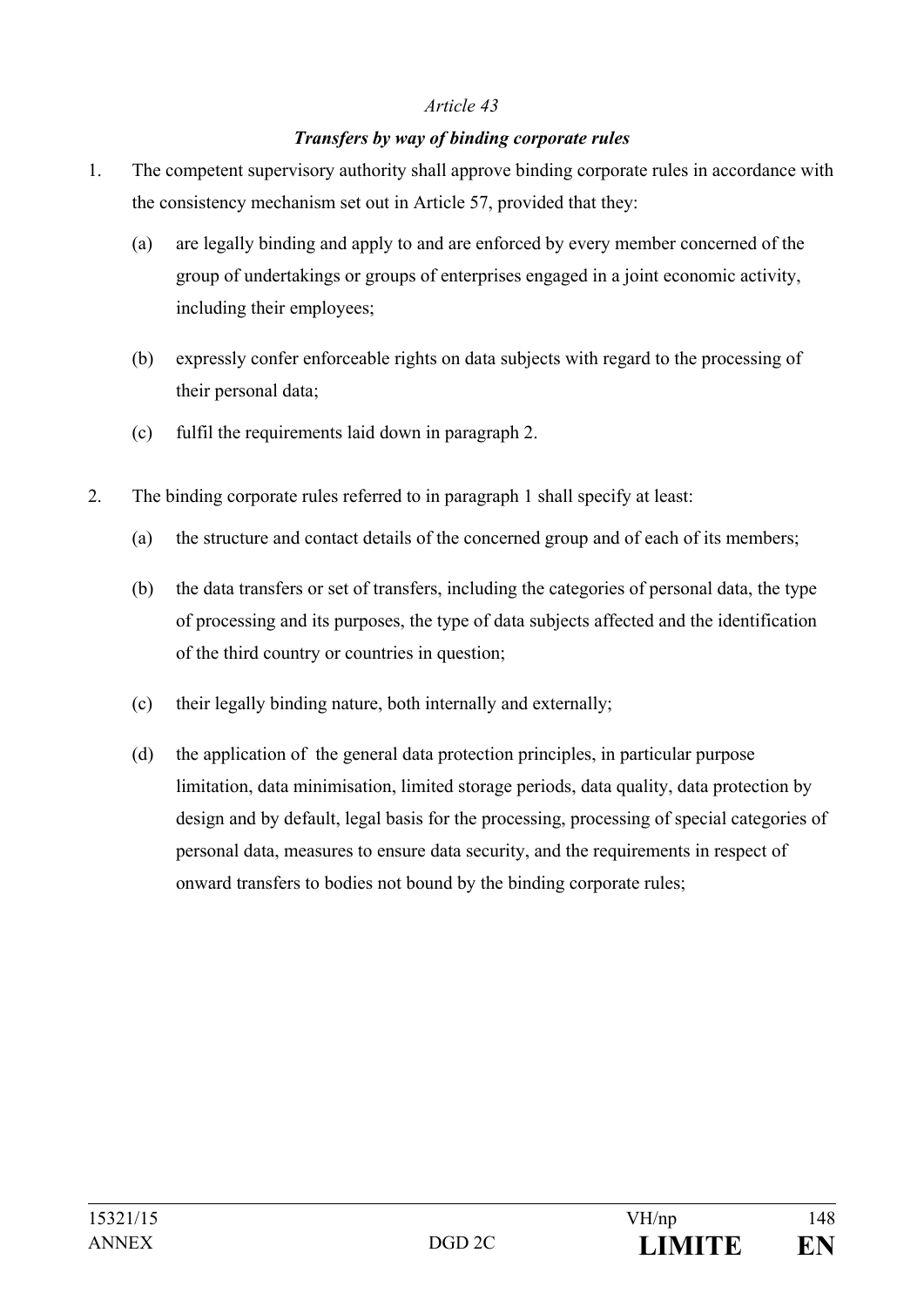*Article 43*

***Transfers by way of binding corporate rules***

1. The competent supervisory authority shall approve binding corporate rules in accordance with the consistency mechanism set out in Article 57, provided that they:

   (a) are legally binding and apply to and are enforced by every member concerned of the group of undertakings or groups of enterprises engaged in a joint economic activity, including their employees;

   (b) expressly confer enforceable rights on data subjects with regard to the processing of their personal data;

   (c) fulfil the requirements laid down in paragraph 2.

2. The binding corporate rules referred to in paragraph 1 shall specify at least:

   (a) the structure and contact details of the concerned group and of each of its members;

   (b) the data transfers or set of transfers, including the categories of personal data, the type of processing and its purposes, the type of data subjects affected and the identification of the third country or countries in question;

   (c) their legally binding nature, both internally and externally;

   (d) the application of the general data protection principles, in particular purpose limitation, data minimisation, limited storage periods, data quality, data protection by design and by default, legal basis for the processing, processing of special categories of personal data, measures to ensure data security, and the requirements in respect of onward transfers to bodies not bound by the binding corporate rules;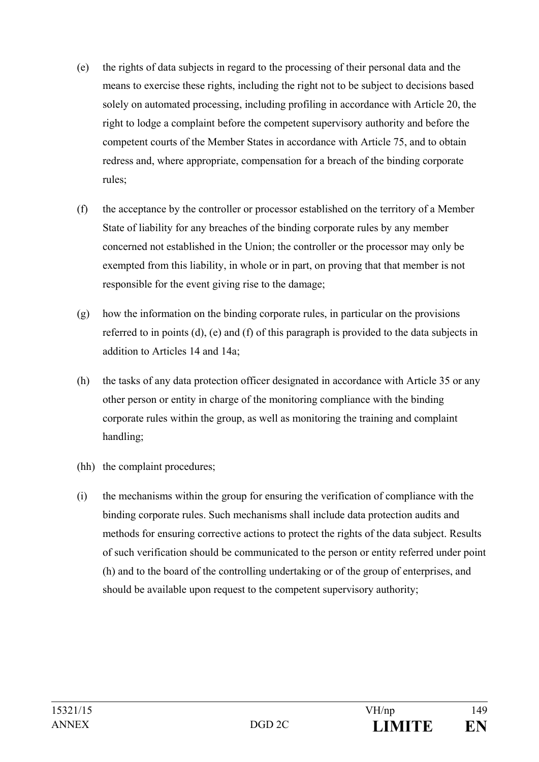(e) the rights of data subjects in regard to the processing of their personal data and the means to exercise these rights, including the right not to be subject to decisions based solely on automated processing, including profiling in accordance with Article 20, the right to lodge a complaint before the competent supervisory authority and before the competent courts of the Member States in accordance with Article 75, and to obtain redress and, where appropriate, compensation for a breach of the binding corporate rules;

(f) the acceptance by the controller or processor established on the territory of a Member State of liability for any breaches of the binding corporate rules by any member concerned not established in the Union; the controller or the processor may only be exempted from this liability, in whole or in part, on proving that that member is not responsible for the event giving rise to the damage;

(g) how the information on the binding corporate rules, in particular on the provisions referred to in points (d), (e) and (f) of this paragraph is provided to the data subjects in addition to Articles 14 and 14a;

(h) the tasks of any data protection officer designated in accordance with Article 35 or any other person or entity in charge of the monitoring compliance with the binding corporate rules within the group, as well as monitoring the training and complaint handling;

(hh) the complaint procedures;

(i) the mechanisms within the group for ensuring the verification of compliance with the binding corporate rules. Such mechanisms shall include data protection audits and methods for ensuring corrective actions to protect the rights of the data subject. Results of such verification should be communicated to the person or entity referred under point (h) and to the board of the controlling undertaking or of the group of enterprises, and should be available upon request to the competent supervisory authority;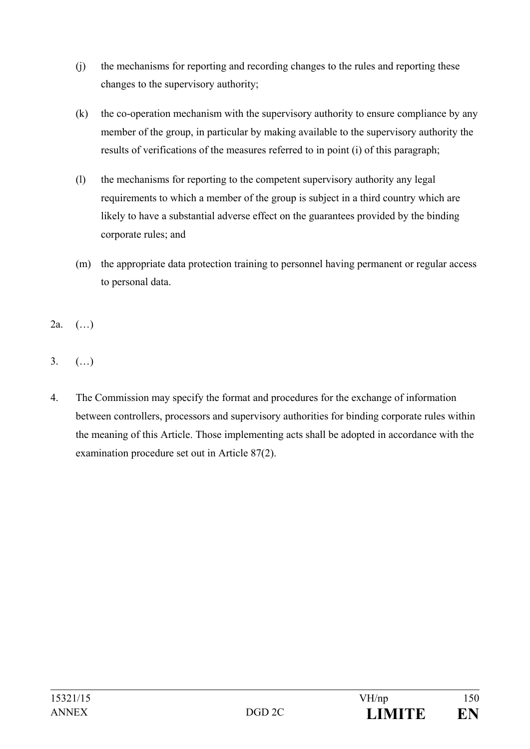(j) the mechanisms for reporting and recording changes to the rules and reporting these changes to the supervisory authority;

(k) the co-operation mechanism with the supervisory authority to ensure compliance by any member of the group, in particular by making available to the supervisory authority the results of verifications of the measures referred to in point (i) of this paragraph;

(l) the mechanisms for reporting to the competent supervisory authority any legal requirements to which a member of the group is subject in a third country which are likely to have a substantial adverse effect on the guarantees provided by the binding corporate rules; and

(m) the appropriate data protection training to personnel having permanent or regular access to personal data.

2a. (…)

3. (…)

4. The Commission may specify the format and procedures for the exchange of information between controllers, processors and supervisory authorities for binding corporate rules within the meaning of this Article. Those implementing acts shall be adopted in accordance with the examination procedure set out in Article 87(2).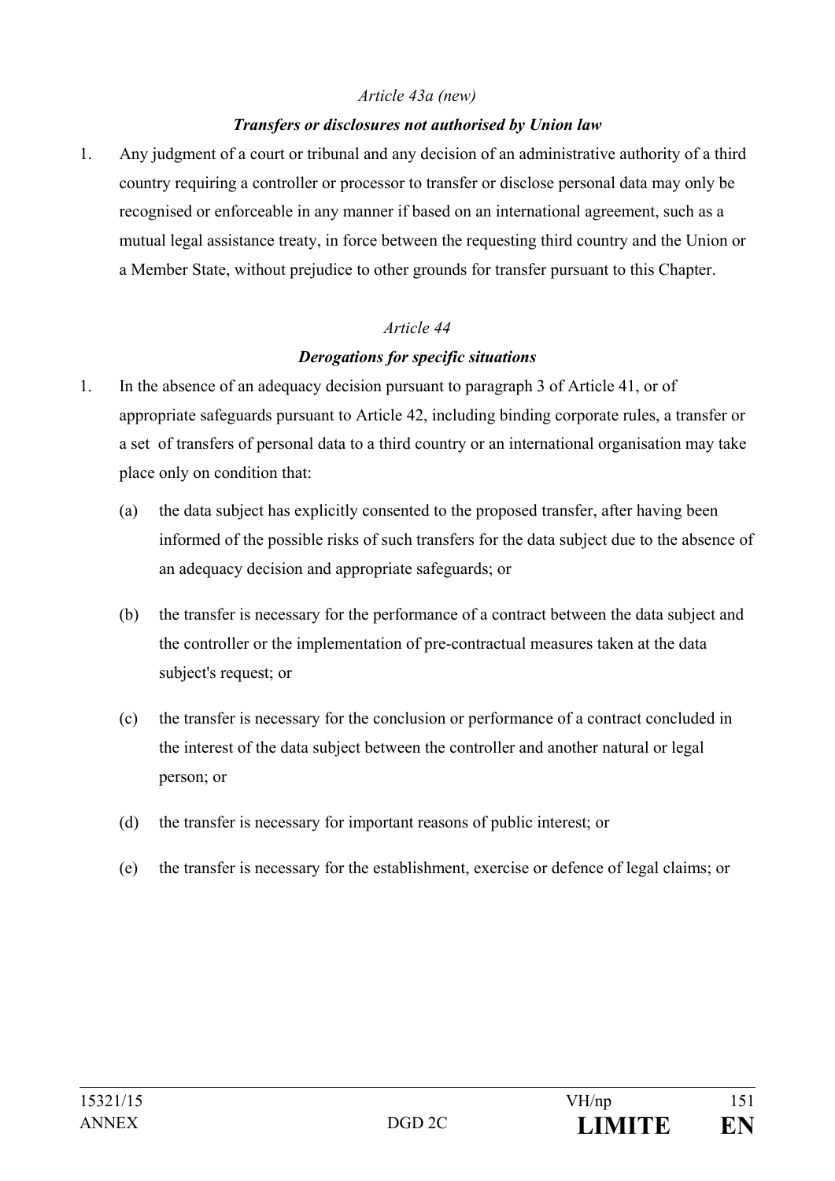*Article 43a (new)*

***Transfers or disclosures not authorised by Union law***

1. Any judgment of a court or tribunal and any decision of an administrative authority of a third country requiring a controller or processor to transfer or disclose personal data may only be recognised or enforceable in any manner if based on an international agreement, such as a mutual legal assistance treaty, in force between the requesting third country and the Union or a Member State, without prejudice to other grounds for transfer pursuant to this Chapter.

*Article 44*

***Derogations for specific situations***

1. In the absence of an adequacy decision pursuant to paragraph 3 of Article 41, or of appropriate safeguards pursuant to Article 42, including binding corporate rules, a transfer or a set of transfers of personal data to a third country or an international organisation may take place only on condition that:

   (a) the data subject has explicitly consented to the proposed transfer, after having been informed of the possible risks of such transfers for the data subject due to the absence of an adequacy decision and appropriate safeguards; or

   (b) the transfer is necessary for the performance of a contract between the data subject and the controller or the implementation of pre-contractual measures taken at the data subject's request; or

   (c) the transfer is necessary for the conclusion or performance of a contract concluded in the interest of the data subject between the controller and another natural or legal person; or

   (d) the transfer is necessary for important reasons of public interest; or

   (e) the transfer is necessary for the establishment, exercise or defence of legal claims; or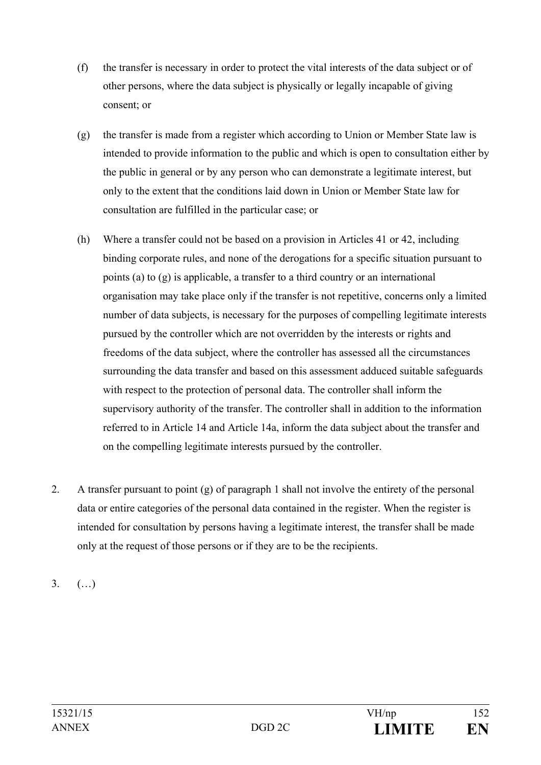(f) the transfer is necessary in order to protect the vital interests of the data subject or of other persons, where the data subject is physically or legally incapable of giving consent; or

(g) the transfer is made from a register which according to Union or Member State law is intended to provide information to the public and which is open to consultation either by the public in general or by any person who can demonstrate a legitimate interest, but only to the extent that the conditions laid down in Union or Member State law for consultation are fulfilled in the particular case; or

(h) Where a transfer could not be based on a provision in Articles 41 or 42, including binding corporate rules, and none of the derogations for a specific situation pursuant to points (a) to (g) is applicable, a transfer to a third country or an international organisation may take place only if the transfer is not repetitive, concerns only a limited number of data subjects, is necessary for the purposes of compelling legitimate interests pursued by the controller which are not overridden by the interests or rights and freedoms of the data subject, where the controller has assessed all the circumstances surrounding the data transfer and based on this assessment adduced suitable safeguards with respect to the protection of personal data. The controller shall inform the supervisory authority of the transfer. The controller shall in addition to the information referred to in Article 14 and Article 14a, inform the data subject about the transfer and on the compelling legitimate interests pursued by the controller.

2. A transfer pursuant to point (g) of paragraph 1 shall not involve the entirety of the personal data or entire categories of the personal data contained in the register. When the register is intended for consultation by persons having a legitimate interest, the transfer shall be made only at the request of those persons or if they are to be the recipients.

3. (…)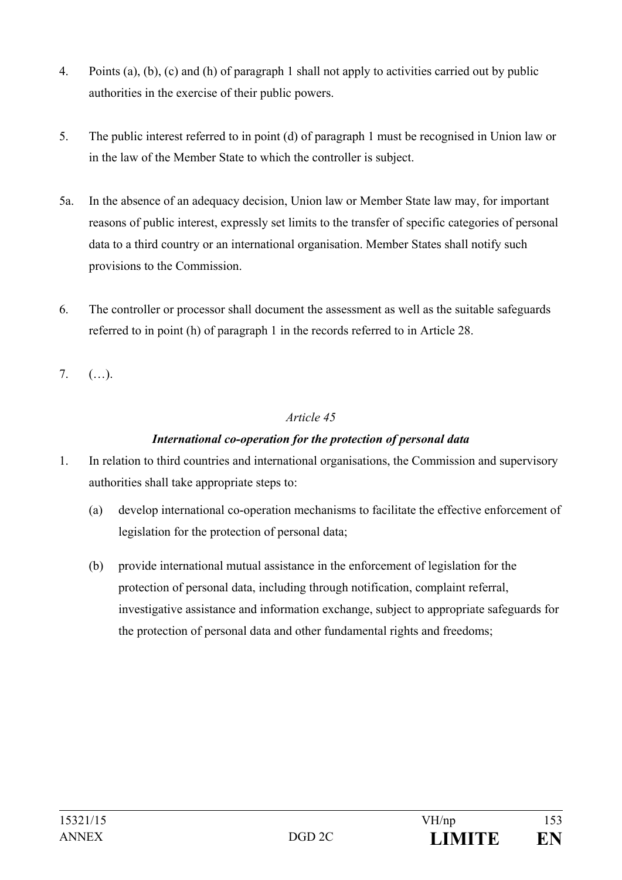4. Points (a), (b), (c) and (h) of paragraph 1 shall not apply to activities carried out by public authorities in the exercise of their public powers.

5. The public interest referred to in point (d) of paragraph 1 must be recognised in Union law or in the law of the Member State to which the controller is subject.

5a. In the absence of an adequacy decision, Union law or Member State law may, for important reasons of public interest, expressly set limits to the transfer of specific categories of personal data to a third country or an international organisation. Member States shall notify such provisions to the Commission.

6. The controller or processor shall document the assessment as well as the suitable safeguards referred to in point (h) of paragraph 1 in the records referred to in Article 28.

7. (…).

*Article 45*

***International co-operation for the protection of personal data***

1. In relation to third countries and international organisations, the Commission and supervisory authorities shall take appropriate steps to:

   (a) develop international co-operation mechanisms to facilitate the effective enforcement of legislation for the protection of personal data;

   (b) provide international mutual assistance in the enforcement of legislation for the protection of personal data, including through notification, complaint referral, investigative assistance and information exchange, subject to appropriate safeguards for the protection of personal data and other fundamental rights and freedoms;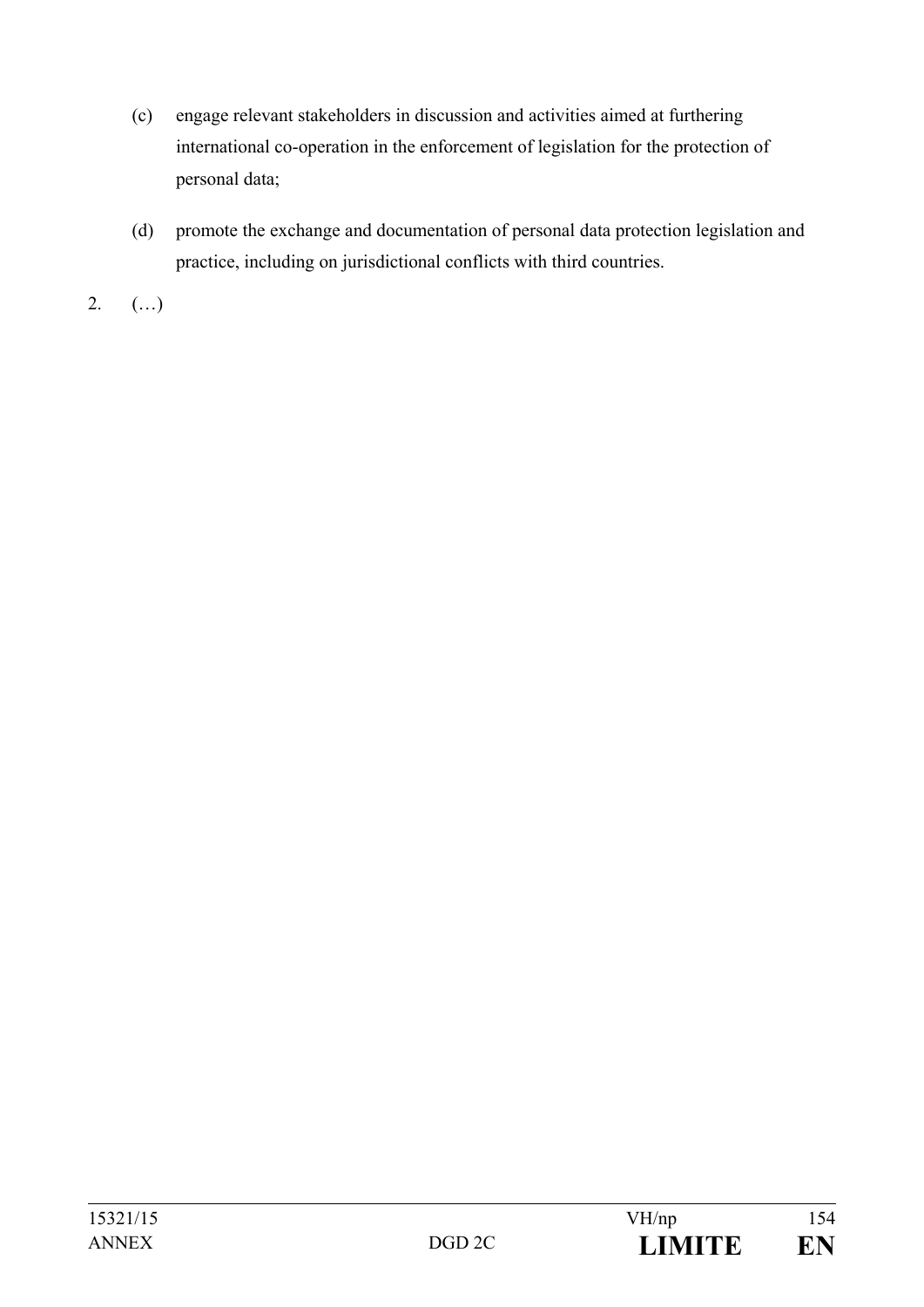(c) engage relevant stakeholders in discussion and activities aimed at furthering international co-operation in the enforcement of legislation for the protection of personal data;

(d) promote the exchange and documentation of personal data protection legislation and practice, including on jurisdictional conflicts with third countries.

2. (…)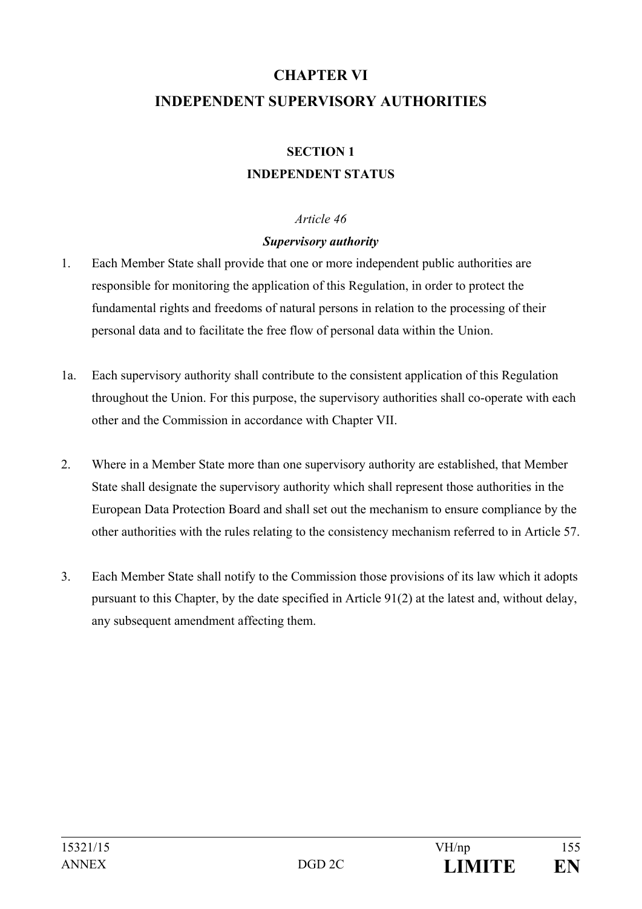# CHAPTER VI
# INDEPENDENT SUPERVISORY AUTHORITIES

## SECTION 1
## INDEPENDENT STATUS

*Article 46*

***Supervisory authority***

1. Each Member State shall provide that one or more independent public authorities are responsible for monitoring the application of this Regulation, in order to protect the fundamental rights and freedoms of natural persons in relation to the processing of their personal data and to facilitate the free flow of personal data within the Union.

1a. Each supervisory authority shall contribute to the consistent application of this Regulation throughout the Union. For this purpose, the supervisory authorities shall co-operate with each other and the Commission in accordance with Chapter VII.

2. Where in a Member State more than one supervisory authority are established, that Member State shall designate the supervisory authority which shall represent those authorities in the European Data Protection Board and shall set out the mechanism to ensure compliance by the other authorities with the rules relating to the consistency mechanism referred to in Article 57.

3. Each Member State shall notify to the Commission those provisions of its law which it adopts pursuant to this Chapter, by the date specified in Article 91(2) at the latest and, without delay, any subsequent amendment affecting them.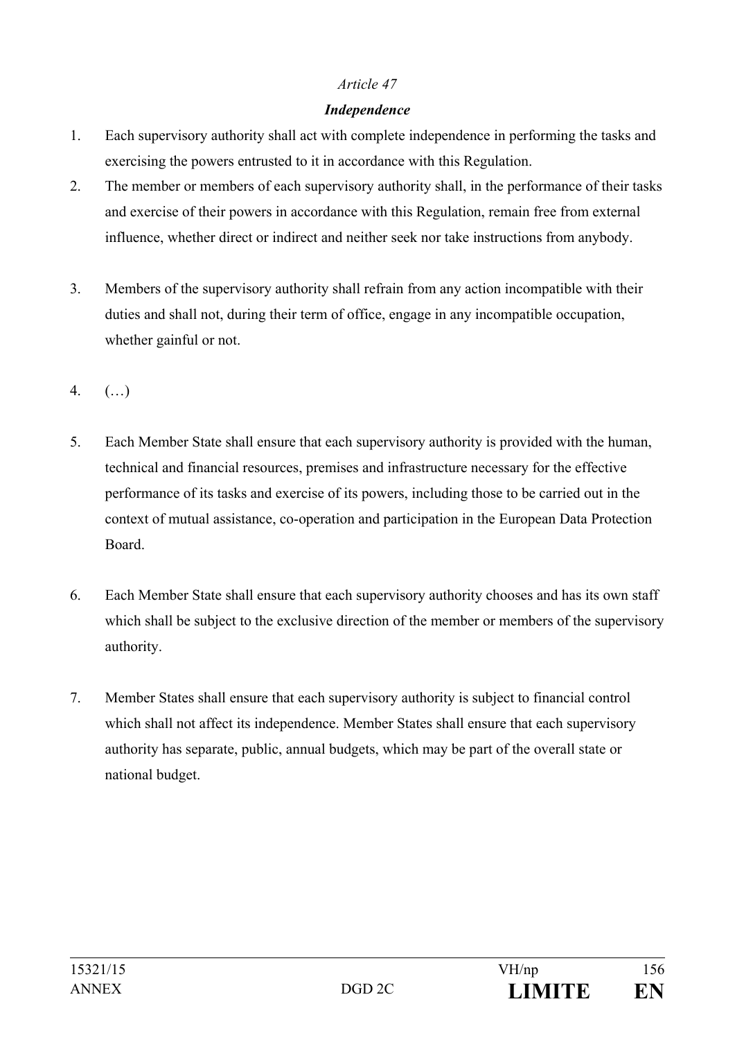*Article 47*

***Independence***

1. Each supervisory authority shall act with complete independence in performing the tasks and exercising the powers entrusted to it in accordance with this Regulation.
2. The member or members of each supervisory authority shall, in the performance of their tasks and exercise of their powers in accordance with this Regulation, remain free from external influence, whether direct or indirect and neither seek nor take instructions from anybody.
3. Members of the supervisory authority shall refrain from any action incompatible with their duties and shall not, during their term of office, engage in any incompatible occupation, whether gainful or not.
4. (…)
5. Each Member State shall ensure that each supervisory authority is provided with the human, technical and financial resources, premises and infrastructure necessary for the effective performance of its tasks and exercise of its powers, including those to be carried out in the context of mutual assistance, co-operation and participation in the European Data Protection Board.
6. Each Member State shall ensure that each supervisory authority chooses and has its own staff which shall be subject to the exclusive direction of the member or members of the supervisory authority.
7. Member States shall ensure that each supervisory authority is subject to financial control which shall not affect its independence. Member States shall ensure that each supervisory authority has separate, public, annual budgets, which may be part of the overall state or national budget.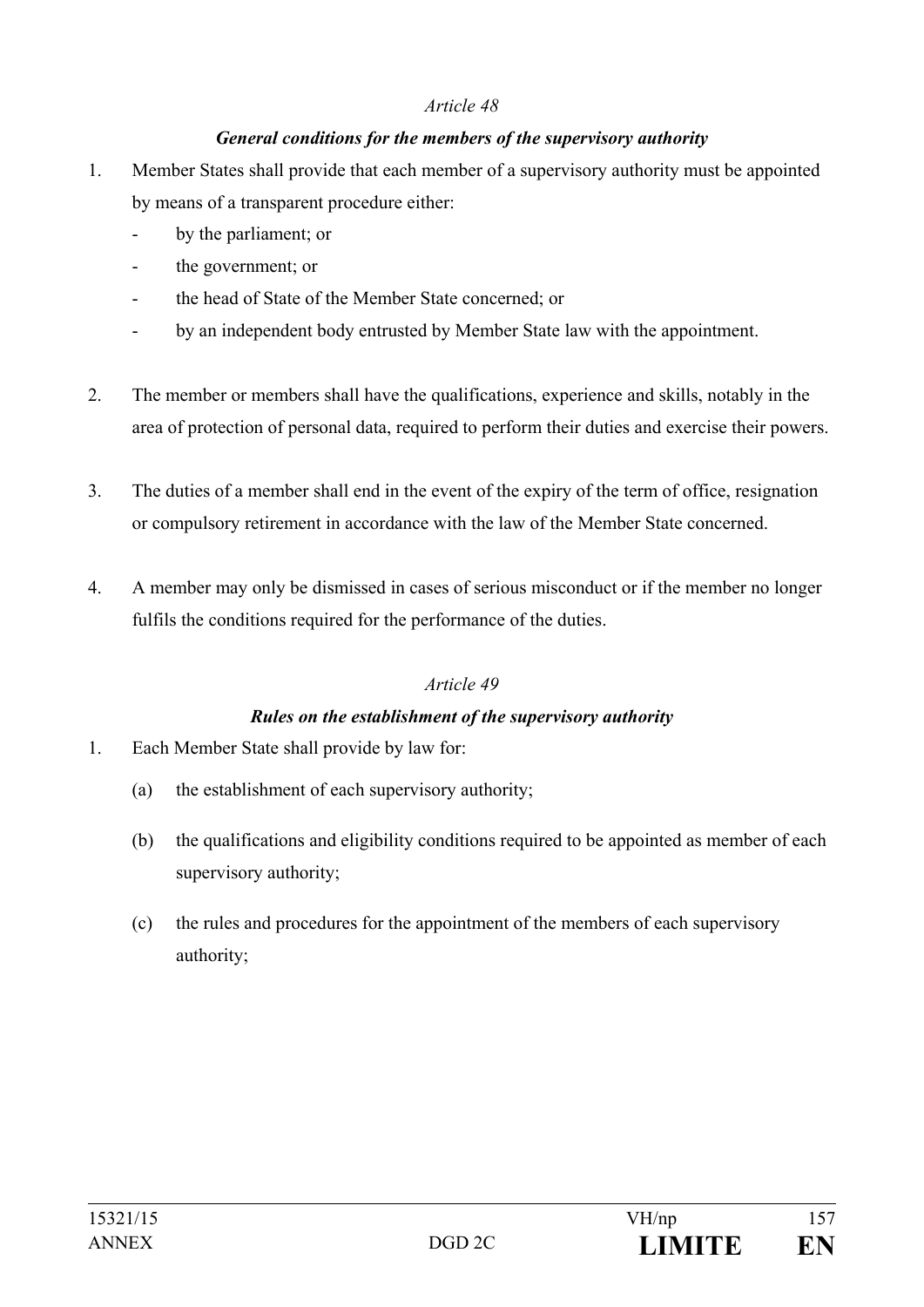*Article 48*

***General conditions for the members of the supervisory authority***

1. Member States shall provide that each member of a supervisory authority must be appointed by means of a transparent procedure either:
   - by the parliament; or
   - the government; or
   - the head of State of the Member State concerned; or
   - by an independent body entrusted by Member State law with the appointment.

2. The member or members shall have the qualifications, experience and skills, notably in the area of protection of personal data, required to perform their duties and exercise their powers.

3. The duties of a member shall end in the event of the expiry of the term of office, resignation or compulsory retirement in accordance with the law of the Member State concerned.

4. A member may only be dismissed in cases of serious misconduct or if the member no longer fulfils the conditions required for the performance of the duties.

*Article 49*

***Rules on the establishment of the supervisory authority***

1. Each Member State shall provide by law for:
   (a) the establishment of each supervisory authority;
   (b) the qualifications and eligibility conditions required to be appointed as member of each supervisory authority;
   (c) the rules and procedures for the appointment of the members of each supervisory authority;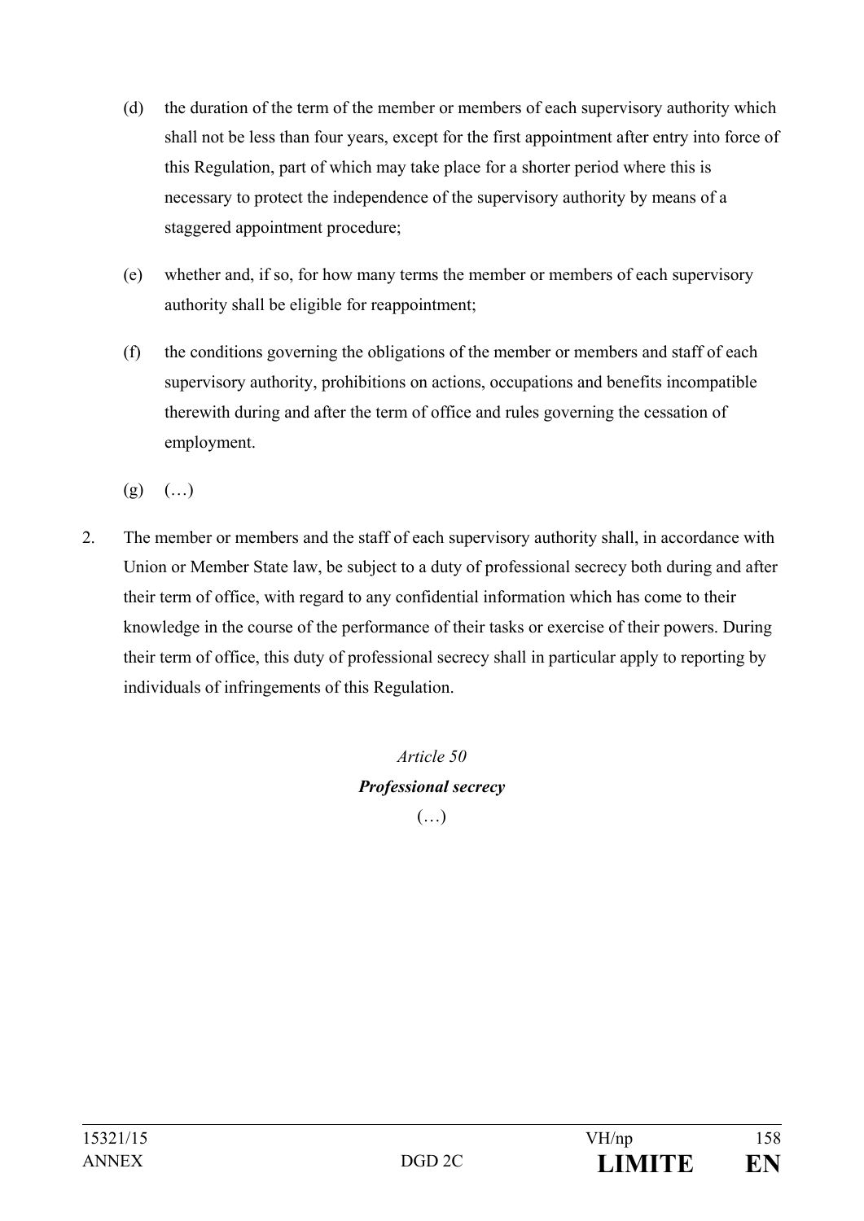(d) the duration of the term of the member or members of each supervisory authority which shall not be less than four years, except for the first appointment after entry into force of this Regulation, part of which may take place for a shorter period where this is necessary to protect the independence of the supervisory authority by means of a staggered appointment procedure;

(e) whether and, if so, for how many terms the member or members of each supervisory authority shall be eligible for reappointment;

(f) the conditions governing the obligations of the member or members and staff of each supervisory authority, prohibitions on actions, occupations and benefits incompatible therewith during and after the term of office and rules governing the cessation of employment.

(g) (…)

2. The member or members and the staff of each supervisory authority shall, in accordance with Union or Member State law, be subject to a duty of professional secrecy both during and after their term of office, with regard to any confidential information which has come to their knowledge in the course of the performance of their tasks or exercise of their powers. During their term of office, this duty of professional secrecy shall in particular apply to reporting by individuals of infringements of this Regulation.

*Article 50*

***Professional secrecy***

(…)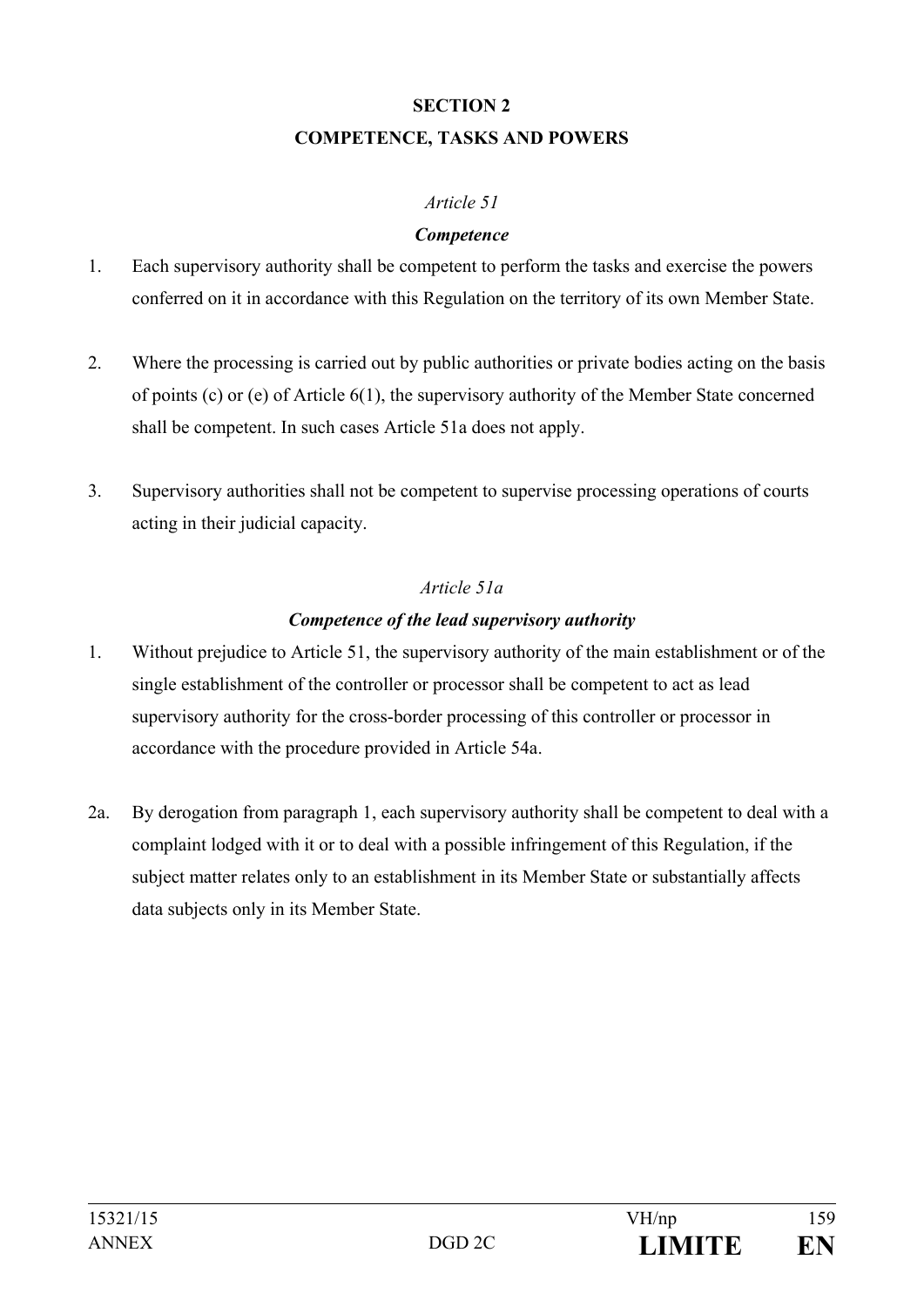## SECTION 2
## COMPETENCE, TASKS AND POWERS

*Article 51*

***Competence***

1. Each supervisory authority shall be competent to perform the tasks and exercise the powers conferred on it in accordance with this Regulation on the territory of its own Member State.

2. Where the processing is carried out by public authorities or private bodies acting on the basis of points (c) or (e) of Article 6(1), the supervisory authority of the Member State concerned shall be competent. In such cases Article 51a does not apply.

3. Supervisory authorities shall not be competent to supervise processing operations of courts acting in their judicial capacity.

*Article 51a*

***Competence of the lead supervisory authority***

1. Without prejudice to Article 51, the supervisory authority of the main establishment or of the single establishment of the controller or processor shall be competent to act as lead supervisory authority for the cross-border processing of this controller or processor in accordance with the procedure provided in Article 54a.

2a. By derogation from paragraph 1, each supervisory authority shall be competent to deal with a complaint lodged with it or to deal with a possible infringement of this Regulation, if the subject matter relates only to an establishment in its Member State or substantially affects data subjects only in its Member State.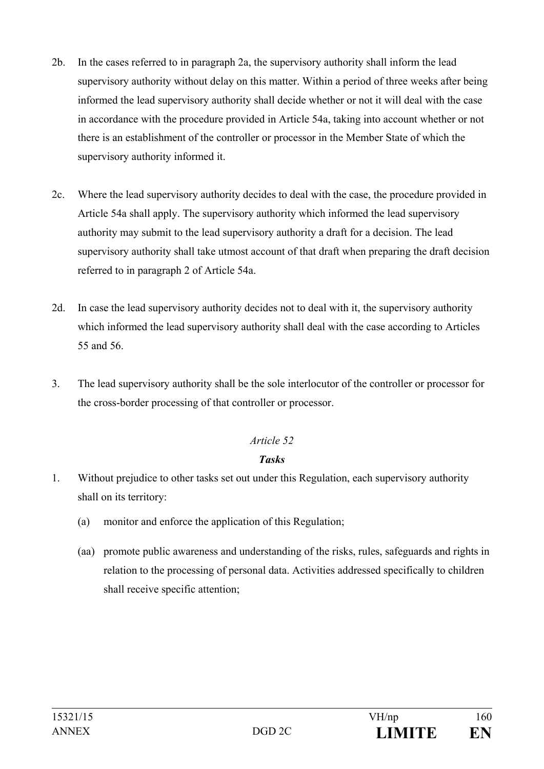2b. In the cases referred to in paragraph 2a, the supervisory authority shall inform the lead supervisory authority without delay on this matter. Within a period of three weeks after being informed the lead supervisory authority shall decide whether or not it will deal with the case in accordance with the procedure provided in Article 54a, taking into account whether or not there is an establishment of the controller or processor in the Member State of which the supervisory authority informed it.

2c. Where the lead supervisory authority decides to deal with the case, the procedure provided in Article 54a shall apply. The supervisory authority which informed the lead supervisory authority may submit to the lead supervisory authority a draft for a decision. The lead supervisory authority shall take utmost account of that draft when preparing the draft decision referred to in paragraph 2 of Article 54a.

2d. In case the lead supervisory authority decides not to deal with it, the supervisory authority which informed the lead supervisory authority shall deal with the case according to Articles 55 and 56.

3. The lead supervisory authority shall be the sole interlocutor of the controller or processor for the cross-border processing of that controller or processor.

*Article 52*

***Tasks***

1. Without prejudice to other tasks set out under this Regulation, each supervisory authority shall on its territory:

   (a) monitor and enforce the application of this Regulation;

   (aa) promote public awareness and understanding of the risks, rules, safeguards and rights in relation to the processing of personal data. Activities addressed specifically to children shall receive specific attention;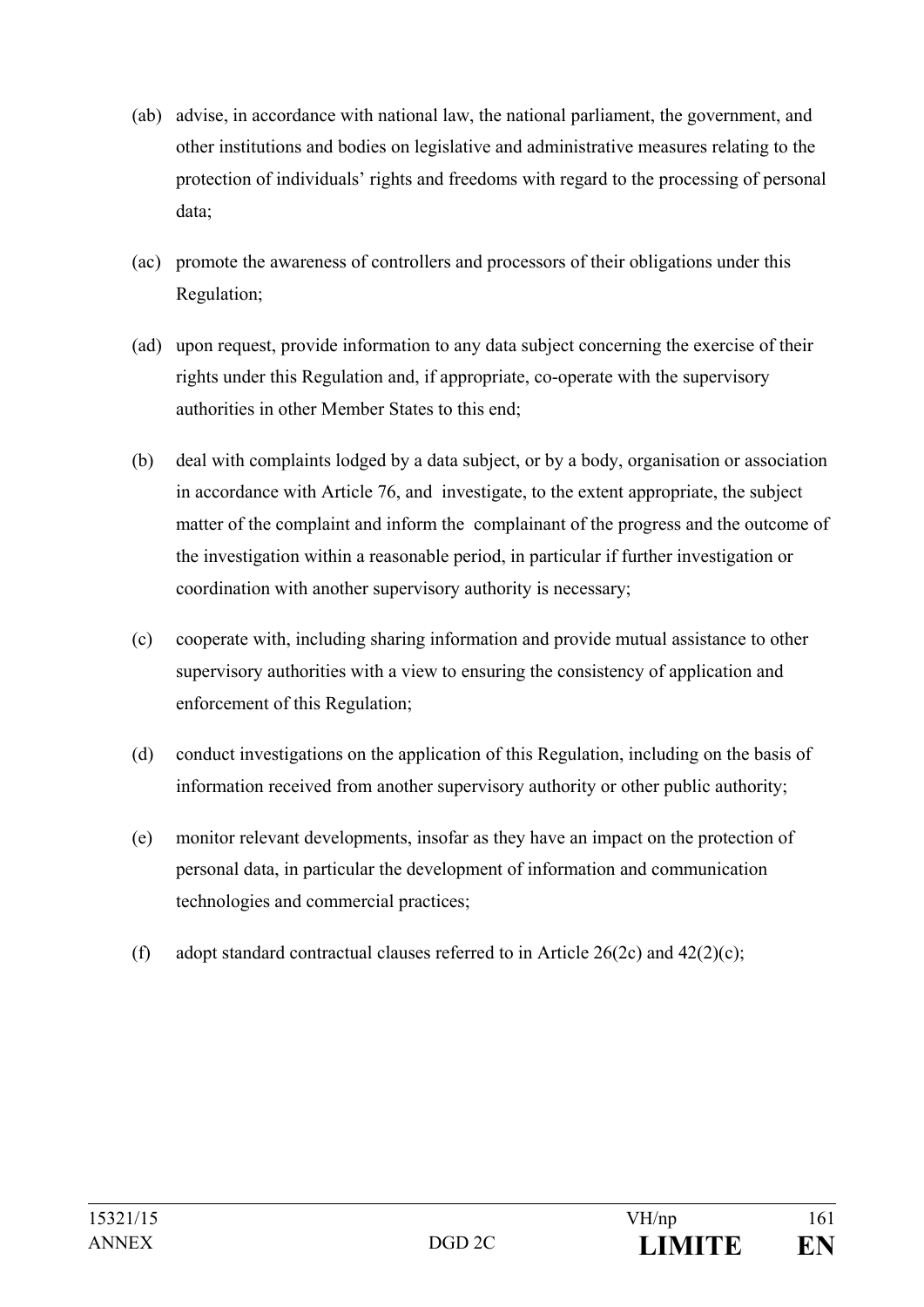(ab) advise, in accordance with national law, the national parliament, the government, and other institutions and bodies on legislative and administrative measures relating to the protection of individuals' rights and freedoms with regard to the processing of personal data;

(ac) promote the awareness of controllers and processors of their obligations under this Regulation;

(ad) upon request, provide information to any data subject concerning the exercise of their rights under this Regulation and, if appropriate, co-operate with the supervisory authorities in other Member States to this end;

(b) deal with complaints lodged by a data subject, or by a body, organisation or association in accordance with Article 76, and investigate, to the extent appropriate, the subject matter of the complaint and inform the complainant of the progress and the outcome of the investigation within a reasonable period, in particular if further investigation or coordination with another supervisory authority is necessary;

(c) cooperate with, including sharing information and provide mutual assistance to other supervisory authorities with a view to ensuring the consistency of application and enforcement of this Regulation;

(d) conduct investigations on the application of this Regulation, including on the basis of information received from another supervisory authority or other public authority;

(e) monitor relevant developments, insofar as they have an impact on the protection of personal data, in particular the development of information and communication technologies and commercial practices;

(f) adopt standard contractual clauses referred to in Article 26(2c) and 42(2)(c);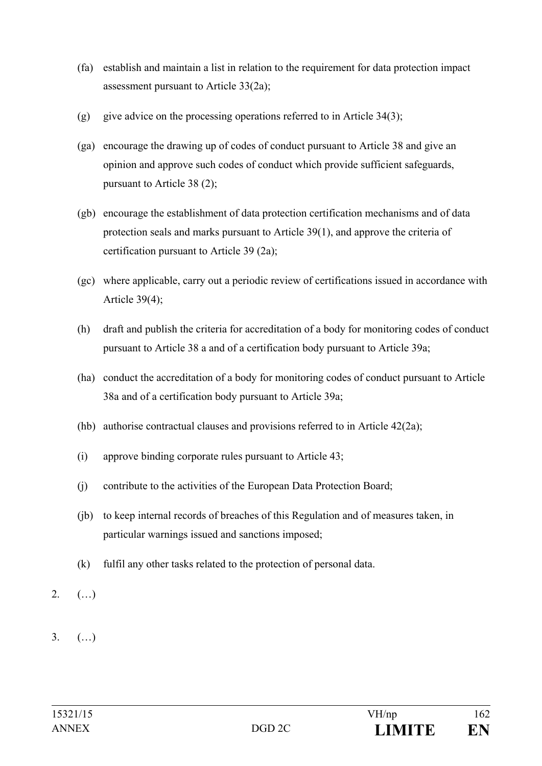(fa) establish and maintain a list in relation to the requirement for data protection impact assessment pursuant to Article 33(2a);

(g) give advice on the processing operations referred to in Article 34(3);

(ga) encourage the drawing up of codes of conduct pursuant to Article 38 and give an opinion and approve such codes of conduct which provide sufficient safeguards, pursuant to Article 38 (2);

(gb) encourage the establishment of data protection certification mechanisms and of data protection seals and marks pursuant to Article 39(1), and approve the criteria of certification pursuant to Article 39 (2a);

(gc) where applicable, carry out a periodic review of certifications issued in accordance with Article 39(4);

(h) draft and publish the criteria for accreditation of a body for monitoring codes of conduct pursuant to Article 38 a and of a certification body pursuant to Article 39a;

(ha) conduct the accreditation of a body for monitoring codes of conduct pursuant to Article 38a and of a certification body pursuant to Article 39a;

(hb) authorise contractual clauses and provisions referred to in Article 42(2a);

(i) approve binding corporate rules pursuant to Article 43;

(j) contribute to the activities of the European Data Protection Board;

(jb) to keep internal records of breaches of this Regulation and of measures taken, in particular warnings issued and sanctions imposed;

(k) fulfil any other tasks related to the protection of personal data.

2. (…)

3. (…)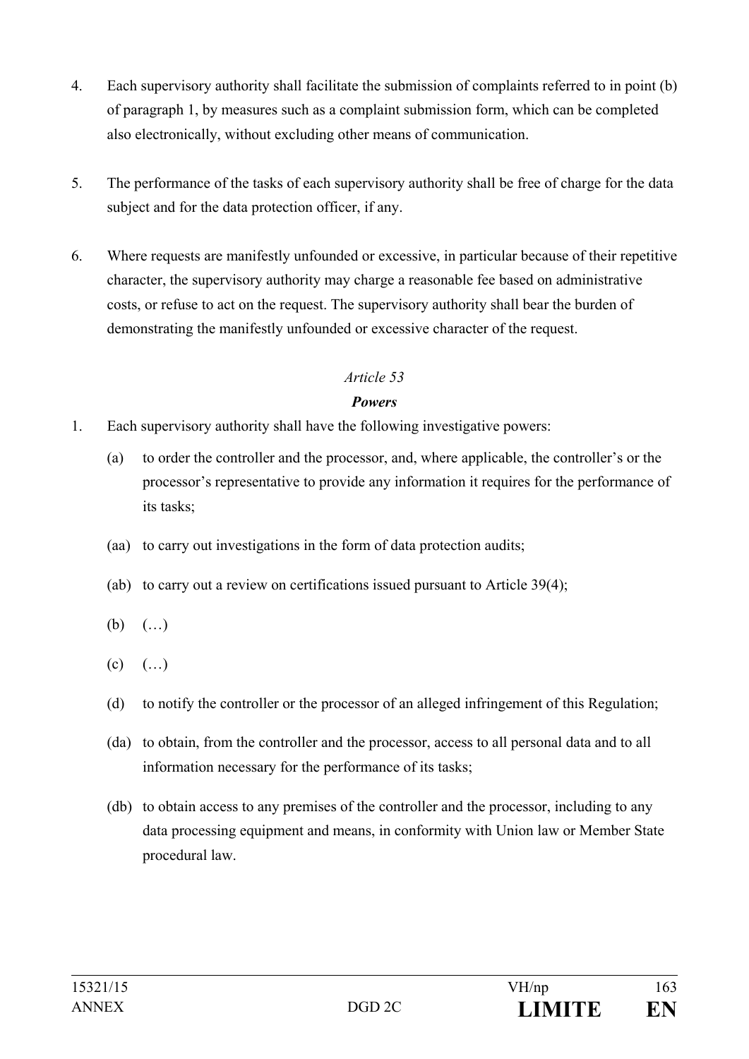4. Each supervisory authority shall facilitate the submission of complaints referred to in point (b) of paragraph 1, by measures such as a complaint submission form, which can be completed also electronically, without excluding other means of communication.

5. The performance of the tasks of each supervisory authority shall be free of charge for the data subject and for the data protection officer, if any.

6. Where requests are manifestly unfounded or excessive, in particular because of their repetitive character, the supervisory authority may charge a reasonable fee based on administrative costs, or refuse to act on the request. The supervisory authority shall bear the burden of demonstrating the manifestly unfounded or excessive character of the request.

*Article 53*

***Powers***

1. Each supervisory authority shall have the following investigative powers:

   (a) to order the controller and the processor, and, where applicable, the controller's or the processor's representative to provide any information it requires for the performance of its tasks;

   (aa) to carry out investigations in the form of data protection audits;

   (ab) to carry out a review on certifications issued pursuant to Article 39(4);

   (b) (…)

   (c) (…)

   (d) to notify the controller or the processor of an alleged infringement of this Regulation;

   (da) to obtain, from the controller and the processor, access to all personal data and to all information necessary for the performance of its tasks;

   (db) to obtain access to any premises of the controller and the processor, including to any data processing equipment and means, in conformity with Union law or Member State procedural law.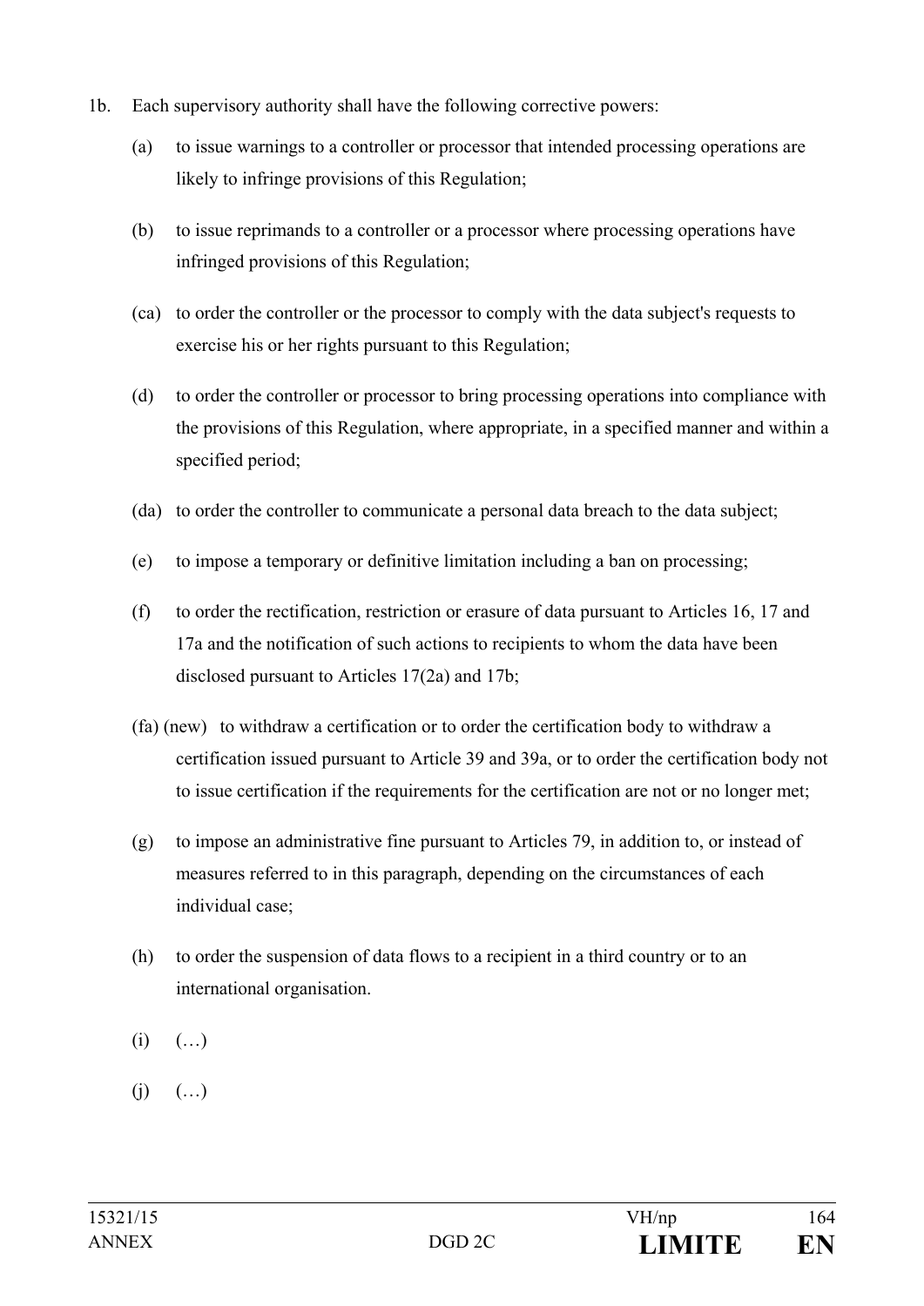1b. Each supervisory authority shall have the following corrective powers:

(a) to issue warnings to a controller or processor that intended processing operations are likely to infringe provisions of this Regulation;

(b) to issue reprimands to a controller or a processor where processing operations have infringed provisions of this Regulation;

(ca) to order the controller or the processor to comply with the data subject's requests to exercise his or her rights pursuant to this Regulation;

(d) to order the controller or processor to bring processing operations into compliance with the provisions of this Regulation, where appropriate, in a specified manner and within a specified period;

(da) to order the controller to communicate a personal data breach to the data subject;

(e) to impose a temporary or definitive limitation including a ban on processing;

(f) to order the rectification, restriction or erasure of data pursuant to Articles 16, 17 and 17a and the notification of such actions to recipients to whom the data have been disclosed pursuant to Articles 17(2a) and 17b;

(fa) (new) to withdraw a certification or to order the certification body to withdraw a certification issued pursuant to Article 39 and 39a, or to order the certification body not to issue certification if the requirements for the certification are not or no longer met;

(g) to impose an administrative fine pursuant to Articles 79, in addition to, or instead of measures referred to in this paragraph, depending on the circumstances of each individual case;

(h) to order the suspension of data flows to a recipient in a third country or to an international organisation.

(i) (…)

(j) (…)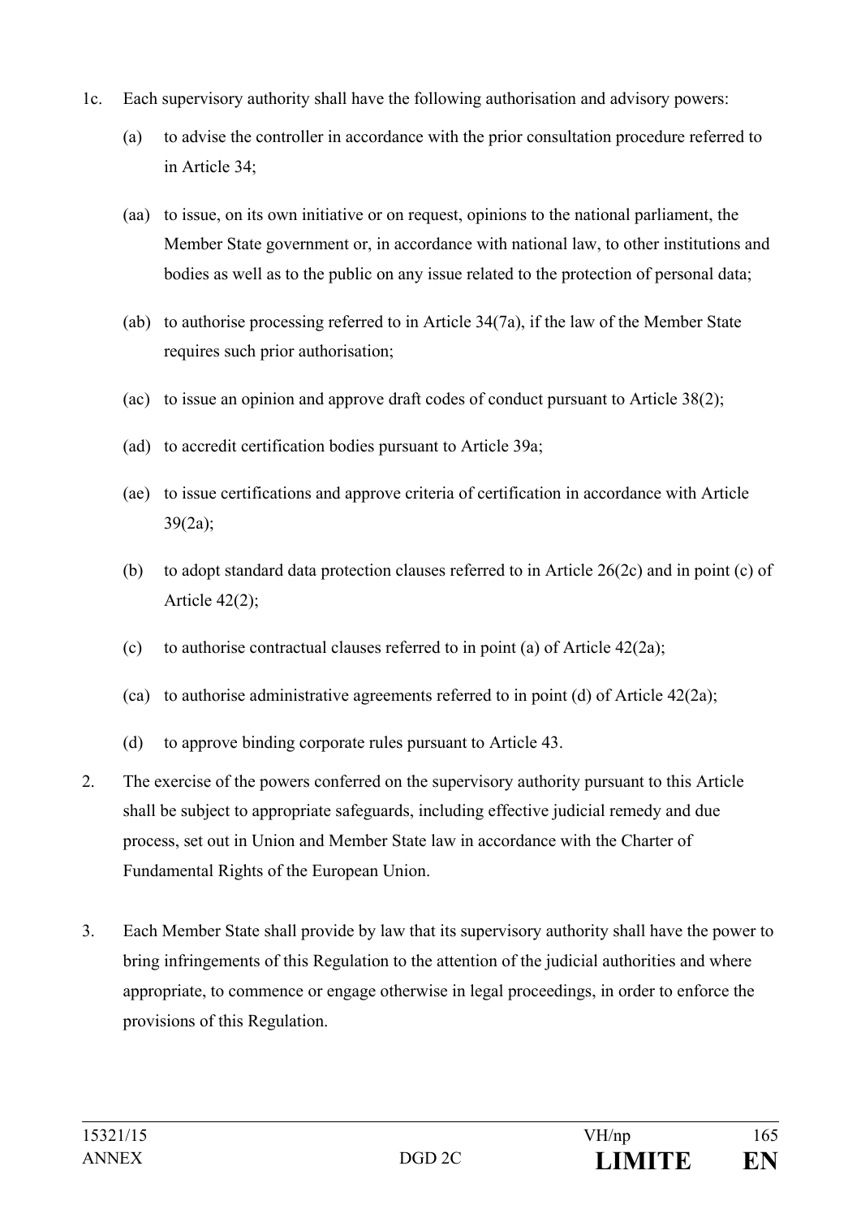1c. Each supervisory authority shall have the following authorisation and advisory powers:

(a) to advise the controller in accordance with the prior consultation procedure referred to in Article 34;

(aa) to issue, on its own initiative or on request, opinions to the national parliament, the Member State government or, in accordance with national law, to other institutions and bodies as well as to the public on any issue related to the protection of personal data;

(ab) to authorise processing referred to in Article 34(7a), if the law of the Member State requires such prior authorisation;

(ac) to issue an opinion and approve draft codes of conduct pursuant to Article 38(2);

(ad) to accredit certification bodies pursuant to Article 39a;

(ae) to issue certifications and approve criteria of certification in accordance with Article 39(2a);

(b) to adopt standard data protection clauses referred to in Article 26(2c) and in point (c) of Article 42(2);

(c) to authorise contractual clauses referred to in point (a) of Article 42(2a);

(ca) to authorise administrative agreements referred to in point (d) of Article 42(2a);

(d) to approve binding corporate rules pursuant to Article 43.

2. The exercise of the powers conferred on the supervisory authority pursuant to this Article shall be subject to appropriate safeguards, including effective judicial remedy and due process, set out in Union and Member State law in accordance with the Charter of Fundamental Rights of the European Union.

3. Each Member State shall provide by law that its supervisory authority shall have the power to bring infringements of this Regulation to the attention of the judicial authorities and where appropriate, to commence or engage otherwise in legal proceedings, in order to enforce the provisions of this Regulation.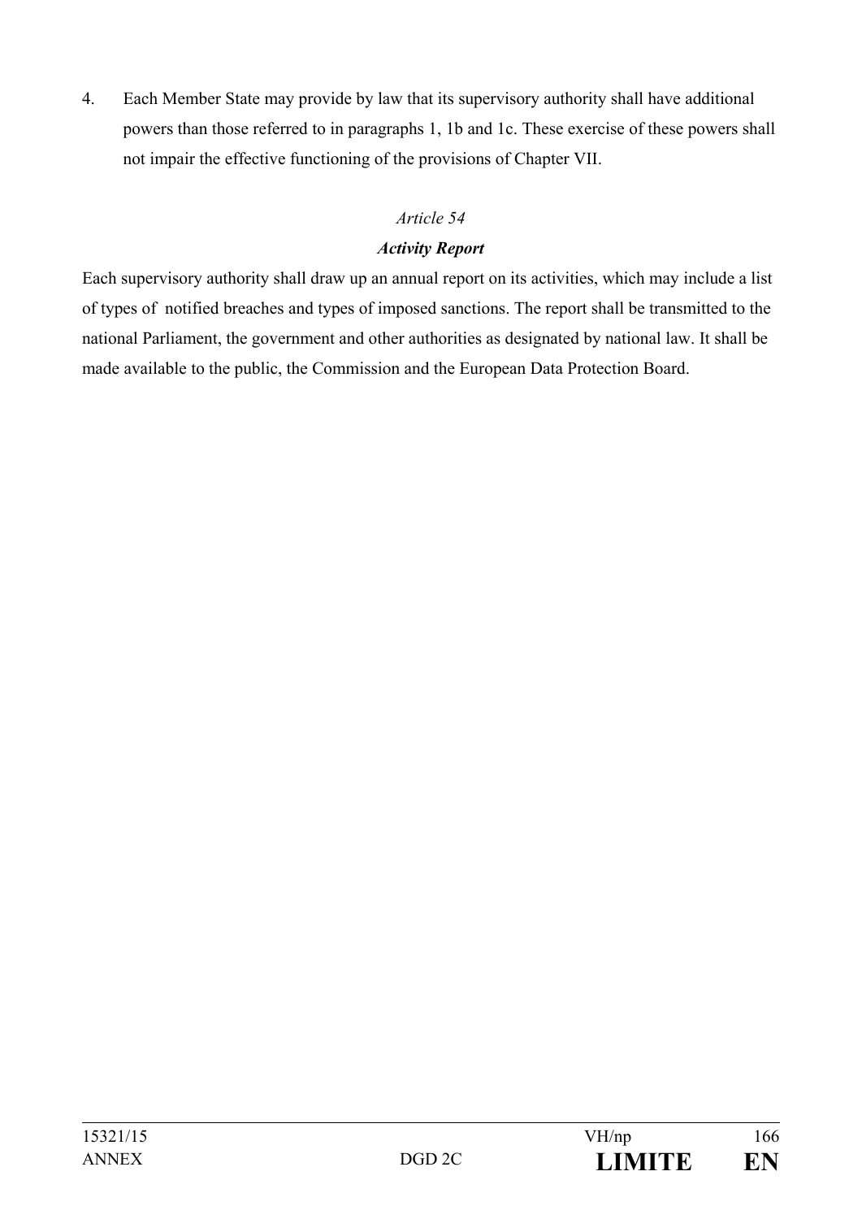4. Each Member State may provide by law that its supervisory authority shall have additional powers than those referred to in paragraphs 1, 1b and 1c. These exercise of these powers shall not impair the effective functioning of the provisions of Chapter VII.

*Article 54*

***Activity Report***

Each supervisory authority shall draw up an annual report on its activities, which may include a list of types of notified breaches and types of imposed sanctions. The report shall be transmitted to the national Parliament, the government and other authorities as designated by national law. It shall be made available to the public, the Commission and the European Data Protection Board.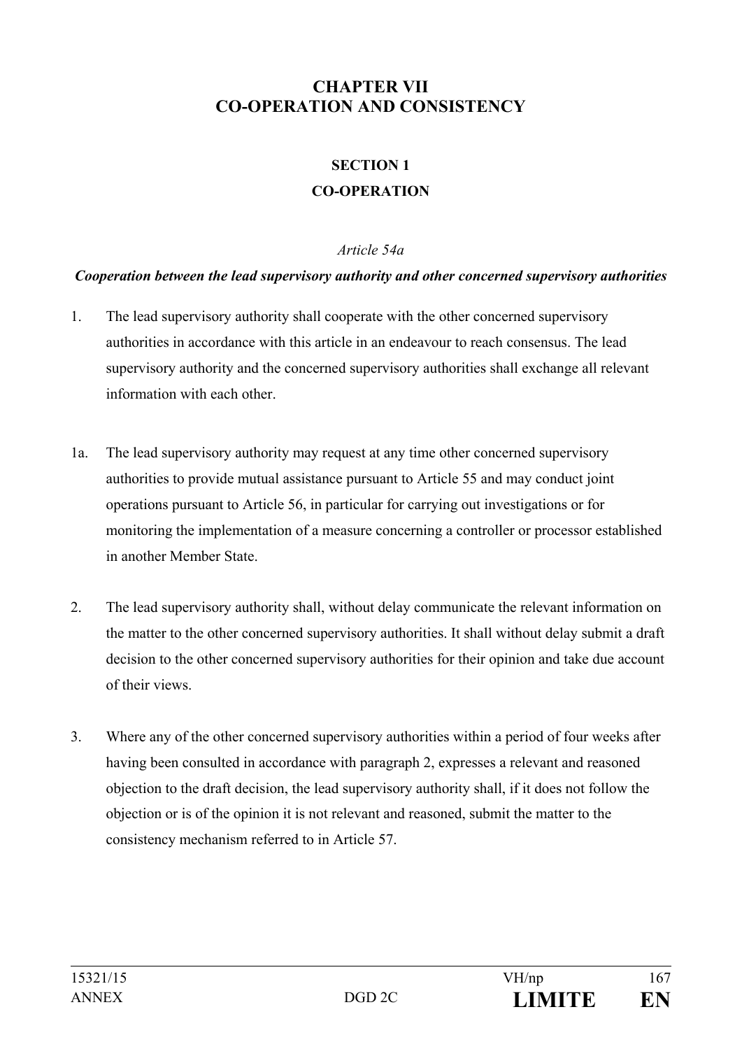# CHAPTER VII
# CO-OPERATION AND CONSISTENCY

## SECTION 1
## CO-OPERATION

*Article 54a*

***Cooperation between the lead supervisory authority and other concerned supervisory authorities***

1. The lead supervisory authority shall cooperate with the other concerned supervisory authorities in accordance with this article in an endeavour to reach consensus. The lead supervisory authority and the concerned supervisory authorities shall exchange all relevant information with each other.

1a. The lead supervisory authority may request at any time other concerned supervisory authorities to provide mutual assistance pursuant to Article 55 and may conduct joint operations pursuant to Article 56, in particular for carrying out investigations or for monitoring the implementation of a measure concerning a controller or processor established in another Member State.

2. The lead supervisory authority shall, without delay communicate the relevant information on the matter to the other concerned supervisory authorities. It shall without delay submit a draft decision to the other concerned supervisory authorities for their opinion and take due account of their views.

3. Where any of the other concerned supervisory authorities within a period of four weeks after having been consulted in accordance with paragraph 2, expresses a relevant and reasoned objection to the draft decision, the lead supervisory authority shall, if it does not follow the objection or is of the opinion it is not relevant and reasoned, submit the matter to the consistency mechanism referred to in Article 57.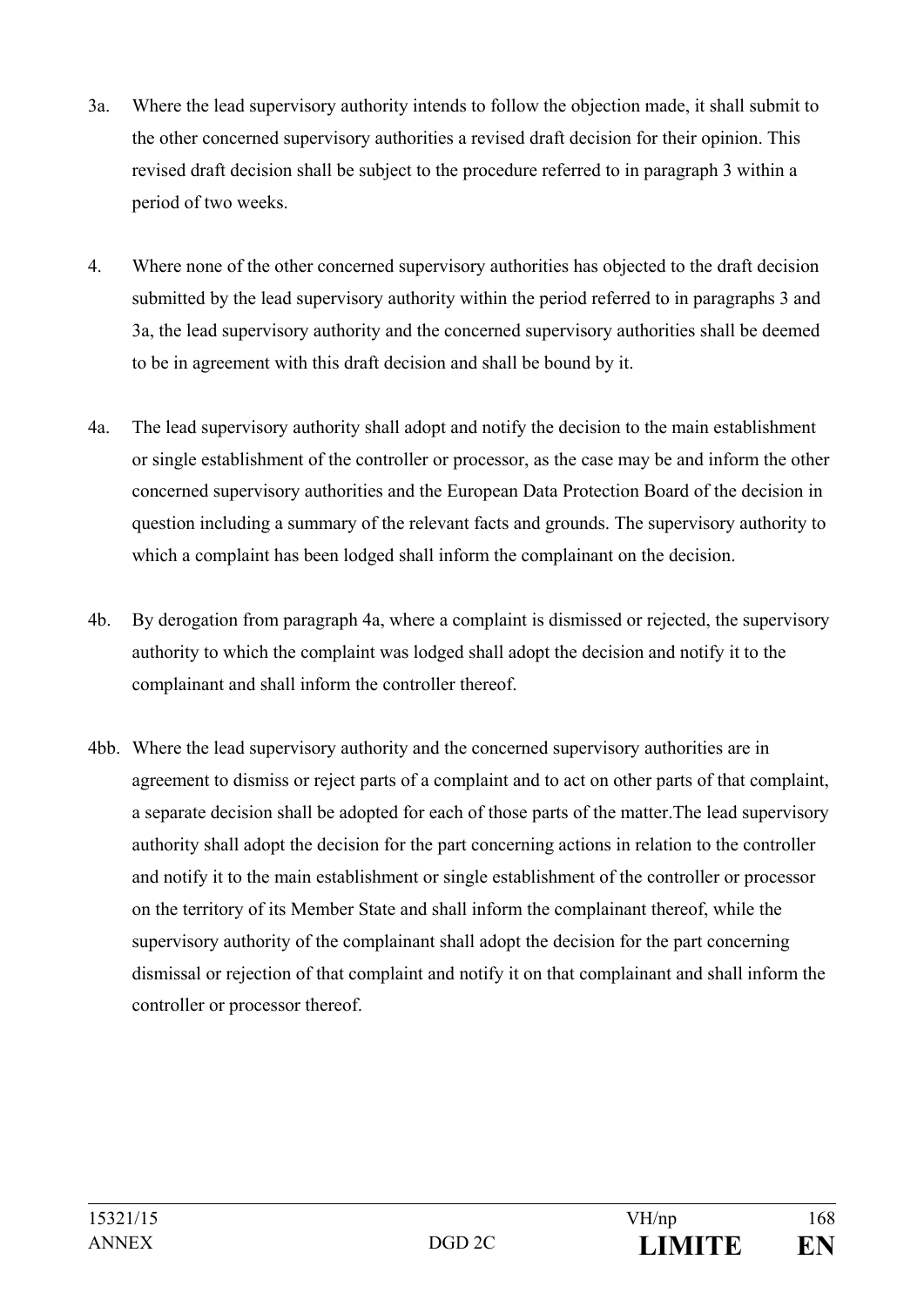3a. Where the lead supervisory authority intends to follow the objection made, it shall submit to the other concerned supervisory authorities a revised draft decision for their opinion. This revised draft decision shall be subject to the procedure referred to in paragraph 3 within a period of two weeks.

4. Where none of the other concerned supervisory authorities has objected to the draft decision submitted by the lead supervisory authority within the period referred to in paragraphs 3 and 3a, the lead supervisory authority and the concerned supervisory authorities shall be deemed to be in agreement with this draft decision and shall be bound by it.

4a. The lead supervisory authority shall adopt and notify the decision to the main establishment or single establishment of the controller or processor, as the case may be and inform the other concerned supervisory authorities and the European Data Protection Board of the decision in question including a summary of the relevant facts and grounds. The supervisory authority to which a complaint has been lodged shall inform the complainant on the decision.

4b. By derogation from paragraph 4a, where a complaint is dismissed or rejected, the supervisory authority to which the complaint was lodged shall adopt the decision and notify it to the complainant and shall inform the controller thereof.

4bb. Where the lead supervisory authority and the concerned supervisory authorities are in agreement to dismiss or reject parts of a complaint and to act on other parts of that complaint, a separate decision shall be adopted for each of those parts of the matter.The lead supervisory authority shall adopt the decision for the part concerning actions in relation to the controller and notify it to the main establishment or single establishment of the controller or processor on the territory of its Member State and shall inform the complainant thereof, while the supervisory authority of the complainant shall adopt the decision for the part concerning dismissal or rejection of that complaint and notify it on that complainant and shall inform the controller or processor thereof.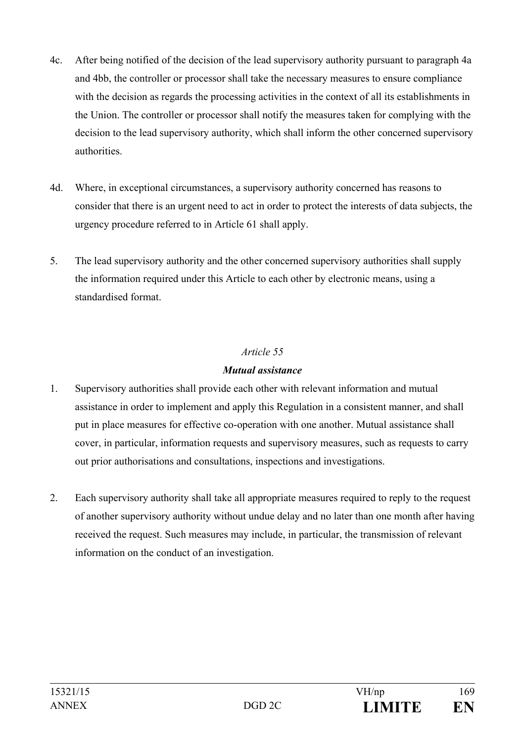4c. After being notified of the decision of the lead supervisory authority pursuant to paragraph 4a and 4bb, the controller or processor shall take the necessary measures to ensure compliance with the decision as regards the processing activities in the context of all its establishments in the Union. The controller or processor shall notify the measures taken for complying with the decision to the lead supervisory authority, which shall inform the other concerned supervisory authorities.

4d. Where, in exceptional circumstances, a supervisory authority concerned has reasons to consider that there is an urgent need to act in order to protect the interests of data subjects, the urgency procedure referred to in Article 61 shall apply.

5. The lead supervisory authority and the other concerned supervisory authorities shall supply the information required under this Article to each other by electronic means, using a standardised format.

*Article 55*

***Mutual assistance***

1. Supervisory authorities shall provide each other with relevant information and mutual assistance in order to implement and apply this Regulation in a consistent manner, and shall put in place measures for effective co-operation with one another. Mutual assistance shall cover, in particular, information requests and supervisory measures, such as requests to carry out prior authorisations and consultations, inspections and investigations.

2. Each supervisory authority shall take all appropriate measures required to reply to the request of another supervisory authority without undue delay and no later than one month after having received the request. Such measures may include, in particular, the transmission of relevant information on the conduct of an investigation.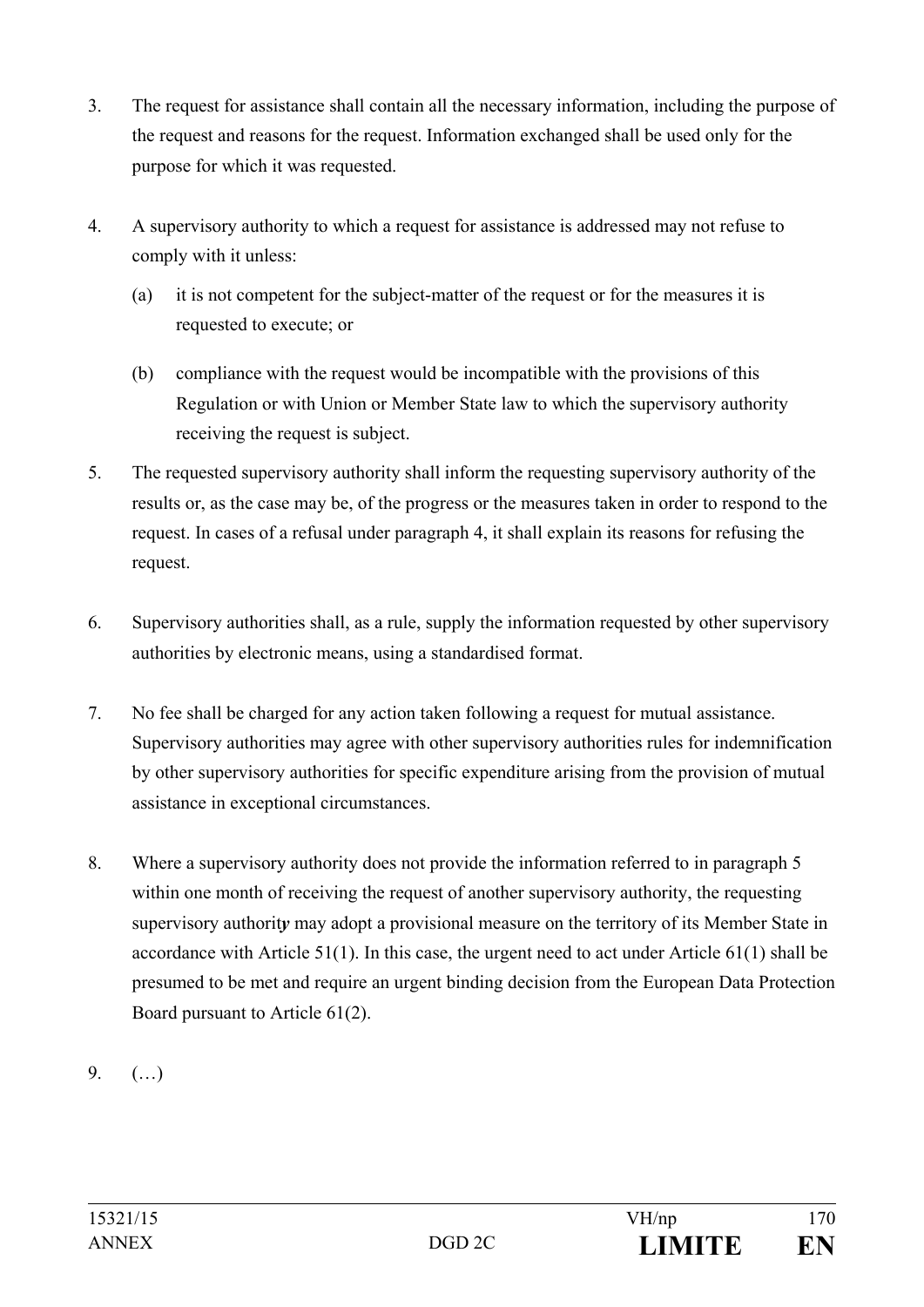3. The request for assistance shall contain all the necessary information, including the purpose of the request and reasons for the request. Information exchanged shall be used only for the purpose for which it was requested.

4. A supervisory authority to which a request for assistance is addressed may not refuse to comply with it unless:

   (a) it is not competent for the subject-matter of the request or for the measures it is requested to execute; or

   (b) compliance with the request would be incompatible with the provisions of this Regulation or with Union or Member State law to which the supervisory authority receiving the request is subject.

5. The requested supervisory authority shall inform the requesting supervisory authority of the results or, as the case may be, of the progress or the measures taken in order to respond to the request. In cases of a refusal under paragraph 4, it shall explain its reasons for refusing the request.

6. Supervisory authorities shall, as a rule, supply the information requested by other supervisory authorities by electronic means, using a standardised format.

7. No fee shall be charged for any action taken following a request for mutual assistance. Supervisory authorities may agree with other supervisory authorities rules for indemnification by other supervisory authorities for specific expenditure arising from the provision of mutual assistance in exceptional circumstances.

8. Where a supervisory authority does not provide the information referred to in paragraph 5 within one month of receiving the request of another supervisory authority, the requesting supervisory authorit***y*** may adopt a provisional measure on the territory of its Member State in accordance with Article 51(1). In this case, the urgent need to act under Article 61(1) shall be presumed to be met and require an urgent binding decision from the European Data Protection Board pursuant to Article 61(2).

9. (…)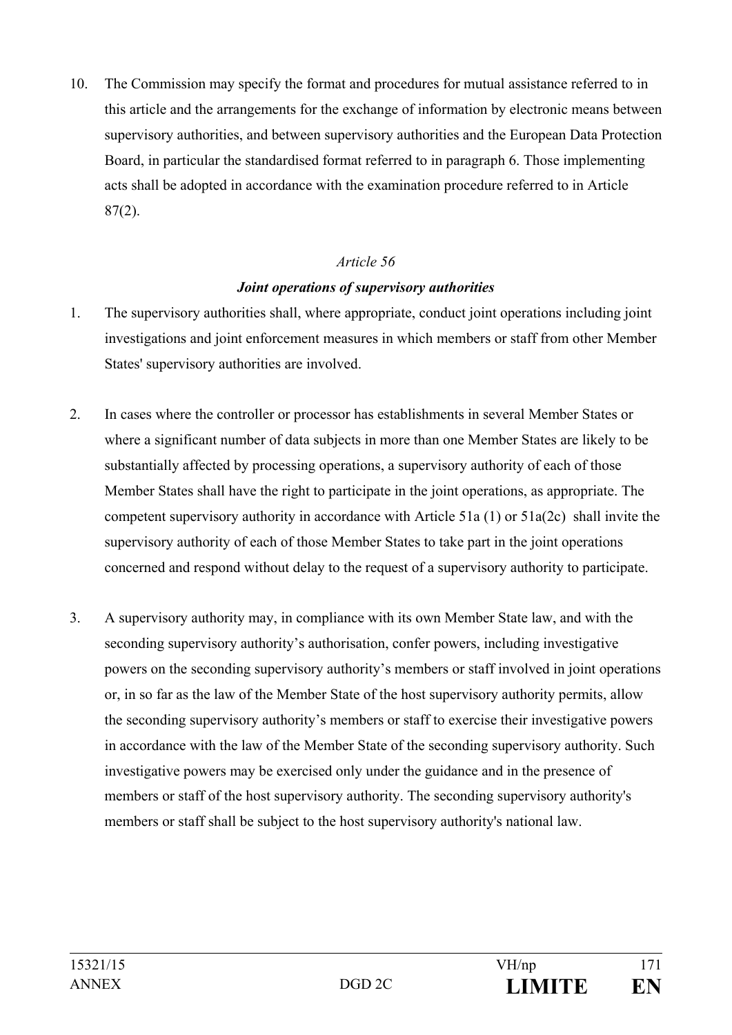10. The Commission may specify the format and procedures for mutual assistance referred to in this article and the arrangements for the exchange of information by electronic means between supervisory authorities, and between supervisory authorities and the European Data Protection Board, in particular the standardised format referred to in paragraph 6. Those implementing acts shall be adopted in accordance with the examination procedure referred to in Article 87(2).

*Article 56*

***Joint operations of supervisory authorities***

1. The supervisory authorities shall, where appropriate, conduct joint operations including joint investigations and joint enforcement measures in which members or staff from other Member States' supervisory authorities are involved.

2. In cases where the controller or processor has establishments in several Member States or where a significant number of data subjects in more than one Member States are likely to be substantially affected by processing operations, a supervisory authority of each of those Member States shall have the right to participate in the joint operations, as appropriate. The competent supervisory authority in accordance with Article 51a (1) or 51a(2c) shall invite the supervisory authority of each of those Member States to take part in the joint operations concerned and respond without delay to the request of a supervisory authority to participate.

3. A supervisory authority may, in compliance with its own Member State law, and with the seconding supervisory authority's authorisation, confer powers, including investigative powers on the seconding supervisory authority's members or staff involved in joint operations or, in so far as the law of the Member State of the host supervisory authority permits, allow the seconding supervisory authority's members or staff to exercise their investigative powers in accordance with the law of the Member State of the seconding supervisory authority. Such investigative powers may be exercised only under the guidance and in the presence of members or staff of the host supervisory authority. The seconding supervisory authority's members or staff shall be subject to the host supervisory authority's national law.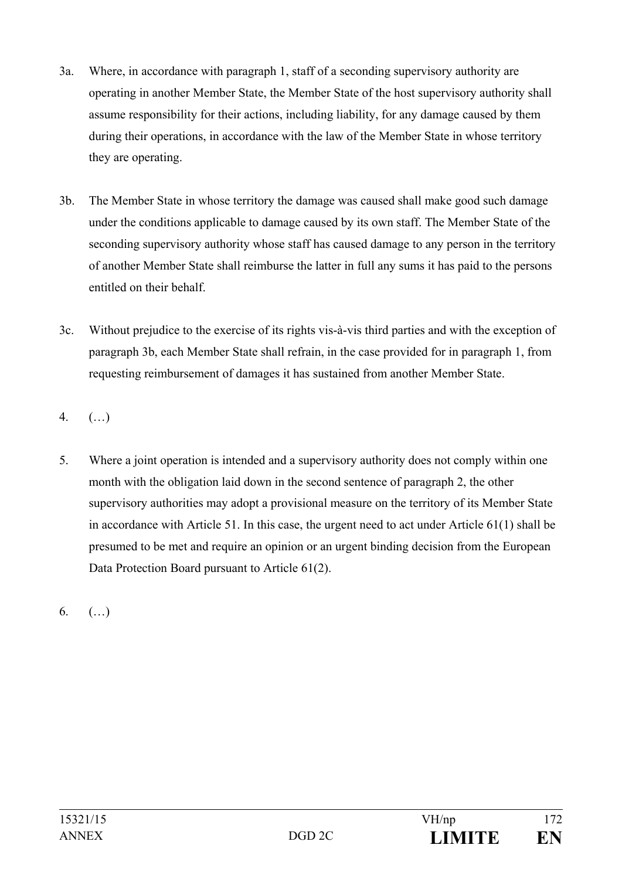3a. Where, in accordance with paragraph 1, staff of a seconding supervisory authority are operating in another Member State, the Member State of the host supervisory authority shall assume responsibility for their actions, including liability, for any damage caused by them during their operations, in accordance with the law of the Member State in whose territory they are operating.

3b. The Member State in whose territory the damage was caused shall make good such damage under the conditions applicable to damage caused by its own staff. The Member State of the seconding supervisory authority whose staff has caused damage to any person in the territory of another Member State shall reimburse the latter in full any sums it has paid to the persons entitled on their behalf.

3c. Without prejudice to the exercise of its rights vis-à-vis third parties and with the exception of paragraph 3b, each Member State shall refrain, in the case provided for in paragraph 1, from requesting reimbursement of damages it has sustained from another Member State.

4. (…)

5. Where a joint operation is intended and a supervisory authority does not comply within one month with the obligation laid down in the second sentence of paragraph 2, the other supervisory authorities may adopt a provisional measure on the territory of its Member State in accordance with Article 51. In this case, the urgent need to act under Article 61(1) shall be presumed to be met and require an opinion or an urgent binding decision from the European Data Protection Board pursuant to Article 61(2).

6. (…)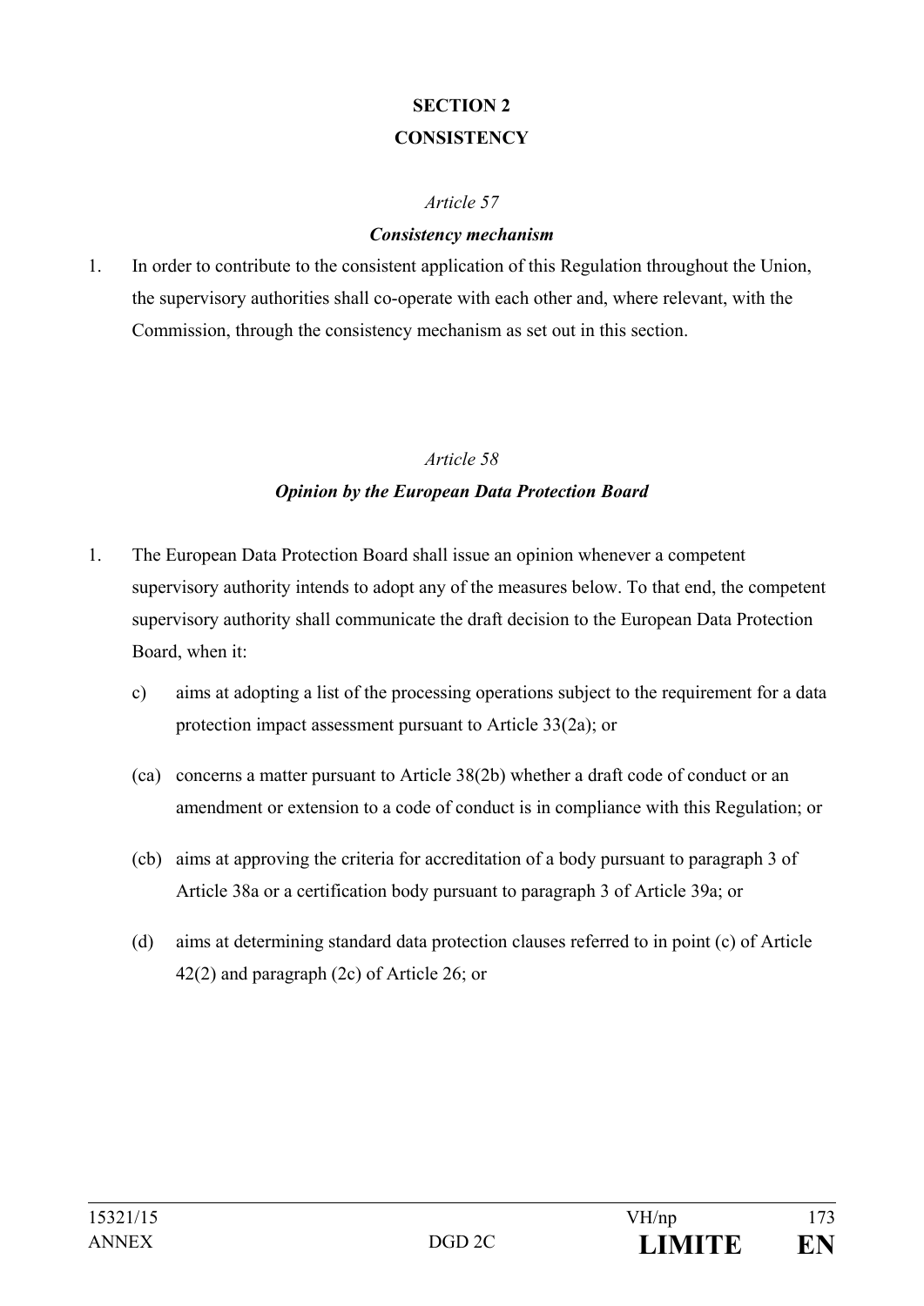## SECTION 2
## CONSISTENCY

*Article 57*

***Consistency mechanism***

1. In order to contribute to the consistent application of this Regulation throughout the Union, the supervisory authorities shall co-operate with each other and, where relevant, with the Commission, through the consistency mechanism as set out in this section.

*Article 58*

***Opinion by the European Data Protection Board***

1. The European Data Protection Board shall issue an opinion whenever a competent supervisory authority intends to adopt any of the measures below. To that end, the competent supervisory authority shall communicate the draft decision to the European Data Protection Board, when it:

   c) aims at adopting a list of the processing operations subject to the requirement for a data protection impact assessment pursuant to Article 33(2a); or

   (ca) concerns a matter pursuant to Article 38(2b) whether a draft code of conduct or an amendment or extension to a code of conduct is in compliance with this Regulation; or

   (cb) aims at approving the criteria for accreditation of a body pursuant to paragraph 3 of Article 38a or a certification body pursuant to paragraph 3 of Article 39a; or

   (d) aims at determining standard data protection clauses referred to in point (c) of Article 42(2) and paragraph (2c) of Article 26; or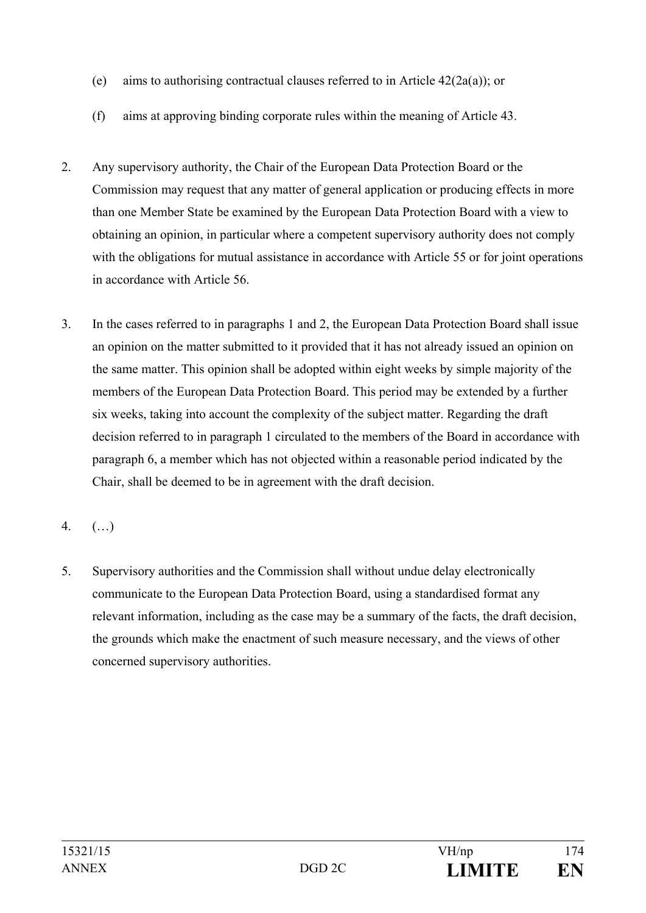(e) aims to authorising contractual clauses referred to in Article 42(2a(a)); or

(f) aims at approving binding corporate rules within the meaning of Article 43.

2. Any supervisory authority, the Chair of the European Data Protection Board or the Commission may request that any matter of general application or producing effects in more than one Member State be examined by the European Data Protection Board with a view to obtaining an opinion, in particular where a competent supervisory authority does not comply with the obligations for mutual assistance in accordance with Article 55 or for joint operations in accordance with Article 56.

3. In the cases referred to in paragraphs 1 and 2, the European Data Protection Board shall issue an opinion on the matter submitted to it provided that it has not already issued an opinion on the same matter. This opinion shall be adopted within eight weeks by simple majority of the members of the European Data Protection Board. This period may be extended by a further six weeks, taking into account the complexity of the subject matter. Regarding the draft decision referred to in paragraph 1 circulated to the members of the Board in accordance with paragraph 6, a member which has not objected within a reasonable period indicated by the Chair, shall be deemed to be in agreement with the draft decision.

4. (…)

5. Supervisory authorities and the Commission shall without undue delay electronically communicate to the European Data Protection Board, using a standardised format any relevant information, including as the case may be a summary of the facts, the draft decision, the grounds which make the enactment of such measure necessary, and the views of other concerned supervisory authorities.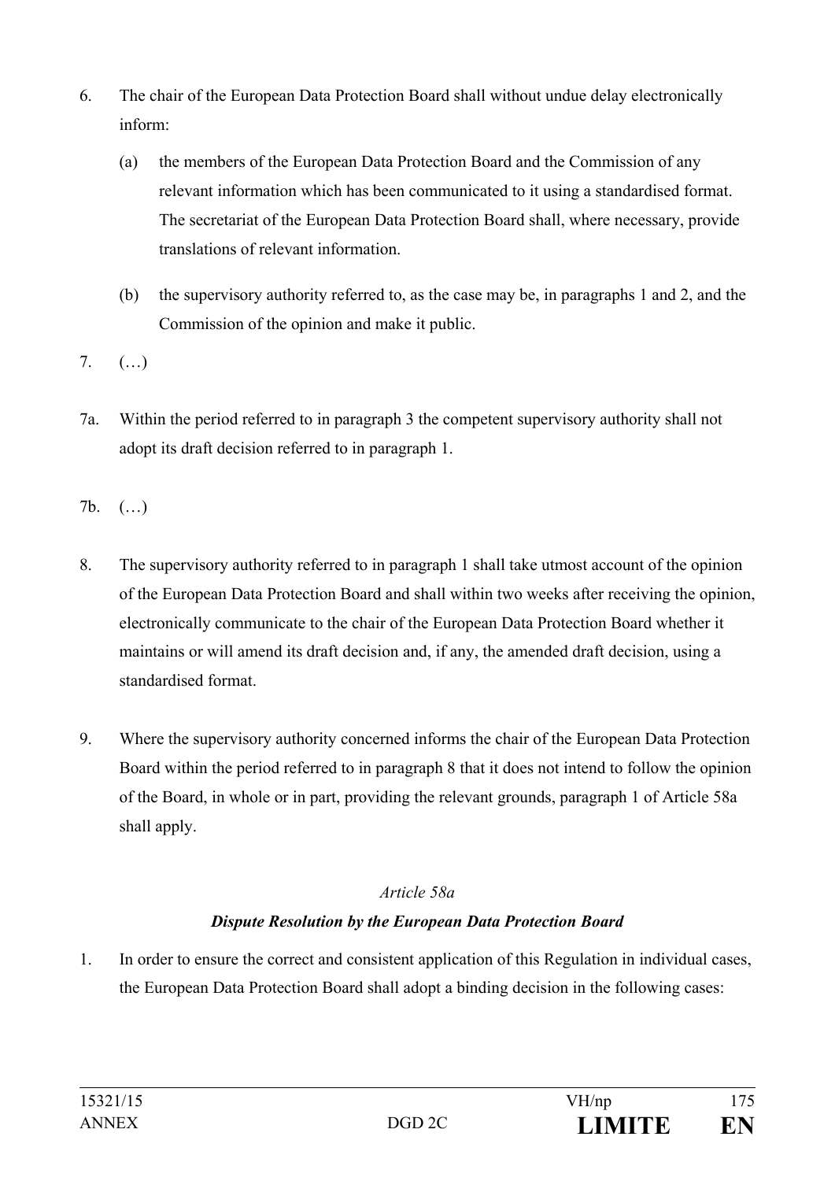6. The chair of the European Data Protection Board shall without undue delay electronically inform:

   (a) the members of the European Data Protection Board and the Commission of any relevant information which has been communicated to it using a standardised format. The secretariat of the European Data Protection Board shall, where necessary, provide translations of relevant information.

   (b) the supervisory authority referred to, as the case may be, in paragraphs 1 and 2, and the Commission of the opinion and make it public.

7. (…)

7a. Within the period referred to in paragraph 3 the competent supervisory authority shall not adopt its draft decision referred to in paragraph 1.

7b. (…)

8. The supervisory authority referred to in paragraph 1 shall take utmost account of the opinion of the European Data Protection Board and shall within two weeks after receiving the opinion, electronically communicate to the chair of the European Data Protection Board whether it maintains or will amend its draft decision and, if any, the amended draft decision, using a standardised format.

9. Where the supervisory authority concerned informs the chair of the European Data Protection Board within the period referred to in paragraph 8 that it does not intend to follow the opinion of the Board, in whole or in part, providing the relevant grounds, paragraph 1 of Article 58a shall apply.

*Article 58a*

***Dispute Resolution by the European Data Protection Board***

1. In order to ensure the correct and consistent application of this Regulation in individual cases, the European Data Protection Board shall adopt a binding decision in the following cases: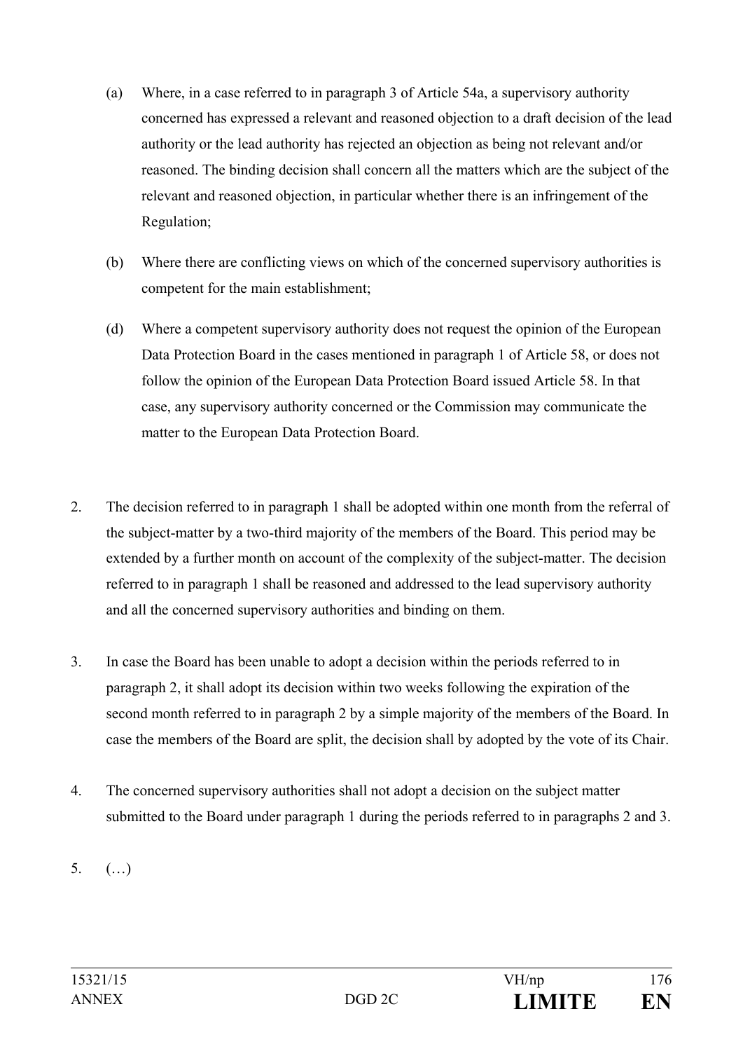(a) Where, in a case referred to in paragraph 3 of Article 54a, a supervisory authority concerned has expressed a relevant and reasoned objection to a draft decision of the lead authority or the lead authority has rejected an objection as being not relevant and/or reasoned. The binding decision shall concern all the matters which are the subject of the relevant and reasoned objection, in particular whether there is an infringement of the Regulation;

(b) Where there are conflicting views on which of the concerned supervisory authorities is competent for the main establishment;

(d) Where a competent supervisory authority does not request the opinion of the European Data Protection Board in the cases mentioned in paragraph 1 of Article 58, or does not follow the opinion of the European Data Protection Board issued Article 58. In that case, any supervisory authority concerned or the Commission may communicate the matter to the European Data Protection Board.

2. The decision referred to in paragraph 1 shall be adopted within one month from the referral of the subject-matter by a two-third majority of the members of the Board. This period may be extended by a further month on account of the complexity of the subject-matter. The decision referred to in paragraph 1 shall be reasoned and addressed to the lead supervisory authority and all the concerned supervisory authorities and binding on them.

3. In case the Board has been unable to adopt a decision within the periods referred to in paragraph 2, it shall adopt its decision within two weeks following the expiration of the second month referred to in paragraph 2 by a simple majority of the members of the Board. In case the members of the Board are split, the decision shall by adopted by the vote of its Chair.

4. The concerned supervisory authorities shall not adopt a decision on the subject matter submitted to the Board under paragraph 1 during the periods referred to in paragraphs 2 and 3.

5. (…)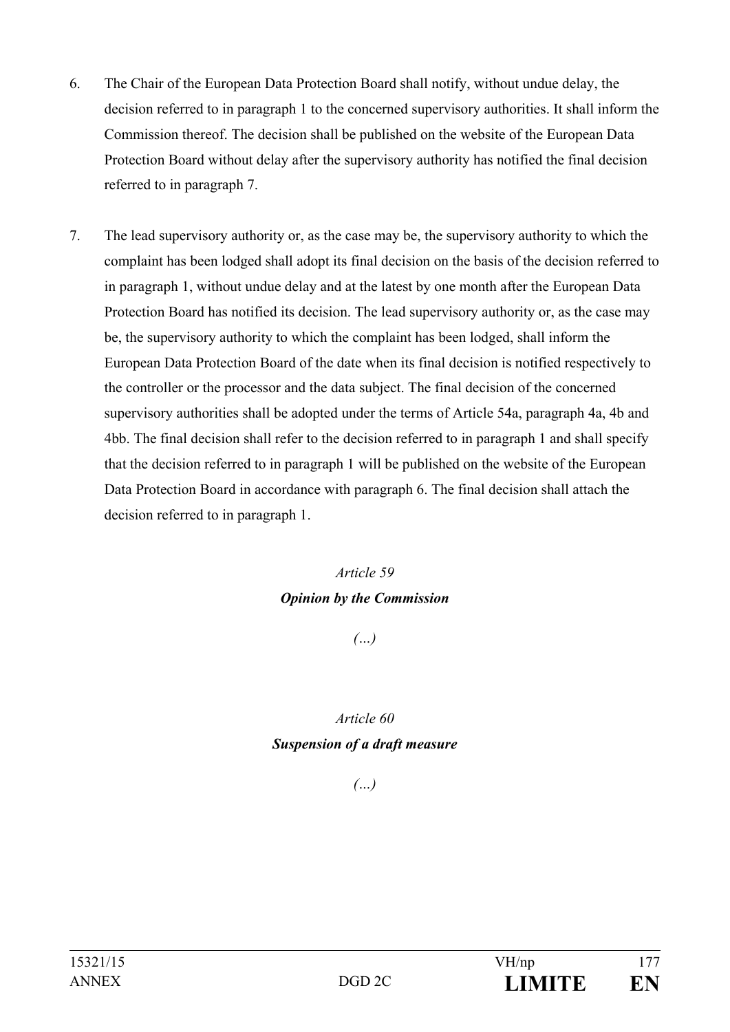6. The Chair of the European Data Protection Board shall notify, without undue delay, the decision referred to in paragraph 1 to the concerned supervisory authorities. It shall inform the Commission thereof. The decision shall be published on the website of the European Data Protection Board without delay after the supervisory authority has notified the final decision referred to in paragraph 7.

7. The lead supervisory authority or, as the case may be, the supervisory authority to which the complaint has been lodged shall adopt its final decision on the basis of the decision referred to in paragraph 1, without undue delay and at the latest by one month after the European Data Protection Board has notified its decision. The lead supervisory authority or, as the case may be, the supervisory authority to which the complaint has been lodged, shall inform the European Data Protection Board of the date when its final decision is notified respectively to the controller or the processor and the data subject. The final decision of the concerned supervisory authorities shall be adopted under the terms of Article 54a, paragraph 4a, 4b and 4bb. The final decision shall refer to the decision referred to in paragraph 1 and shall specify that the decision referred to in paragraph 1 will be published on the website of the European Data Protection Board in accordance with paragraph 6. The final decision shall attach the decision referred to in paragraph 1.

*Article 59*

***Opinion by the Commission***

*(...)*

*Article 60*

***Suspension of a draft measure***

*(...)*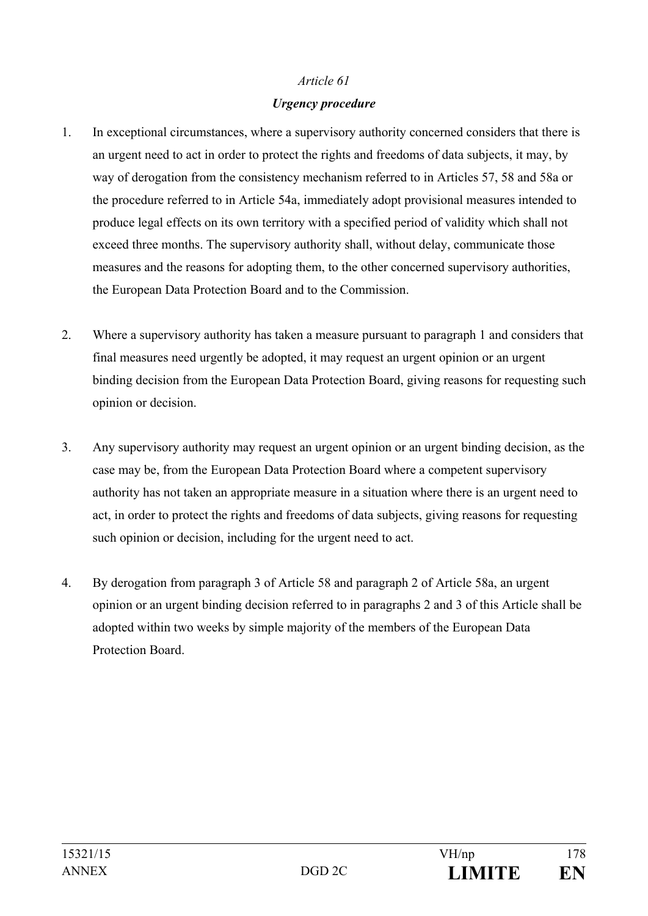*Article 61*

***Urgency procedure***

1. In exceptional circumstances, where a supervisory authority concerned considers that there is an urgent need to act in order to protect the rights and freedoms of data subjects, it may, by way of derogation from the consistency mechanism referred to in Articles 57, 58 and 58a or the procedure referred to in Article 54a, immediately adopt provisional measures intended to produce legal effects on its own territory with a specified period of validity which shall not exceed three months. The supervisory authority shall, without delay, communicate those measures and the reasons for adopting them, to the other concerned supervisory authorities, the European Data Protection Board and to the Commission.

2. Where a supervisory authority has taken a measure pursuant to paragraph 1 and considers that final measures need urgently be adopted, it may request an urgent opinion or an urgent binding decision from the European Data Protection Board, giving reasons for requesting such opinion or decision.

3. Any supervisory authority may request an urgent opinion or an urgent binding decision, as the case may be, from the European Data Protection Board where a competent supervisory authority has not taken an appropriate measure in a situation where there is an urgent need to act, in order to protect the rights and freedoms of data subjects, giving reasons for requesting such opinion or decision, including for the urgent need to act.

4. By derogation from paragraph 3 of Article 58 and paragraph 2 of Article 58a, an urgent opinion or an urgent binding decision referred to in paragraphs 2 and 3 of this Article shall be adopted within two weeks by simple majority of the members of the European Data Protection Board.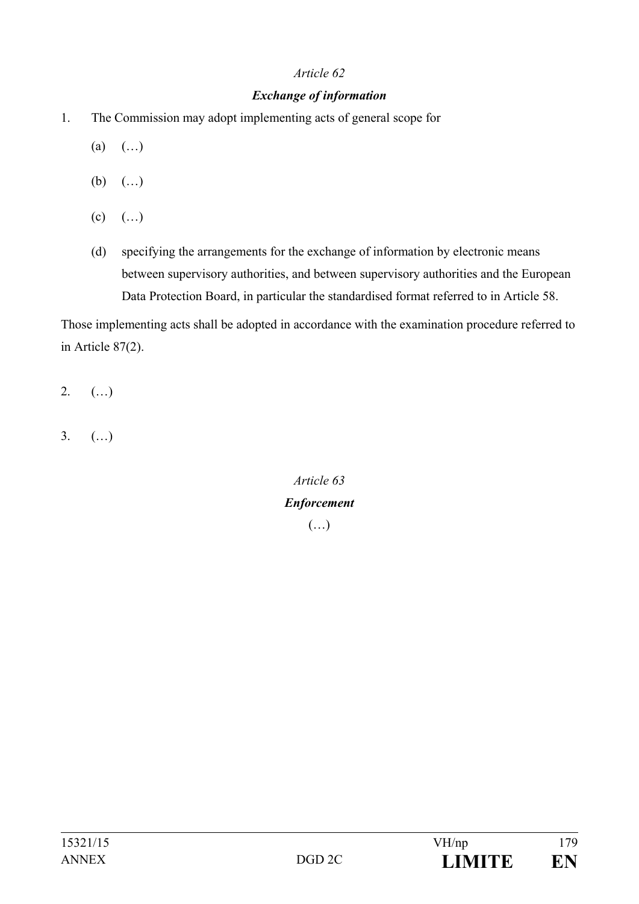*Article 62*

***Exchange of information***

1. The Commission may adopt implementing acts of general scope for

   (a) (…)

   (b) (…)

   (c) (…)

   (d) specifying the arrangements for the exchange of information by electronic means between supervisory authorities, and between supervisory authorities and the European Data Protection Board, in particular the standardised format referred to in Article 58.

Those implementing acts shall be adopted in accordance with the examination procedure referred to in Article 87(2).

2. (…)

3. (…)

*Article 63*

***Enforcement***

(…)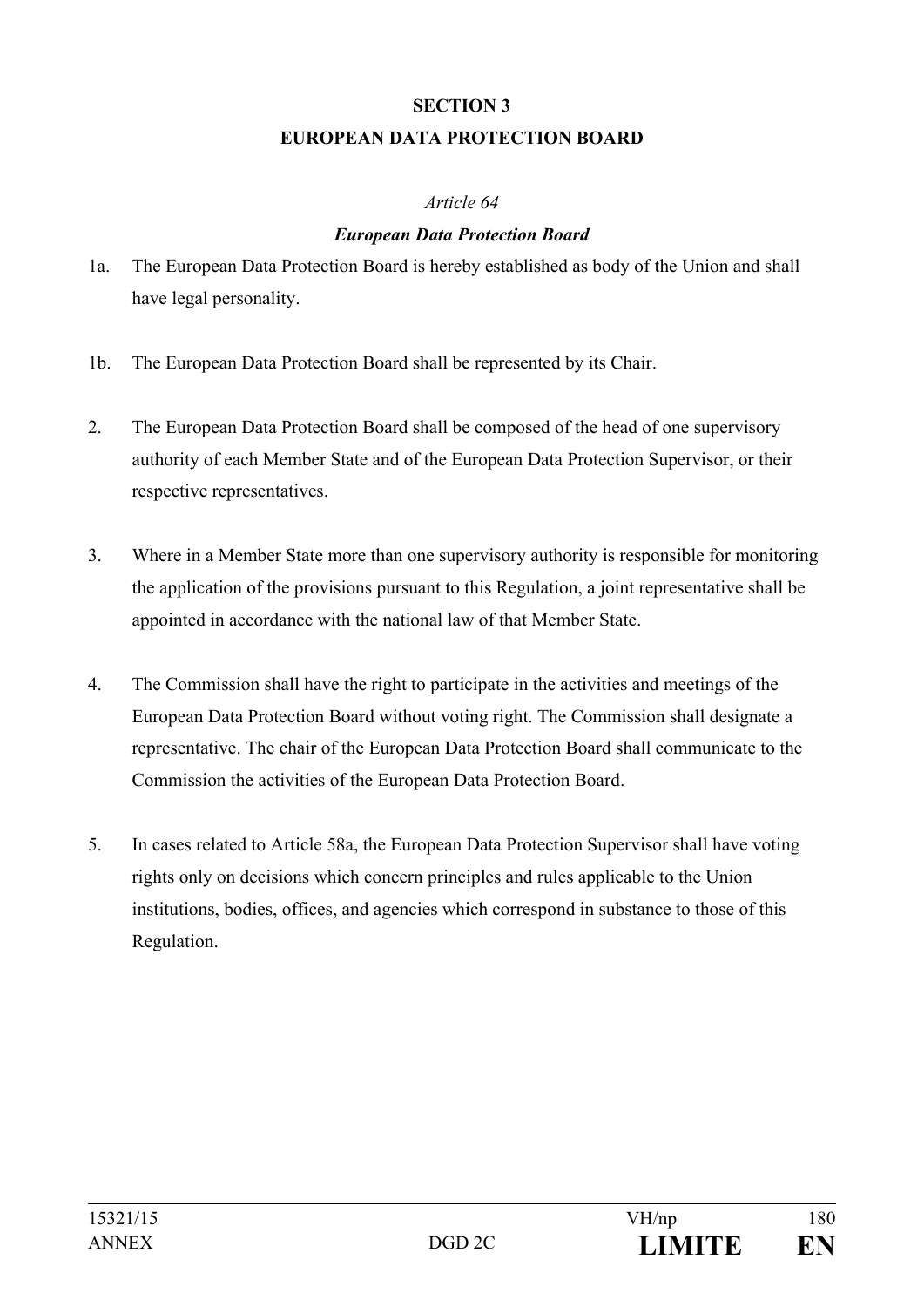## SECTION 3

## EUROPEAN DATA PROTECTION BOARD

*Article 64*

***European Data Protection Board***

1a. The European Data Protection Board is hereby established as body of the Union and shall have legal personality.

1b. The European Data Protection Board shall be represented by its Chair.

2. The European Data Protection Board shall be composed of the head of one supervisory authority of each Member State and of the European Data Protection Supervisor, or their respective representatives.

3. Where in a Member State more than one supervisory authority is responsible for monitoring the application of the provisions pursuant to this Regulation, a joint representative shall be appointed in accordance with the national law of that Member State.

4. The Commission shall have the right to participate in the activities and meetings of the European Data Protection Board without voting right. The Commission shall designate a representative. The chair of the European Data Protection Board shall communicate to the Commission the activities of the European Data Protection Board.

5. In cases related to Article 58a, the European Data Protection Supervisor shall have voting rights only on decisions which concern principles and rules applicable to the Union institutions, bodies, offices, and agencies which correspond in substance to those of this Regulation.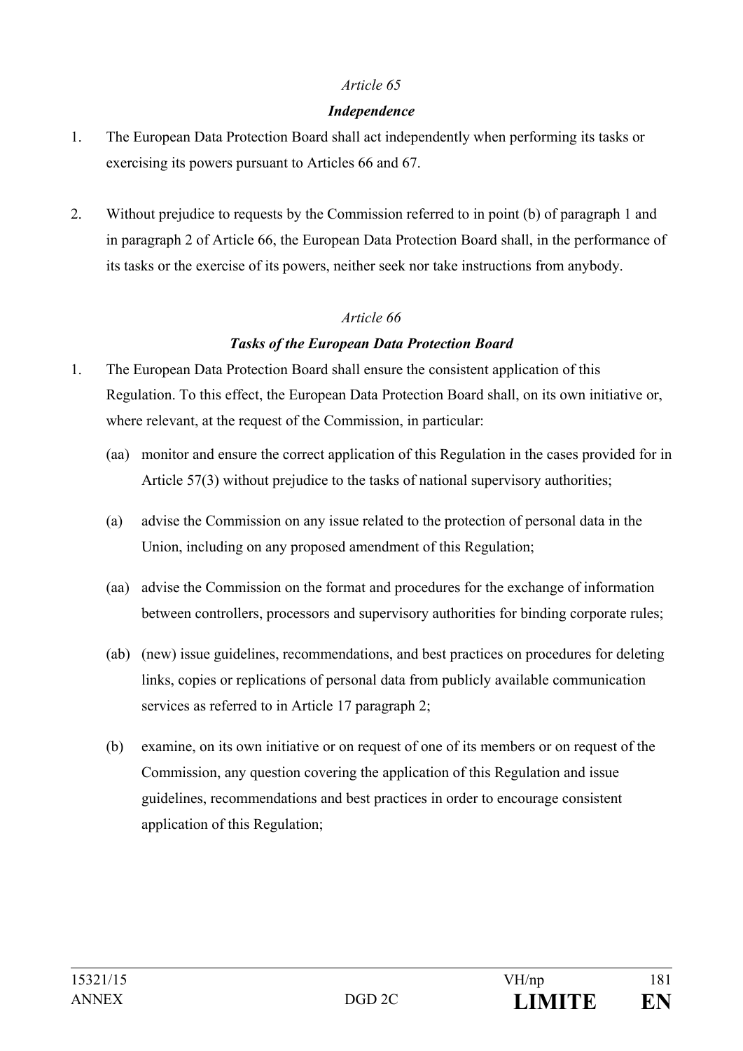*Article 65*

***Independence***

1. The European Data Protection Board shall act independently when performing its tasks or exercising its powers pursuant to Articles 66 and 67.

2. Without prejudice to requests by the Commission referred to in point (b) of paragraph 1 and in paragraph 2 of Article 66, the European Data Protection Board shall, in the performance of its tasks or the exercise of its powers, neither seek nor take instructions from anybody.

*Article 66*

***Tasks of the European Data Protection Board***

1. The European Data Protection Board shall ensure the consistent application of this Regulation. To this effect, the European Data Protection Board shall, on its own initiative or, where relevant, at the request of the Commission, in particular:

   (aa) monitor and ensure the correct application of this Regulation in the cases provided for in Article 57(3) without prejudice to the tasks of national supervisory authorities;

   (a) advise the Commission on any issue related to the protection of personal data in the Union, including on any proposed amendment of this Regulation;

   (aa) advise the Commission on the format and procedures for the exchange of information between controllers, processors and supervisory authorities for binding corporate rules;

   (ab) (new) issue guidelines, recommendations, and best practices on procedures for deleting links, copies or replications of personal data from publicly available communication services as referred to in Article 17 paragraph 2;

   (b) examine, on its own initiative or on request of one of its members or on request of the Commission, any question covering the application of this Regulation and issue guidelines, recommendations and best practices in order to encourage consistent application of this Regulation;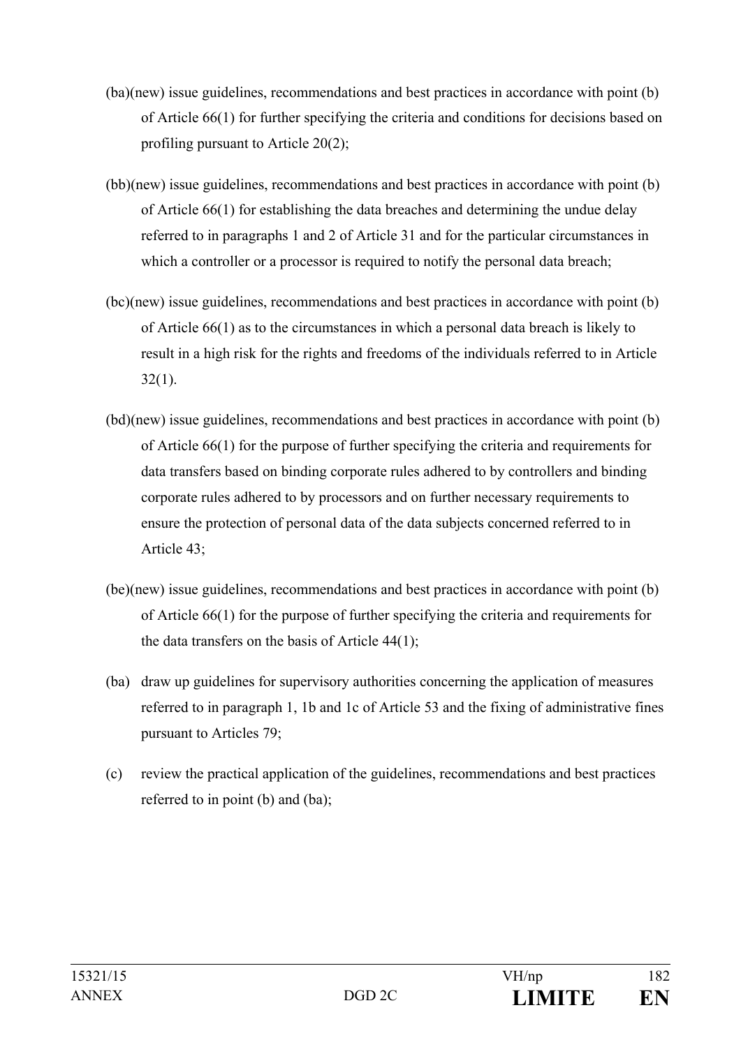(ba)(new) issue guidelines, recommendations and best practices in accordance with point (b) of Article 66(1) for further specifying the criteria and conditions for decisions based on profiling pursuant to Article 20(2);

(bb)(new) issue guidelines, recommendations and best practices in accordance with point (b) of Article 66(1) for establishing the data breaches and determining the undue delay referred to in paragraphs 1 and 2 of Article 31 and for the particular circumstances in which a controller or a processor is required to notify the personal data breach;

(bc)(new) issue guidelines, recommendations and best practices in accordance with point (b) of Article 66(1) as to the circumstances in which a personal data breach is likely to result in a high risk for the rights and freedoms of the individuals referred to in Article 32(1).

(bd)(new) issue guidelines, recommendations and best practices in accordance with point (b) of Article 66(1) for the purpose of further specifying the criteria and requirements for data transfers based on binding corporate rules adhered to by controllers and binding corporate rules adhered to by processors and on further necessary requirements to ensure the protection of personal data of the data subjects concerned referred to in Article 43;

(be)(new) issue guidelines, recommendations and best practices in accordance with point (b) of Article 66(1) for the purpose of further specifying the criteria and requirements for the data transfers on the basis of Article 44(1);

(ba) draw up guidelines for supervisory authorities concerning the application of measures referred to in paragraph 1, 1b and 1c of Article 53 and the fixing of administrative fines pursuant to Articles 79;

(c) review the practical application of the guidelines, recommendations and best practices referred to in point (b) and (ba);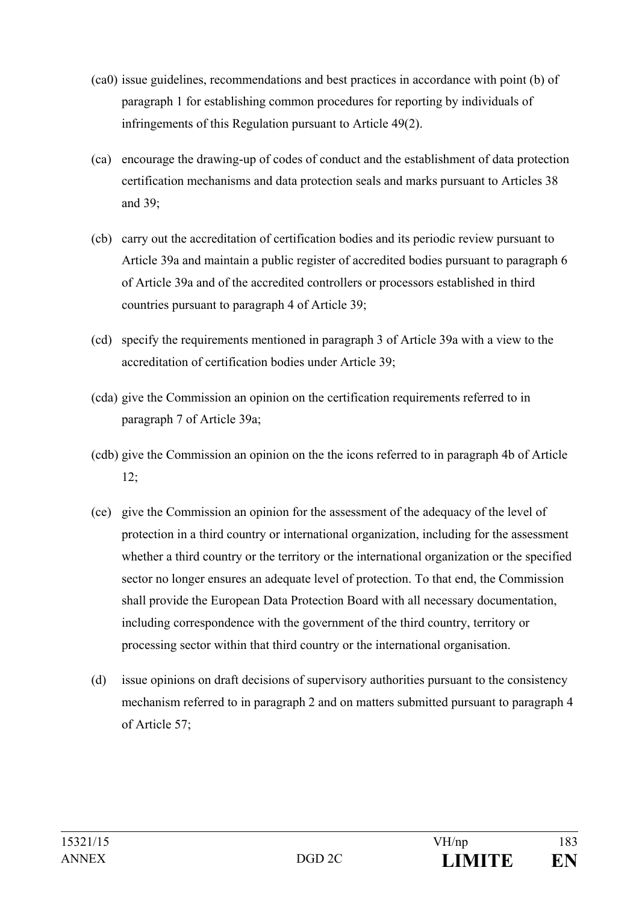(ca0) issue guidelines, recommendations and best practices in accordance with point (b) of paragraph 1 for establishing common procedures for reporting by individuals of infringements of this Regulation pursuant to Article 49(2).

(ca) encourage the drawing-up of codes of conduct and the establishment of data protection certification mechanisms and data protection seals and marks pursuant to Articles 38 and 39;

(cb) carry out the accreditation of certification bodies and its periodic review pursuant to Article 39a and maintain a public register of accredited bodies pursuant to paragraph 6 of Article 39a and of the accredited controllers or processors established in third countries pursuant to paragraph 4 of Article 39;

(cd) specify the requirements mentioned in paragraph 3 of Article 39a with a view to the accreditation of certification bodies under Article 39;

(cda) give the Commission an opinion on the certification requirements referred to in paragraph 7 of Article 39a;

(cdb) give the Commission an opinion on the the icons referred to in paragraph 4b of Article 12;

(ce) give the Commission an opinion for the assessment of the adequacy of the level of protection in a third country or international organization, including for the assessment whether a third country or the territory or the international organization or the specified sector no longer ensures an adequate level of protection. To that end, the Commission shall provide the European Data Protection Board with all necessary documentation, including correspondence with the government of the third country, territory or processing sector within that third country or the international organisation.

(d) issue opinions on draft decisions of supervisory authorities pursuant to the consistency mechanism referred to in paragraph 2 and on matters submitted pursuant to paragraph 4 of Article 57;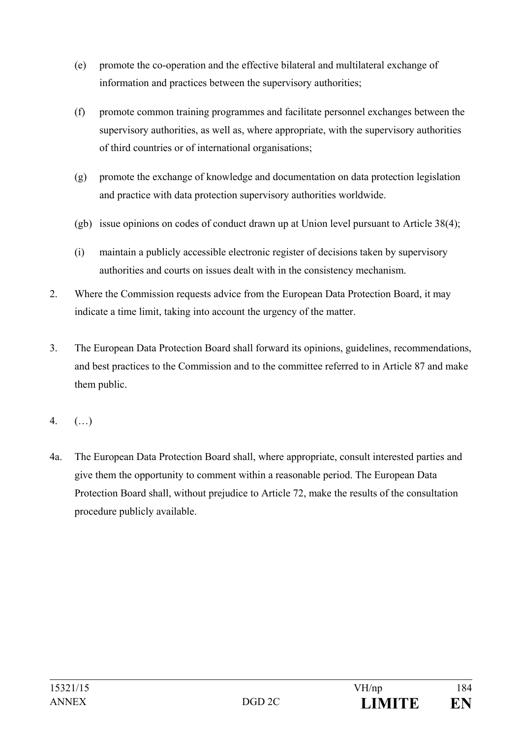(e) promote the co-operation and the effective bilateral and multilateral exchange of information and practices between the supervisory authorities;

(f) promote common training programmes and facilitate personnel exchanges between the supervisory authorities, as well as, where appropriate, with the supervisory authorities of third countries or of international organisations;

(g) promote the exchange of knowledge and documentation on data protection legislation and practice with data protection supervisory authorities worldwide.

(gb) issue opinions on codes of conduct drawn up at Union level pursuant to Article 38(4);

(i) maintain a publicly accessible electronic register of decisions taken by supervisory authorities and courts on issues dealt with in the consistency mechanism.

2. Where the Commission requests advice from the European Data Protection Board, it may indicate a time limit, taking into account the urgency of the matter.

3. The European Data Protection Board shall forward its opinions, guidelines, recommendations, and best practices to the Commission and to the committee referred to in Article 87 and make them public.

4. (…)

4a. The European Data Protection Board shall, where appropriate, consult interested parties and give them the opportunity to comment within a reasonable period. The European Data Protection Board shall, without prejudice to Article 72, make the results of the consultation procedure publicly available.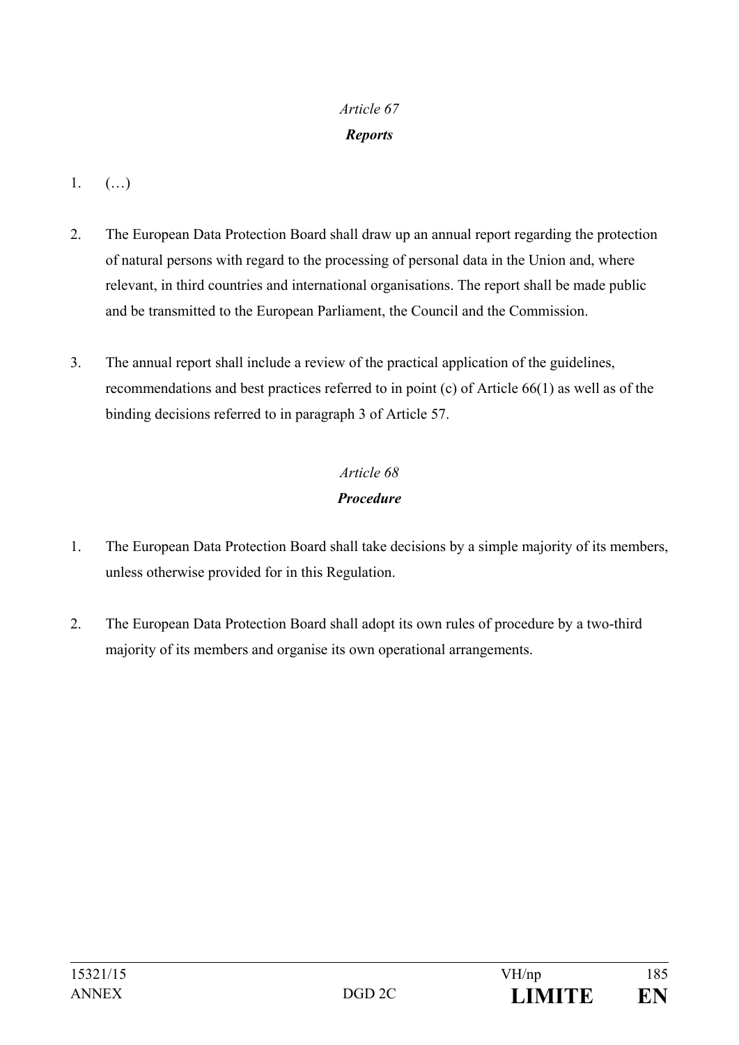*Article 67*

***Reports***

1. (…)

2. The European Data Protection Board shall draw up an annual report regarding the protection of natural persons with regard to the processing of personal data in the Union and, where relevant, in third countries and international organisations. The report shall be made public and be transmitted to the European Parliament, the Council and the Commission.

3. The annual report shall include a review of the practical application of the guidelines, recommendations and best practices referred to in point (c) of Article 66(1) as well as of the binding decisions referred to in paragraph 3 of Article 57.

*Article 68*

***Procedure***

1. The European Data Protection Board shall take decisions by a simple majority of its members, unless otherwise provided for in this Regulation.

2. The European Data Protection Board shall adopt its own rules of procedure by a two-third majority of its members and organise its own operational arrangements.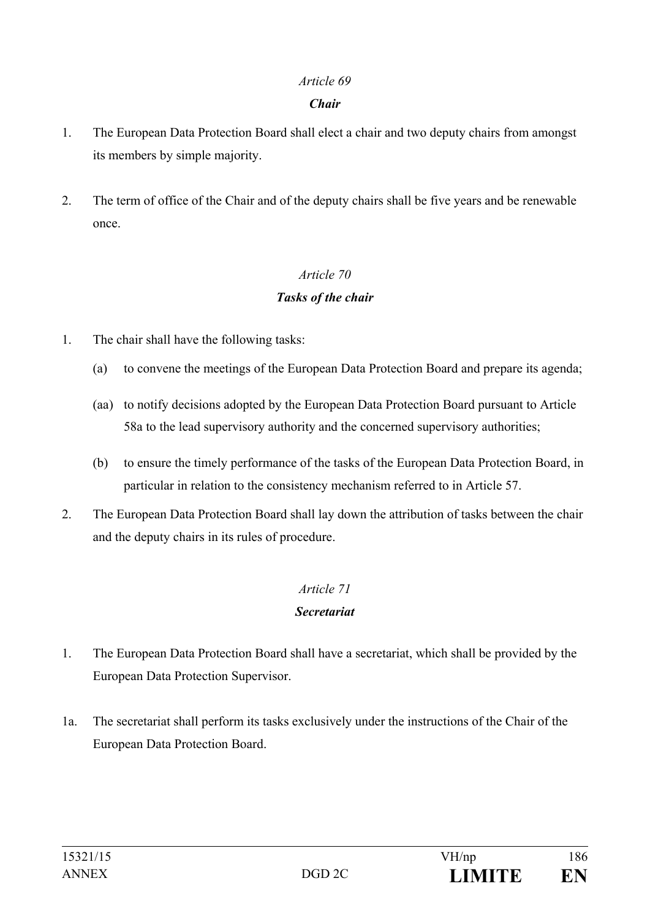*Article 69*

***Chair***

1. The European Data Protection Board shall elect a chair and two deputy chairs from amongst its members by simple majority.

2. The term of office of the Chair and of the deputy chairs shall be five years and be renewable once.

*Article 70*

***Tasks of the chair***

1. The chair shall have the following tasks:

   (a) to convene the meetings of the European Data Protection Board and prepare its agenda;

   (aa) to notify decisions adopted by the European Data Protection Board pursuant to Article 58a to the lead supervisory authority and the concerned supervisory authorities;

   (b) to ensure the timely performance of the tasks of the European Data Protection Board, in particular in relation to the consistency mechanism referred to in Article 57.

2. The European Data Protection Board shall lay down the attribution of tasks between the chair and the deputy chairs in its rules of procedure.

*Article 71*

***Secretariat***

1. The European Data Protection Board shall have a secretariat, which shall be provided by the European Data Protection Supervisor.

1a. The secretariat shall perform its tasks exclusively under the instructions of the Chair of the European Data Protection Board.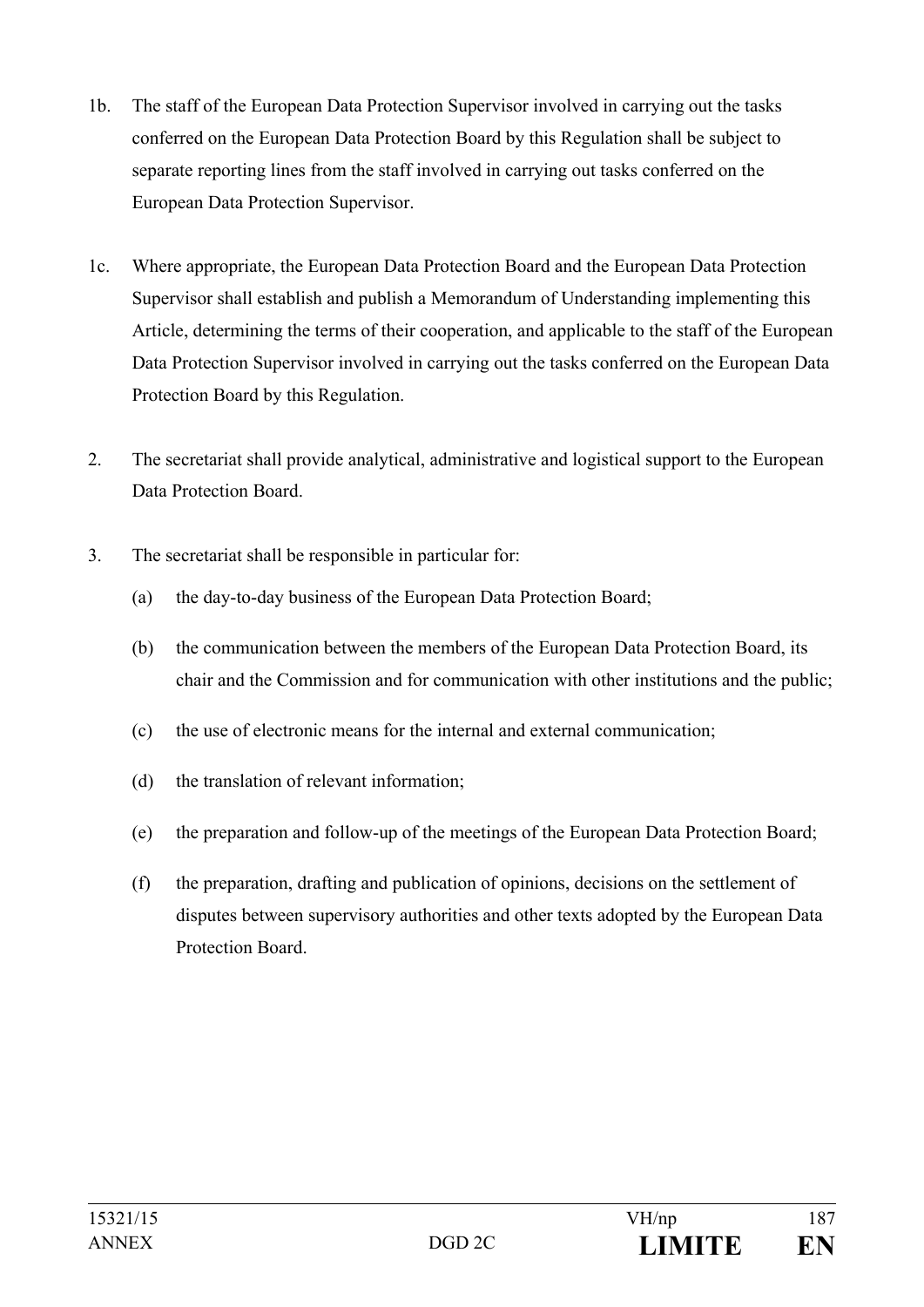1b. The staff of the European Data Protection Supervisor involved in carrying out the tasks conferred on the European Data Protection Board by this Regulation shall be subject to separate reporting lines from the staff involved in carrying out tasks conferred on the European Data Protection Supervisor.

1c. Where appropriate, the European Data Protection Board and the European Data Protection Supervisor shall establish and publish a Memorandum of Understanding implementing this Article, determining the terms of their cooperation, and applicable to the staff of the European Data Protection Supervisor involved in carrying out the tasks conferred on the European Data Protection Board by this Regulation.

2. The secretariat shall provide analytical, administrative and logistical support to the European Data Protection Board.

3. The secretariat shall be responsible in particular for:

   (a) the day-to-day business of the European Data Protection Board;

   (b) the communication between the members of the European Data Protection Board, its chair and the Commission and for communication with other institutions and the public;

   (c) the use of electronic means for the internal and external communication;

   (d) the translation of relevant information;

   (e) the preparation and follow-up of the meetings of the European Data Protection Board;

   (f) the preparation, drafting and publication of opinions, decisions on the settlement of disputes between supervisory authorities and other texts adopted by the European Data Protection Board.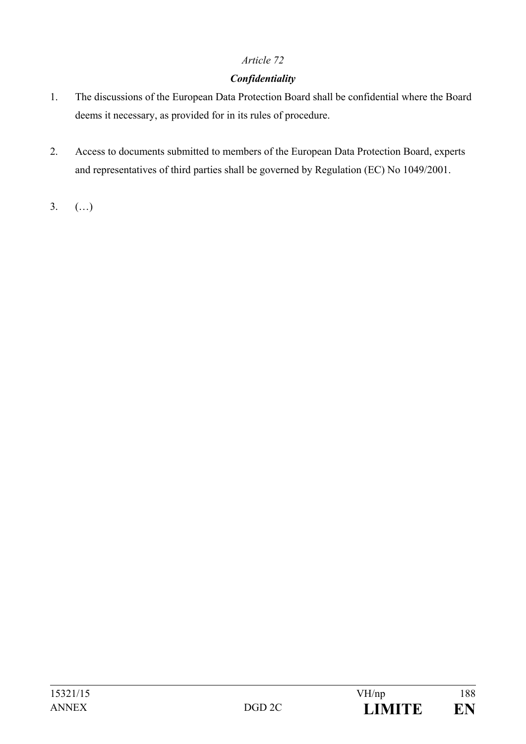*Article 72*

***Confidentiality***

1. The discussions of the European Data Protection Board shall be confidential where the Board deems it necessary, as provided for in its rules of procedure.

2. Access to documents submitted to members of the European Data Protection Board, experts and representatives of third parties shall be governed by Regulation (EC) No 1049/2001.

3. (…)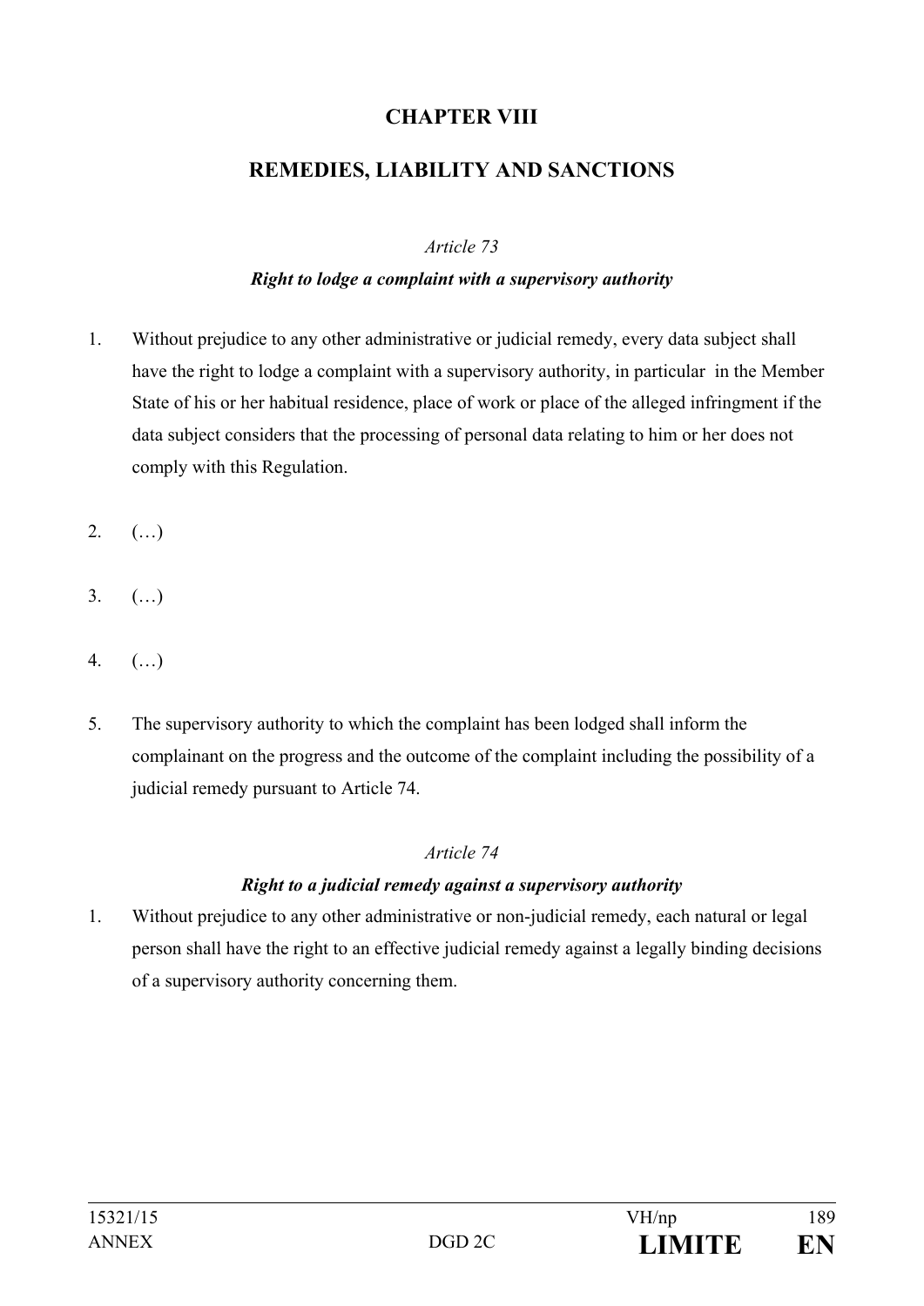# CHAPTER VIII

# REMEDIES, LIABILITY AND SANCTIONS

*Article 73*

***Right to lodge a complaint with a supervisory authority***

1. Without prejudice to any other administrative or judicial remedy, every data subject shall have the right to lodge a complaint with a supervisory authority, in particular in the Member State of his or her habitual residence, place of work or place of the alleged infringment if the data subject considers that the processing of personal data relating to him or her does not comply with this Regulation.

2. (…)

3. (…)

4. (…)

5. The supervisory authority to which the complaint has been lodged shall inform the complainant on the progress and the outcome of the complaint including the possibility of a judicial remedy pursuant to Article 74.

*Article 74*

***Right to a judicial remedy against a supervisory authority***

1. Without prejudice to any other administrative or non-judicial remedy, each natural or legal person shall have the right to an effective judicial remedy against a legally binding decisions of a supervisory authority concerning them.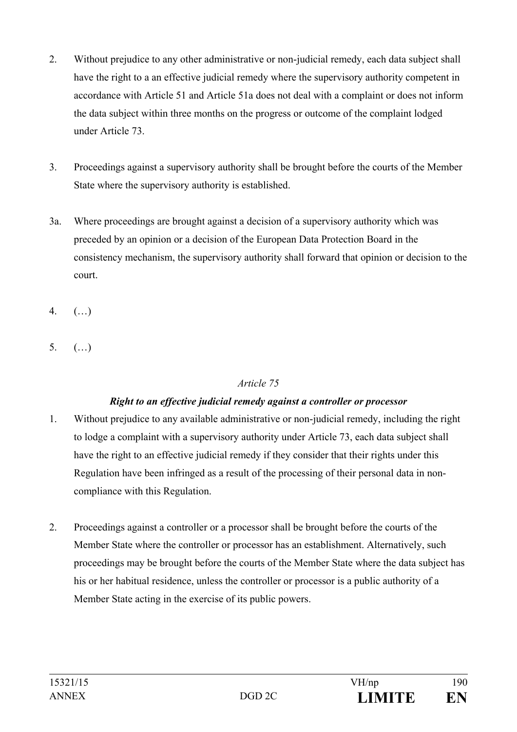2. Without prejudice to any other administrative or non-judicial remedy, each data subject shall have the right to a an effective judicial remedy where the supervisory authority competent in accordance with Article 51 and Article 51a does not deal with a complaint or does not inform the data subject within three months on the progress or outcome of the complaint lodged under Article 73.

3. Proceedings against a supervisory authority shall be brought before the courts of the Member State where the supervisory authority is established.

3a. Where proceedings are brought against a decision of a supervisory authority which was preceded by an opinion or a decision of the European Data Protection Board in the consistency mechanism, the supervisory authority shall forward that opinion or decision to the court.

4. (…)

5. (…)

*Article 75*

***Right to an effective judicial remedy against a controller or processor***

1. Without prejudice to any available administrative or non-judicial remedy, including the right to lodge a complaint with a supervisory authority under Article 73, each data subject shall have the right to an effective judicial remedy if they consider that their rights under this Regulation have been infringed as a result of the processing of their personal data in non-compliance with this Regulation.

2. Proceedings against a controller or a processor shall be brought before the courts of the Member State where the controller or processor has an establishment. Alternatively, such proceedings may be brought before the courts of the Member State where the data subject has his or her habitual residence, unless the controller or processor is a public authority of a Member State acting in the exercise of its public powers.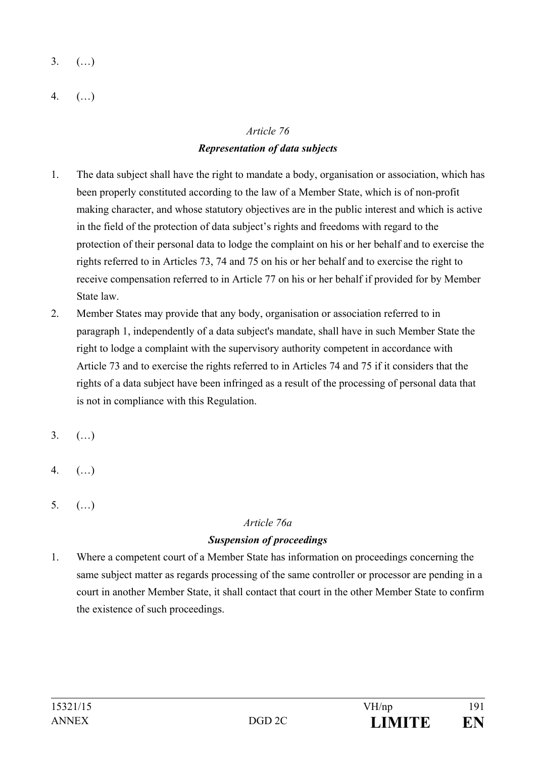3. (…)

4. (…)

*Article 76*

***Representation of data subjects***

1. The data subject shall have the right to mandate a body, organisation or association, which has been properly constituted according to the law of a Member State, which is of non-profit making character, and whose statutory objectives are in the public interest and which is active in the field of the protection of data subject's rights and freedoms with regard to the protection of their personal data to lodge the complaint on his or her behalf and to exercise the rights referred to in Articles 73, 74 and 75 on his or her behalf and to exercise the right to receive compensation referred to in Article 77 on his or her behalf if provided for by Member State law.
2. Member States may provide that any body, organisation or association referred to in paragraph 1, independently of a data subject's mandate, shall have in such Member State the right to lodge a complaint with the supervisory authority competent in accordance with Article 73 and to exercise the rights referred to in Articles 74 and 75 if it considers that the rights of a data subject have been infringed as a result of the processing of personal data that is not in compliance with this Regulation.

3. (…)

4. (…)

5. (…)

*Article 76a*

***Suspension of proceedings***

1. Where a competent court of a Member State has information on proceedings concerning the same subject matter as regards processing of the same controller or processor are pending in a court in another Member State, it shall contact that court in the other Member State to confirm the existence of such proceedings.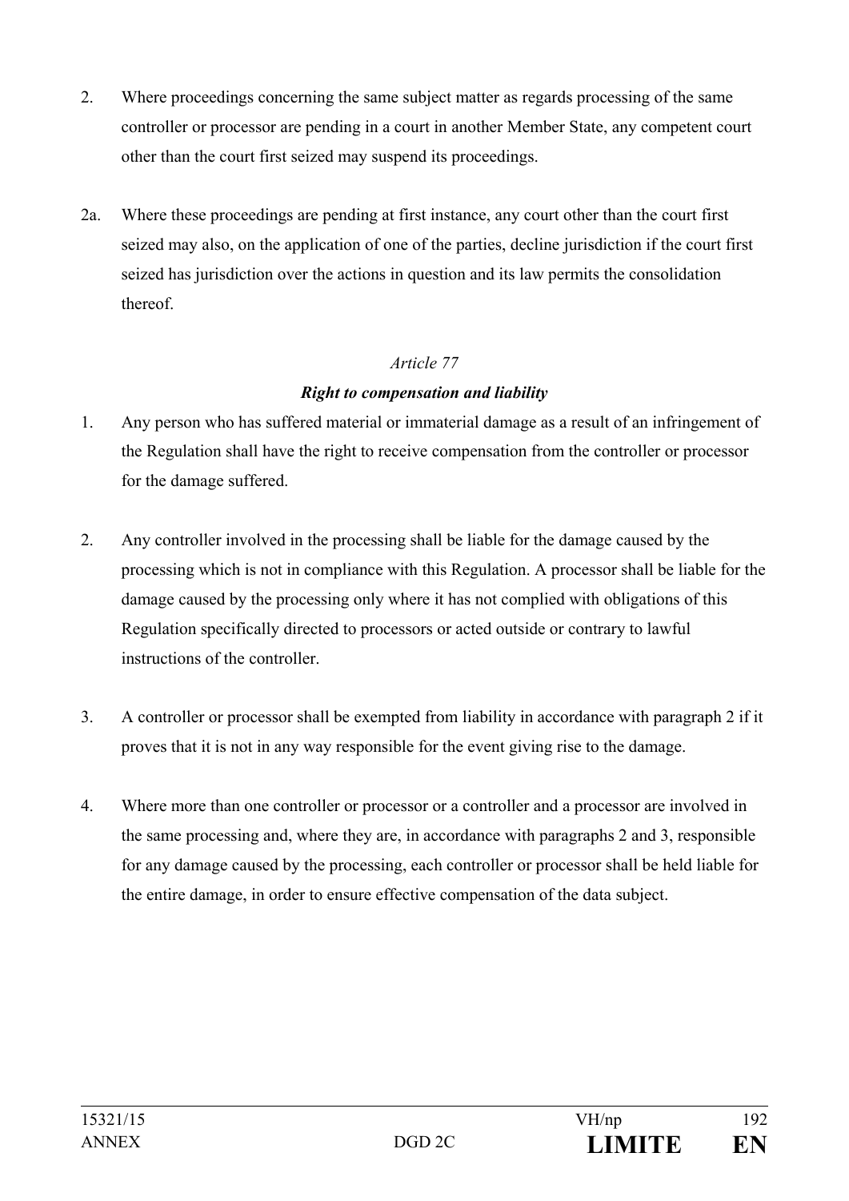2. Where proceedings concerning the same subject matter as regards processing of the same controller or processor are pending in a court in another Member State, any competent court other than the court first seized may suspend its proceedings.

2a. Where these proceedings are pending at first instance, any court other than the court first seized may also, on the application of one of the parties, decline jurisdiction if the court first seized has jurisdiction over the actions in question and its law permits the consolidation thereof.

*Article 77*

***Right to compensation and liability***

1. Any person who has suffered material or immaterial damage as a result of an infringement of the Regulation shall have the right to receive compensation from the controller or processor for the damage suffered.

2. Any controller involved in the processing shall be liable for the damage caused by the processing which is not in compliance with this Regulation. A processor shall be liable for the damage caused by the processing only where it has not complied with obligations of this Regulation specifically directed to processors or acted outside or contrary to lawful instructions of the controller.

3. A controller or processor shall be exempted from liability in accordance with paragraph 2 if it proves that it is not in any way responsible for the event giving rise to the damage.

4. Where more than one controller or processor or a controller and a processor are involved in the same processing and, where they are, in accordance with paragraphs 2 and 3, responsible for any damage caused by the processing, each controller or processor shall be held liable for the entire damage, in order to ensure effective compensation of the data subject.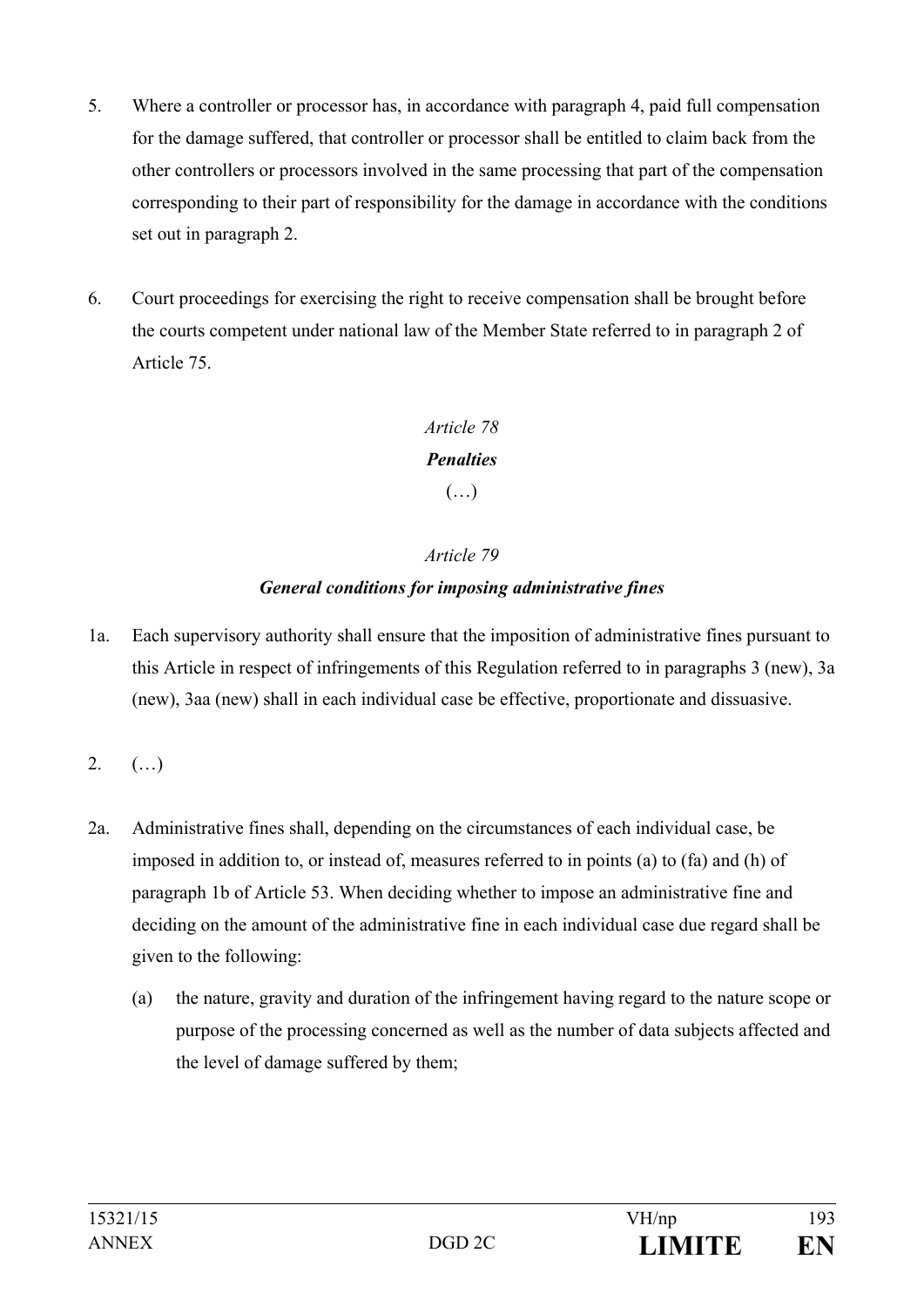5. Where a controller or processor has, in accordance with paragraph 4, paid full compensation for the damage suffered, that controller or processor shall be entitled to claim back from the other controllers or processors involved in the same processing that part of the compensation corresponding to their part of responsibility for the damage in accordance with the conditions set out in paragraph 2.

6. Court proceedings for exercising the right to receive compensation shall be brought before the courts competent under national law of the Member State referred to in paragraph 2 of Article 75.

*Article 78*

***Penalties***

(…)

*Article 79*

***General conditions for imposing administrative fines***

1a. Each supervisory authority shall ensure that the imposition of administrative fines pursuant to this Article in respect of infringements of this Regulation referred to in paragraphs 3 (new), 3a (new), 3aa (new) shall in each individual case be effective, proportionate and dissuasive.

2. (…)

2a. Administrative fines shall, depending on the circumstances of each individual case, be imposed in addition to, or instead of, measures referred to in points (a) to (fa) and (h) of paragraph 1b of Article 53. When deciding whether to impose an administrative fine and deciding on the amount of the administrative fine in each individual case due regard shall be given to the following:

   (a) the nature, gravity and duration of the infringement having regard to the nature scope or purpose of the processing concerned as well as the number of data subjects affected and the level of damage suffered by them;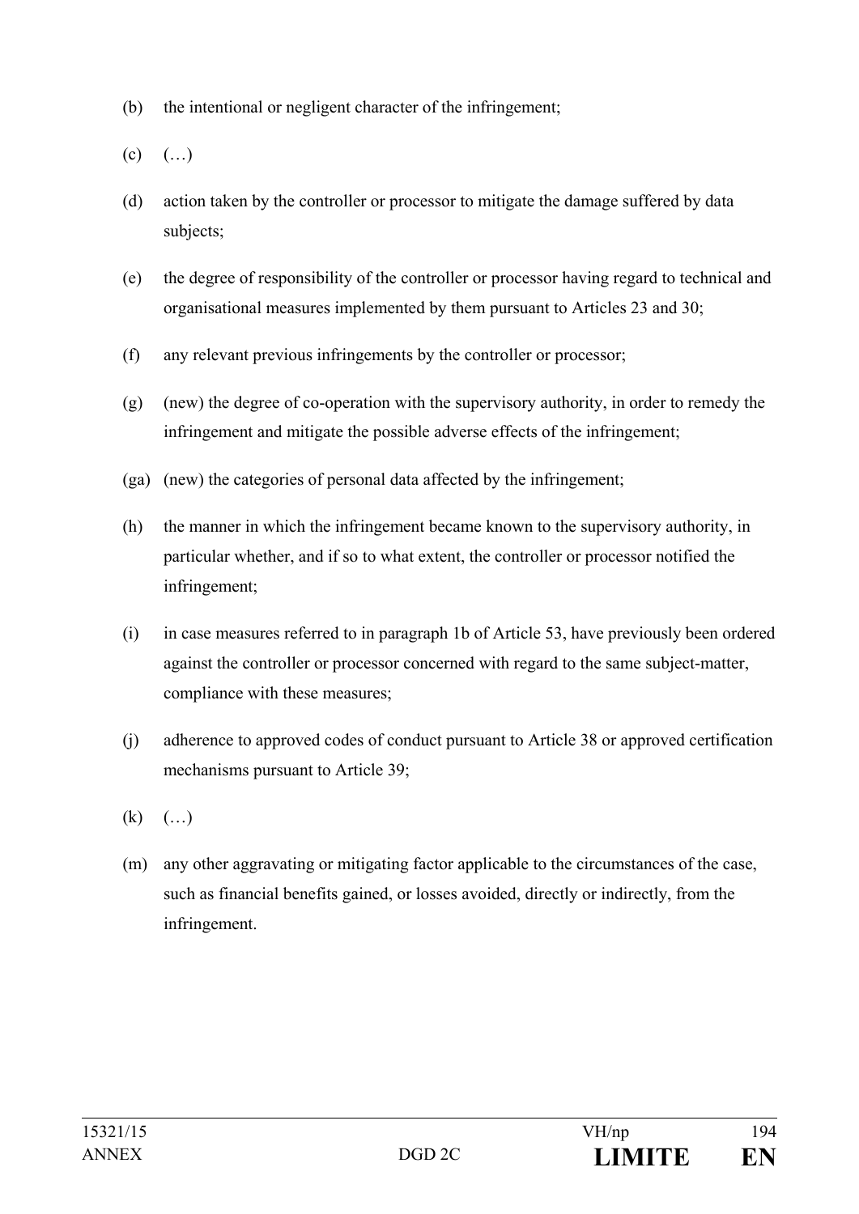(b) the intentional or negligent character of the infringement;

(c) (…)

(d) action taken by the controller or processor to mitigate the damage suffered by data subjects;

(e) the degree of responsibility of the controller or processor having regard to technical and organisational measures implemented by them pursuant to Articles 23 and 30;

(f) any relevant previous infringements by the controller or processor;

(g) (new) the degree of co-operation with the supervisory authority, in order to remedy the infringement and mitigate the possible adverse effects of the infringement;

(ga) (new) the categories of personal data affected by the infringement;

(h) the manner in which the infringement became known to the supervisory authority, in particular whether, and if so to what extent, the controller or processor notified the infringement;

(i) in case measures referred to in paragraph 1b of Article 53, have previously been ordered against the controller or processor concerned with regard to the same subject-matter, compliance with these measures;

(j) adherence to approved codes of conduct pursuant to Article 38 or approved certification mechanisms pursuant to Article 39;

(k) (…)

(m) any other aggravating or mitigating factor applicable to the circumstances of the case, such as financial benefits gained, or losses avoided, directly or indirectly, from the infringement.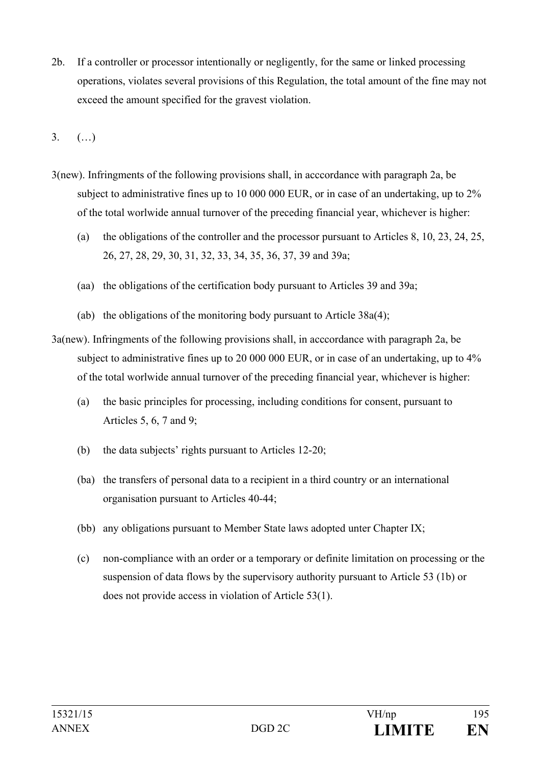2b. If a controller or processor intentionally or negligently, for the same or linked processing operations, violates several provisions of this Regulation, the total amount of the fine may not exceed the amount specified for the gravest violation.

3. (…)

3(new). Infringments of the following provisions shall, in acccordance with paragraph 2a, be subject to administrative fines up to 10 000 000 EUR, or in case of an undertaking, up to 2% of the total worlwide annual turnover of the preceding financial year, whichever is higher:

(a) the obligations of the controller and the processor pursuant to Articles 8, 10, 23, 24, 25, 26, 27, 28, 29, 30, 31, 32, 33, 34, 35, 36, 37, 39 and 39a;

(aa) the obligations of the certification body pursuant to Articles 39 and 39a;

(ab) the obligations of the monitoring body pursuant to Article 38a(4);

3a(new). Infringments of the following provisions shall, in acccordance with paragraph 2a, be subject to administrative fines up to 20 000 000 EUR, or in case of an undertaking, up to 4% of the total worlwide annual turnover of the preceding financial year, whichever is higher:

(a) the basic principles for processing, including conditions for consent, pursuant to Articles 5, 6, 7 and 9;

(b) the data subjects' rights pursuant to Articles 12-20;

(ba) the transfers of personal data to a recipient in a third country or an international organisation pursuant to Articles 40-44;

(bb) any obligations pursuant to Member State laws adopted unter Chapter IX;

(c) non-compliance with an order or a temporary or definite limitation on processing or the suspension of data flows by the supervisory authority pursuant to Article 53 (1b) or does not provide access in violation of Article 53(1).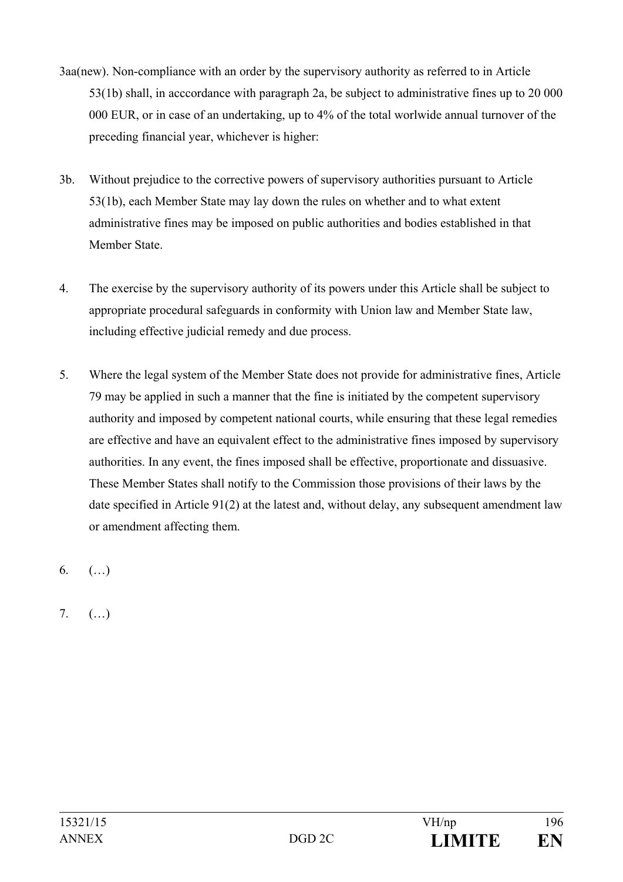3aa(new). Non-compliance with an order by the supervisory authority as referred to in Article 53(1b) shall, in acccordance with paragraph 2a, be subject to administrative fines up to 20 000 000 EUR, or in case of an undertaking, up to 4% of the total worlwide annual turnover of the preceding financial year, whichever is higher:

3b. Without prejudice to the corrective powers of supervisory authorities pursuant to Article 53(1b), each Member State may lay down the rules on whether and to what extent administrative fines may be imposed on public authorities and bodies established in that Member State.

4. The exercise by the supervisory authority of its powers under this Article shall be subject to appropriate procedural safeguards in conformity with Union law and Member State law, including effective judicial remedy and due process.

5. Where the legal system of the Member State does not provide for administrative fines, Article 79 may be applied in such a manner that the fine is initiated by the competent supervisory authority and imposed by competent national courts, while ensuring that these legal remedies are effective and have an equivalent effect to the administrative fines imposed by supervisory authorities. In any event, the fines imposed shall be effective, proportionate and dissuasive. These Member States shall notify to the Commission those provisions of their laws by the date specified in Article 91(2) at the latest and, without delay, any subsequent amendment law or amendment affecting them.

6. (…)

7. (…)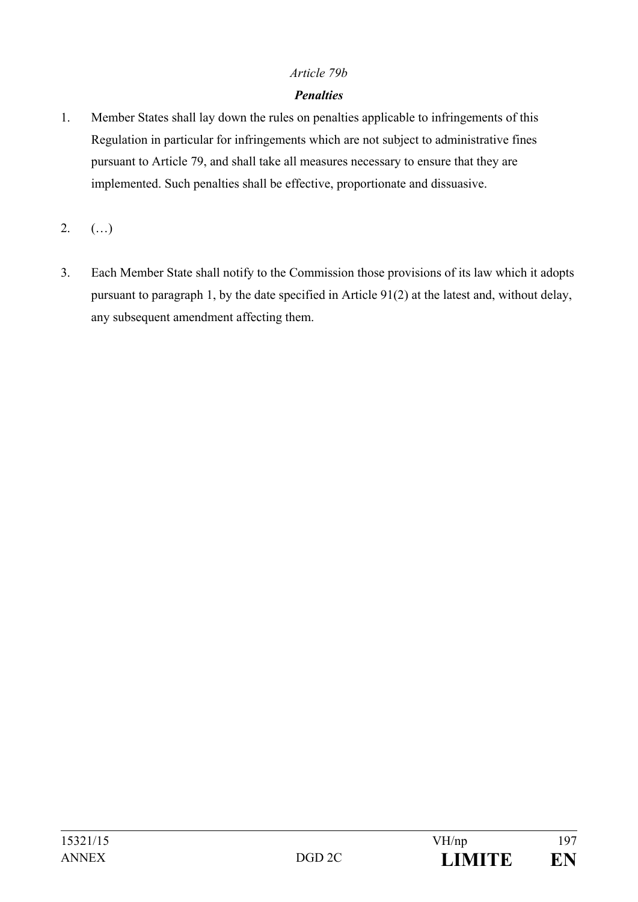*Article 79b*

***Penalties***

1. Member States shall lay down the rules on penalties applicable to infringements of this Regulation in particular for infringements which are not subject to administrative fines pursuant to Article 79, and shall take all measures necessary to ensure that they are implemented. Such penalties shall be effective, proportionate and dissuasive.

2. (…)

3. Each Member State shall notify to the Commission those provisions of its law which it adopts pursuant to paragraph 1, by the date specified in Article 91(2) at the latest and, without delay, any subsequent amendment affecting them.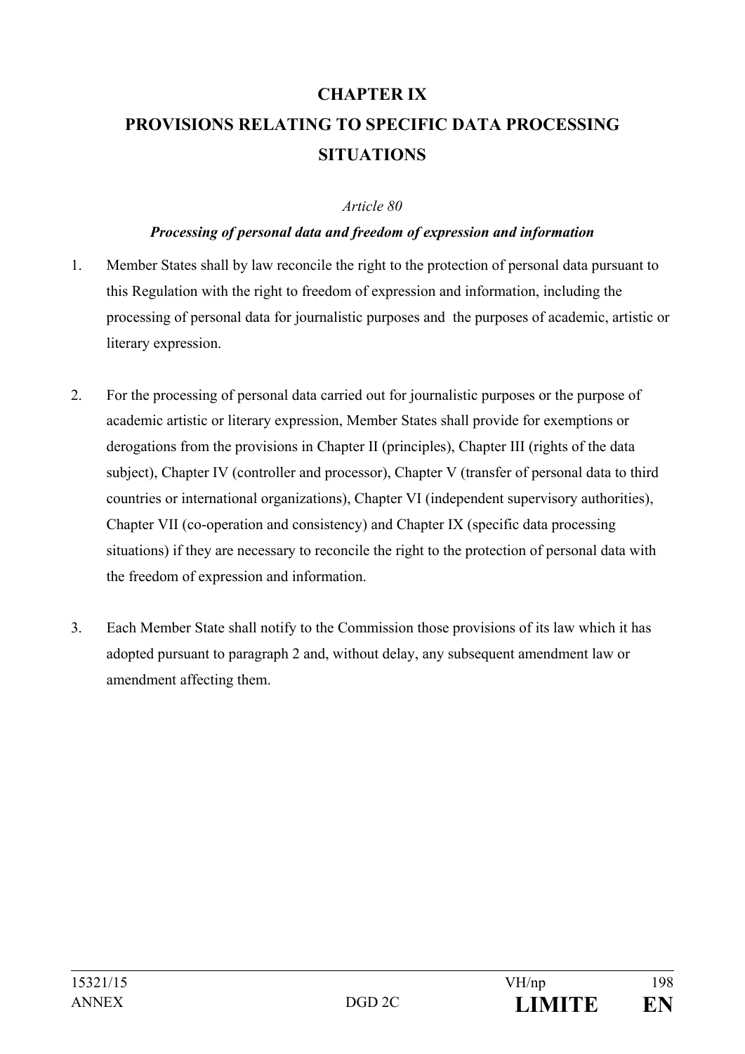# CHAPTER IX
# PROVISIONS RELATING TO SPECIFIC DATA PROCESSING SITUATIONS

*Article 80*

***Processing of personal data and freedom of expression and information***

1. Member States shall by law reconcile the right to the protection of personal data pursuant to this Regulation with the right to freedom of expression and information, including the processing of personal data for journalistic purposes and the purposes of academic, artistic or literary expression.

2. For the processing of personal data carried out for journalistic purposes or the purpose of academic artistic or literary expression, Member States shall provide for exemptions or derogations from the provisions in Chapter II (principles), Chapter III (rights of the data subject), Chapter IV (controller and processor), Chapter V (transfer of personal data to third countries or international organizations), Chapter VI (independent supervisory authorities), Chapter VII (co-operation and consistency) and Chapter IX (specific data processing situations) if they are necessary to reconcile the right to the protection of personal data with the freedom of expression and information.

3. Each Member State shall notify to the Commission those provisions of its law which it has adopted pursuant to paragraph 2 and, without delay, any subsequent amendment law or amendment affecting them.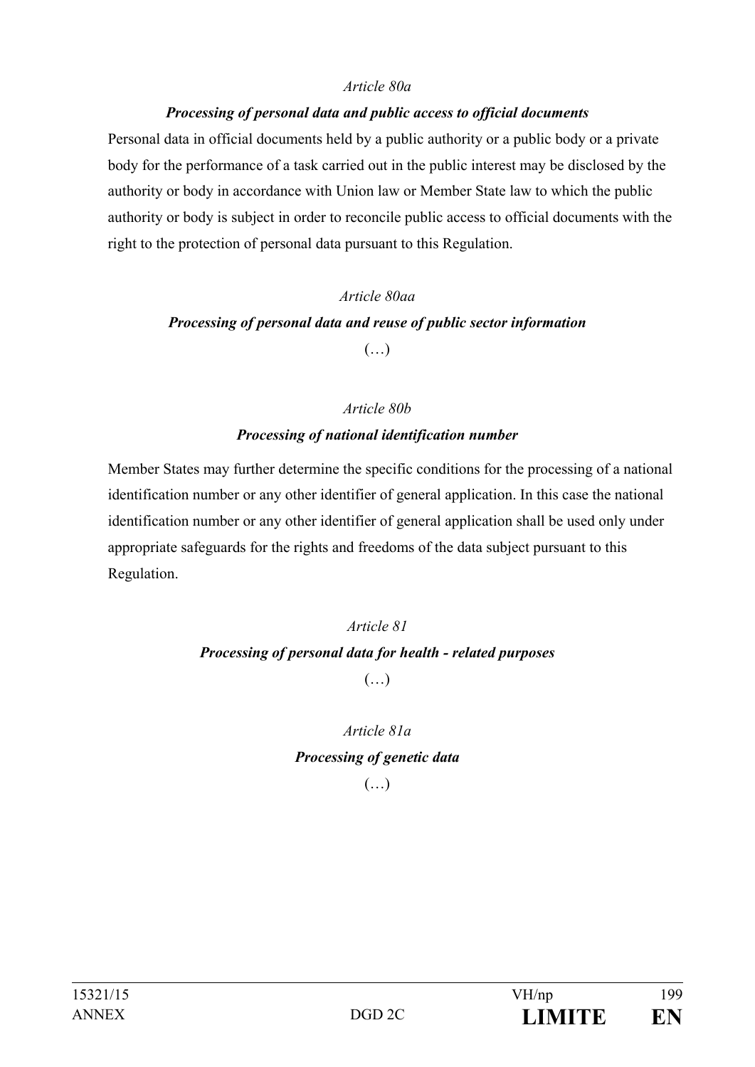*Article 80a*

***Processing of personal data and public access to official documents***

Personal data in official documents held by a public authority or a public body or a private body for the performance of a task carried out in the public interest may be disclosed by the authority or body in accordance with Union law or Member State law to which the public authority or body is subject in order to reconcile public access to official documents with the right to the protection of personal data pursuant to this Regulation.

*Article 80aa*

***Processing of personal data and reuse of public sector information***

(…)

*Article 80b*

***Processing of national identification number***

Member States may further determine the specific conditions for the processing of a national identification number or any other identifier of general application. In this case the national identification number or any other identifier of general application shall be used only under appropriate safeguards for the rights and freedoms of the data subject pursuant to this Regulation.

*Article 81*

***Processing of personal data for health - related purposes***

(…)

*Article 81a*

***Processing of genetic data***

(…)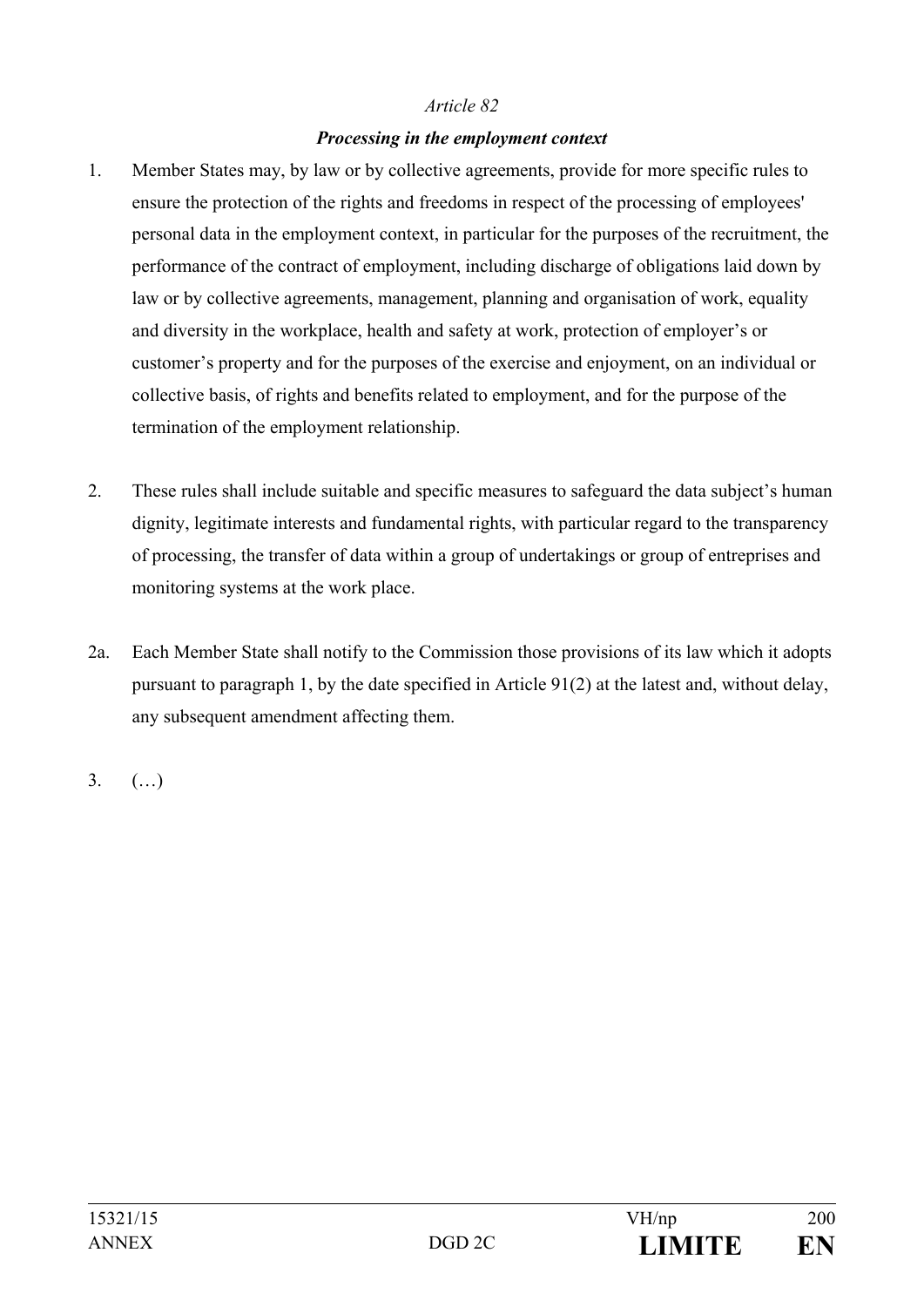*Article 82*

***Processing in the employment context***

1. Member States may, by law or by collective agreements, provide for more specific rules to ensure the protection of the rights and freedoms in respect of the processing of employees' personal data in the employment context, in particular for the purposes of the recruitment, the performance of the contract of employment, including discharge of obligations laid down by law or by collective agreements, management, planning and organisation of work, equality and diversity in the workplace, health and safety at work, protection of employer's or customer's property and for the purposes of the exercise and enjoyment, on an individual or collective basis, of rights and benefits related to employment, and for the purpose of the termination of the employment relationship.

2. These rules shall include suitable and specific measures to safeguard the data subject's human dignity, legitimate interests and fundamental rights, with particular regard to the transparency of processing, the transfer of data within a group of undertakings or group of entreprises and monitoring systems at the work place.

2a. Each Member State shall notify to the Commission those provisions of its law which it adopts pursuant to paragraph 1, by the date specified in Article 91(2) at the latest and, without delay, any subsequent amendment affecting them.

3. (…)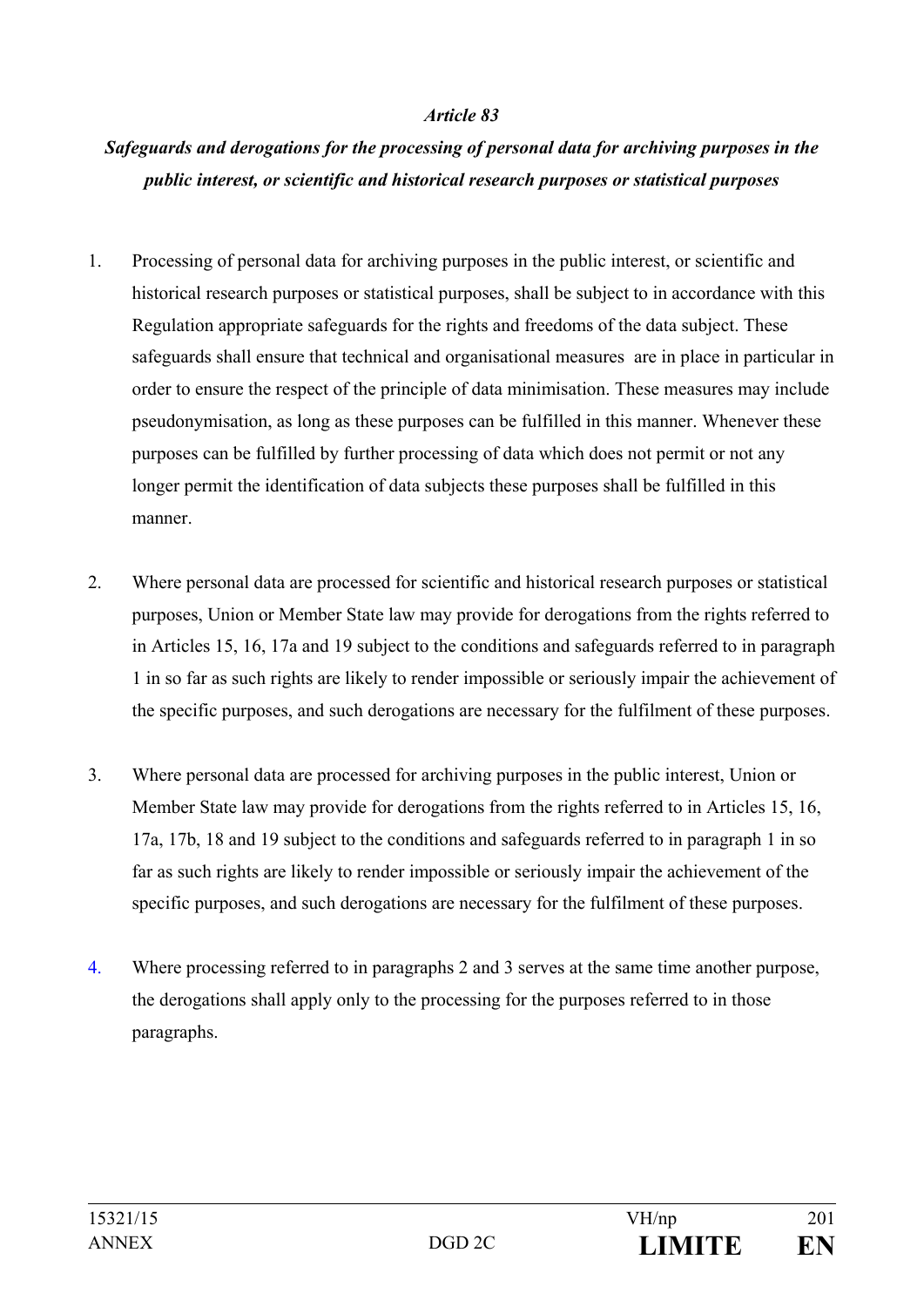*Article 83*

***Safeguards and derogations for the processing of personal data for archiving purposes in the public interest, or scientific and historical research purposes or statistical purposes***

1. Processing of personal data for archiving purposes in the public interest, or scientific and historical research purposes or statistical purposes, shall be subject to in accordance with this Regulation appropriate safeguards for the rights and freedoms of the data subject. These safeguards shall ensure that technical and organisational measures are in place in particular in order to ensure the respect of the principle of data minimisation. These measures may include pseudonymisation, as long as these purposes can be fulfilled in this manner. Whenever these purposes can be fulfilled by further processing of data which does not permit or not any longer permit the identification of data subjects these purposes shall be fulfilled in this manner.

2. Where personal data are processed for scientific and historical research purposes or statistical purposes, Union or Member State law may provide for derogations from the rights referred to in Articles 15, 16, 17a and 19 subject to the conditions and safeguards referred to in paragraph 1 in so far as such rights are likely to render impossible or seriously impair the achievement of the specific purposes, and such derogations are necessary for the fulfilment of these purposes.

3. Where personal data are processed for archiving purposes in the public interest, Union or Member State law may provide for derogations from the rights referred to in Articles 15, 16, 17a, 17b, 18 and 19 subject to the conditions and safeguards referred to in paragraph 1 in so far as such rights are likely to render impossible or seriously impair the achievement of the specific purposes, and such derogations are necessary for the fulfilment of these purposes.

4. Where processing referred to in paragraphs 2 and 3 serves at the same time another purpose, the derogations shall apply only to the processing for the purposes referred to in those paragraphs.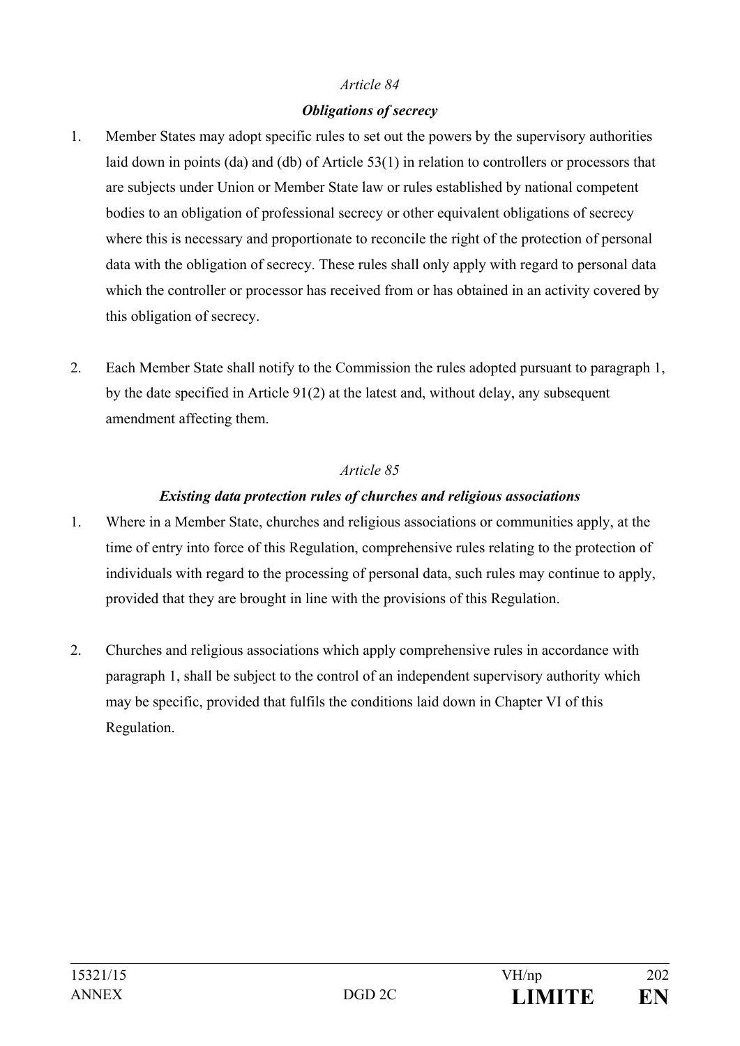*Article 84*

***Obligations of secrecy***

1. Member States may adopt specific rules to set out the powers by the supervisory authorities laid down in points (da) and (db) of Article 53(1) in relation to controllers or processors that are subjects under Union or Member State law or rules established by national competent bodies to an obligation of professional secrecy or other equivalent obligations of secrecy where this is necessary and proportionate to reconcile the right of the protection of personal data with the obligation of secrecy. These rules shall only apply with regard to personal data which the controller or processor has received from or has obtained in an activity covered by this obligation of secrecy.

2. Each Member State shall notify to the Commission the rules adopted pursuant to paragraph 1, by the date specified in Article 91(2) at the latest and, without delay, any subsequent amendment affecting them.

*Article 85*

***Existing data protection rules of churches and religious associations***

1. Where in a Member State, churches and religious associations or communities apply, at the time of entry into force of this Regulation, comprehensive rules relating to the protection of individuals with regard to the processing of personal data, such rules may continue to apply, provided that they are brought in line with the provisions of this Regulation.

2. Churches and religious associations which apply comprehensive rules in accordance with paragraph 1, shall be subject to the control of an independent supervisory authority which may be specific, provided that fulfils the conditions laid down in Chapter VI of this Regulation.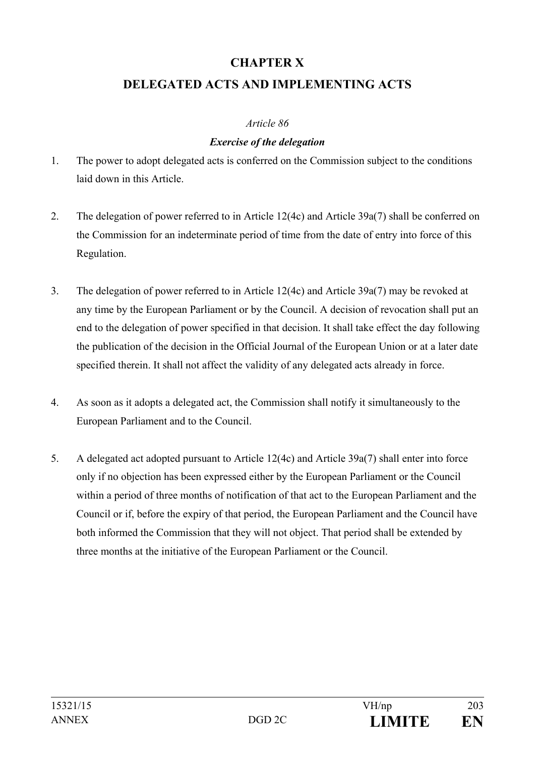# CHAPTER X

# DELEGATED ACTS AND IMPLEMENTING ACTS

*Article 86*

***Exercise of the delegation***

1. The power to adopt delegated acts is conferred on the Commission subject to the conditions laid down in this Article.

2. The delegation of power referred to in Article 12(4c) and Article 39a(7) shall be conferred on the Commission for an indeterminate period of time from the date of entry into force of this Regulation.

3. The delegation of power referred to in Article 12(4c) and Article 39a(7) may be revoked at any time by the European Parliament or by the Council. A decision of revocation shall put an end to the delegation of power specified in that decision. It shall take effect the day following the publication of the decision in the Official Journal of the European Union or at a later date specified therein. It shall not affect the validity of any delegated acts already in force.

4. As soon as it adopts a delegated act, the Commission shall notify it simultaneously to the European Parliament and to the Council.

5. A delegated act adopted pursuant to Article 12(4c) and Article 39a(7) shall enter into force only if no objection has been expressed either by the European Parliament or the Council within a period of three months of notification of that act to the European Parliament and the Council or if, before the expiry of that period, the European Parliament and the Council have both informed the Commission that they will not object. That period shall be extended by three months at the initiative of the European Parliament or the Council.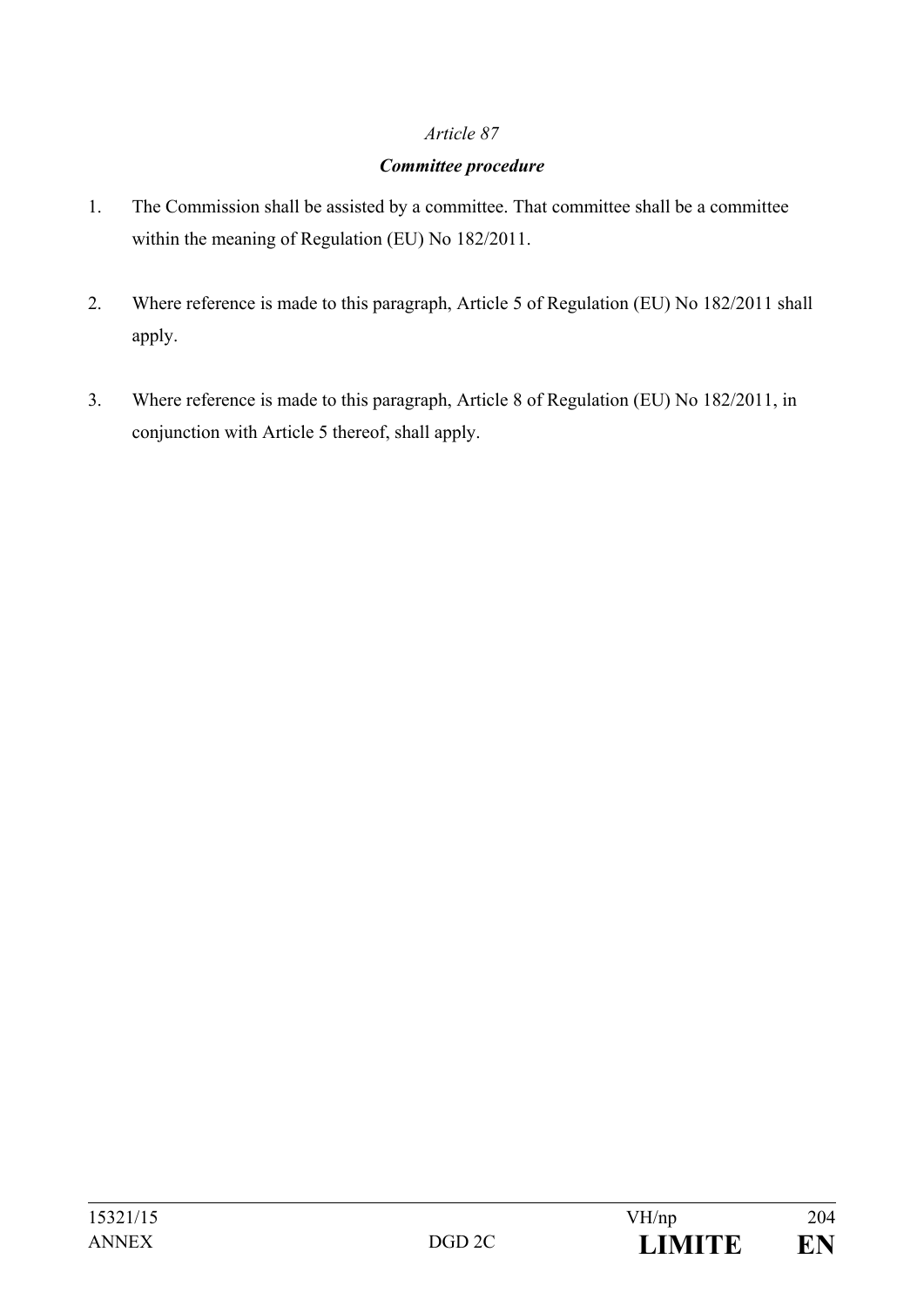*Article 87*

***Committee procedure***

1. The Commission shall be assisted by a committee. That committee shall be a committee within the meaning of Regulation (EU) No 182/2011.

2. Where reference is made to this paragraph, Article 5 of Regulation (EU) No 182/2011 shall apply.

3. Where reference is made to this paragraph, Article 8 of Regulation (EU) No 182/2011, in conjunction with Article 5 thereof, shall apply.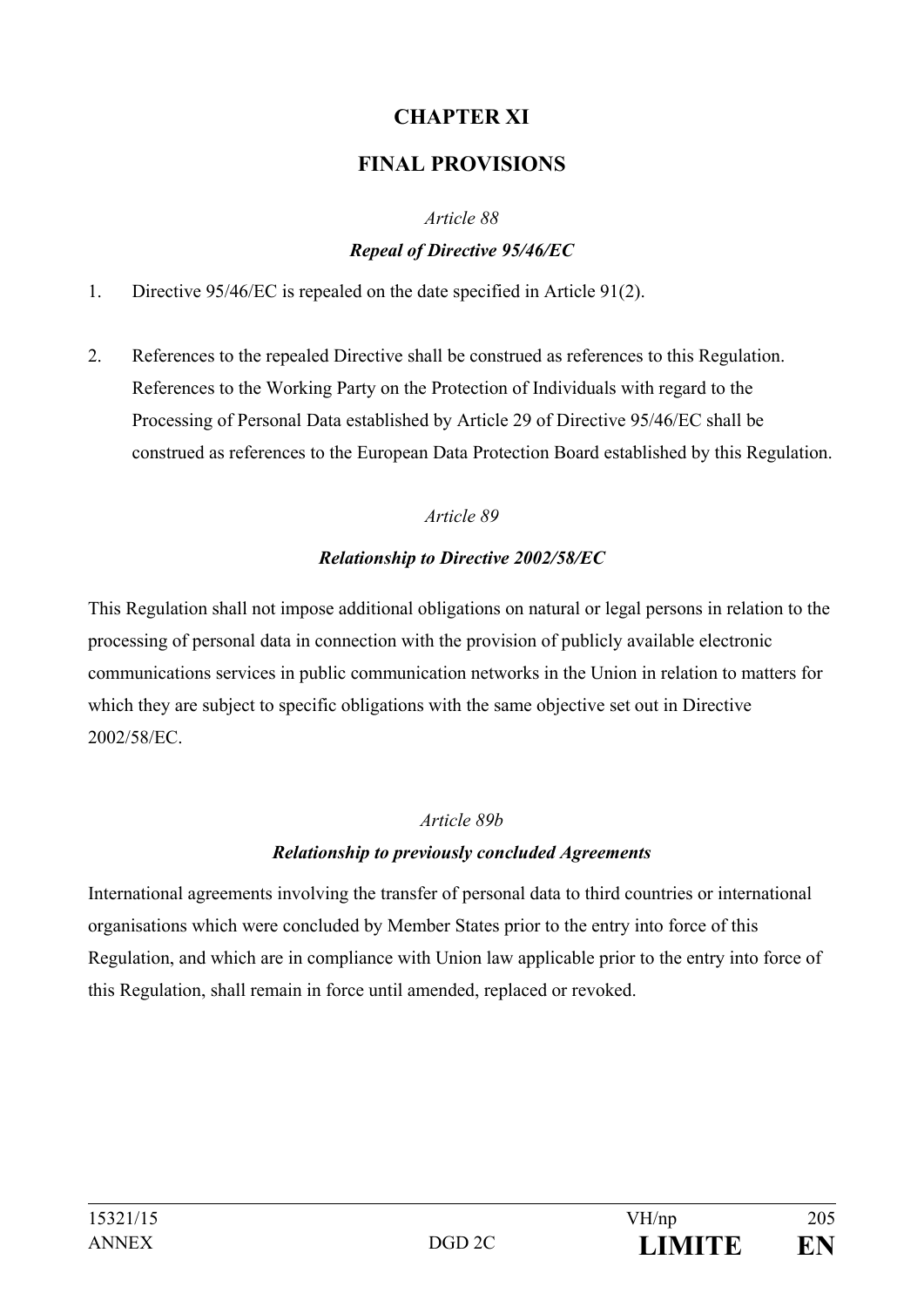# CHAPTER XI

# FINAL PROVISIONS

*Article 88*

***Repeal of Directive 95/46/EC***

1. Directive 95/46/EC is repealed on the date specified in Article 91(2).

2. References to the repealed Directive shall be construed as references to this Regulation. References to the Working Party on the Protection of Individuals with regard to the Processing of Personal Data established by Article 29 of Directive 95/46/EC shall be construed as references to the European Data Protection Board established by this Regulation.

*Article 89*

***Relationship to Directive 2002/58/EC***

This Regulation shall not impose additional obligations on natural or legal persons in relation to the processing of personal data in connection with the provision of publicly available electronic communications services in public communication networks in the Union in relation to matters for which they are subject to specific obligations with the same objective set out in Directive 2002/58/EC.

*Article 89b*

***Relationship to previously concluded Agreements***

International agreements involving the transfer of personal data to third countries or international organisations which were concluded by Member States prior to the entry into force of this Regulation, and which are in compliance with Union law applicable prior to the entry into force of this Regulation, shall remain in force until amended, replaced or revoked.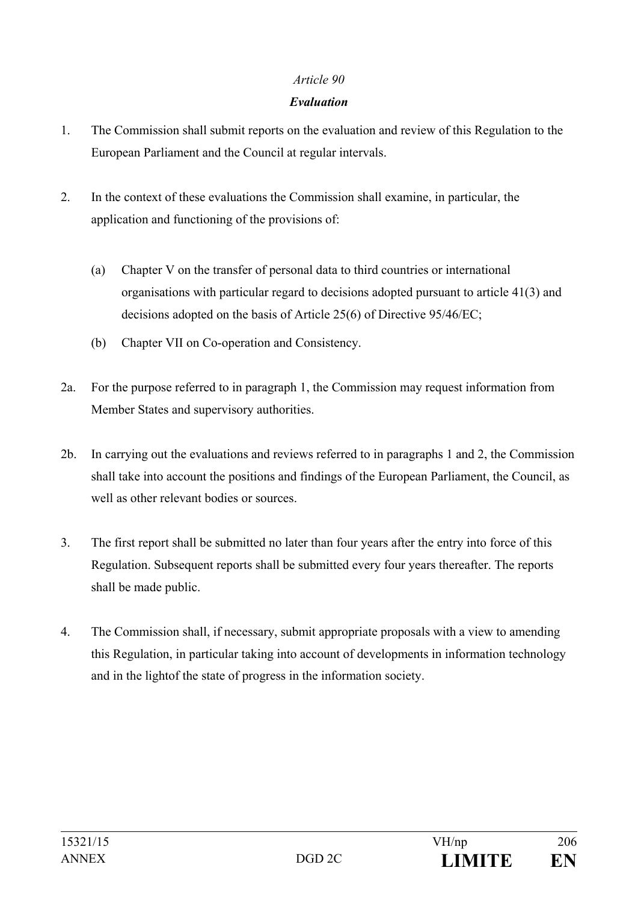*Article 90*

***Evaluation***

1. The Commission shall submit reports on the evaluation and review of this Regulation to the European Parliament and the Council at regular intervals.

2. In the context of these evaluations the Commission shall examine, in particular, the application and functioning of the provisions of:

   (a) Chapter V on the transfer of personal data to third countries or international organisations with particular regard to decisions adopted pursuant to article 41(3) and decisions adopted on the basis of Article 25(6) of Directive 95/46/EC;

   (b) Chapter VII on Co-operation and Consistency.

2a. For the purpose referred to in paragraph 1, the Commission may request information from Member States and supervisory authorities.

2b. In carrying out the evaluations and reviews referred to in paragraphs 1 and 2, the Commission shall take into account the positions and findings of the European Parliament, the Council, as well as other relevant bodies or sources.

3. The first report shall be submitted no later than four years after the entry into force of this Regulation. Subsequent reports shall be submitted every four years thereafter. The reports shall be made public.

4. The Commission shall, if necessary, submit appropriate proposals with a view to amending this Regulation, in particular taking into account of developments in information technology and in the lightof the state of progress in the information society.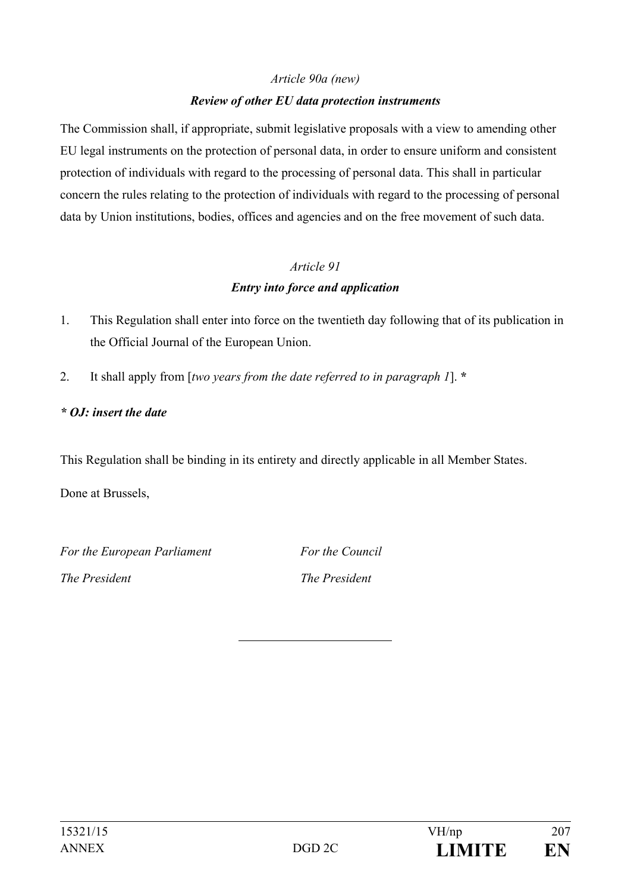*Article 90a (new)*

***Review of other EU data protection instruments***

The Commission shall, if appropriate, submit legislative proposals with a view to amending other EU legal instruments on the protection of personal data, in order to ensure uniform and consistent protection of individuals with regard to the processing of personal data. This shall in particular concern the rules relating to the protection of individuals with regard to the processing of personal data by Union institutions, bodies, offices and agencies and on the free movement of such data.

*Article 91*

***Entry into force and application***

1. This Regulation shall enter into force on the twentieth day following that of its publication in the Official Journal of the European Union.

2. It shall apply from [*two years from the date referred to in paragraph 1*]. **\***

***\* OJ: insert the date***

This Regulation shall be binding in its entirety and directly applicable in all Member States.

Done at Brussels,

| | |
|---|---|
| *For the European Parliament* | *For the Council* |
| *The President* | *The President* |